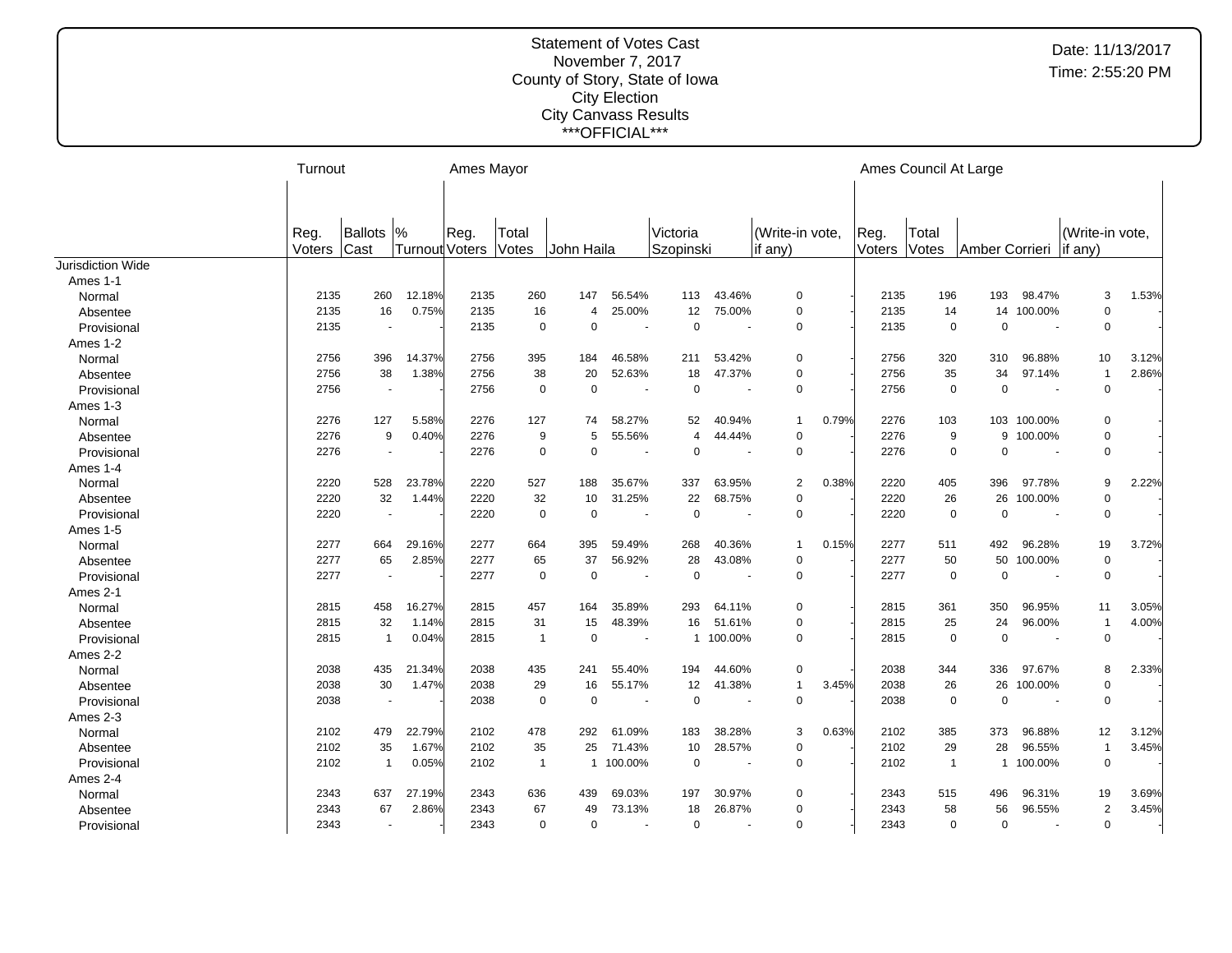Statement of Votes Cast
November 7, 2017
County of Story, State of Iowa
City Election
City Canvass Results
***OFFICIAL***

Date: 11/13/2017
Time: 2:55:20 PM

| | Turnout | | | Ames Mayor | | | | | | | | | Ames Council At Large | | | | | |
|---|---|---|---|---|---|---|---|---|---|---|---|---|---|---|---|---|---|---|
| | Reg. Voters | Ballots Cast | % Turnout | Reg. Voters | Total Votes | John Haila | | Victoria Szopinski | | (Write-in vote, if any) | | | Reg. Voters | Total Votes | Amber Corrieri | | (Write-in vote, if any) | |
| Jurisdiction Wide | | | | | | | | | | | | | | | | | | |
| Ames 1-1 | | | | | | | | | | | | | | | | | | |
| Normal | 2135 | 260 | 12.18% | 2135 | 260 | 147 | 56.54% | 113 | 43.46% | 0 | - | | 2135 | 196 | 193 | 98.47% | 3 | 1.53% |
| Absentee | 2135 | 16 | 0.75% | 2135 | 16 | 4 | 25.00% | 12 | 75.00% | 0 | - | | 2135 | 14 | 14 | 100.00% | 0 | - |
| Provisional | 2135 | - | - | 2135 | 0 | 0 | - | 0 | - | 0 | - | | 2135 | 0 | 0 | - | 0 | - |
| Ames 1-2 | | | | | | | | | | | | | | | | | | |
| Normal | 2756 | 396 | 14.37% | 2756 | 395 | 184 | 46.58% | 211 | 53.42% | 0 | - | | 2756 | 320 | 310 | 96.88% | 10 | 3.12% |
| Absentee | 2756 | 38 | 1.38% | 2756 | 38 | 20 | 52.63% | 18 | 47.37% | 0 | - | | 2756 | 35 | 34 | 97.14% | 1 | 2.86% |
| Provisional | 2756 | - | - | 2756 | 0 | 0 | - | 0 | - | 0 | - | | 2756 | 0 | 0 | - | 0 | - |
| Ames 1-3 | | | | | | | | | | | | | | | | | | |
| Normal | 2276 | 127 | 5.58% | 2276 | 127 | 74 | 58.27% | 52 | 40.94% | 1 | 0.79% | | 2276 | 103 | 103 | 100.00% | 0 | - |
| Absentee | 2276 | 9 | 0.40% | 2276 | 9 | 5 | 55.56% | 4 | 44.44% | 0 | - | | 2276 | 9 | 9 | 100.00% | 0 | - |
| Provisional | 2276 | - | - | 2276 | 0 | 0 | - | 0 | - | 0 | - | | 2276 | 0 | 0 | - | 0 | - |
| Ames 1-4 | | | | | | | | | | | | | | | | | | |
| Normal | 2220 | 528 | 23.78% | 2220 | 527 | 188 | 35.67% | 337 | 63.95% | 2 | 0.38% | | 2220 | 405 | 396 | 97.78% | 9 | 2.22% |
| Absentee | 2220 | 32 | 1.44% | 2220 | 32 | 10 | 31.25% | 22 | 68.75% | 0 | - | | 2220 | 26 | 26 | 100.00% | 0 | - |
| Provisional | 2220 | - | - | 2220 | 0 | 0 | - | 0 | - | 0 | - | | 2220 | 0 | 0 | - | 0 | - |
| Ames 1-5 | | | | | | | | | | | | | | | | | | |
| Normal | 2277 | 664 | 29.16% | 2277 | 664 | 395 | 59.49% | 268 | 40.36% | 1 | 0.15% | | 2277 | 511 | 492 | 96.28% | 19 | 3.72% |
| Absentee | 2277 | 65 | 2.85% | 2277 | 65 | 37 | 56.92% | 28 | 43.08% | 0 | - | | 2277 | 50 | 50 | 100.00% | 0 | - |
| Provisional | 2277 | - | - | 2277 | 0 | 0 | - | 0 | - | 0 | - | | 2277 | 0 | 0 | - | 0 | - |
| Ames 2-1 | | | | | | | | | | | | | | | | | | |
| Normal | 2815 | 458 | 16.27% | 2815 | 457 | 164 | 35.89% | 293 | 64.11% | 0 | - | | 2815 | 361 | 350 | 96.95% | 11 | 3.05% |
| Absentee | 2815 | 32 | 1.14% | 2815 | 31 | 15 | 48.39% | 16 | 51.61% | 0 | - | | 2815 | 25 | 24 | 96.00% | 1 | 4.00% |
| Provisional | 2815 | 1 | 0.04% | 2815 | 1 | 0 | - | 1 | 100.00% | 0 | - | | 2815 | 0 | 0 | - | 0 | - |
| Ames 2-2 | | | | | | | | | | | | | | | | | | |
| Normal | 2038 | 435 | 21.34% | 2038 | 435 | 241 | 55.40% | 194 | 44.60% | 0 | - | | 2038 | 344 | 336 | 97.67% | 8 | 2.33% |
| Absentee | 2038 | 30 | 1.47% | 2038 | 29 | 16 | 55.17% | 12 | 41.38% | 1 | 3.45% | | 2038 | 26 | 26 | 100.00% | 0 | - |
| Provisional | 2038 | - | - | 2038 | 0 | 0 | - | 0 | - | 0 | - | | 2038 | 0 | 0 | - | 0 | - |
| Ames 2-3 | | | | | | | | | | | | | | | | | | |
| Normal | 2102 | 479 | 22.79% | 2102 | 478 | 292 | 61.09% | 183 | 38.28% | 3 | 0.63% | | 2102 | 385 | 373 | 96.88% | 12 | 3.12% |
| Absentee | 2102 | 35 | 1.67% | 2102 | 35 | 25 | 71.43% | 10 | 28.57% | 0 | - | | 2102 | 29 | 28 | 96.55% | 1 | 3.45% |
| Provisional | 2102 | 1 | 0.05% | 2102 | 1 | 1 | 100.00% | 0 | - | 0 | - | | 2102 | 1 | 1 | 100.00% | 0 | - |
| Ames 2-4 | | | | | | | | | | | | | | | | | | |
| Normal | 2343 | 637 | 27.19% | 2343 | 636 | 439 | 69.03% | 197 | 30.97% | 0 | - | | 2343 | 515 | 496 | 96.31% | 19 | 3.69% |
| Absentee | 2343 | 67 | 2.86% | 2343 | 67 | 49 | 73.13% | 18 | 26.87% | 0 | - | | 2343 | 58 | 56 | 96.55% | 2 | 3.45% |
| Provisional | 2343 | - | - | 2343 | 0 | 0 | - | 0 | - | 0 | - | | 2343 | 0 | 0 | - | 0 | - |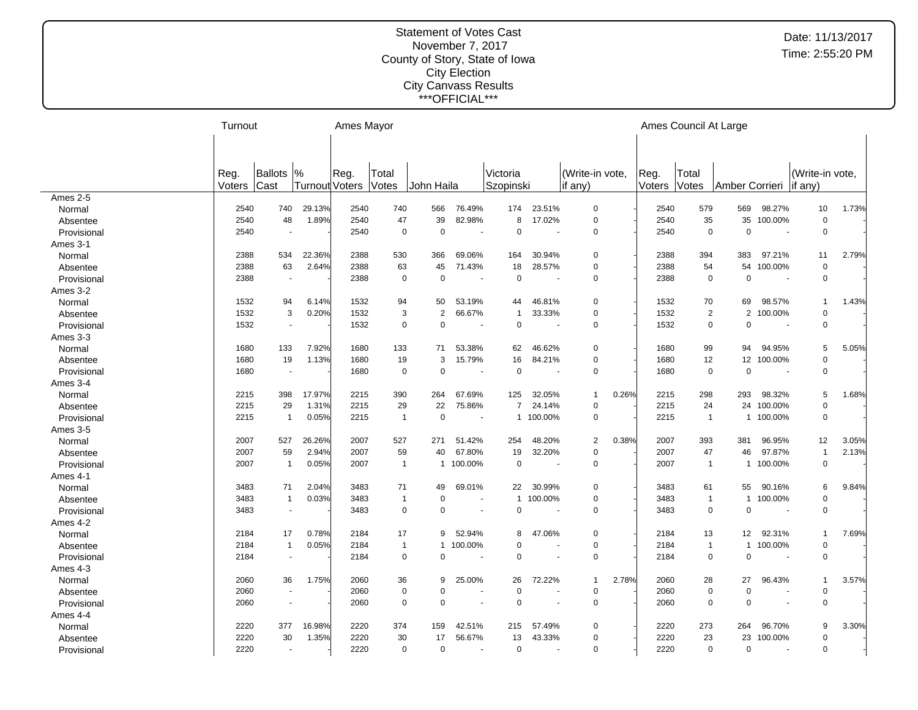Statement of Votes Cast
November 7, 2017
County of Story, State of Iowa
City Election
City Canvass Results
***OFFICIAL***

Date: 11/13/2017
Time: 2:55:20 PM

| | Turnout | | | Ames Mayor | | | | | | | | Ames Council At Large | | | | | |
|---|---|---|---|---|---|---|---|---|---|---|---|---|---|---|---|---|---|
| | Reg. Voters | Ballots Cast | % Turnout | Reg. Voters | Total Votes | John Haila | | Victoria Szopinski | | (Write-in vote, if any) | | Reg. Voters | Total Votes | Amber Corrieri | | (Write-in vote, if any) | |
| Ames 2-5 | | | | | | | | | | | | | | | | | |
| Normal | 2540 | 740 | 29.13% | 2540 | 740 | 566 | 76.49% | 174 | 23.51% | 0 | - | 2540 | 579 | 569 | 98.27% | 10 | 1.73% |
| Absentee | 2540 | 48 | 1.89% | 2540 | 47 | 39 | 82.98% | 8 | 17.02% | 0 | - | 2540 | 35 | 35 | 100.00% | 0 | - |
| Provisional | 2540 | - | - | 2540 | 0 | 0 | - | 0 | - | 0 | - | 2540 | 0 | 0 | - | 0 | - |
| Ames 3-1 | | | | | | | | | | | | | | | | | |
| Normal | 2388 | 534 | 22.36% | 2388 | 530 | 366 | 69.06% | 164 | 30.94% | 0 | - | 2388 | 394 | 383 | 97.21% | 11 | 2.79% |
| Absentee | 2388 | 63 | 2.64% | 2388 | 63 | 45 | 71.43% | 18 | 28.57% | 0 | - | 2388 | 54 | 54 | 100.00% | 0 | - |
| Provisional | 2388 | - | - | 2388 | 0 | 0 | - | 0 | - | 0 | - | 2388 | 0 | 0 | - | 0 | - |
| Ames 3-2 | | | | | | | | | | | | | | | | | |
| Normal | 1532 | 94 | 6.14% | 1532 | 94 | 50 | 53.19% | 44 | 46.81% | 0 | - | 1532 | 70 | 69 | 98.57% | 1 | 1.43% |
| Absentee | 1532 | 3 | 0.20% | 1532 | 3 | 2 | 66.67% | 1 | 33.33% | 0 | - | 1532 | 2 | 2 | 100.00% | 0 | - |
| Provisional | 1532 | - | - | 1532 | 0 | 0 | - | 0 | - | 0 | - | 1532 | 0 | 0 | - | 0 | - |
| Ames 3-3 | | | | | | | | | | | | | | | | | |
| Normal | 1680 | 133 | 7.92% | 1680 | 133 | 71 | 53.38% | 62 | 46.62% | 0 | - | 1680 | 99 | 94 | 94.95% | 5 | 5.05% |
| Absentee | 1680 | 19 | 1.13% | 1680 | 19 | 3 | 15.79% | 16 | 84.21% | 0 | - | 1680 | 12 | 12 | 100.00% | 0 | - |
| Provisional | 1680 | - | - | 1680 | 0 | 0 | - | 0 | - | 0 | - | 1680 | 0 | 0 | - | 0 | - |
| Ames 3-4 | | | | | | | | | | | | | | | | | |
| Normal | 2215 | 398 | 17.97% | 2215 | 390 | 264 | 67.69% | 125 | 32.05% | 1 | 0.26% | 2215 | 298 | 293 | 98.32% | 5 | 1.68% |
| Absentee | 2215 | 29 | 1.31% | 2215 | 29 | 22 | 75.86% | 7 | 24.14% | 0 | - | 2215 | 24 | 24 | 100.00% | 0 | - |
| Provisional | 2215 | 1 | 0.05% | 2215 | 1 | 0 | - | 1 | 100.00% | 0 | - | 2215 | 1 | 1 | 100.00% | 0 | - |
| Ames 3-5 | | | | | | | | | | | | | | | | | |
| Normal | 2007 | 527 | 26.26% | 2007 | 527 | 271 | 51.42% | 254 | 48.20% | 2 | 0.38% | 2007 | 393 | 381 | 96.95% | 12 | 3.05% |
| Absentee | 2007 | 59 | 2.94% | 2007 | 59 | 40 | 67.80% | 19 | 32.20% | 0 | - | 2007 | 47 | 46 | 97.87% | 1 | 2.13% |
| Provisional | 2007 | 1 | 0.05% | 2007 | 1 | 1 | 100.00% | 0 | - | 0 | - | 2007 | 1 | 1 | 100.00% | 0 | - |
| Ames 4-1 | | | | | | | | | | | | | | | | | |
| Normal | 3483 | 71 | 2.04% | 3483 | 71 | 49 | 69.01% | 22 | 30.99% | 0 | - | 3483 | 61 | 55 | 90.16% | 6 | 9.84% |
| Absentee | 3483 | 1 | 0.03% | 3483 | 1 | 0 | - | 1 | 100.00% | 0 | - | 3483 | 1 | 1 | 100.00% | 0 | - |
| Provisional | 3483 | - | - | 3483 | 0 | 0 | - | 0 | - | 0 | - | 3483 | 0 | 0 | - | 0 | - |
| Ames 4-2 | | | | | | | | | | | | | | | | | |
| Normal | 2184 | 17 | 0.78% | 2184 | 17 | 9 | 52.94% | 8 | 47.06% | 0 | - | 2184 | 13 | 12 | 92.31% | 1 | 7.69% |
| Absentee | 2184 | 1 | 0.05% | 2184 | 1 | 1 | 100.00% | 0 | - | 0 | - | 2184 | 1 | 1 | 100.00% | 0 | - |
| Provisional | 2184 | - | - | 2184 | 0 | 0 | - | 0 | - | 0 | - | 2184 | 0 | 0 | - | 0 | - |
| Ames 4-3 | | | | | | | | | | | | | | | | | |
| Normal | 2060 | 36 | 1.75% | 2060 | 36 | 9 | 25.00% | 26 | 72.22% | 1 | 2.78% | 2060 | 28 | 27 | 96.43% | 1 | 3.57% |
| Absentee | 2060 | - | - | 2060 | 0 | 0 | - | 0 | - | 0 | - | 2060 | 0 | 0 | - | 0 | - |
| Provisional | 2060 | - | - | 2060 | 0 | 0 | - | 0 | - | 0 | - | 2060 | 0 | 0 | - | 0 | - |
| Ames 4-4 | | | | | | | | | | | | | | | | | |
| Normal | 2220 | 377 | 16.98% | 2220 | 374 | 159 | 42.51% | 215 | 57.49% | 0 | - | 2220 | 273 | 264 | 96.70% | 9 | 3.30% |
| Absentee | 2220 | 30 | 1.35% | 2220 | 30 | 17 | 56.67% | 13 | 43.33% | 0 | - | 2220 | 23 | 23 | 100.00% | 0 | - |
| Provisional | 2220 | - | - | 2220 | 0 | 0 | - | 0 | - | 0 | - | 2220 | 0 | 0 | - | 0 | - |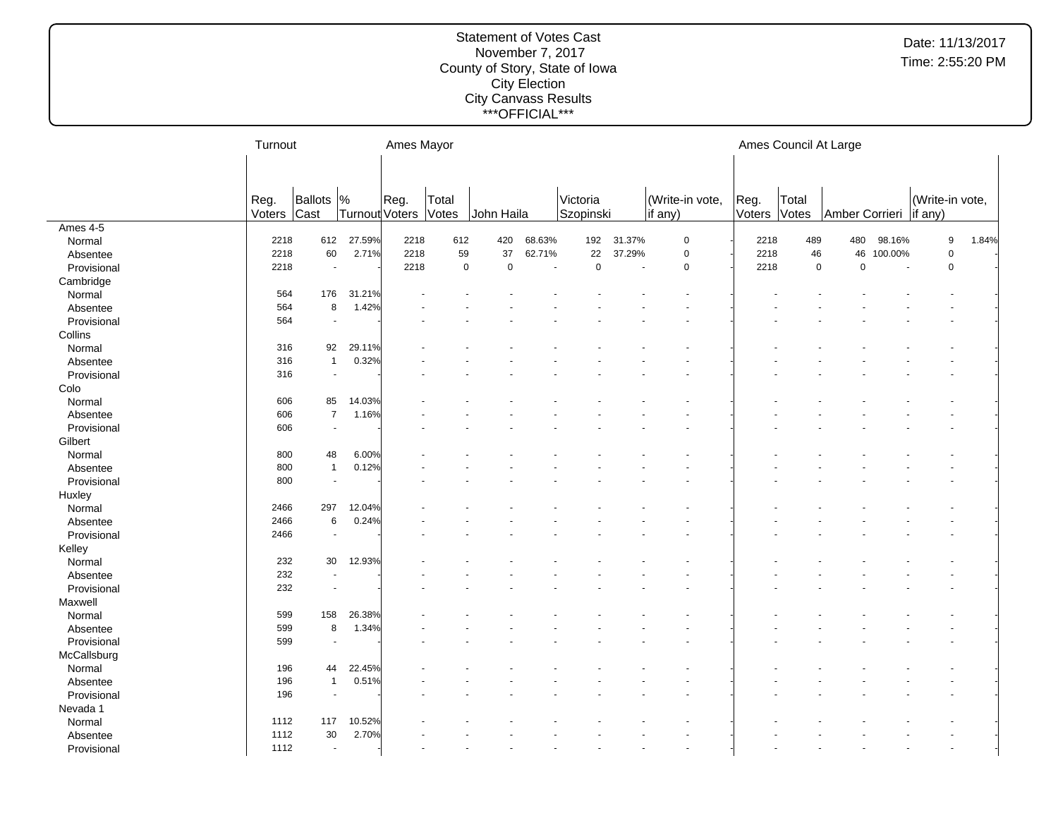Statement of Votes Cast
November 7, 2017
County of Story, State of Iowa
City Election
City Canvass Results
\*\*\*OFFICIAL\*\*\*

Date: 11/13/2017
Time: 2:55:20 PM

| | Turnout | | | Ames Mayor | | | | | | | | Ames Council At Large | | | | | |
|---|---|---|---|---|---|---|---|---|---|---|---|---|---|---|---|---|---|
| | Reg. Voters | Ballots Cast | % Turnout | Reg. Voters | Total Votes | John Haila | | Victoria Szopinski | | (Write-in vote, if any) | | Reg. Voters | Total Votes | Amber Corrieri | | (Write-in vote, if any) | |
| **Ames 4-5** | | | | | | | | | | | | | | | | | |
| Normal | 2218 | 612 | 27.59% | 2218 | 612 | 420 | 68.63% | 192 | 31.37% | 0 | - | 2218 | 489 | 480 | 98.16% | 9 | 1.84% |
| Absentee | 2218 | 60 | 2.71% | 2218 | 59 | 37 | 62.71% | 22 | 37.29% | 0 | - | 2218 | 46 | 46 | 100.00% | 0 | - |
| Provisional | 2218 | - | - | 2218 | 0 | 0 | - | 0 | - | 0 | - | 2218 | 0 | 0 | - | 0 | - |
| **Cambridge** | | | | | | | | | | | | | | | | | |
| Normal | 564 | 176 | 31.21% | - | - | - | - | - | - | - | - | - | - | - | - | - | - |
| Absentee | 564 | 8 | 1.42% | - | - | - | - | - | - | - | - | - | - | - | - | - | - |
| Provisional | 564 | - | - | - | - | - | - | - | - | - | - | - | - | - | - | - | - |
| **Collins** | | | | | | | | | | | | | | | | | |
| Normal | 316 | 92 | 29.11% | - | - | - | - | - | - | - | - | - | - | - | - | - | - |
| Absentee | 316 | 1 | 0.32% | - | - | - | - | - | - | - | - | - | - | - | - | - | - |
| Provisional | 316 | - | - | - | - | - | - | - | - | - | - | - | - | - | - | - | - |
| **Colo** | | | | | | | | | | | | | | | | | |
| Normal | 606 | 85 | 14.03% | - | - | - | - | - | - | - | - | - | - | - | - | - | - |
| Absentee | 606 | 7 | 1.16% | - | - | - | - | - | - | - | - | - | - | - | - | - | - |
| Provisional | 606 | - | - | - | - | - | - | - | - | - | - | - | - | - | - | - | - |
| **Gilbert** | | | | | | | | | | | | | | | | | |
| Normal | 800 | 48 | 6.00% | - | - | - | - | - | - | - | - | - | - | - | - | - | - |
| Absentee | 800 | 1 | 0.12% | - | - | - | - | - | - | - | - | - | - | - | - | - | - |
| Provisional | 800 | - | - | - | - | - | - | - | - | - | - | - | - | - | - | - | - |
| **Huxley** | | | | | | | | | | | | | | | | | |
| Normal | 2466 | 297 | 12.04% | - | - | - | - | - | - | - | - | - | - | - | - | - | - |
| Absentee | 2466 | 6 | 0.24% | - | - | - | - | - | - | - | - | - | - | - | - | - | - |
| Provisional | 2466 | - | - | - | - | - | - | - | - | - | - | - | - | - | - | - | - |
| **Kelley** | | | | | | | | | | | | | | | | | |
| Normal | 232 | 30 | 12.93% | - | - | - | - | - | - | - | - | - | - | - | - | - | - |
| Absentee | 232 | - | - | - | - | - | - | - | - | - | - | - | - | - | - | - | - |
| Provisional | 232 | - | - | - | - | - | - | - | - | - | - | - | - | - | - | - | - |
| **Maxwell** | | | | | | | | | | | | | | | | | |
| Normal | 599 | 158 | 26.38% | - | - | - | - | - | - | - | - | - | - | - | - | - | - |
| Absentee | 599 | 8 | 1.34% | - | - | - | - | - | - | - | - | - | - | - | - | - | - |
| Provisional | 599 | - | - | - | - | - | - | - | - | - | - | - | - | - | - | - | - |
| **McCallsburg** | | | | | | | | | | | | | | | | | |
| Normal | 196 | 44 | 22.45% | - | - | - | - | - | - | - | - | - | - | - | - | - | - |
| Absentee | 196 | 1 | 0.51% | - | - | - | - | - | - | - | - | - | - | - | - | - | - |
| Provisional | 196 | - | - | - | - | - | - | - | - | - | - | - | - | - | - | - | - |
| **Nevada 1** | | | | | | | | | | | | | | | | | |
| Normal | 1112 | 117 | 10.52% | - | - | - | - | - | - | - | - | - | - | - | - | - | - |
| Absentee | 1112 | 30 | 2.70% | - | - | - | - | - | - | - | - | - | - | - | - | - | - |
| Provisional | 1112 | - | - | - | - | - | - | - | - | - | - | - | - | - | - | - | - |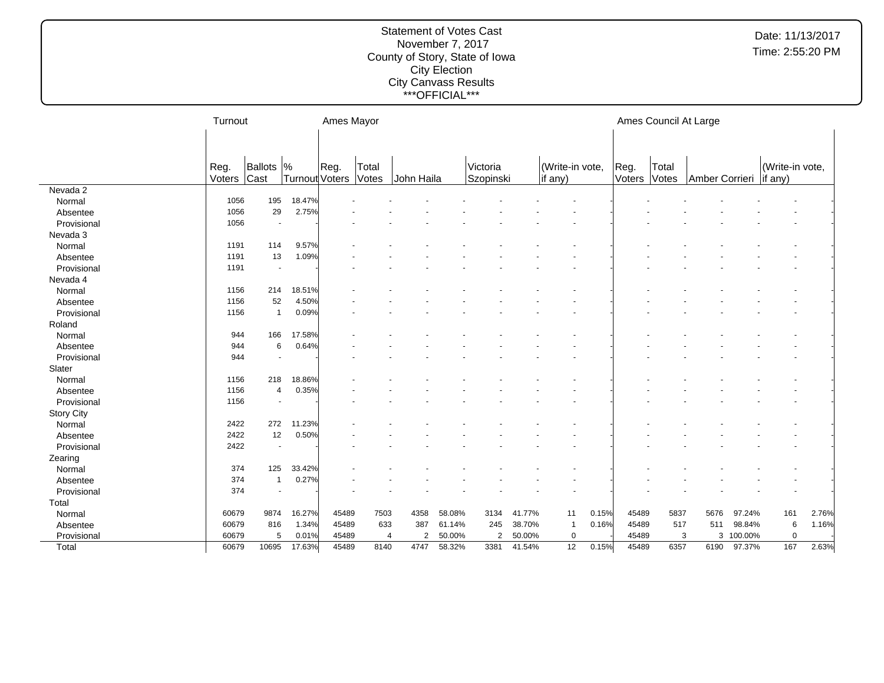Statement of Votes Cast
November 7, 2017
County of Story, State of Iowa
City Election
City Canvass Results
***OFFICIAL***

Date: 11/13/2017
Time: 2:55:20 PM

| | Turnout | | | Ames Mayor | | | | | | | | Ames Council At Large | | | | | |
|---|---|---|---|---|---|---|---|---|---|---|---|---|---|---|---|---|---|
| | Reg. Voters | Ballots Cast | % Turnout | Reg. Voters | Total Votes | John Haila | | Victoria Szopinski | | (Write-in vote, if any) | | Reg. Voters | Total Votes | Amber Corrieri | | (Write-in vote, if any) | |
| **Nevada 2** | | | | | | | | | | | | | | | | | |
| Normal | 1056 | 195 | 18.47% | - | - | - | - | - | - | - | - | - | - | - | - | - | - |
| Absentee | 1056 | 29 | 2.75% | - | - | - | - | - | - | - | - | - | - | - | - | - | - |
| Provisional | 1056 | - | - | - | - | - | - | - | - | - | - | - | - | - | - | - | - |
| **Nevada 3** | | | | | | | | | | | | | | | | | |
| Normal | 1191 | 114 | 9.57% | - | - | - | - | - | - | - | - | - | - | - | - | - | - |
| Absentee | 1191 | 13 | 1.09% | - | - | - | - | - | - | - | - | - | - | - | - | - | - |
| Provisional | 1191 | - | - | - | - | - | - | - | - | - | - | - | - | - | - | - | - |
| **Nevada 4** | | | | | | | | | | | | | | | | | |
| Normal | 1156 | 214 | 18.51% | - | - | - | - | - | - | - | - | - | - | - | - | - | - |
| Absentee | 1156 | 52 | 4.50% | - | - | - | - | - | - | - | - | - | - | - | - | - | - |
| Provisional | 1156 | 1 | 0.09% | - | - | - | - | - | - | - | - | - | - | - | - | - | - |
| **Roland** | | | | | | | | | | | | | | | | | |
| Normal | 944 | 166 | 17.58% | - | - | - | - | - | - | - | - | - | - | - | - | - | - |
| Absentee | 944 | 6 | 0.64% | - | - | - | - | - | - | - | - | - | - | - | - | - | - |
| Provisional | 944 | - | - | - | - | - | - | - | - | - | - | - | - | - | - | - | - |
| **Slater** | | | | | | | | | | | | | | | | | |
| Normal | 1156 | 218 | 18.86% | - | - | - | - | - | - | - | - | - | - | - | - | - | - |
| Absentee | 1156 | 4 | 0.35% | - | - | - | - | - | - | - | - | - | - | - | - | - | - |
| Provisional | 1156 | - | - | - | - | - | - | - | - | - | - | - | - | - | - | - | - |
| **Story City** | | | | | | | | | | | | | | | | | |
| Normal | 2422 | 272 | 11.23% | - | - | - | - | - | - | - | - | - | - | - | - | - | - |
| Absentee | 2422 | 12 | 0.50% | - | - | - | - | - | - | - | - | - | - | - | - | - | - |
| Provisional | 2422 | - | - | - | - | - | - | - | - | - | - | - | - | - | - | - | - |
| **Zearing** | | | | | | | | | | | | | | | | | |
| Normal | 374 | 125 | 33.42% | - | - | - | - | - | - | - | - | - | - | - | - | - | - |
| Absentee | 374 | 1 | 0.27% | - | - | - | - | - | - | - | - | - | - | - | - | - | - |
| Provisional | 374 | - | - | - | - | - | - | - | - | - | - | - | - | - | - | - | - |
| **Total** | | | | | | | | | | | | | | | | | |
| Normal | 60679 | 9874 | 16.27% | 45489 | 7503 | 4358 | 58.08% | 3134 | 41.77% | 11 | 0.15% | 45489 | 5837 | 5676 | 97.24% | 161 | 2.76% |
| Absentee | 60679 | 816 | 1.34% | 45489 | 633 | 387 | 61.14% | 245 | 38.70% | 1 | 0.16% | 45489 | 517 | 511 | 98.84% | 6 | 1.16% |
| Provisional | 60679 | 5 | 0.01% | 45489 | 4 | 2 | 50.00% | 2 | 50.00% | 0 | - | 45489 | 3 | 3 | 100.00% | 0 | - |
| Total | 60679 | 10695 | 17.63% | 45489 | 8140 | 4747 | 58.32% | 3381 | 41.54% | 12 | 0.15% | 45489 | 6357 | 6190 | 97.37% | 167 | 2.63% |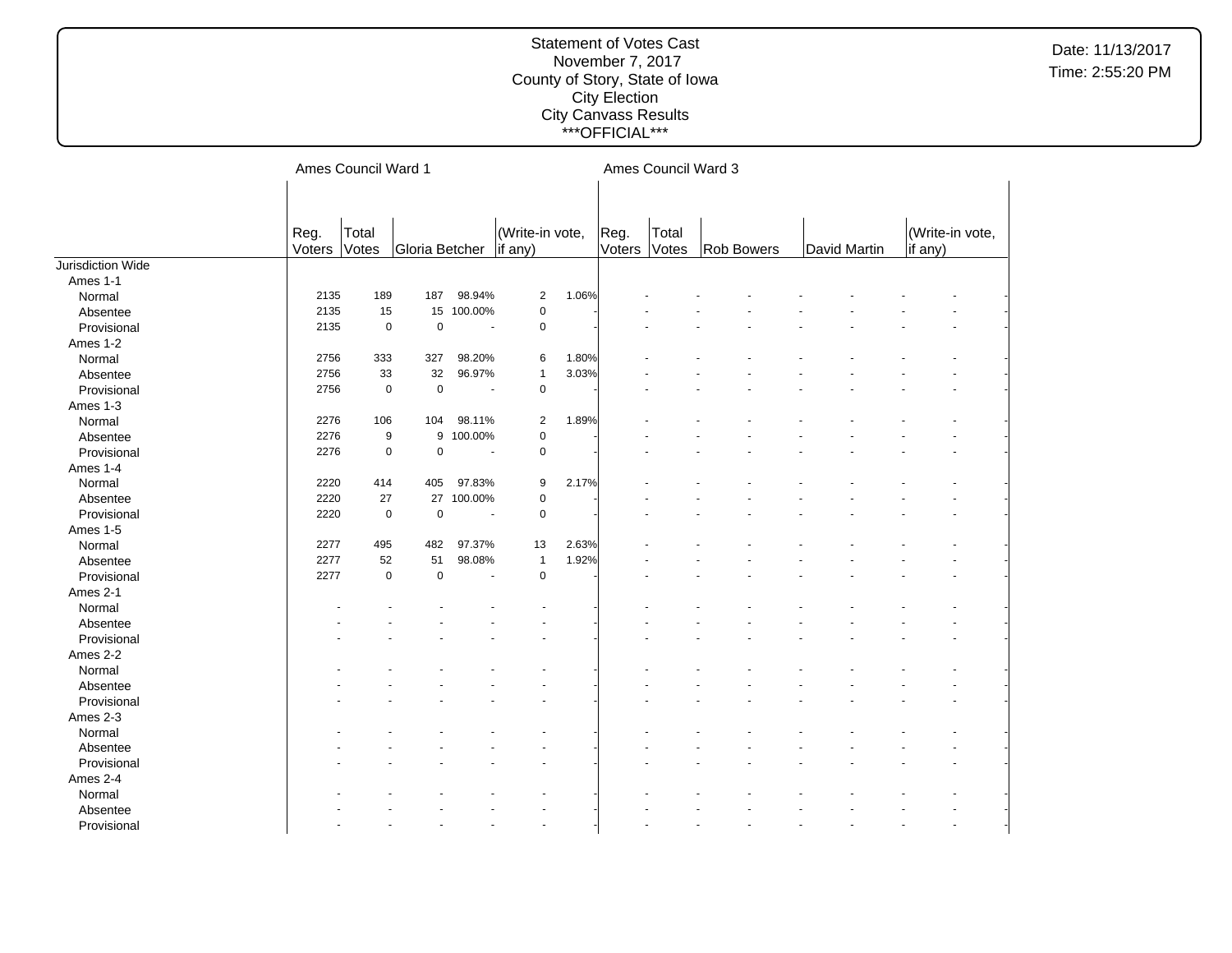Statement of Votes Cast
November 7, 2017
County of Story, State of Iowa
City Election
City Canvass Results
***OFFICIAL***

Date: 11/13/2017
Time: 2:55:20 PM

| | Ames Council Ward 1 | | | | | | Ames Council Ward 3 | | | | | | | | | |
|---|---|---|---|---|---|---|---|---|---|---|---|---|---|---|---|---|
| | Reg. Voters | Total Votes | Gloria Betcher | | (Write-in vote, if any) | | Reg. Voters | Total Votes | Rob Bowers | | David Martin | | (Write-in vote, if any) | | | |
| Jurisdiction Wide | | | | | | | | | | | | | | | | |
| Ames 1-1 | | | | | | | | | | | | | | | | |
| Normal | 2135 | 189 | 187 | 98.94% | 2 | 1.06% | - | - | - | - | - | - | - | - | | |
| Absentee | 2135 | 15 | 15 | 100.00% | 0 | - | - | - | - | - | - | - | - | - | | |
| Provisional | 2135 | 0 | 0 | - | 0 | - | - | - | - | - | - | - | - | - | | |
| Ames 1-2 | | | | | | | | | | | | | | | | |
| Normal | 2756 | 333 | 327 | 98.20% | 6 | 1.80% | - | - | - | - | - | - | - | - | | |
| Absentee | 2756 | 33 | 32 | 96.97% | 1 | 3.03% | - | - | - | - | - | - | - | - | | |
| Provisional | 2756 | 0 | 0 | - | 0 | - | - | - | - | - | - | - | - | - | | |
| Ames 1-3 | | | | | | | | | | | | | | | | |
| Normal | 2276 | 106 | 104 | 98.11% | 2 | 1.89% | - | - | - | - | - | - | - | - | | |
| Absentee | 2276 | 9 | 9 | 100.00% | 0 | - | - | - | - | - | - | - | - | - | | |
| Provisional | 2276 | 0 | 0 | - | 0 | - | - | - | - | - | - | - | - | - | | |
| Ames 1-4 | | | | | | | | | | | | | | | | |
| Normal | 2220 | 414 | 405 | 97.83% | 9 | 2.17% | - | - | - | - | - | - | - | - | | |
| Absentee | 2220 | 27 | 27 | 100.00% | 0 | - | - | - | - | - | - | - | - | - | | |
| Provisional | 2220 | 0 | 0 | - | 0 | - | - | - | - | - | - | - | - | - | | |
| Ames 1-5 | | | | | | | | | | | | | | | | |
| Normal | 2277 | 495 | 482 | 97.37% | 13 | 2.63% | - | - | - | - | - | - | - | - | | |
| Absentee | 2277 | 52 | 51 | 98.08% | 1 | 1.92% | - | - | - | - | - | - | - | - | | |
| Provisional | 2277 | 0 | 0 | - | 0 | - | - | - | - | - | - | - | - | - | | |
| Ames 2-1 | | | | | | | | | | | | | | | | |
| Normal | - | - | - | - | - | - | - | - | - | - | - | - | - | - | | |
| Absentee | - | - | - | - | - | - | - | - | - | - | - | - | - | - | | |
| Provisional | - | - | - | - | - | - | - | - | - | - | - | - | - | - | | |
| Ames 2-2 | | | | | | | | | | | | | | | | |
| Normal | - | - | - | - | - | - | - | - | - | - | - | - | - | - | | |
| Absentee | - | - | - | - | - | - | - | - | - | - | - | - | - | - | | |
| Provisional | - | - | - | - | - | - | - | - | - | - | - | - | - | - | | |
| Ames 2-3 | | | | | | | | | | | | | | | | |
| Normal | - | - | - | - | - | - | - | - | - | - | - | - | - | - | | |
| Absentee | - | - | - | - | - | - | - | - | - | - | - | - | - | - | | |
| Provisional | - | - | - | - | - | - | - | - | - | - | - | - | - | - | | |
| Ames 2-4 | | | | | | | | | | | | | | | | |
| Normal | - | - | - | - | - | - | - | - | - | - | - | - | - | - | | |
| Absentee | - | - | - | - | - | - | - | - | - | - | - | - | - | - | | |
| Provisional | - | - | - | - | - | - | - | - | - | - | - | - | - | - | | |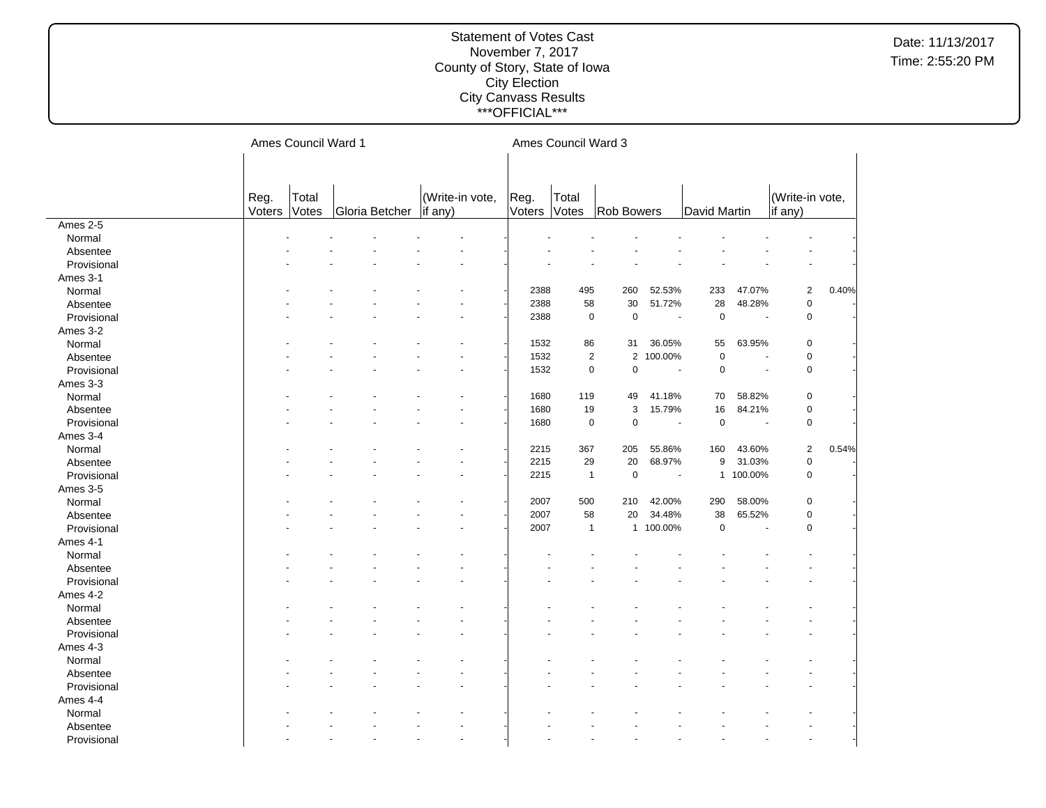Statement of Votes Cast
November 7, 2017
County of Story, State of Iowa
City Election
City Canvass Results
***OFFICIAL***

Date: 11/13/2017
Time: 2:55:20 PM

| | Ames Council Ward 1 | | | | | | Ames Council Ward 3 | | | | | | | |
|---|---|---|---|---|---|---|---|---|---|---|---|---|---|---|
| | Reg. Voters | Total Votes | Gloria Betcher | | (Write-in vote, if any) | | Reg. Voters | Total Votes | Rob Bowers | | David Martin | | (Write-in vote, if any) | |
| Ames 2-5 | | | | | | | | | | | | | | |
| Normal | - | - | - | - | - | - | - | - | - | - | - | - | - | - |
| Absentee | - | - | - | - | - | - | - | - | - | - | - | - | - | - |
| Provisional | - | - | - | - | - | - | - | - | - | - | - | - | - | - |
| Ames 3-1 | | | | | | | | | | | | | | |
| Normal | - | - | - | - | - | - | 2388 | 495 | 260 | 52.53% | 233 | 47.07% | 2 | 0.40% |
| Absentee | - | - | - | - | - | - | 2388 | 58 | 30 | 51.72% | 28 | 48.28% | 0 | - |
| Provisional | - | - | - | - | - | - | 2388 | 0 | 0 | - | 0 | - | 0 | - |
| Ames 3-2 | | | | | | | | | | | | | | |
| Normal | - | - | - | - | - | - | 1532 | 86 | 31 | 36.05% | 55 | 63.95% | 0 | - |
| Absentee | - | - | - | - | - | - | 1532 | 2 | 2 | 100.00% | 0 | - | 0 | - |
| Provisional | - | - | - | - | - | - | 1532 | 0 | 0 | - | 0 | - | 0 | - |
| Ames 3-3 | | | | | | | | | | | | | | |
| Normal | - | - | - | - | - | - | 1680 | 119 | 49 | 41.18% | 70 | 58.82% | 0 | - |
| Absentee | - | - | - | - | - | - | 1680 | 19 | 3 | 15.79% | 16 | 84.21% | 0 | - |
| Provisional | - | - | - | - | - | - | 1680 | 0 | 0 | - | 0 | - | 0 | - |
| Ames 3-4 | | | | | | | | | | | | | | |
| Normal | - | - | - | - | - | - | 2215 | 367 | 205 | 55.86% | 160 | 43.60% | 2 | 0.54% |
| Absentee | - | - | - | - | - | - | 2215 | 29 | 20 | 68.97% | 9 | 31.03% | 0 | - |
| Provisional | - | - | - | - | - | - | 2215 | 1 | 0 | - | 1 | 100.00% | 0 | - |
| Ames 3-5 | | | | | | | | | | | | | | |
| Normal | - | - | - | - | - | - | 2007 | 500 | 210 | 42.00% | 290 | 58.00% | 0 | - |
| Absentee | - | - | - | - | - | - | 2007 | 58 | 20 | 34.48% | 38 | 65.52% | 0 | - |
| Provisional | - | - | - | - | - | - | 2007 | 1 | 1 | 100.00% | 0 | - | 0 | - |
| Ames 4-1 | | | | | | | | | | | | | | |
| Normal | - | - | - | - | - | - | - | - | - | - | - | - | - | - |
| Absentee | - | - | - | - | - | - | - | - | - | - | - | - | - | - |
| Provisional | - | - | - | - | - | - | - | - | - | - | - | - | - | - |
| Ames 4-2 | | | | | | | | | | | | | | |
| Normal | - | - | - | - | - | - | - | - | - | - | - | - | - | - |
| Absentee | - | - | - | - | - | - | - | - | - | - | - | - | - | - |
| Provisional | - | - | - | - | - | - | - | - | - | - | - | - | - | - |
| Ames 4-3 | | | | | | | | | | | | | | |
| Normal | - | - | - | - | - | - | - | - | - | - | - | - | - | - |
| Absentee | - | - | - | - | - | - | - | - | - | - | - | - | - | - |
| Provisional | - | - | - | - | - | - | - | - | - | - | - | - | - | - |
| Ames 4-4 | | | | | | | | | | | | | | |
| Normal | - | - | - | - | - | - | - | - | - | - | - | - | - | - |
| Absentee | - | - | - | - | - | - | - | - | - | - | - | - | - | - |
| Provisional | - | - | - | - | - | - | - | - | - | - | - | - | - | - |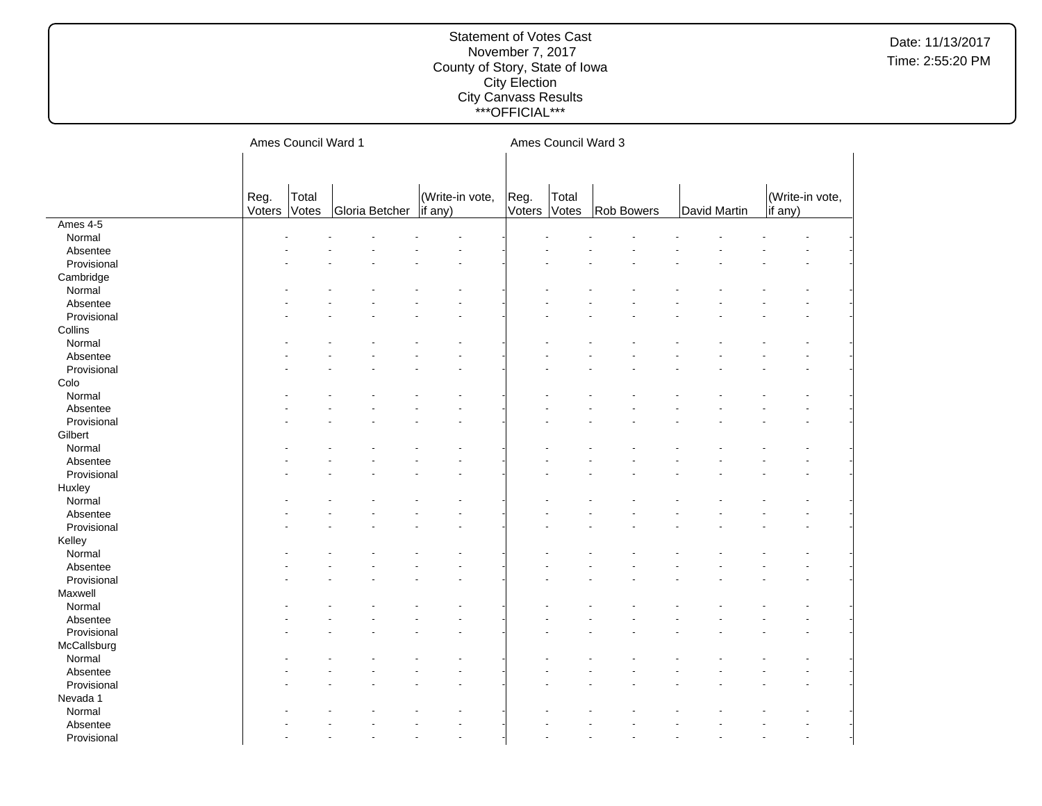Statement of Votes Cast
November 7, 2017
County of Story, State of Iowa
City Election
City Canvass Results
\*\*\*OFFICIAL\*\*\*

Date: 11/13/2017
Time: 2:55:20 PM

| | Ames Council Ward 1 | | | | Ames Council Ward 3 | | | | |
|---|---|---|---|---|---|---|---|---|---|
| | Reg. Voters | Total Votes | Gloria Betcher | (Write-in vote, if any) | Reg. Voters | Total Votes | Rob Bowers | David Martin | (Write-in vote, if any) |
| **Ames 4-5** | | | | | | | | | |
| Normal | - | - | - | - | - | - | - | - | - |
| Absentee | - | - | - | - | - | - | - | - | - |
| Provisional | - | - | - | - | - | - | - | - | - |
| **Cambridge** | | | | | | | | | |
| Normal | - | - | - | - | - | - | - | - | - |
| Absentee | - | - | - | - | - | - | - | - | - |
| Provisional | - | - | - | - | - | - | - | - | - |
| **Collins** | | | | | | | | | |
| Normal | - | - | - | - | - | - | - | - | - |
| Absentee | - | - | - | - | - | - | - | - | - |
| Provisional | - | - | - | - | - | - | - | - | - |
| **Colo** | | | | | | | | | |
| Normal | - | - | - | - | - | - | - | - | - |
| Absentee | - | - | - | - | - | - | - | - | - |
| Provisional | - | - | - | - | - | - | - | - | - |
| **Gilbert** | | | | | | | | | |
| Normal | - | - | - | - | - | - | - | - | - |
| Absentee | - | - | - | - | - | - | - | - | - |
| Provisional | - | - | - | - | - | - | - | - | - |
| **Huxley** | | | | | | | | | |
| Normal | - | - | - | - | - | - | - | - | - |
| Absentee | - | - | - | - | - | - | - | - | - |
| Provisional | - | - | - | - | - | - | - | - | - |
| **Kelley** | | | | | | | | | |
| Normal | - | - | - | - | - | - | - | - | - |
| Absentee | - | - | - | - | - | - | - | - | - |
| Provisional | - | - | - | - | - | - | - | - | - |
| **Maxwell** | | | | | | | | | |
| Normal | - | - | - | - | - | - | - | - | - |
| Absentee | - | - | - | - | - | - | - | - | - |
| Provisional | - | - | - | - | - | - | - | - | - |
| **McCallsburg** | | | | | | | | | |
| Normal | - | - | - | - | - | - | - | - | - |
| Absentee | - | - | - | - | - | - | - | - | - |
| Provisional | - | - | - | - | - | - | - | - | - |
| **Nevada 1** | | | | | | | | | |
| Normal | - | - | - | - | - | - | - | - | - |
| Absentee | - | - | - | - | - | - | - | - | - |
| Provisional | - | - | - | - | - | - | - | - | - |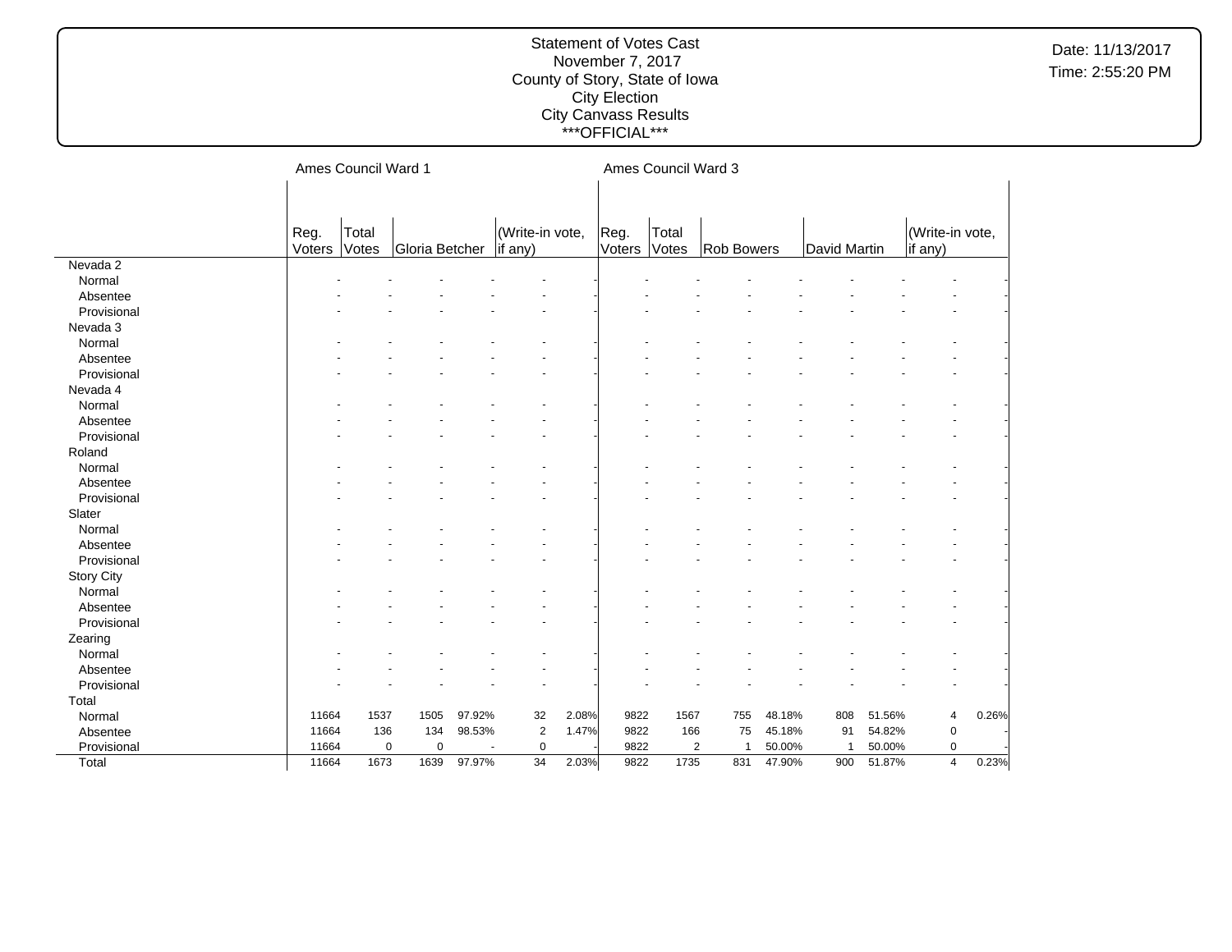# Statement of Votes Cast
November 7, 2017
County of Story, State of Iowa
City Election
City Canvass Results
***OFFICIAL***

Date: 11/13/2017
Time: 2:55:20 PM

| | Ames Council Ward 1 | | | | | | Ames Council Ward 3 | | | | | | | |
|---|---|---|---|---|---|---|---|---|---|---|---|---|---|---|
| | Reg. Voters | Total Votes | Gloria Betcher | | (Write-in vote, if any) | | Reg. Voters | Total Votes | Rob Bowers | | David Martin | | (Write-in vote, if any) | |
| **Nevada 2** | | | | | | | | | | | | | | |
| Normal | - | - | - | - | - | - | - | - | - | - | - | - | - | - |
| Absentee | - | - | - | - | - | - | - | - | - | - | - | - | - | - |
| Provisional | - | - | - | - | - | - | - | - | - | - | - | - | - | - |
| **Nevada 3** | | | | | | | | | | | | | | |
| Normal | - | - | - | - | - | - | - | - | - | - | - | - | - | - |
| Absentee | - | - | - | - | - | - | - | - | - | - | - | - | - | - |
| Provisional | - | - | - | - | - | - | - | - | - | - | - | - | - | - |
| **Nevada 4** | | | | | | | | | | | | | | |
| Normal | - | - | - | - | - | - | - | - | - | - | - | - | - | - |
| Absentee | - | - | - | - | - | - | - | - | - | - | - | - | - | - |
| Provisional | - | - | - | - | - | - | - | - | - | - | - | - | - | - |
| **Roland** | | | | | | | | | | | | | | |
| Normal | - | - | - | - | - | - | - | - | - | - | - | - | - | - |
| Absentee | - | - | - | - | - | - | - | - | - | - | - | - | - | - |
| Provisional | - | - | - | - | - | - | - | - | - | - | - | - | - | - |
| **Slater** | | | | | | | | | | | | | | |
| Normal | - | - | - | - | - | - | - | - | - | - | - | - | - | - |
| Absentee | - | - | - | - | - | - | - | - | - | - | - | - | - | - |
| Provisional | - | - | - | - | - | - | - | - | - | - | - | - | - | - |
| **Story City** | | | | | | | | | | | | | | |
| Normal | - | - | - | - | - | - | - | - | - | - | - | - | - | - |
| Absentee | - | - | - | - | - | - | - | - | - | - | - | - | - | - |
| Provisional | - | - | - | - | - | - | - | - | - | - | - | - | - | - |
| **Zearing** | | | | | | | | | | | | | | |
| Normal | - | - | - | - | - | - | - | - | - | - | - | - | - | - |
| Absentee | - | - | - | - | - | - | - | - | - | - | - | - | - | - |
| Provisional | - | - | - | - | - | - | - | - | - | - | - | - | - | - |
| **Total** | | | | | | | | | | | | | | |
| Normal | 11664 | 1537 | 1505 | 97.92% | 32 | 2.08% | 9822 | 1567 | 755 | 48.18% | 808 | 51.56% | 4 | 0.26% |
| Absentee | 11664 | 136 | 134 | 98.53% | 2 | 1.47% | 9822 | 166 | 75 | 45.18% | 91 | 54.82% | 0 | - |
| Provisional | 11664 | 0 | 0 | - | 0 | - | 9822 | 2 | 1 | 50.00% | 1 | 50.00% | 0 | - |
| Total | 11664 | 1673 | 1639 | 97.97% | 34 | 2.03% | 9822 | 1735 | 831 | 47.90% | 900 | 51.87% | 4 | 0.23% |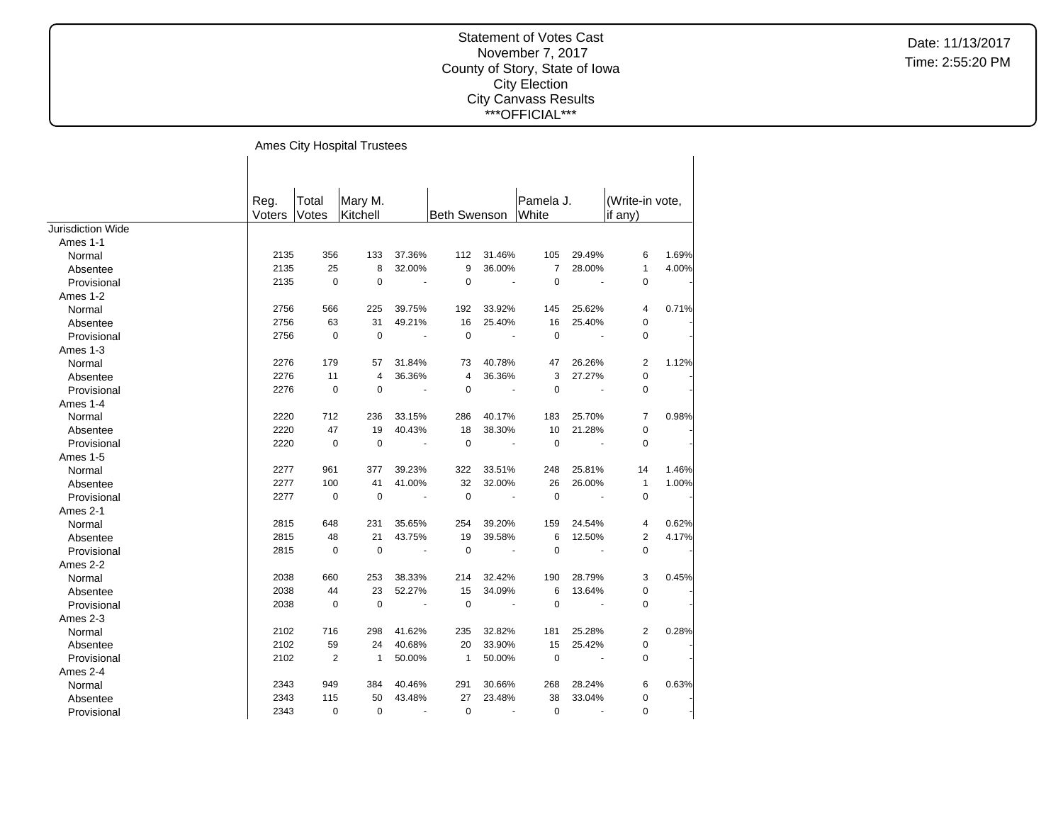# Statement of Votes Cast

November 7, 2017
County of Story, State of Iowa
City Election
City Canvass Results
***OFFICIAL***

Date: 11/13/2017
Time: 2:55:20 PM

## Ames City Hospital Trustees

| | Reg. Voters | Total Votes | Mary M. Kitchell | | Beth Swenson | | Pamela J. White | | (Write-in vote, if any) | |
|---|---|---|---|---|---|---|---|---|---|---|
| Jurisdiction Wide | | | | | | | | | | |
| Ames 1-1 | | | | | | | | | | |
| Normal | 2135 | 356 | 133 | 37.36% | 112 | 31.46% | 105 | 29.49% | 6 | 1.69% |
| Absentee | 2135 | 25 | 8 | 32.00% | 9 | 36.00% | 7 | 28.00% | 1 | 4.00% |
| Provisional | 2135 | 0 | 0 | - | 0 | - | 0 | - | 0 | - |
| Ames 1-2 | | | | | | | | | | |
| Normal | 2756 | 566 | 225 | 39.75% | 192 | 33.92% | 145 | 25.62% | 4 | 0.71% |
| Absentee | 2756 | 63 | 31 | 49.21% | 16 | 25.40% | 16 | 25.40% | 0 | - |
| Provisional | 2756 | 0 | 0 | - | 0 | - | 0 | - | 0 | - |
| Ames 1-3 | | | | | | | | | | |
| Normal | 2276 | 179 | 57 | 31.84% | 73 | 40.78% | 47 | 26.26% | 2 | 1.12% |
| Absentee | 2276 | 11 | 4 | 36.36% | 4 | 36.36% | 3 | 27.27% | 0 | - |
| Provisional | 2276 | 0 | 0 | - | 0 | - | 0 | - | 0 | - |
| Ames 1-4 | | | | | | | | | | |
| Normal | 2220 | 712 | 236 | 33.15% | 286 | 40.17% | 183 | 25.70% | 7 | 0.98% |
| Absentee | 2220 | 47 | 19 | 40.43% | 18 | 38.30% | 10 | 21.28% | 0 | - |
| Provisional | 2220 | 0 | 0 | - | 0 | - | 0 | - | 0 | - |
| Ames 1-5 | | | | | | | | | | |
| Normal | 2277 | 961 | 377 | 39.23% | 322 | 33.51% | 248 | 25.81% | 14 | 1.46% |
| Absentee | 2277 | 100 | 41 | 41.00% | 32 | 32.00% | 26 | 26.00% | 1 | 1.00% |
| Provisional | 2277 | 0 | 0 | - | 0 | - | 0 | - | 0 | - |
| Ames 2-1 | | | | | | | | | | |
| Normal | 2815 | 648 | 231 | 35.65% | 254 | 39.20% | 159 | 24.54% | 4 | 0.62% |
| Absentee | 2815 | 48 | 21 | 43.75% | 19 | 39.58% | 6 | 12.50% | 2 | 4.17% |
| Provisional | 2815 | 0 | 0 | - | 0 | - | 0 | - | 0 | - |
| Ames 2-2 | | | | | | | | | | |
| Normal | 2038 | 660 | 253 | 38.33% | 214 | 32.42% | 190 | 28.79% | 3 | 0.45% |
| Absentee | 2038 | 44 | 23 | 52.27% | 15 | 34.09% | 6 | 13.64% | 0 | - |
| Provisional | 2038 | 0 | 0 | - | 0 | - | 0 | - | 0 | - |
| Ames 2-3 | | | | | | | | | | |
| Normal | 2102 | 716 | 298 | 41.62% | 235 | 32.82% | 181 | 25.28% | 2 | 0.28% |
| Absentee | 2102 | 59 | 24 | 40.68% | 20 | 33.90% | 15 | 25.42% | 0 | - |
| Provisional | 2102 | 2 | 1 | 50.00% | 1 | 50.00% | 0 | - | 0 | - |
| Ames 2-4 | | | | | | | | | | |
| Normal | 2343 | 949 | 384 | 40.46% | 291 | 30.66% | 268 | 28.24% | 6 | 0.63% |
| Absentee | 2343 | 115 | 50 | 43.48% | 27 | 23.48% | 38 | 33.04% | 0 | - |
| Provisional | 2343 | 0 | 0 | - | 0 | - | 0 | - | 0 | - |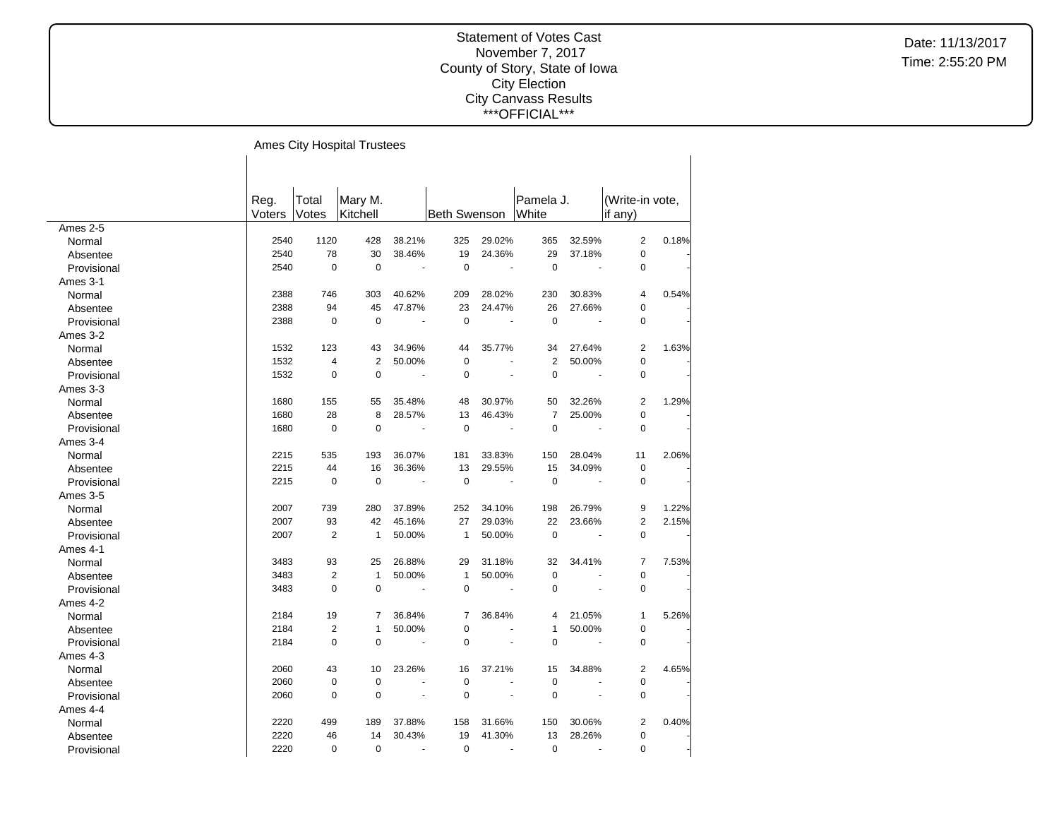Statement of Votes Cast
November 7, 2017
County of Story, State of Iowa
City Election
City Canvass Results
***OFFICIAL***

Date: 11/13/2017
Time: 2:55:20 PM

## Ames City Hospital Trustees

| | Reg. Voters | Total Votes | Mary M. Kitchell | | Beth Swenson | | Pamela J. White | | (Write-in vote, if any) | |
|---|---|---|---|---|---|---|---|---|---|---|
| **Ames 2-5** | | | | | | | | | | |
| Normal | 2540 | 1120 | 428 | 38.21% | 325 | 29.02% | 365 | 32.59% | 2 | 0.18% |
| Absentee | 2540 | 78 | 30 | 38.46% | 19 | 24.36% | 29 | 37.18% | 0 | - |
| Provisional | 2540 | 0 | 0 | - | 0 | - | 0 | - | 0 | - |
| **Ames 3-1** | | | | | | | | | | |
| Normal | 2388 | 746 | 303 | 40.62% | 209 | 28.02% | 230 | 30.83% | 4 | 0.54% |
| Absentee | 2388 | 94 | 45 | 47.87% | 23 | 24.47% | 26 | 27.66% | 0 | - |
| Provisional | 2388 | 0 | 0 | - | 0 | - | 0 | - | 0 | - |
| **Ames 3-2** | | | | | | | | | | |
| Normal | 1532 | 123 | 43 | 34.96% | 44 | 35.77% | 34 | 27.64% | 2 | 1.63% |
| Absentee | 1532 | 4 | 2 | 50.00% | 0 | - | 2 | 50.00% | 0 | - |
| Provisional | 1532 | 0 | 0 | - | 0 | - | 0 | - | 0 | - |
| **Ames 3-3** | | | | | | | | | | |
| Normal | 1680 | 155 | 55 | 35.48% | 48 | 30.97% | 50 | 32.26% | 2 | 1.29% |
| Absentee | 1680 | 28 | 8 | 28.57% | 13 | 46.43% | 7 | 25.00% | 0 | - |
| Provisional | 1680 | 0 | 0 | - | 0 | - | 0 | - | 0 | - |
| **Ames 3-4** | | | | | | | | | | |
| Normal | 2215 | 535 | 193 | 36.07% | 181 | 33.83% | 150 | 28.04% | 11 | 2.06% |
| Absentee | 2215 | 44 | 16 | 36.36% | 13 | 29.55% | 15 | 34.09% | 0 | - |
| Provisional | 2215 | 0 | 0 | - | 0 | - | 0 | - | 0 | - |
| **Ames 3-5** | | | | | | | | | | |
| Normal | 2007 | 739 | 280 | 37.89% | 252 | 34.10% | 198 | 26.79% | 9 | 1.22% |
| Absentee | 2007 | 93 | 42 | 45.16% | 27 | 29.03% | 22 | 23.66% | 2 | 2.15% |
| Provisional | 2007 | 2 | 1 | 50.00% | 1 | 50.00% | 0 | - | 0 | - |
| **Ames 4-1** | | | | | | | | | | |
| Normal | 3483 | 93 | 25 | 26.88% | 29 | 31.18% | 32 | 34.41% | 7 | 7.53% |
| Absentee | 3483 | 2 | 1 | 50.00% | 1 | 50.00% | 0 | - | 0 | - |
| Provisional | 3483 | 0 | 0 | - | 0 | - | 0 | - | 0 | - |
| **Ames 4-2** | | | | | | | | | | |
| Normal | 2184 | 19 | 7 | 36.84% | 7 | 36.84% | 4 | 21.05% | 1 | 5.26% |
| Absentee | 2184 | 2 | 1 | 50.00% | 0 | - | 1 | 50.00% | 0 | - |
| Provisional | 2184 | 0 | 0 | - | 0 | - | 0 | - | 0 | - |
| **Ames 4-3** | | | | | | | | | | |
| Normal | 2060 | 43 | 10 | 23.26% | 16 | 37.21% | 15 | 34.88% | 2 | 4.65% |
| Absentee | 2060 | 0 | 0 | - | 0 | - | 0 | - | 0 | - |
| Provisional | 2060 | 0 | 0 | - | 0 | - | 0 | - | 0 | - |
| **Ames 4-4** | | | | | | | | | | |
| Normal | 2220 | 499 | 189 | 37.88% | 158 | 31.66% | 150 | 30.06% | 2 | 0.40% |
| Absentee | 2220 | 46 | 14 | 30.43% | 19 | 41.30% | 13 | 28.26% | 0 | - |
| Provisional | 2220 | 0 | 0 | - | 0 | - | 0 | - | 0 | - |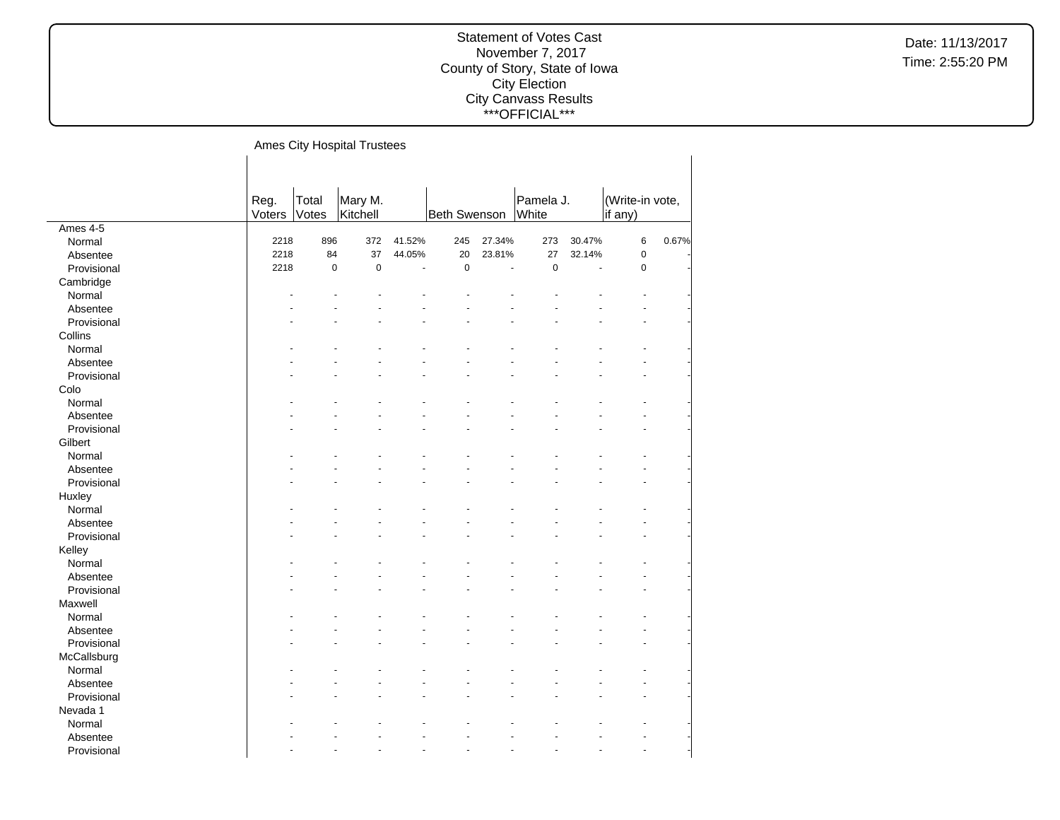Statement of Votes Cast
November 7, 2017
County of Story, State of Iowa
City Election
City Canvass Results
\*\*\*OFFICIAL\*\*\*

Date: 11/13/2017
Time: 2:55:20 PM

## Ames City Hospital Trustees

| | Reg. Voters | Total Votes | Mary M. Kitchell | | Beth Swenson | | Pamela J. White | | (Write-in vote, if any) | |
|---|---|---|---|---|---|---|---|---|---|---|
| **Ames 4-5** | | | | | | | | | | |
| Normal | 2218 | 896 | 372 | 41.52% | 245 | 27.34% | 273 | 30.47% | 6 | 0.67% |
| Absentee | 2218 | 84 | 37 | 44.05% | 20 | 23.81% | 27 | 32.14% | 0 | - |
| Provisional | 2218 | 0 | 0 | - | 0 | - | 0 | - | 0 | - |
| **Cambridge** | | | | | | | | | | |
| Normal | - | - | - | - | - | - | - | - | - | - |
| Absentee | - | - | - | - | - | - | - | - | - | - |
| Provisional | - | - | - | - | - | - | - | - | - | - |
| **Collins** | | | | | | | | | | |
| Normal | - | - | - | - | - | - | - | - | - | - |
| Absentee | - | - | - | - | - | - | - | - | - | - |
| Provisional | - | - | - | - | - | - | - | - | - | - |
| **Colo** | | | | | | | | | | |
| Normal | - | - | - | - | - | - | - | - | - | - |
| Absentee | - | - | - | - | - | - | - | - | - | - |
| Provisional | - | - | - | - | - | - | - | - | - | - |
| **Gilbert** | | | | | | | | | | |
| Normal | - | - | - | - | - | - | - | - | - | - |
| Absentee | - | - | - | - | - | - | - | - | - | - |
| Provisional | - | - | - | - | - | - | - | - | - | - |
| **Huxley** | | | | | | | | | | |
| Normal | - | - | - | - | - | - | - | - | - | - |
| Absentee | - | - | - | - | - | - | - | - | - | - |
| Provisional | - | - | - | - | - | - | - | - | - | - |
| **Kelley** | | | | | | | | | | |
| Normal | - | - | - | - | - | - | - | - | - | - |
| Absentee | - | - | - | - | - | - | - | - | - | - |
| Provisional | - | - | - | - | - | - | - | - | - | - |
| **Maxwell** | | | | | | | | | | |
| Normal | - | - | - | - | - | - | - | - | - | - |
| Absentee | - | - | - | - | - | - | - | - | - | - |
| Provisional | - | - | - | - | - | - | - | - | - | - |
| **McCallsburg** | | | | | | | | | | |
| Normal | - | - | - | - | - | - | - | - | - | - |
| Absentee | - | - | - | - | - | - | - | - | - | - |
| Provisional | - | - | - | - | - | - | - | - | - | - |
| **Nevada 1** | | | | | | | | | | |
| Normal | - | - | - | - | - | - | - | - | - | - |
| Absentee | - | - | - | - | - | - | - | - | - | - |
| Provisional | - | - | - | - | - | - | - | - | - | - |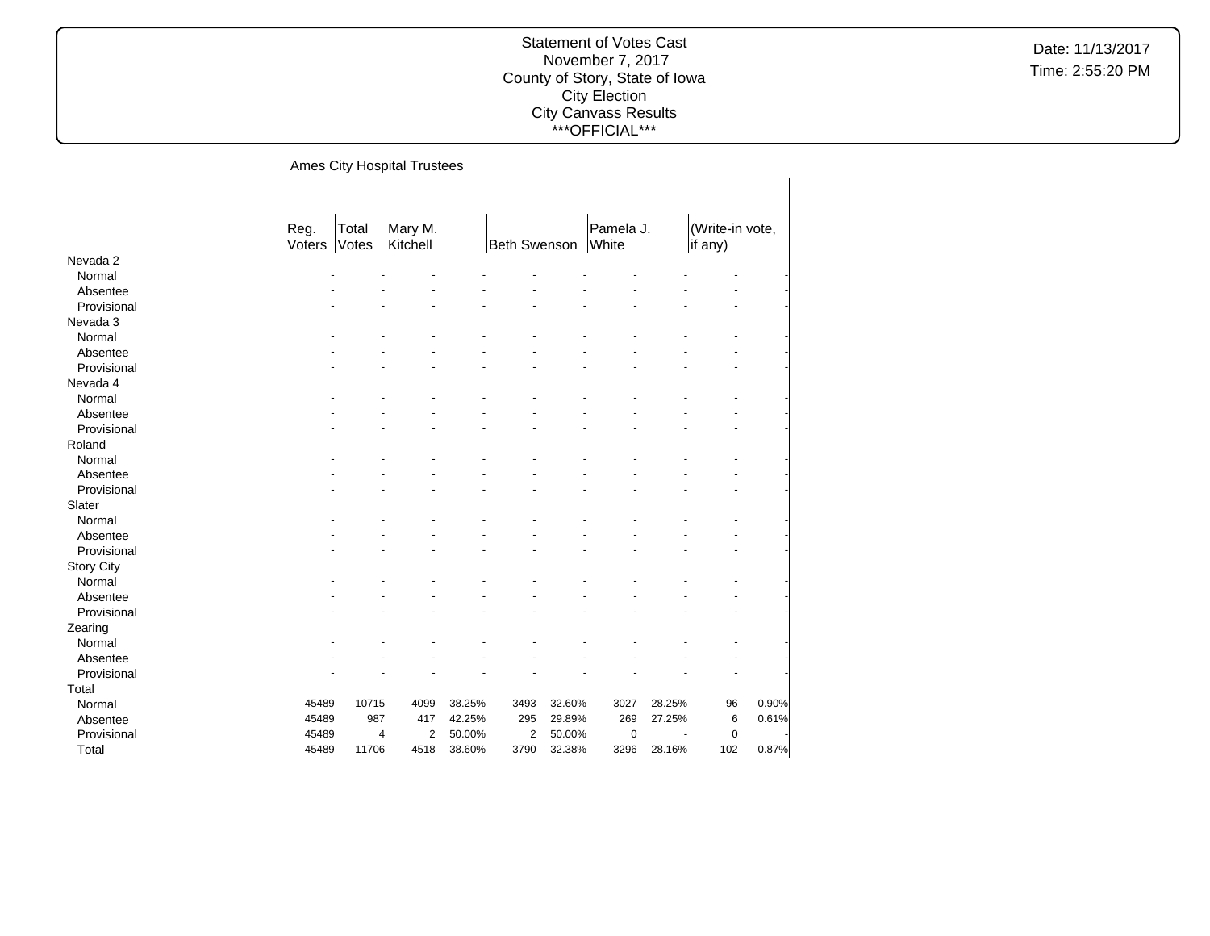Statement of Votes Cast
November 7, 2017
County of Story, State of Iowa
City Election
City Canvass Results
\*\*\*OFFICIAL\*\*\*

Date: 11/13/2017
Time: 2:55:20 PM

## Ames City Hospital Trustees

| | Reg. Voters | Total Votes | Mary M. Kitchell | | Beth Swenson | | Pamela J. White | | (Write-in vote, if any) | |
|---|---|---|---|---|---|---|---|---|---|---|
| **Nevada 2** | | | | | | | | | | |
| Normal | - | - | - | - | - | - | - | - | - | - |
| Absentee | - | - | - | - | - | - | - | - | - | - |
| Provisional | - | - | - | - | - | - | - | - | - | - |
| **Nevada 3** | | | | | | | | | | |
| Normal | - | - | - | - | - | - | - | - | - | - |
| Absentee | - | - | - | - | - | - | - | - | - | - |
| Provisional | - | - | - | - | - | - | - | - | - | - |
| **Nevada 4** | | | | | | | | | | |
| Normal | - | - | - | - | - | - | - | - | - | - |
| Absentee | - | - | - | - | - | - | - | - | - | - |
| Provisional | - | - | - | - | - | - | - | - | - | - |
| **Roland** | | | | | | | | | | |
| Normal | - | - | - | - | - | - | - | - | - | - |
| Absentee | - | - | - | - | - | - | - | - | - | - |
| Provisional | - | - | - | - | - | - | - | - | - | - |
| **Slater** | | | | | | | | | | |
| Normal | - | - | - | - | - | - | - | - | - | - |
| Absentee | - | - | - | - | - | - | - | - | - | - |
| Provisional | - | - | - | - | - | - | - | - | - | - |
| **Story City** | | | | | | | | | | |
| Normal | - | - | - | - | - | - | - | - | - | - |
| Absentee | - | - | - | - | - | - | - | - | - | - |
| Provisional | - | - | - | - | - | - | - | - | - | - |
| **Zearing** | | | | | | | | | | |
| Normal | - | - | - | - | - | - | - | - | - | - |
| Absentee | - | - | - | - | - | - | - | - | - | - |
| Provisional | - | - | - | - | - | - | - | - | - | - |
| **Total** | | | | | | | | | | |
| Normal | 45489 | 10715 | 4099 | 38.25% | 3493 | 32.60% | 3027 | 28.25% | 96 | 0.90% |
| Absentee | 45489 | 987 | 417 | 42.25% | 295 | 29.89% | 269 | 27.25% | 6 | 0.61% |
| Provisional | 45489 | 4 | 2 | 50.00% | 2 | 50.00% | 0 | - | 0 | - |
| Total | 45489 | 11706 | 4518 | 38.60% | 3790 | 32.38% | 3296 | 28.16% | 102 | 0.87% |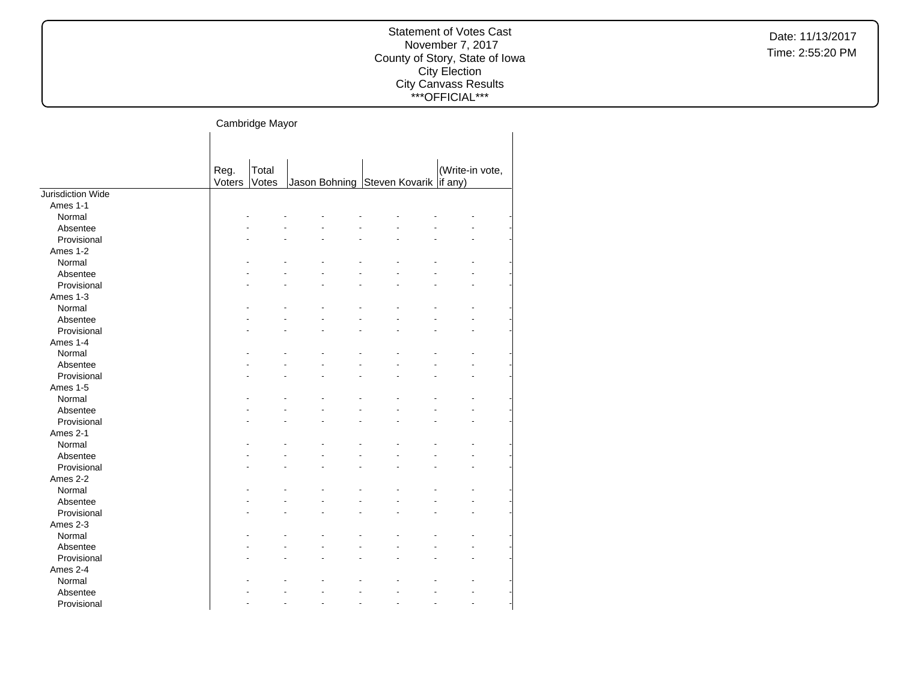# Statement of Votes Cast
November 7, 2017
County of Story, State of Iowa
City Election
City Canvass Results
***OFFICIAL***

Date: 11/13/2017
Time: 2:55:20 PM

## Cambridge Mayor

| | Reg. Voters | Total Votes | Jason Bohning | | Steven Kovarik | | (Write-in vote, if any) | |
|---|---|---|---|---|---|---|---|---|
| Jurisdiction Wide | | | | | | | | |
| Ames 1-1 | | | | | | | | |
| Normal | - | - | - | - | - | - | - | - |
| Absentee | - | - | - | - | - | - | - | - |
| Provisional | - | - | - | - | - | - | - | - |
| Ames 1-2 | | | | | | | | |
| Normal | - | - | - | - | - | - | - | - |
| Absentee | - | - | - | - | - | - | - | - |
| Provisional | - | - | - | - | - | - | - | - |
| Ames 1-3 | | | | | | | | |
| Normal | - | - | - | - | - | - | - | - |
| Absentee | - | - | - | - | - | - | - | - |
| Provisional | - | - | - | - | - | - | - | - |
| Ames 1-4 | | | | | | | | |
| Normal | - | - | - | - | - | - | - | - |
| Absentee | - | - | - | - | - | - | - | - |
| Provisional | - | - | - | - | - | - | - | - |
| Ames 1-5 | | | | | | | | |
| Normal | - | - | - | - | - | - | - | - |
| Absentee | - | - | - | - | - | - | - | - |
| Provisional | - | - | - | - | - | - | - | - |
| Ames 2-1 | | | | | | | | |
| Normal | - | - | - | - | - | - | - | - |
| Absentee | - | - | - | - | - | - | - | - |
| Provisional | - | - | - | - | - | - | - | - |
| Ames 2-2 | | | | | | | | |
| Normal | - | - | - | - | - | - | - | - |
| Absentee | - | - | - | - | - | - | - | - |
| Provisional | - | - | - | - | - | - | - | - |
| Ames 2-3 | | | | | | | | |
| Normal | - | - | - | - | - | - | - | - |
| Absentee | - | - | - | - | - | - | - | - |
| Provisional | - | - | - | - | - | - | - | - |
| Ames 2-4 | | | | | | | | |
| Normal | - | - | - | - | - | - | - | - |
| Absentee | - | - | - | - | - | - | - | - |
| Provisional | - | - | - | - | - | - | - | - |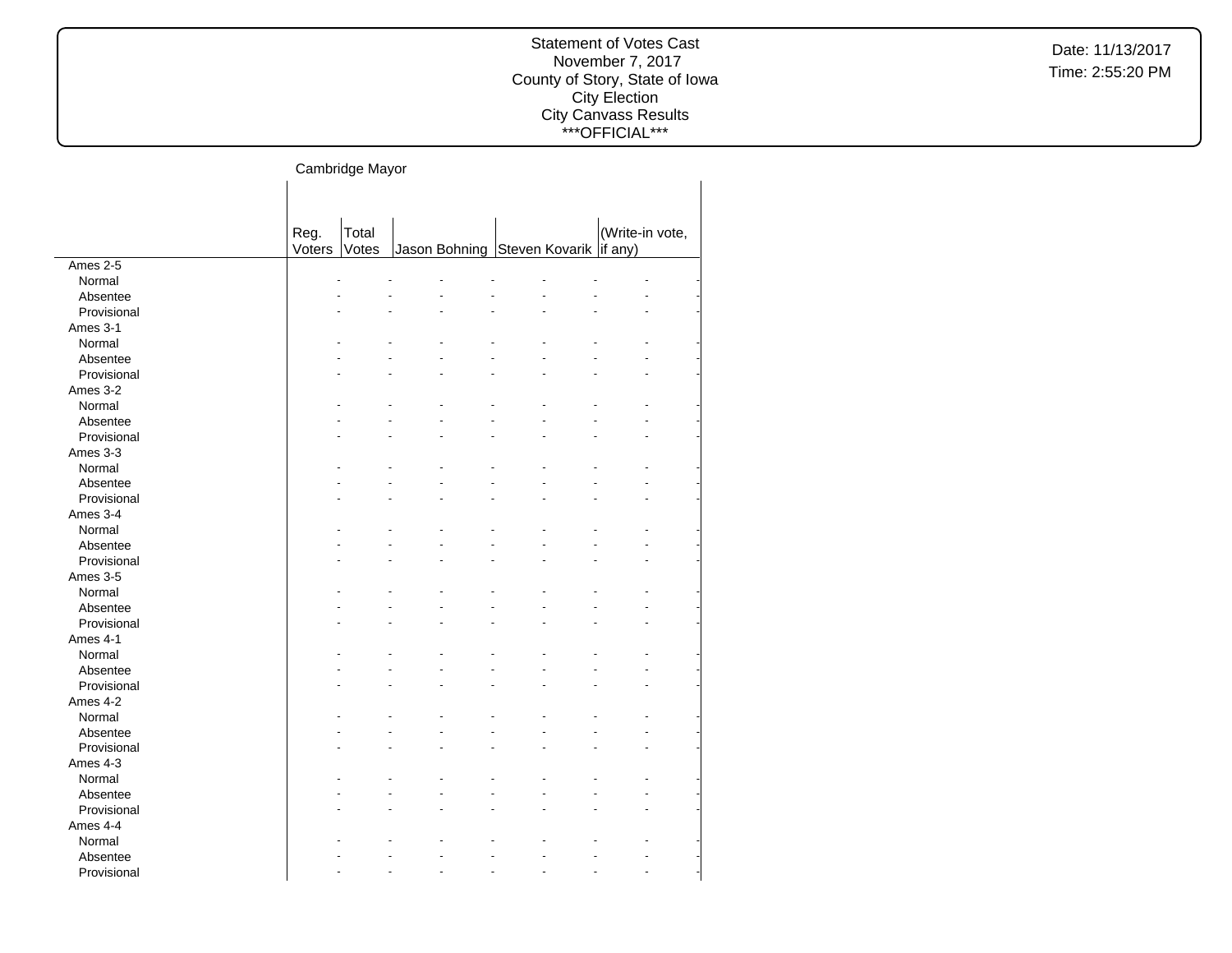Cambridge Mayor

| | Reg. Voters | Total Votes | Jason Bohning | | Steven Kovarik | | (Write-in vote, if any) | |
|---|---|---|---|---|---|---|---|---|
| Ames 2-5 | | | | | | | | |
| Normal | - | - | - | - | - | - | - | - |
| Absentee | - | - | - | - | - | - | - | - |
| Provisional | - | - | - | - | - | - | - | - |
| Ames 3-1 | | | | | | | | |
| Normal | - | - | - | - | - | - | - | - |
| Absentee | - | - | - | - | - | - | - | - |
| Provisional | - | - | - | - | - | - | - | - |
| Ames 3-2 | | | | | | | | |
| Normal | - | - | - | - | - | - | - | - |
| Absentee | - | - | - | - | - | - | - | - |
| Provisional | - | - | - | - | - | - | - | - |
| Ames 3-3 | | | | | | | | |
| Normal | - | - | - | - | - | - | - | - |
| Absentee | - | - | - | - | - | - | - | - |
| Provisional | - | - | - | - | - | - | - | - |
| Ames 3-4 | | | | | | | | |
| Normal | - | - | - | - | - | - | - | - |
| Absentee | - | - | - | - | - | - | - | - |
| Provisional | - | - | - | - | - | - | - | - |
| Ames 3-5 | | | | | | | | |
| Normal | - | - | - | - | - | - | - | - |
| Absentee | - | - | - | - | - | - | - | - |
| Provisional | - | - | - | - | - | - | - | - |
| Ames 4-1 | | | | | | | | |
| Normal | - | - | - | - | - | - | - | - |
| Absentee | - | - | - | - | - | - | - | - |
| Provisional | - | - | - | - | - | - | - | - |
| Ames 4-2 | | | | | | | | |
| Normal | - | - | - | - | - | - | - | - |
| Absentee | - | - | - | - | - | - | - | - |
| Provisional | - | - | - | - | - | - | - | - |
| Ames 4-3 | | | | | | | | |
| Normal | - | - | - | - | - | - | - | - |
| Absentee | - | - | - | - | - | - | - | - |
| Provisional | - | - | - | - | - | - | - | - |
| Ames 4-4 | | | | | | | | |
| Normal | - | - | - | - | - | - | - | - |
| Absentee | - | - | - | - | - | - | - | - |
| Provisional | - | - | - | - | - | - | - | - |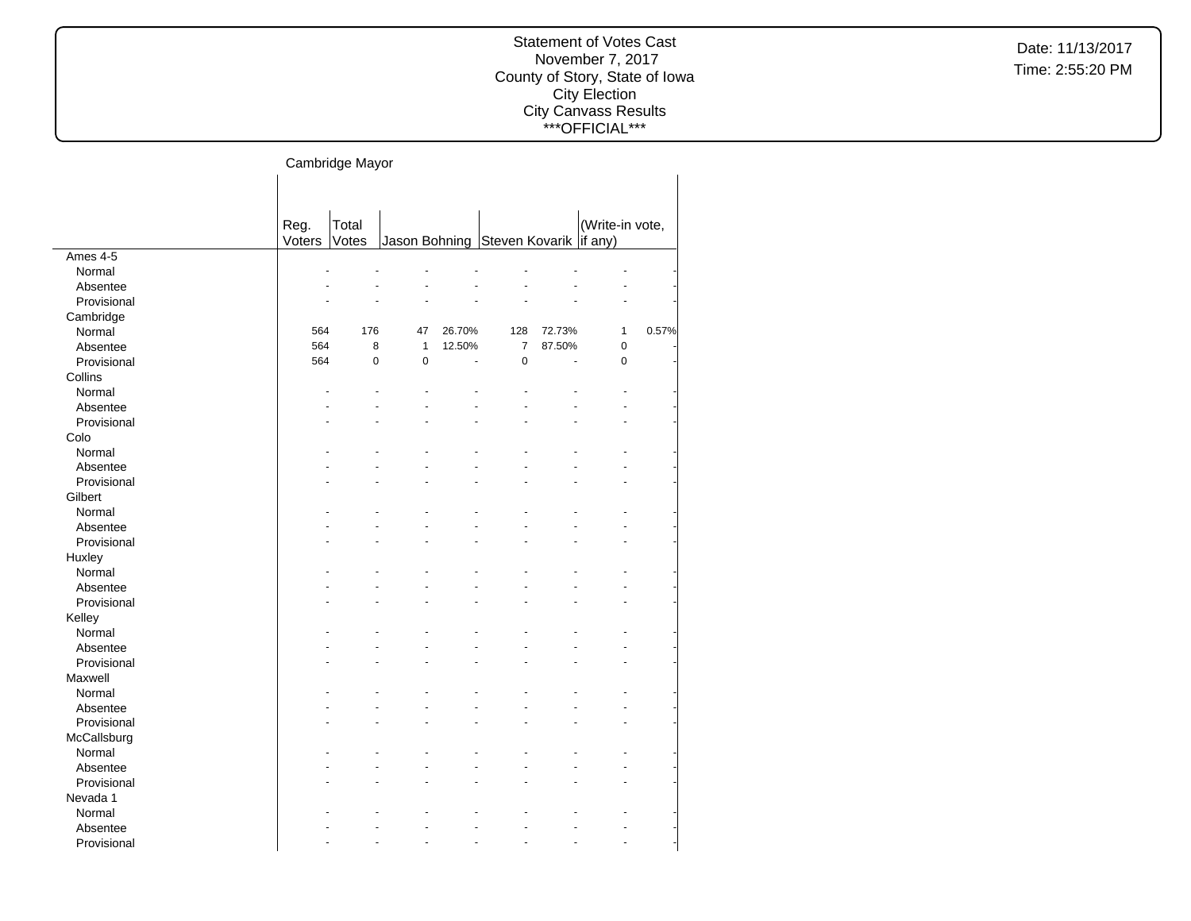Statement of Votes Cast
November 7, 2017
County of Story, State of Iowa
City Election
City Canvass Results
***OFFICIAL***

Date: 11/13/2017
Time: 2:55:20 PM

## Cambridge Mayor

| | Reg. Voters | Total Votes | Jason Bohning | | Steven Kovarik | | (Write-in vote, if any) | |
|---|---|---|---|---|---|---|---|---|
| **Ames 4-5** | | | | | | | | |
| Normal | - | - | - | - | - | - | - | - |
| Absentee | - | - | - | - | - | - | - | - |
| Provisional | - | - | - | - | - | - | - | - |
| **Cambridge** | | | | | | | | |
| Normal | 564 | 176 | 47 | 26.70% | 128 | 72.73% | 1 | 0.57% |
| Absentee | 564 | 8 | 1 | 12.50% | 7 | 87.50% | 0 | - |
| Provisional | 564 | 0 | 0 | - | 0 | - | 0 | - |
| **Collins** | | | | | | | | |
| Normal | - | - | - | - | - | - | - | - |
| Absentee | - | - | - | - | - | - | - | - |
| Provisional | - | - | - | - | - | - | - | - |
| **Colo** | | | | | | | | |
| Normal | - | - | - | - | - | - | - | - |
| Absentee | - | - | - | - | - | - | - | - |
| Provisional | - | - | - | - | - | - | - | - |
| **Gilbert** | | | | | | | | |
| Normal | - | - | - | - | - | - | - | - |
| Absentee | - | - | - | - | - | - | - | - |
| Provisional | - | - | - | - | - | - | - | - |
| **Huxley** | | | | | | | | |
| Normal | - | - | - | - | - | - | - | - |
| Absentee | - | - | - | - | - | - | - | - |
| Provisional | - | - | - | - | - | - | - | - |
| **Kelley** | | | | | | | | |
| Normal | - | - | - | - | - | - | - | - |
| Absentee | - | - | - | - | - | - | - | - |
| Provisional | - | - | - | - | - | - | - | - |
| **Maxwell** | | | | | | | | |
| Normal | - | - | - | - | - | - | - | - |
| Absentee | - | - | - | - | - | - | - | - |
| Provisional | - | - | - | - | - | - | - | - |
| **McCallsburg** | | | | | | | | |
| Normal | - | - | - | - | - | - | - | - |
| Absentee | - | - | - | - | - | - | - | - |
| Provisional | - | - | - | - | - | - | - | - |
| **Nevada 1** | | | | | | | | |
| Normal | - | - | - | - | - | - | - | - |
| Absentee | - | - | - | - | - | - | - | - |
| Provisional | - | - | - | - | - | - | - | - |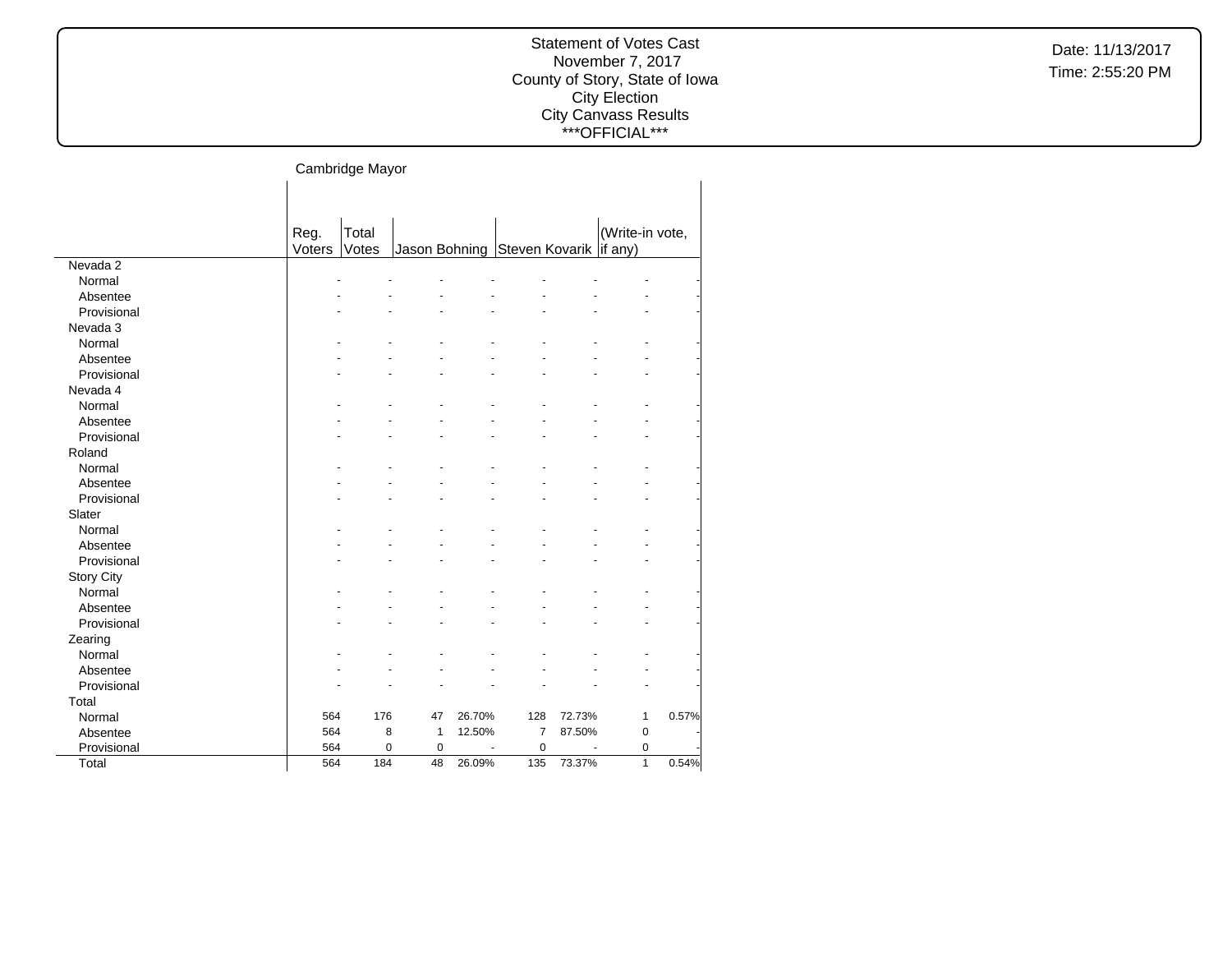Statement of Votes Cast
November 7, 2017
County of Story, State of Iowa
City Election
City Canvass Results
\*\*\*OFFICIAL\*\*\*

Date: 11/13/2017
Time: 2:55:20 PM

Cambridge Mayor

| | Reg. Voters | Total Votes | Jason Bohning | | Steven Kovarik | | (Write-in vote, if any) | |
|---|---|---|---|---|---|---|---|---|
| Nevada 2 | | | | | | | | |
| Normal | - | - | - | - | - | - | - | - |
| Absentee | - | - | - | - | - | - | - | - |
| Provisional | - | - | - | - | - | - | - | - |
| Nevada 3 | | | | | | | | |
| Normal | - | - | - | - | - | - | - | - |
| Absentee | - | - | - | - | - | - | - | - |
| Provisional | - | - | - | - | - | - | - | - |
| Nevada 4 | | | | | | | | |
| Normal | - | - | - | - | - | - | - | - |
| Absentee | - | - | - | - | - | - | - | - |
| Provisional | - | - | - | - | - | - | - | - |
| Roland | | | | | | | | |
| Normal | - | - | - | - | - | - | - | - |
| Absentee | - | - | - | - | - | - | - | - |
| Provisional | - | - | - | - | - | - | - | - |
| Slater | | | | | | | | |
| Normal | - | - | - | - | - | - | - | - |
| Absentee | - | - | - | - | - | - | - | - |
| Provisional | - | - | - | - | - | - | - | - |
| Story City | | | | | | | | |
| Normal | - | - | - | - | - | - | - | - |
| Absentee | - | - | - | - | - | - | - | - |
| Provisional | - | - | - | - | - | - | - | - |
| Zearing | | | | | | | | |
| Normal | - | - | - | - | - | - | - | - |
| Absentee | - | - | - | - | - | - | - | - |
| Provisional | - | - | - | - | - | - | - | - |
| Total | | | | | | | | |
| Normal | 564 | 176 | 47 | 26.70% | 128 | 72.73% | 1 | 0.57% |
| Absentee | 564 | 8 | 1 | 12.50% | 7 | 87.50% | 0 | - |
| Provisional | 564 | 0 | 0 | - | 0 | - | 0 | - |
| Total | 564 | 184 | 48 | 26.09% | 135 | 73.37% | 1 | 0.54% |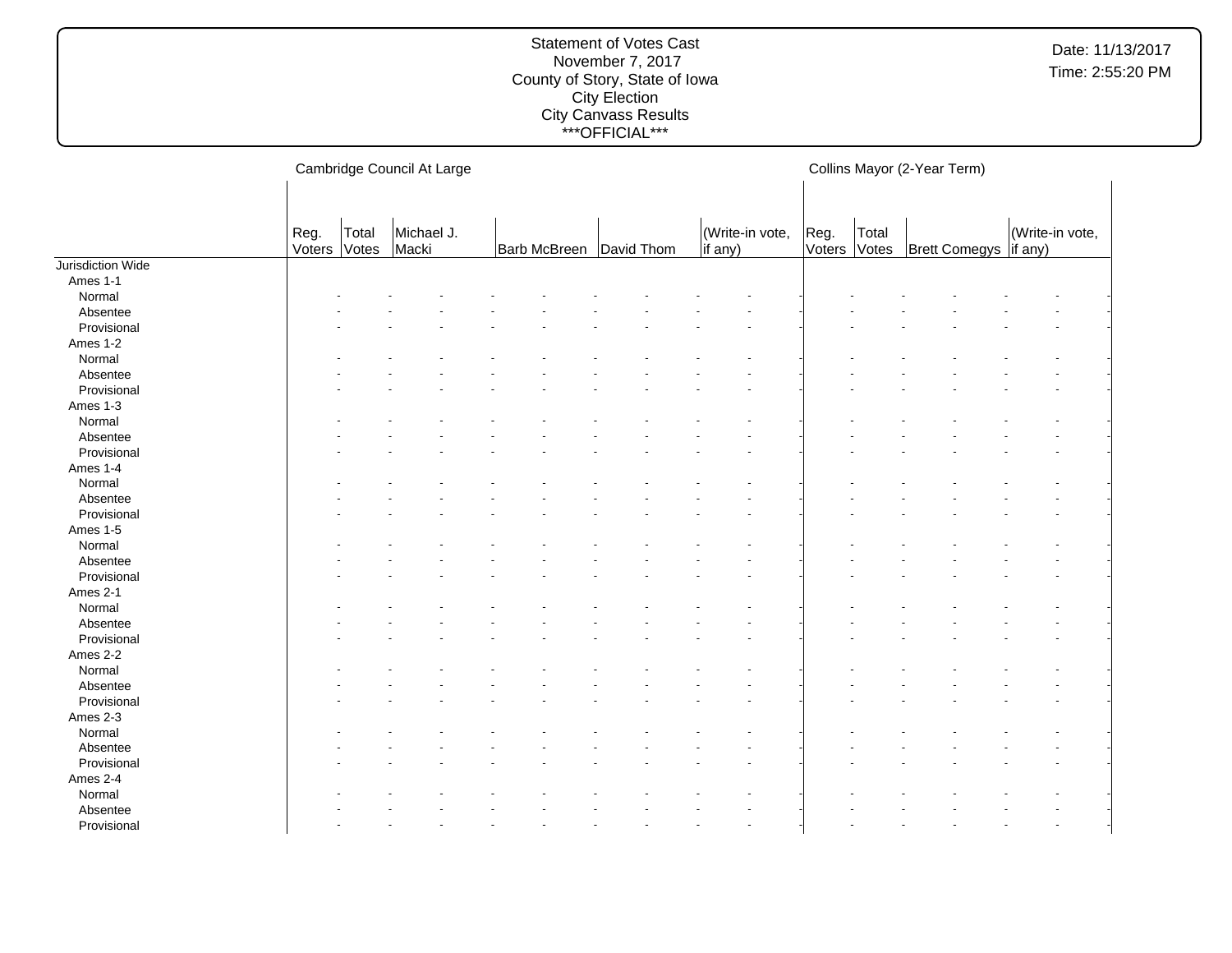# Statement of Votes Cast
November 7, 2017
County of Story, State of Iowa
City Election
City Canvass Results
\*\*\*OFFICIAL\*\*\*

Date: 11/13/2017
Time: 2:55:20 PM

| | Cambridge Council At Large | | | | | | Collins Mayor (2-Year Term) | | | |
|---|---|---|---|---|---|---|---|---|---|---|
| | Reg. Voters | Total Votes | Michael J. Macki | Barb McBreen | David Thom | (Write-in vote, if any) | Reg. Voters | Total Votes | Brett Comegys | (Write-in vote, if any) |
| Jurisdiction Wide | | | | | | | | | | |
| Ames 1-1 | | | | | | | | | | |
| Normal | - | - | - | - | - | - | - | - | - | - |
| Absentee | - | - | - | - | - | - | - | - | - | - |
| Provisional | - | - | - | - | - | - | - | - | - | - |
| Ames 1-2 | | | | | | | | | | |
| Normal | - | - | - | - | - | - | - | - | - | - |
| Absentee | - | - | - | - | - | - | - | - | - | - |
| Provisional | - | - | - | - | - | - | - | - | - | - |
| Ames 1-3 | | | | | | | | | | |
| Normal | - | - | - | - | - | - | - | - | - | - |
| Absentee | - | - | - | - | - | - | - | - | - | - |
| Provisional | - | - | - | - | - | - | - | - | - | - |
| Ames 1-4 | | | | | | | | | | |
| Normal | - | - | - | - | - | - | - | - | - | - |
| Absentee | - | - | - | - | - | - | - | - | - | - |
| Provisional | - | - | - | - | - | - | - | - | - | - |
| Ames 1-5 | | | | | | | | | | |
| Normal | - | - | - | - | - | - | - | - | - | - |
| Absentee | - | - | - | - | - | - | - | - | - | - |
| Provisional | - | - | - | - | - | - | - | - | - | - |
| Ames 2-1 | | | | | | | | | | |
| Normal | - | - | - | - | - | - | - | - | - | - |
| Absentee | - | - | - | - | - | - | - | - | - | - |
| Provisional | - | - | - | - | - | - | - | - | - | - |
| Ames 2-2 | | | | | | | | | | |
| Normal | - | - | - | - | - | - | - | - | - | - |
| Absentee | - | - | - | - | - | - | - | - | - | - |
| Provisional | - | - | - | - | - | - | - | - | - | - |
| Ames 2-3 | | | | | | | | | | |
| Normal | - | - | - | - | - | - | - | - | - | - |
| Absentee | - | - | - | - | - | - | - | - | - | - |
| Provisional | - | - | - | - | - | - | - | - | - | - |
| Ames 2-4 | | | | | | | | | | |
| Normal | - | - | - | - | - | - | - | - | - | - |
| Absentee | - | - | - | - | - | - | - | - | - | - |
| Provisional | - | - | - | - | - | - | - | - | - | - |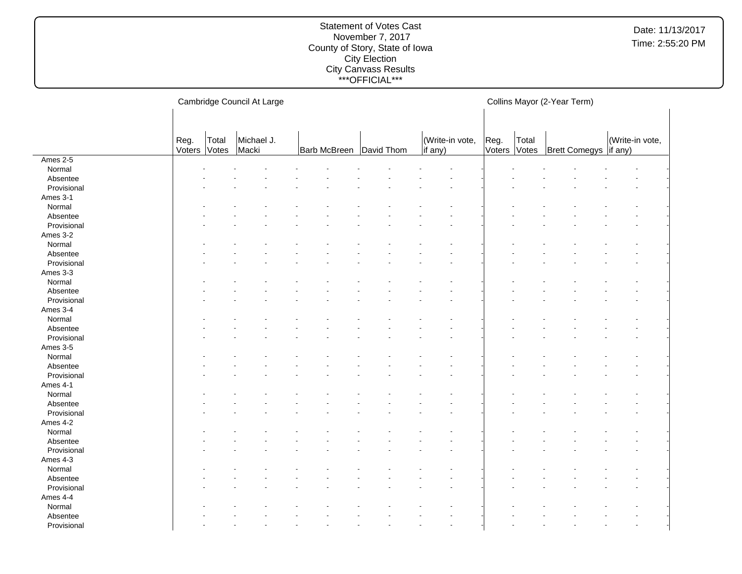Statement of Votes Cast
November 7, 2017
County of Story, State of Iowa
City Election
City Canvass Results
\*\*\*OFFICIAL\*\*\*

Date: 11/13/2017
Time: 2:55:20 PM

| | Cambridge Council At Large | | | | | | | Collins Mayor (2-Year Term) | | | |
|---|---|---|---|---|---|---|---|---|---|---|---|
| | Reg. Voters | Total Votes | Michael J. Macki | Barb McBreen | David Thom | (Write-in vote, if any) | | Reg. Voters | Total Votes | Brett Comegys | (Write-in vote, if any) |
| Ames 2-5 | | | | | | | | | | | |
| Normal | - | - | - | - | - | - | | - | - | - | - |
| Absentee | - | - | - | - | - | - | | - | - | - | - |
| Provisional | - | - | - | - | - | - | | - | - | - | - |
| Ames 3-1 | | | | | | | | | | | |
| Normal | - | - | - | - | - | - | | - | - | - | - |
| Absentee | - | - | - | - | - | - | | - | - | - | - |
| Provisional | - | - | - | - | - | - | | - | - | - | - |
| Ames 3-2 | | | | | | | | | | | |
| Normal | - | - | - | - | - | - | | - | - | - | - |
| Absentee | - | - | - | - | - | - | | - | - | - | - |
| Provisional | - | - | - | - | - | - | | - | - | - | - |
| Ames 3-3 | | | | | | | | | | | |
| Normal | - | - | - | - | - | - | | - | - | - | - |
| Absentee | - | - | - | - | - | - | | - | - | - | - |
| Provisional | - | - | - | - | - | - | | - | - | - | - |
| Ames 3-4 | | | | | | | | | | | |
| Normal | - | - | - | - | - | - | | - | - | - | - |
| Absentee | - | - | - | - | - | - | | - | - | - | - |
| Provisional | - | - | - | - | - | - | | - | - | - | - |
| Ames 3-5 | | | | | | | | | | | |
| Normal | - | - | - | - | - | - | | - | - | - | - |
| Absentee | - | - | - | - | - | - | | - | - | - | - |
| Provisional | - | - | - | - | - | - | | - | - | - | - |
| Ames 4-1 | | | | | | | | | | | |
| Normal | - | - | - | - | - | - | | - | - | - | - |
| Absentee | - | - | - | - | - | - | | - | - | - | - |
| Provisional | - | - | - | - | - | - | | - | - | - | - |
| Ames 4-2 | | | | | | | | | | | |
| Normal | - | - | - | - | - | - | | - | - | - | - |
| Absentee | - | - | - | - | - | - | | - | - | - | - |
| Provisional | - | - | - | - | - | - | | - | - | - | - |
| Ames 4-3 | | | | | | | | | | | |
| Normal | - | - | - | - | - | - | | - | - | - | - |
| Absentee | - | - | - | - | - | - | | - | - | - | - |
| Provisional | - | - | - | - | - | - | | - | - | - | - |
| Ames 4-4 | | | | | | | | | | | |
| Normal | - | - | - | - | - | - | | - | - | - | - |
| Absentee | - | - | - | - | - | - | | - | - | - | - |
| Provisional | - | - | - | - | - | - | | - | - | - | - |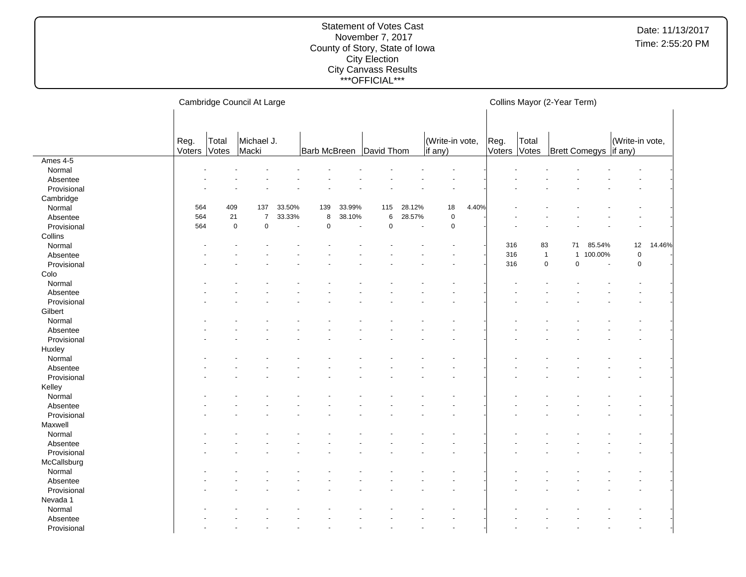# Statement of Votes Cast

November 7, 2017
County of Story, State of Iowa
City Election
City Canvass Results
***OFFICIAL***

Date: 11/13/2017
Time: 2:55:20 PM

| | Cambridge Council At Large | | | | | | | | | | Collins Mayor (2-Year Term) | | | | | |
|---|---|---|---|---|---|---|---|---|---|---|---|---|---|---|---|---|
| | Reg. Voters | Total Votes | Michael J. Macki | | Barb McBreen | | David Thom | | (Write-in vote, if any) | | Reg. Voters | Total Votes | Brett Comegys | | (Write-in vote, if any) | |
| **Ames 4-5** | | | | | | | | | | | | | | | | |
| Normal | - | - | - | - | - | - | - | - | - | - | - | - | - | - | - | - |
| Absentee | - | - | - | - | - | - | - | - | - | - | - | - | - | - | - | - |
| Provisional | - | - | - | - | - | - | - | - | - | - | - | - | - | - | - | - |
| **Cambridge** | | | | | | | | | | | | | | | | |
| Normal | 564 | 409 | 137 | 33.50% | 139 | 33.99% | 115 | 28.12% | 18 | 4.40% | - | - | - | - | - | - |
| Absentee | 564 | 21 | 7 | 33.33% | 8 | 38.10% | 6 | 28.57% | 0 | - | - | - | - | - | - | - |
| Provisional | 564 | 0 | 0 | - | 0 | - | 0 | - | 0 | - | - | - | - | - | - | - |
| **Collins** | | | | | | | | | | | | | | | | |
| Normal | - | - | - | - | - | - | - | - | - | - | 316 | 83 | 71 | 85.54% | 12 | 14.46% |
| Absentee | - | - | - | - | - | - | - | - | - | - | 316 | 1 | 1 | 100.00% | 0 | - |
| Provisional | - | - | - | - | - | - | - | - | - | - | 316 | 0 | 0 | - | 0 | - |
| **Colo** | | | | | | | | | | | | | | | | |
| Normal | - | - | - | - | - | - | - | - | - | - | - | - | - | - | - | - |
| Absentee | - | - | - | - | - | - | - | - | - | - | - | - | - | - | - | - |
| Provisional | - | - | - | - | - | - | - | - | - | - | - | - | - | - | - | - |
| **Gilbert** | | | | | | | | | | | | | | | | |
| Normal | - | - | - | - | - | - | - | - | - | - | - | - | - | - | - | - |
| Absentee | - | - | - | - | - | - | - | - | - | - | - | - | - | - | - | - |
| Provisional | - | - | - | - | - | - | - | - | - | - | - | - | - | - | - | - |
| **Huxley** | | | | | | | | | | | | | | | | |
| Normal | - | - | - | - | - | - | - | - | - | - | - | - | - | - | - | - |
| Absentee | - | - | - | - | - | - | - | - | - | - | - | - | - | - | - | - |
| Provisional | - | - | - | - | - | - | - | - | - | - | - | - | - | - | - | - |
| **Kelley** | | | | | | | | | | | | | | | | |
| Normal | - | - | - | - | - | - | - | - | - | - | - | - | - | - | - | - |
| Absentee | - | - | - | - | - | - | - | - | - | - | - | - | - | - | - | - |
| Provisional | - | - | - | - | - | - | - | - | - | - | - | - | - | - | - | - |
| **Maxwell** | | | | | | | | | | | | | | | | |
| Normal | - | - | - | - | - | - | - | - | - | - | - | - | - | - | - | - |
| Absentee | - | - | - | - | - | - | - | - | - | - | - | - | - | - | - | - |
| Provisional | - | - | - | - | - | - | - | - | - | - | - | - | - | - | - | - |
| **McCallsburg** | | | | | | | | | | | | | | | | |
| Normal | - | - | - | - | - | - | - | - | - | - | - | - | - | - | - | - |
| Absentee | - | - | - | - | - | - | - | - | - | - | - | - | - | - | - | - |
| Provisional | - | - | - | - | - | - | - | - | - | - | - | - | - | - | - | - |
| **Nevada 1** | | | | | | | | | | | | | | | | |
| Normal | - | - | - | - | - | - | - | - | - | - | - | - | - | - | - | - |
| Absentee | - | - | - | - | - | - | - | - | - | - | - | - | - | - | - | - |
| Provisional | - | - | - | - | - | - | - | - | - | - | - | - | - | - | - | - |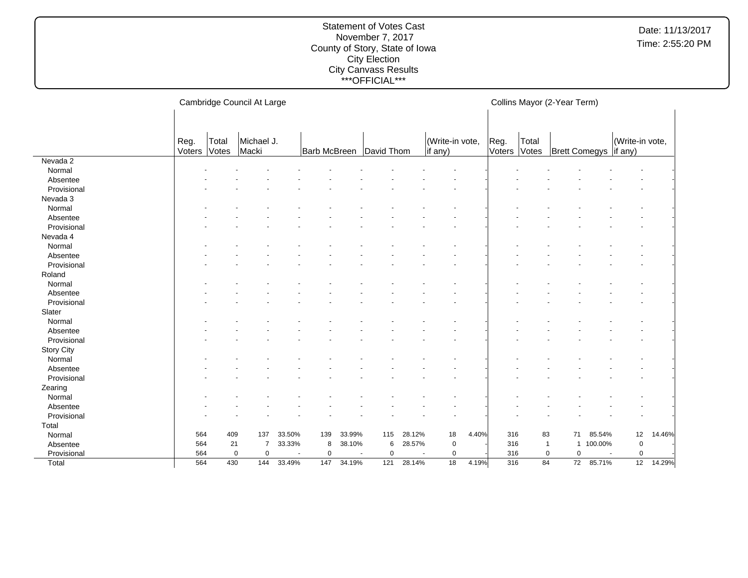Statement of Votes Cast
November 7, 2017
County of Story, State of Iowa
City Election
City Canvass Results
\*\*\*OFFICIAL\*\*\*

Date: 11/13/2017
Time: 2:55:20 PM

| | Cambridge Council At Large | | | | | | | | | | Collins Mayor (2-Year Term) | | | | | |
|---|---|---|---|---|---|---|---|---|---|---|---|---|---|---|---|---|
| | Reg. Voters | Total Votes | Michael J. Macki | | Barb McBreen | | David Thom | | (Write-in vote, if any) | | Reg. Voters | Total Votes | Brett Comegys | | (Write-in vote, if any) | |
| Nevada 2 | | | | | | | | | | | | | | | | |
| Normal | - | - | - | - | - | - | - | - | - | - | - | - | - | - | - | - |
| Absentee | - | - | - | - | - | - | - | - | - | - | - | - | - | - | - | - |
| Provisional | - | - | - | - | - | - | - | - | - | - | - | - | - | - | - | - |
| Nevada 3 | | | | | | | | | | | | | | | | |
| Normal | - | - | - | - | - | - | - | - | - | - | - | - | - | - | - | - |
| Absentee | - | - | - | - | - | - | - | - | - | - | - | - | - | - | - | - |
| Provisional | - | - | - | - | - | - | - | - | - | - | - | - | - | - | - | - |
| Nevada 4 | | | | | | | | | | | | | | | | |
| Normal | - | - | - | - | - | - | - | - | - | - | - | - | - | - | - | - |
| Absentee | - | - | - | - | - | - | - | - | - | - | - | - | - | - | - | - |
| Provisional | - | - | - | - | - | - | - | - | - | - | - | - | - | - | - | - |
| Roland | | | | | | | | | | | | | | | | |
| Normal | - | - | - | - | - | - | - | - | - | - | - | - | - | - | - | - |
| Absentee | - | - | - | - | - | - | - | - | - | - | - | - | - | - | - | - |
| Provisional | - | - | - | - | - | - | - | - | - | - | - | - | - | - | - | - |
| Slater | | | | | | | | | | | | | | | | |
| Normal | - | - | - | - | - | - | - | - | - | - | - | - | - | - | - | - |
| Absentee | - | - | - | - | - | - | - | - | - | - | - | - | - | - | - | - |
| Provisional | - | - | - | - | - | - | - | - | - | - | - | - | - | - | - | - |
| Story City | | | | | | | | | | | | | | | | |
| Normal | - | - | - | - | - | - | - | - | - | - | - | - | - | - | - | - |
| Absentee | - | - | - | - | - | - | - | - | - | - | - | - | - | - | - | - |
| Provisional | - | - | - | - | - | - | - | - | - | - | - | - | - | - | - | - |
| Zearing | | | | | | | | | | | | | | | | |
| Normal | - | - | - | - | - | - | - | - | - | - | - | - | - | - | - | - |
| Absentee | - | - | - | - | - | - | - | - | - | - | - | - | - | - | - | - |
| Provisional | - | - | - | - | - | - | - | - | - | - | - | - | - | - | - | - |
| Total | | | | | | | | | | | | | | | | |
| Normal | 564 | 409 | 137 | 33.50% | 139 | 33.99% | 115 | 28.12% | 18 | 4.40% | 316 | 83 | 71 | 85.54% | 12 | 14.46% |
| Absentee | 564 | 21 | 7 | 33.33% | 8 | 38.10% | 6 | 28.57% | 0 | - | 316 | 1 | 1 | 100.00% | 0 | - |
| Provisional | 564 | 0 | 0 | - | 0 | - | 0 | - | 0 | - | 316 | 0 | 0 | - | 0 | - |
| Total | 564 | 430 | 144 | 33.49% | 147 | 34.19% | 121 | 28.14% | 18 | 4.19% | 316 | 84 | 72 | 85.71% | 12 | 14.29% |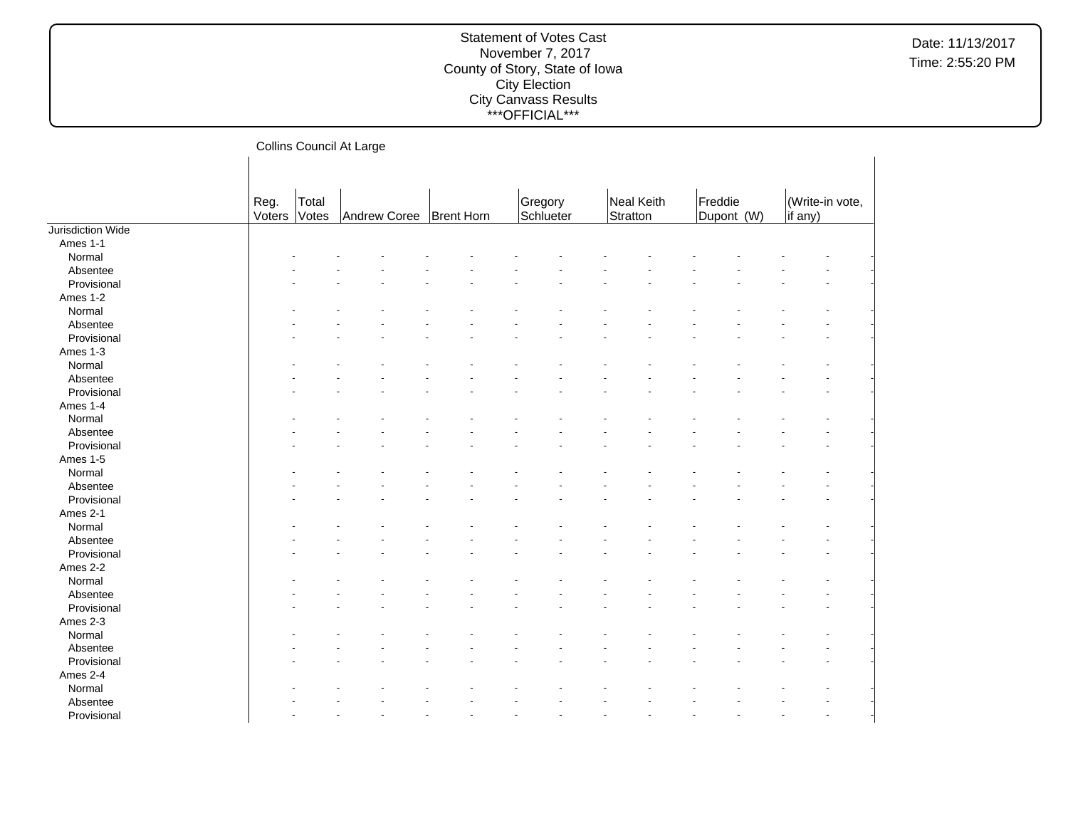Statement of Votes Cast
November 7, 2017
County of Story, State of Iowa
City Election
City Canvass Results
***OFFICIAL***

## Collins Council At Large

| | Reg. Voters | Total Votes | Andrew Coree | | Brent Horn | | Gregory Schlueter | | Neal Keith Stratton | | Freddie Dupont (W) | | (Write-in vote, if any) | |
|---|---|---|---|---|---|---|---|---|---|---|---|---|---|---|
| Jurisdiction Wide | | | | | | | | | | | | | | |
| Ames 1-1 | | | | | | | | | | | | | | |
| Normal | - | - | - | - | - | - | - | - | - | - | - | - | - | - |
| Absentee | - | - | - | - | - | - | - | - | - | - | - | - | - | - |
| Provisional | - | - | - | - | - | - | - | - | - | - | - | - | - | - |
| Ames 1-2 | | | | | | | | | | | | | | |
| Normal | - | - | - | - | - | - | - | - | - | - | - | - | - | - |
| Absentee | - | - | - | - | - | - | - | - | - | - | - | - | - | - |
| Provisional | - | - | - | - | - | - | - | - | - | - | - | - | - | - |
| Ames 1-3 | | | | | | | | | | | | | | |
| Normal | - | - | - | - | - | - | - | - | - | - | - | - | - | - |
| Absentee | - | - | - | - | - | - | - | - | - | - | - | - | - | - |
| Provisional | - | - | - | - | - | - | - | - | - | - | - | - | - | - |
| Ames 1-4 | | | | | | | | | | | | | | |
| Normal | - | - | - | - | - | - | - | - | - | - | - | - | - | - |
| Absentee | - | - | - | - | - | - | - | - | - | - | - | - | - | - |
| Provisional | - | - | - | - | - | - | - | - | - | - | - | - | - | - |
| Ames 1-5 | | | | | | | | | | | | | | |
| Normal | - | - | - | - | - | - | - | - | - | - | - | - | - | - |
| Absentee | - | - | - | - | - | - | - | - | - | - | - | - | - | - |
| Provisional | - | - | - | - | - | - | - | - | - | - | - | - | - | - |
| Ames 2-1 | | | | | | | | | | | | | | |
| Normal | - | - | - | - | - | - | - | - | - | - | - | - | - | - |
| Absentee | - | - | - | - | - | - | - | - | - | - | - | - | - | - |
| Provisional | - | - | - | - | - | - | - | - | - | - | - | - | - | - |
| Ames 2-2 | | | | | | | | | | | | | | |
| Normal | - | - | - | - | - | - | - | - | - | - | - | - | - | - |
| Absentee | - | - | - | - | - | - | - | - | - | - | - | - | - | - |
| Provisional | - | - | - | - | - | - | - | - | - | - | - | - | - | - |
| Ames 2-3 | | | | | | | | | | | | | | |
| Normal | - | - | - | - | - | - | - | - | - | - | - | - | - | - |
| Absentee | - | - | - | - | - | - | - | - | - | - | - | - | - | - |
| Provisional | - | - | - | - | - | - | - | - | - | - | - | - | - | - |
| Ames 2-4 | | | | | | | | | | | | | | |
| Normal | - | - | - | - | - | - | - | - | - | - | - | - | - | - |
| Absentee | - | - | - | - | - | - | - | - | - | - | - | - | - | - |
| Provisional | - | - | - | - | - | - | - | - | - | - | - | - | - | - |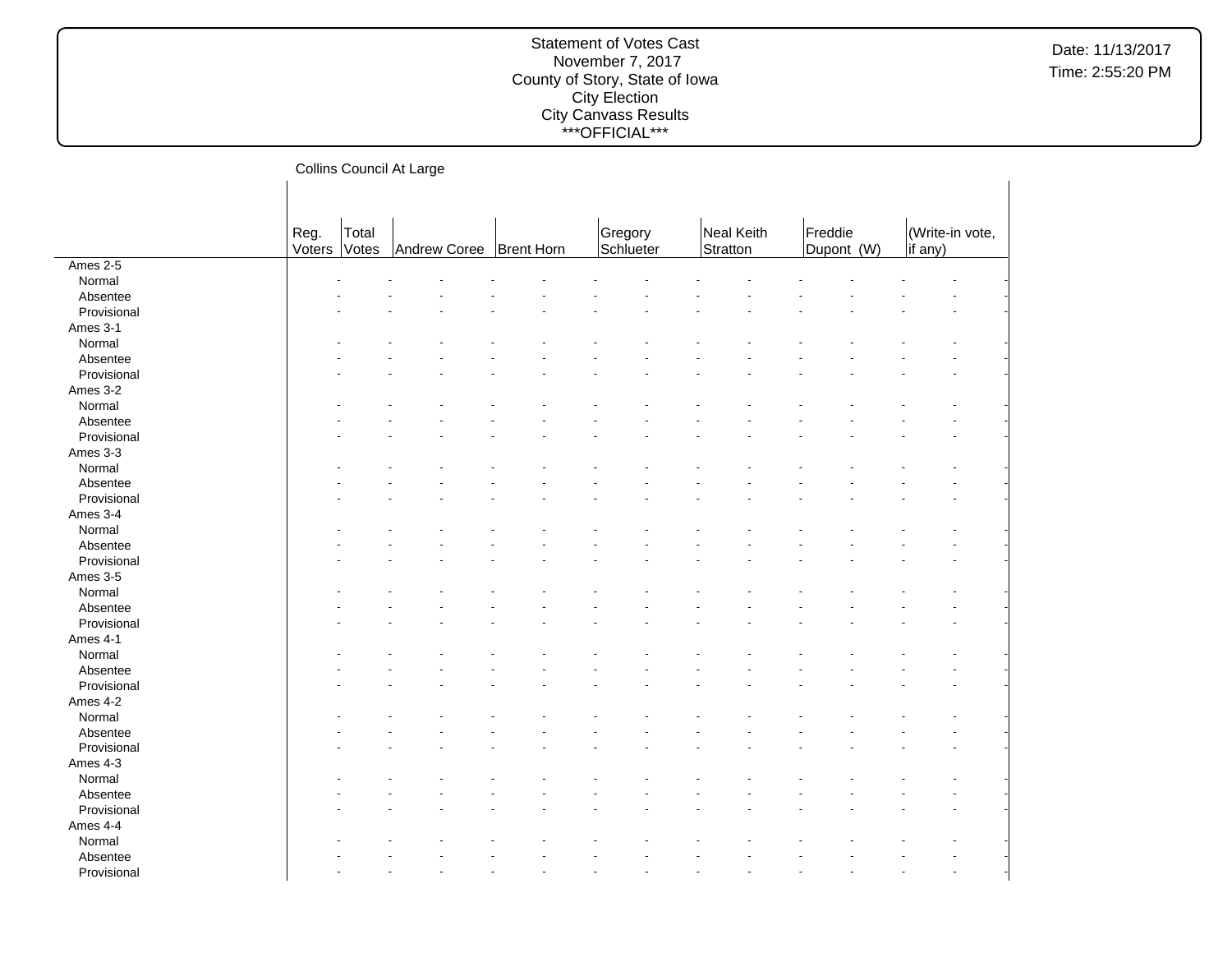Statement of Votes Cast
November 7, 2017
County of Story, State of Iowa
City Election
City Canvass Results
\*\*\*OFFICIAL\*\*\*

Date: 11/13/2017
Time: 2:55:20 PM

Collins Council At Large

| | Reg. Voters | Total Votes | Andrew Coree | | Brent Horn | | Gregory Schlueter | | Neal Keith Stratton | | Freddie Dupont (W) | | (Write-in vote, if any) | |
|---|---|---|---|---|---|---|---|---|---|---|---|---|---|---|
| Ames 2-5 | | | | | | | | | | | | | | |
| Normal | - | - | - | - | - | - | - | - | - | - | - | - | - | - |
| Absentee | - | - | - | - | - | - | - | - | - | - | - | - | - | - |
| Provisional | - | - | - | - | - | - | - | - | - | - | - | - | - | - |
| Ames 3-1 | | | | | | | | | | | | | | |
| Normal | - | - | - | - | - | - | - | - | - | - | - | - | - | - |
| Absentee | - | - | - | - | - | - | - | - | - | - | - | - | - | - |
| Provisional | - | - | - | - | - | - | - | - | - | - | - | - | - | - |
| Ames 3-2 | | | | | | | | | | | | | | |
| Normal | - | - | - | - | - | - | - | - | - | - | - | - | - | - |
| Absentee | - | - | - | - | - | - | - | - | - | - | - | - | - | - |
| Provisional | - | - | - | - | - | - | - | - | - | - | - | - | - | - |
| Ames 3-3 | | | | | | | | | | | | | | |
| Normal | - | - | - | - | - | - | - | - | - | - | - | - | - | - |
| Absentee | - | - | - | - | - | - | - | - | - | - | - | - | - | - |
| Provisional | - | - | - | - | - | - | - | - | - | - | - | - | - | - |
| Ames 3-4 | | | | | | | | | | | | | | |
| Normal | - | - | - | - | - | - | - | - | - | - | - | - | - | - |
| Absentee | - | - | - | - | - | - | - | - | - | - | - | - | - | - |
| Provisional | - | - | - | - | - | - | - | - | - | - | - | - | - | - |
| Ames 3-5 | | | | | | | | | | | | | | |
| Normal | - | - | - | - | - | - | - | - | - | - | - | - | - | - |
| Absentee | - | - | - | - | - | - | - | - | - | - | - | - | - | - |
| Provisional | - | - | - | - | - | - | - | - | - | - | - | - | - | - |
| Ames 4-1 | | | | | | | | | | | | | | |
| Normal | - | - | - | - | - | - | - | - | - | - | - | - | - | - |
| Absentee | - | - | - | - | - | - | - | - | - | - | - | - | - | - |
| Provisional | - | - | - | - | - | - | - | - | - | - | - | - | - | - |
| Ames 4-2 | | | | | | | | | | | | | | |
| Normal | - | - | - | - | - | - | - | - | - | - | - | - | - | - |
| Absentee | - | - | - | - | - | - | - | - | - | - | - | - | - | - |
| Provisional | - | - | - | - | - | - | - | - | - | - | - | - | - | - |
| Ames 4-3 | | | | | | | | | | | | | | |
| Normal | - | - | - | - | - | - | - | - | - | - | - | - | - | - |
| Absentee | - | - | - | - | - | - | - | - | - | - | - | - | - | - |
| Provisional | - | - | - | - | - | - | - | - | - | - | - | - | - | - |
| Ames 4-4 | | | | | | | | | | | | | | |
| Normal | - | - | - | - | - | - | - | - | - | - | - | - | - | - |
| Absentee | - | - | - | - | - | - | - | - | - | - | - | - | - | - |
| Provisional | - | - | - | - | - | - | - | - | - | - | - | - | - | - |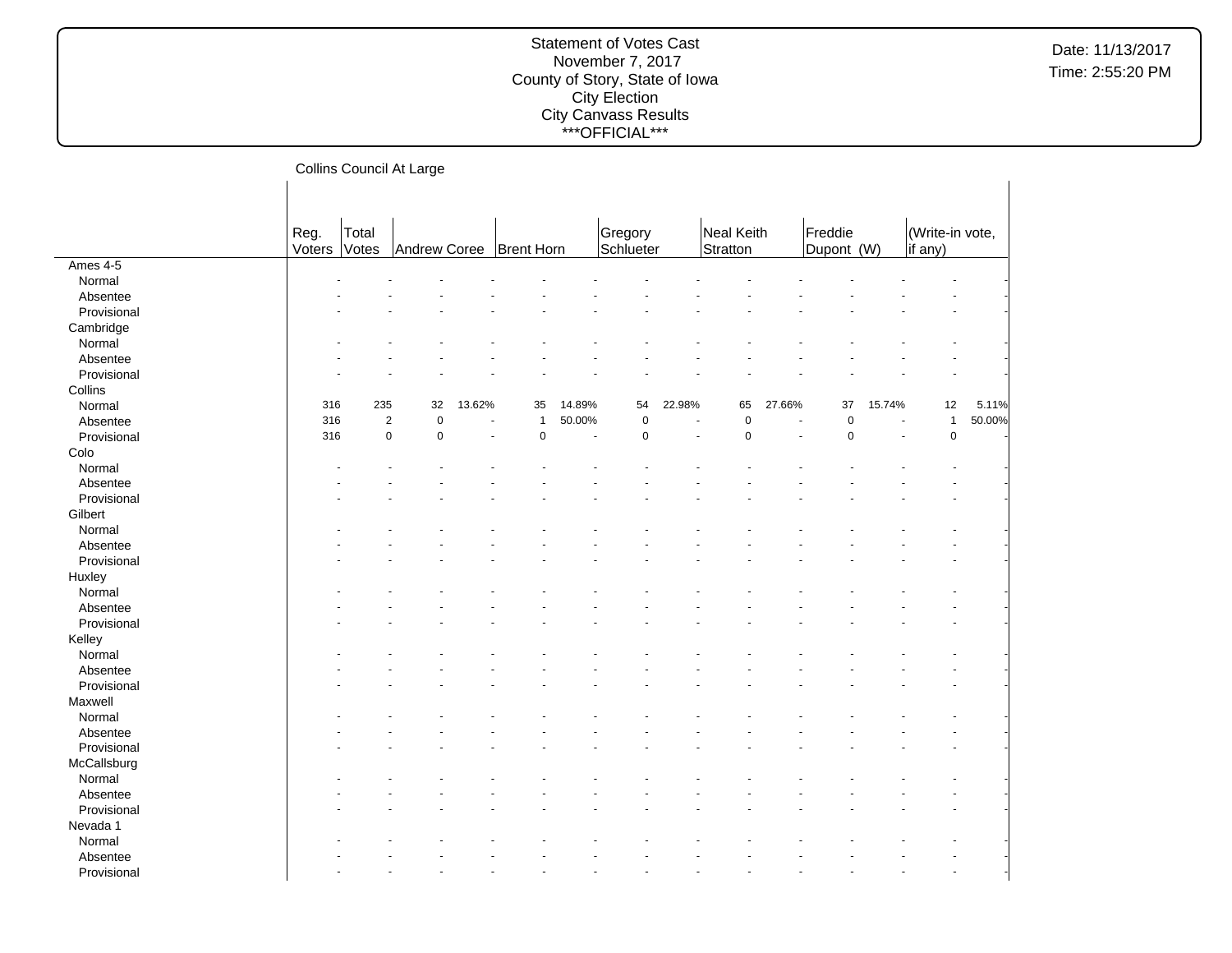Statement of Votes Cast
November 7, 2017
County of Story, State of Iowa
City Election
City Canvass Results
***OFFICIAL***

Date: 11/13/2017
Time: 2:55:20 PM

## Collins Council At Large

| | Reg. Voters | Total Votes | Andrew Coree | | Brent Horn | | Gregory Schlueter | | Neal Keith Stratton | | Freddie Dupont (W) | | (Write-in vote, if any) | |
|---|---|---|---|---|---|---|---|---|---|---|---|---|---|---|
| **Ames 4-5** | | | | | | | | | | | | | | |
| Normal | - | - | - | - | - | - | - | - | - | - | - | - | - | - |
| Absentee | - | - | - | - | - | - | - | - | - | - | - | - | - | - |
| Provisional | - | - | - | - | - | - | - | - | - | - | - | - | - | - |
| **Cambridge** | | | | | | | | | | | | | | |
| Normal | - | - | - | - | - | - | - | - | - | - | - | - | - | - |
| Absentee | - | - | - | - | - | - | - | - | - | - | - | - | - | - |
| Provisional | - | - | - | - | - | - | - | - | - | - | - | - | - | - |
| **Collins** | | | | | | | | | | | | | | |
| Normal | 316 | 235 | 32 | 13.62% | 35 | 14.89% | 54 | 22.98% | 65 | 27.66% | 37 | 15.74% | 12 | 5.11% |
| Absentee | 316 | 2 | 0 | - | 1 | 50.00% | 0 | - | 0 | - | 0 | - | 1 | 50.00% |
| Provisional | 316 | 0 | 0 | - | 0 | - | 0 | - | 0 | - | 0 | - | 0 | - |
| **Colo** | | | | | | | | | | | | | | |
| Normal | - | - | - | - | - | - | - | - | - | - | - | - | - | - |
| Absentee | - | - | - | - | - | - | - | - | - | - | - | - | - | - |
| Provisional | - | - | - | - | - | - | - | - | - | - | - | - | - | - |
| **Gilbert** | | | | | | | | | | | | | | |
| Normal | - | - | - | - | - | - | - | - | - | - | - | - | - | - |
| Absentee | - | - | - | - | - | - | - | - | - | - | - | - | - | - |
| Provisional | - | - | - | - | - | - | - | - | - | - | - | - | - | - |
| **Huxley** | | | | | | | | | | | | | | |
| Normal | - | - | - | - | - | - | - | - | - | - | - | - | - | - |
| Absentee | - | - | - | - | - | - | - | - | - | - | - | - | - | - |
| Provisional | - | - | - | - | - | - | - | - | - | - | - | - | - | - |
| **Kelley** | | | | | | | | | | | | | | |
| Normal | - | - | - | - | - | - | - | - | - | - | - | - | - | - |
| Absentee | - | - | - | - | - | - | - | - | - | - | - | - | - | - |
| Provisional | - | - | - | - | - | - | - | - | - | - | - | - | - | - |
| **Maxwell** | | | | | | | | | | | | | | |
| Normal | - | - | - | - | - | - | - | - | - | - | - | - | - | - |
| Absentee | - | - | - | - | - | - | - | - | - | - | - | - | - | - |
| Provisional | - | - | - | - | - | - | - | - | - | - | - | - | - | - |
| **McCallsburg** | | | | | | | | | | | | | | |
| Normal | - | - | - | - | - | - | - | - | - | - | - | - | - | - |
| Absentee | - | - | - | - | - | - | - | - | - | - | - | - | - | - |
| Provisional | - | - | - | - | - | - | - | - | - | - | - | - | - | - |
| **Nevada 1** | | | | | | | | | | | | | | |
| Normal | - | - | - | - | - | - | - | - | - | - | - | - | - | - |
| Absentee | - | - | - | - | - | - | - | - | - | - | - | - | - | - |
| Provisional | - | - | - | - | - | - | - | - | - | - | - | - | - | - |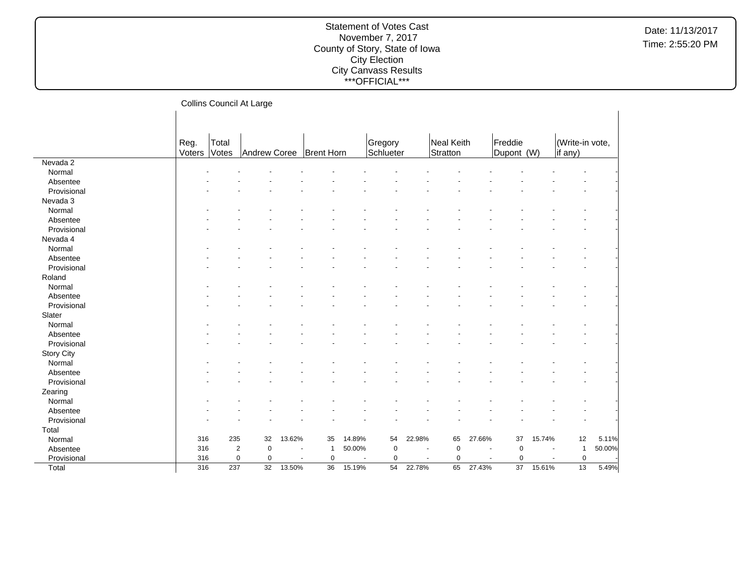Statement of Votes Cast
November 7, 2017
County of Story, State of Iowa
City Election
City Canvass Results
\*\*\*OFFICIAL\*\*\*

Date: 11/13/2017
Time: 2:55:20 PM

Collins Council At Large

| | Reg. Voters | Total Votes | Andrew Coree | | Brent Horn | | Gregory Schlueter | | Neal Keith Stratton | | Freddie Dupont (W) | | (Write-in vote, if any) | |
|---|---|---|---|---|---|---|---|---|---|---|---|---|---|---|
| Nevada 2 | | | | | | | | | | | | | | |
| Normal | - | - | - | - | - | - | - | - | - | - | - | - | - | - |
| Absentee | - | - | - | - | - | - | - | - | - | - | - | - | - | - |
| Provisional | - | - | - | - | - | - | - | - | - | - | - | - | - | - |
| Nevada 3 | | | | | | | | | | | | | | |
| Normal | - | - | - | - | - | - | - | - | - | - | - | - | - | - |
| Absentee | - | - | - | - | - | - | - | - | - | - | - | - | - | - |
| Provisional | - | - | - | - | - | - | - | - | - | - | - | - | - | - |
| Nevada 4 | | | | | | | | | | | | | | |
| Normal | - | - | - | - | - | - | - | - | - | - | - | - | - | - |
| Absentee | - | - | - | - | - | - | - | - | - | - | - | - | - | - |
| Provisional | - | - | - | - | - | - | - | - | - | - | - | - | - | - |
| Roland | | | | | | | | | | | | | | |
| Normal | - | - | - | - | - | - | - | - | - | - | - | - | - | - |
| Absentee | - | - | - | - | - | - | - | - | - | - | - | - | - | - |
| Provisional | - | - | - | - | - | - | - | - | - | - | - | - | - | - |
| Slater | | | | | | | | | | | | | | |
| Normal | - | - | - | - | - | - | - | - | - | - | - | - | - | - |
| Absentee | - | - | - | - | - | - | - | - | - | - | - | - | - | - |
| Provisional | - | - | - | - | - | - | - | - | - | - | - | - | - | - |
| Story City | | | | | | | | | | | | | | |
| Normal | - | - | - | - | - | - | - | - | - | - | - | - | - | - |
| Absentee | - | - | - | - | - | - | - | - | - | - | - | - | - | - |
| Provisional | - | - | - | - | - | - | - | - | - | - | - | - | - | - |
| Zearing | | | | | | | | | | | | | | |
| Normal | - | - | - | - | - | - | - | - | - | - | - | - | - | - |
| Absentee | - | - | - | - | - | - | - | - | - | - | - | - | - | - |
| Provisional | - | - | - | - | - | - | - | - | - | - | - | - | - | - |
| Total | | | | | | | | | | | | | | |
| Normal | 316 | 235 | 32 | 13.62% | 35 | 14.89% | 54 | 22.98% | 65 | 27.66% | 37 | 15.74% | 12 | 5.11% |
| Absentee | 316 | 2 | 0 | - | 1 | 50.00% | 0 | - | 0 | - | 0 | - | 1 | 50.00% |
| Provisional | 316 | 0 | 0 | - | 0 | - | 0 | - | 0 | - | 0 | - | 0 | - |
| Total | 316 | 237 | 32 | 13.50% | 36 | 15.19% | 54 | 22.78% | 65 | 27.43% | 37 | 15.61% | 13 | 5.49% |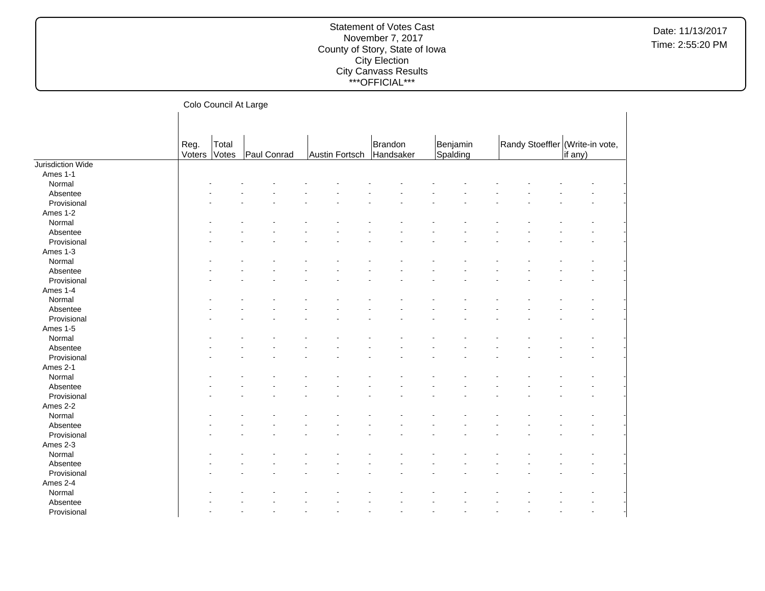Statement of Votes Cast
November 7, 2017
County of Story, State of Iowa
City Election
City Canvass Results
***OFFICIAL***

Date: 11/13/2017
Time: 2:55:20 PM

Colo Council At Large

| | Reg. Voters | Total Votes | Paul Conrad | | Austin Fortsch | | Brandon Handsaker | | Benjamin Spalding | | Randy Stoeffler | | (Write-in vote, if any) | |
|---|---|---|---|---|---|---|---|---|---|---|---|---|---|---|
| Jurisdiction Wide | | | | | | | | | | | | | | |
| Ames 1-1 | | | | | | | | | | | | | | |
| Normal | - | - | - | - | - | - | - | - | - | - | - | - | - | - |
| Absentee | - | - | - | - | - | - | - | - | - | - | - | - | - | - |
| Provisional | - | - | - | - | - | - | - | - | - | - | - | - | - | - |
| Ames 1-2 | | | | | | | | | | | | | | |
| Normal | - | - | - | - | - | - | - | - | - | - | - | - | - | - |
| Absentee | - | - | - | - | - | - | - | - | - | - | - | - | - | - |
| Provisional | - | - | - | - | - | - | - | - | - | - | - | - | - | - |
| Ames 1-3 | | | | | | | | | | | | | | |
| Normal | - | - | - | - | - | - | - | - | - | - | - | - | - | - |
| Absentee | - | - | - | - | - | - | - | - | - | - | - | - | - | - |
| Provisional | - | - | - | - | - | - | - | - | - | - | - | - | - | - |
| Ames 1-4 | | | | | | | | | | | | | | |
| Normal | - | - | - | - | - | - | - | - | - | - | - | - | - | - |
| Absentee | - | - | - | - | - | - | - | - | - | - | - | - | - | - |
| Provisional | - | - | - | - | - | - | - | - | - | - | - | - | - | - |
| Ames 1-5 | | | | | | | | | | | | | | |
| Normal | - | - | - | - | - | - | - | - | - | - | - | - | - | - |
| Absentee | - | - | - | - | - | - | - | - | - | - | - | - | - | - |
| Provisional | - | - | - | - | - | - | - | - | - | - | - | - | - | - |
| Ames 2-1 | | | | | | | | | | | | | | |
| Normal | - | - | - | - | - | - | - | - | - | - | - | - | - | - |
| Absentee | - | - | - | - | - | - | - | - | - | - | - | - | - | - |
| Provisional | - | - | - | - | - | - | - | - | - | - | - | - | - | - |
| Ames 2-2 | | | | | | | | | | | | | | |
| Normal | - | - | - | - | - | - | - | - | - | - | - | - | - | - |
| Absentee | - | - | - | - | - | - | - | - | - | - | - | - | - | - |
| Provisional | - | - | - | - | - | - | - | - | - | - | - | - | - | - |
| Ames 2-3 | | | | | | | | | | | | | | |
| Normal | - | - | - | - | - | - | - | - | - | - | - | - | - | - |
| Absentee | - | - | - | - | - | - | - | - | - | - | - | - | - | - |
| Provisional | - | - | - | - | - | - | - | - | - | - | - | - | - | - |
| Ames 2-4 | | | | | | | | | | | | | | |
| Normal | - | - | - | - | - | - | - | - | - | - | - | - | - | - |
| Absentee | - | - | - | - | - | - | - | - | - | - | - | - | - | - |
| Provisional | - | - | - | - | - | - | - | - | - | - | - | - | - | - |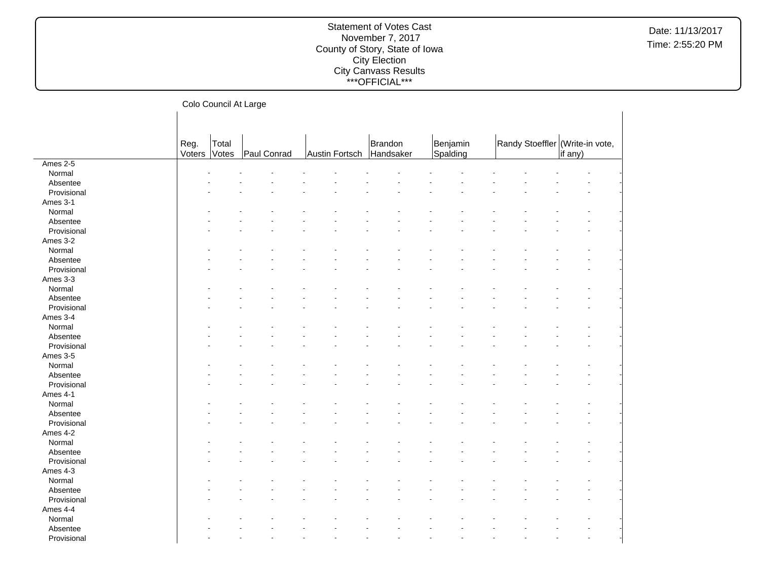Statement of Votes Cast
November 7, 2017
County of Story, State of Iowa
City Election
City Canvass Results
\*\*\*OFFICIAL\*\*\*

Date: 11/13/2017
Time: 2:55:20 PM

Colo Council At Large

| | Reg. Voters | Total Votes | Paul Conrad | Austin Fortsch | Brandon Handsaker | Benjamin Spalding | Randy Stoeffler | (Write-in vote, if any) |
|---|---|---|---|---|---|---|---|---|
| Ames 2-5 | | | | | | | | |
| Normal | - | - | - | - | - | - | - | - |
| Absentee | - | - | - | - | - | - | - | - |
| Provisional | - | - | - | - | - | - | - | - |
| Ames 3-1 | | | | | | | | |
| Normal | - | - | - | - | - | - | - | - |
| Absentee | - | - | - | - | - | - | - | - |
| Provisional | - | - | - | - | - | - | - | - |
| Ames 3-2 | | | | | | | | |
| Normal | - | - | - | - | - | - | - | - |
| Absentee | - | - | - | - | - | - | - | - |
| Provisional | - | - | - | - | - | - | - | - |
| Ames 3-3 | | | | | | | | |
| Normal | - | - | - | - | - | - | - | - |
| Absentee | - | - | - | - | - | - | - | - |
| Provisional | - | - | - | - | - | - | - | - |
| Ames 3-4 | | | | | | | | |
| Normal | - | - | - | - | - | - | - | - |
| Absentee | - | - | - | - | - | - | - | - |
| Provisional | - | - | - | - | - | - | - | - |
| Ames 3-5 | | | | | | | | |
| Normal | - | - | - | - | - | - | - | - |
| Absentee | - | - | - | - | - | - | - | - |
| Provisional | - | - | - | - | - | - | - | - |
| Ames 4-1 | | | | | | | | |
| Normal | - | - | - | - | - | - | - | - |
| Absentee | - | - | - | - | - | - | - | - |
| Provisional | - | - | - | - | - | - | - | - |
| Ames 4-2 | | | | | | | | |
| Normal | - | - | - | - | - | - | - | - |
| Absentee | - | - | - | - | - | - | - | - |
| Provisional | - | - | - | - | - | - | - | - |
| Ames 4-3 | | | | | | | | |
| Normal | - | - | - | - | - | - | - | - |
| Absentee | - | - | - | - | - | - | - | - |
| Provisional | - | - | - | - | - | - | - | - |
| Ames 4-4 | | | | | | | | |
| Normal | - | - | - | - | - | - | - | - |
| Absentee | - | - | - | - | - | - | - | - |
| Provisional | - | - | - | - | - | - | - | - |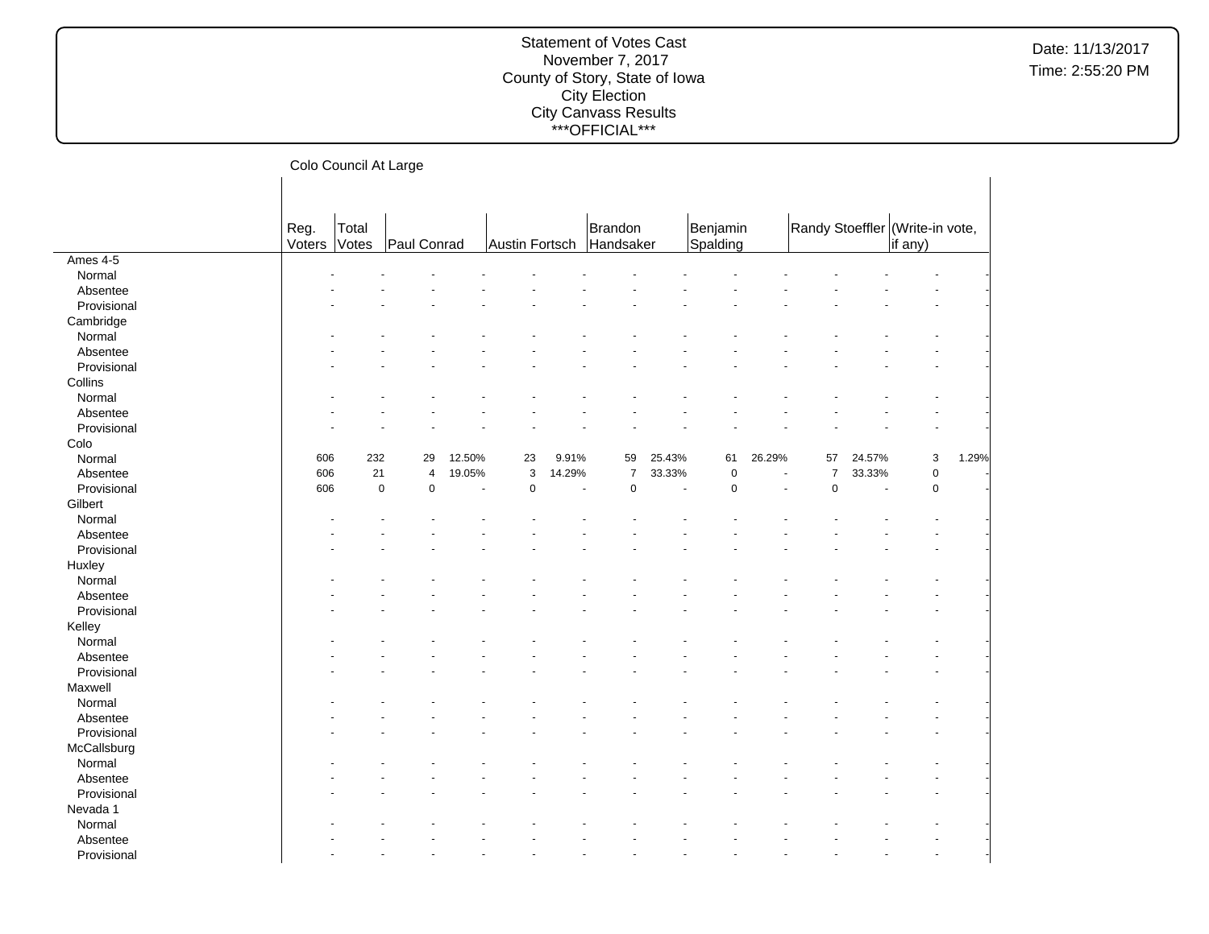Statement of Votes Cast
November 7, 2017
County of Story, State of Iowa
City Election
City Canvass Results
\*\*\*OFFICIAL\*\*\*

Date: 11/13/2017
Time: 2:55:20 PM

Colo Council At Large

| | Reg. Voters | Total Votes | Paul Conrad | | Austin Fortsch | | Brandon Handsaker | | Benjamin Spalding | | Randy Stoeffler | | (Write-in vote, if any) | |
|---|---|---|---|---|---|---|---|---|---|---|---|---|---|---|
| **Ames 4-5** | | | | | | | | | | | | | | |
| Normal | - | - | - | - | - | - | - | - | - | - | - | - | - | - |
| Absentee | - | - | - | - | - | - | - | - | - | - | - | - | - | - |
| Provisional | - | - | - | - | - | - | - | - | - | - | - | - | - | - |
| **Cambridge** | | | | | | | | | | | | | | |
| Normal | - | - | - | - | - | - | - | - | - | - | - | - | - | - |
| Absentee | - | - | - | - | - | - | - | - | - | - | - | - | - | - |
| Provisional | - | - | - | - | - | - | - | - | - | - | - | - | - | - |
| **Collins** | | | | | | | | | | | | | | |
| Normal | - | - | - | - | - | - | - | - | - | - | - | - | - | - |
| Absentee | - | - | - | - | - | - | - | - | - | - | - | - | - | - |
| Provisional | - | - | - | - | - | - | - | - | - | - | - | - | - | - |
| **Colo** | | | | | | | | | | | | | | |
| Normal | 606 | 232 | 29 | 12.50% | 23 | 9.91% | 59 | 25.43% | 61 | 26.29% | 57 | 24.57% | 3 | 1.29% |
| Absentee | 606 | 21 | 4 | 19.05% | 3 | 14.29% | 7 | 33.33% | 0 | - | 7 | 33.33% | 0 | - |
| Provisional | 606 | 0 | 0 | - | 0 | - | 0 | - | 0 | - | 0 | - | 0 | - |
| **Gilbert** | | | | | | | | | | | | | | |
| Normal | - | - | - | - | - | - | - | - | - | - | - | - | - | - |
| Absentee | - | - | - | - | - | - | - | - | - | - | - | - | - | - |
| Provisional | - | - | - | - | - | - | - | - | - | - | - | - | - | - |
| **Huxley** | | | | | | | | | | | | | | |
| Normal | - | - | - | - | - | - | - | - | - | - | - | - | - | - |
| Absentee | - | - | - | - | - | - | - | - | - | - | - | - | - | - |
| Provisional | - | - | - | - | - | - | - | - | - | - | - | - | - | - |
| **Kelley** | | | | | | | | | | | | | | |
| Normal | - | - | - | - | - | - | - | - | - | - | - | - | - | - |
| Absentee | - | - | - | - | - | - | - | - | - | - | - | - | - | - |
| Provisional | - | - | - | - | - | - | - | - | - | - | - | - | - | - |
| **Maxwell** | | | | | | | | | | | | | | |
| Normal | - | - | - | - | - | - | - | - | - | - | - | - | - | - |
| Absentee | - | - | - | - | - | - | - | - | - | - | - | - | - | - |
| Provisional | - | - | - | - | - | - | - | - | - | - | - | - | - | - |
| **McCallsburg** | | | | | | | | | | | | | | |
| Normal | - | - | - | - | - | - | - | - | - | - | - | - | - | - |
| Absentee | - | - | - | - | - | - | - | - | - | - | - | - | - | - |
| Provisional | - | - | - | - | - | - | - | - | - | - | - | - | - | - |
| **Nevada 1** | | | | | | | | | | | | | | |
| Normal | - | - | - | - | - | - | - | - | - | - | - | - | - | - |
| Absentee | - | - | - | - | - | - | - | - | - | - | - | - | - | - |
| Provisional | - | - | - | - | - | - | - | - | - | - | - | - | - | - |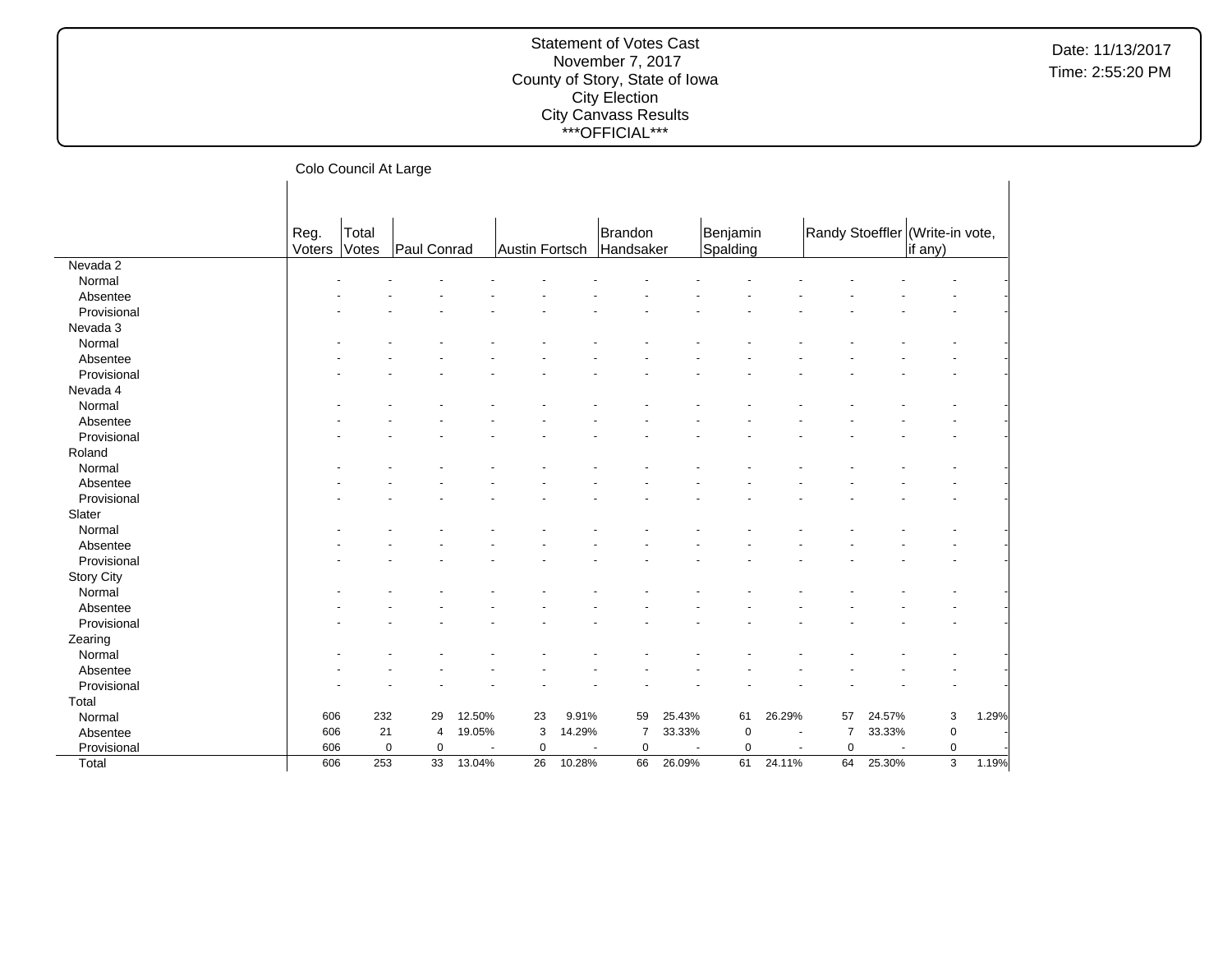Statement of Votes Cast
November 7, 2017
County of Story, State of Iowa
City Election
City Canvass Results
\*\*\*OFFICIAL\*\*\*

Date: 11/13/2017
Time: 2:55:20 PM

Colo Council At Large

| | Reg. Voters | Total Votes | Paul Conrad | | Austin Fortsch | | Brandon Handsaker | | Benjamin Spalding | | Randy Stoeffler | | (Write-in vote, if any) | |
|---|---|---|---|---|---|---|---|---|---|---|---|---|---|---|
| Nevada 2 | | | | | | | | | | | | | | |
| Normal | - | - | - | - | - | - | - | - | - | - | - | - | - | - |
| Absentee | - | - | - | - | - | - | - | - | - | - | - | - | - | - |
| Provisional | - | - | - | - | - | - | - | - | - | - | - | - | - | - |
| Nevada 3 | | | | | | | | | | | | | | |
| Normal | - | - | - | - | - | - | - | - | - | - | - | - | - | - |
| Absentee | - | - | - | - | - | - | - | - | - | - | - | - | - | - |
| Provisional | - | - | - | - | - | - | - | - | - | - | - | - | - | - |
| Nevada 4 | | | | | | | | | | | | | | |
| Normal | - | - | - | - | - | - | - | - | - | - | - | - | - | - |
| Absentee | - | - | - | - | - | - | - | - | - | - | - | - | - | - |
| Provisional | - | - | - | - | - | - | - | - | - | - | - | - | - | - |
| Roland | | | | | | | | | | | | | | |
| Normal | - | - | - | - | - | - | - | - | - | - | - | - | - | - |
| Absentee | - | - | - | - | - | - | - | - | - | - | - | - | - | - |
| Provisional | - | - | - | - | - | - | - | - | - | - | - | - | - | - |
| Slater | | | | | | | | | | | | | | |
| Normal | - | - | - | - | - | - | - | - | - | - | - | - | - | - |
| Absentee | - | - | - | - | - | - | - | - | - | - | - | - | - | - |
| Provisional | - | - | - | - | - | - | - | - | - | - | - | - | - | - |
| Story City | | | | | | | | | | | | | | |
| Normal | - | - | - | - | - | - | - | - | - | - | - | - | - | - |
| Absentee | - | - | - | - | - | - | - | - | - | - | - | - | - | - |
| Provisional | - | - | - | - | - | - | - | - | - | - | - | - | - | - |
| Zearing | | | | | | | | | | | | | | |
| Normal | - | - | - | - | - | - | - | - | - | - | - | - | - | - |
| Absentee | - | - | - | - | - | - | - | - | - | - | - | - | - | - |
| Provisional | - | - | - | - | - | - | - | - | - | - | - | - | - | - |
| Total | | | | | | | | | | | | | | |
| Normal | 606 | 232 | 29 | 12.50% | 23 | 9.91% | 59 | 25.43% | 61 | 26.29% | 57 | 24.57% | 3 | 1.29% |
| Absentee | 606 | 21 | 4 | 19.05% | 3 | 14.29% | 7 | 33.33% | 0 | - | 7 | 33.33% | 0 | - |
| Provisional | 606 | 0 | 0 | - | 0 | - | 0 | - | 0 | - | 0 | - | 0 | - |
| Total | 606 | 253 | 33 | 13.04% | 26 | 10.28% | 66 | 26.09% | 61 | 24.11% | 64 | 25.30% | 3 | 1.19% |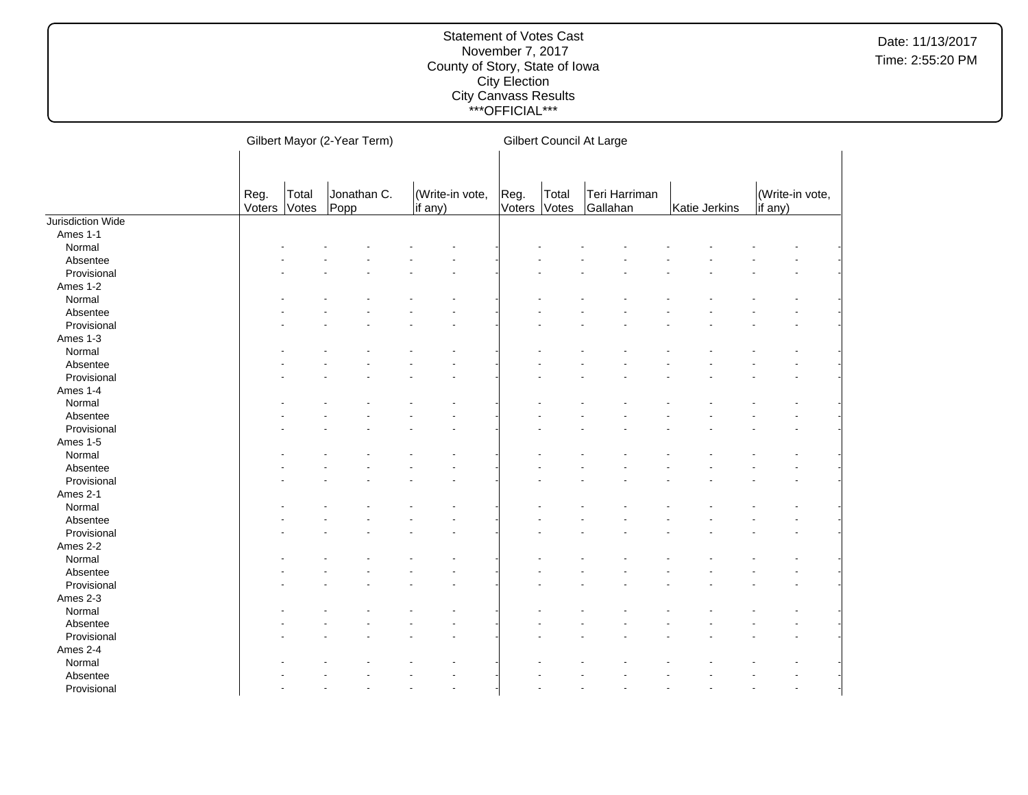Statement of Votes Cast
November 7, 2017
County of Story, State of Iowa
City Election
City Canvass Results
***OFFICIAL***

Date: 11/13/2017
Time: 2:55:20 PM

| | Gilbert Mayor (2-Year Term) | | | | | | Gilbert Council At Large | | | | | | | |
|---|---|---|---|---|---|---|---|---|---|---|---|---|---|---|
| | Reg. Voters | Total Votes | Jonathan C. Popp | | (Write-in vote, if any) | | Reg. Voters | Total Votes | Teri Harriman Gallahan | | Katie Jerkins | | (Write-in vote, if any) | |
| Jurisdiction Wide | | | | | | | | | | | | | | |
| Ames 1-1 | | | | | | | | | | | | | | |
| Normal | - | - | - | - | - | - | - | - | - | - | - | - | - | - |
| Absentee | - | - | - | - | - | - | - | - | - | - | - | - | - | - |
| Provisional | - | - | - | - | - | - | - | - | - | - | - | - | - | - |
| Ames 1-2 | | | | | | | | | | | | | | |
| Normal | - | - | - | - | - | - | - | - | - | - | - | - | - | - |
| Absentee | - | - | - | - | - | - | - | - | - | - | - | - | - | - |
| Provisional | - | - | - | - | - | - | - | - | - | - | - | - | - | - |
| Ames 1-3 | | | | | | | | | | | | | | |
| Normal | - | - | - | - | - | - | - | - | - | - | - | - | - | - |
| Absentee | - | - | - | - | - | - | - | - | - | - | - | - | - | - |
| Provisional | - | - | - | - | - | - | - | - | - | - | - | - | - | - |
| Ames 1-4 | | | | | | | | | | | | | | |
| Normal | - | - | - | - | - | - | - | - | - | - | - | - | - | - |
| Absentee | - | - | - | - | - | - | - | - | - | - | - | - | - | - |
| Provisional | - | - | - | - | - | - | - | - | - | - | - | - | - | - |
| Ames 1-5 | | | | | | | | | | | | | | |
| Normal | - | - | - | - | - | - | - | - | - | - | - | - | - | - |
| Absentee | - | - | - | - | - | - | - | - | - | - | - | - | - | - |
| Provisional | - | - | - | - | - | - | - | - | - | - | - | - | - | - |
| Ames 2-1 | | | | | | | | | | | | | | |
| Normal | - | - | - | - | - | - | - | - | - | - | - | - | - | - |
| Absentee | - | - | - | - | - | - | - | - | - | - | - | - | - | - |
| Provisional | - | - | - | - | - | - | - | - | - | - | - | - | - | - |
| Ames 2-2 | | | | | | | | | | | | | | |
| Normal | - | - | - | - | - | - | - | - | - | - | - | - | - | - |
| Absentee | - | - | - | - | - | - | - | - | - | - | - | - | - | - |
| Provisional | - | - | - | - | - | - | - | - | - | - | - | - | - | - |
| Ames 2-3 | | | | | | | | | | | | | | |
| Normal | - | - | - | - | - | - | - | - | - | - | - | - | - | - |
| Absentee | - | - | - | - | - | - | - | - | - | - | - | - | - | - |
| Provisional | - | - | - | - | - | - | - | - | - | - | - | - | - | - |
| Ames 2-4 | | | | | | | | | | | | | | |
| Normal | - | - | - | - | - | - | - | - | - | - | - | - | - | - |
| Absentee | - | - | - | - | - | - | - | - | - | - | - | - | - | - |
| Provisional | - | - | - | - | - | - | - | - | - | - | - | - | - | - |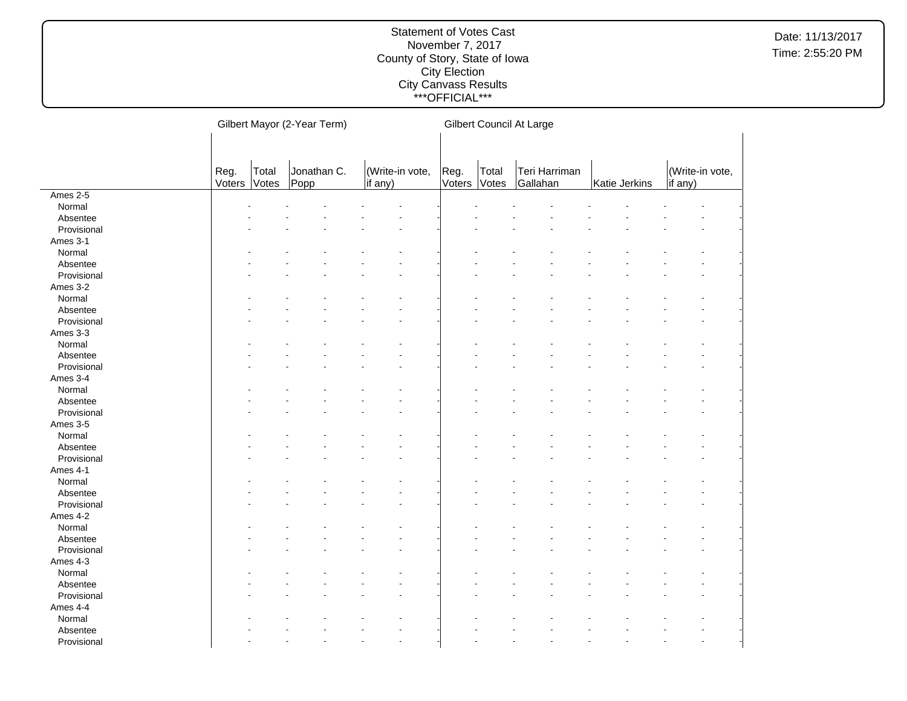Statement of Votes Cast
November 7, 2017
County of Story, State of Iowa
City Election
City Canvass Results
\*\*\*OFFICIAL\*\*\*

Date: 11/13/2017
Time: 2:55:20 PM

| | Gilbert Mayor (2-Year Term) | | | | Gilbert Council At Large | | | | |
|---|---|---|---|---|---|---|---|---|---|
| | Reg. Voters | Total Votes | Jonathan C. Popp | (Write-in vote, if any) | Reg. Voters | Total Votes | Teri Harriman Gallahan | Katie Jerkins | (Write-in vote, if any) |
| Ames 2-5 | | | | | | | | | |
| Normal | - | - | - | - | - | - | - | - | - |
| Absentee | - | - | - | - | - | - | - | - | - |
| Provisional | - | - | - | - | - | - | - | - | - |
| Ames 3-1 | | | | | | | | | |
| Normal | - | - | - | - | - | - | - | - | - |
| Absentee | - | - | - | - | - | - | - | - | - |
| Provisional | - | - | - | - | - | - | - | - | - |
| Ames 3-2 | | | | | | | | | |
| Normal | - | - | - | - | - | - | - | - | - |
| Absentee | - | - | - | - | - | - | - | - | - |
| Provisional | - | - | - | - | - | - | - | - | - |
| Ames 3-3 | | | | | | | | | |
| Normal | - | - | - | - | - | - | - | - | - |
| Absentee | - | - | - | - | - | - | - | - | - |
| Provisional | - | - | - | - | - | - | - | - | - |
| Ames 3-4 | | | | | | | | | |
| Normal | - | - | - | - | - | - | - | - | - |
| Absentee | - | - | - | - | - | - | - | - | - |
| Provisional | - | - | - | - | - | - | - | - | - |
| Ames 3-5 | | | | | | | | | |
| Normal | - | - | - | - | - | - | - | - | - |
| Absentee | - | - | - | - | - | - | - | - | - |
| Provisional | - | - | - | - | - | - | - | - | - |
| Ames 4-1 | | | | | | | | | |
| Normal | - | - | - | - | - | - | - | - | - |
| Absentee | - | - | - | - | - | - | - | - | - |
| Provisional | - | - | - | - | - | - | - | - | - |
| Ames 4-2 | | | | | | | | | |
| Normal | - | - | - | - | - | - | - | - | - |
| Absentee | - | - | - | - | - | - | - | - | - |
| Provisional | - | - | - | - | - | - | - | - | - |
| Ames 4-3 | | | | | | | | | |
| Normal | - | - | - | - | - | - | - | - | - |
| Absentee | - | - | - | - | - | - | - | - | - |
| Provisional | - | - | - | - | - | - | - | - | - |
| Ames 4-4 | | | | | | | | | |
| Normal | - | - | - | - | - | - | - | - | - |
| Absentee | - | - | - | - | - | - | - | - | - |
| Provisional | - | - | - | - | - | - | - | - | - |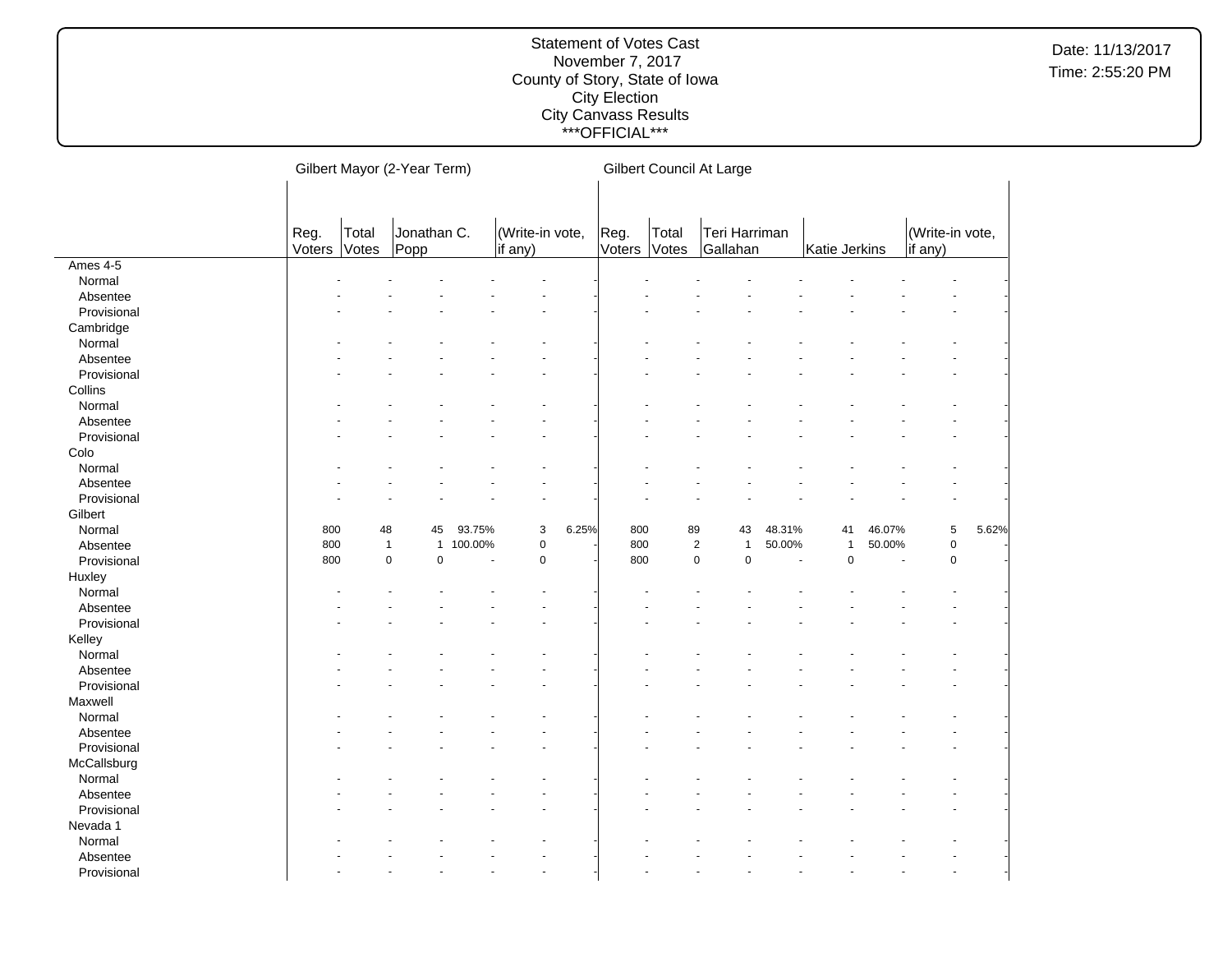Statement of Votes Cast
November 7, 2017
County of Story, State of Iowa
City Election
City Canvass Results
***OFFICIAL***

Date: 11/13/2017
Time: 2:55:20 PM

| | Gilbert Mayor (2-Year Term) | | | | | | Gilbert Council At Large | | | | | | | |
|---|---|---|---|---|---|---|---|---|---|---|---|---|---|---|
| | Reg. Voters | Total Votes | Jonathan C. Popp | | (Write-in vote, if any) | | Reg. Voters | Total Votes | Teri Harriman Gallahan | | Katie Jerkins | | (Write-in vote, if any) | |
| **Ames 4-5** | | | | | | | | | | | | | | |
| Normal | - | - | - | - | - | - | - | - | - | - | - | - | - | - |
| Absentee | - | - | - | - | - | - | - | - | - | - | - | - | - | - |
| Provisional | - | - | - | - | - | - | - | - | - | - | - | - | - | - |
| **Cambridge** | | | | | | | | | | | | | | |
| Normal | - | - | - | - | - | - | - | - | - | - | - | - | - | - |
| Absentee | - | - | - | - | - | - | - | - | - | - | - | - | - | - |
| Provisional | - | - | - | - | - | - | - | - | - | - | - | - | - | - |
| **Collins** | | | | | | | | | | | | | | |
| Normal | - | - | - | - | - | - | - | - | - | - | - | - | - | - |
| Absentee | - | - | - | - | - | - | - | - | - | - | - | - | - | - |
| Provisional | - | - | - | - | - | - | - | - | - | - | - | - | - | - |
| **Colo** | | | | | | | | | | | | | | |
| Normal | - | - | - | - | - | - | - | - | - | - | - | - | - | - |
| Absentee | - | - | - | - | - | - | - | - | - | - | - | - | - | - |
| Provisional | - | - | - | - | - | - | - | - | - | - | - | - | - | - |
| **Gilbert** | | | | | | | | | | | | | | |
| Normal | 800 | 48 | 45 | 93.75% | 3 | 6.25% | 800 | 89 | 43 | 48.31% | 41 | 46.07% | 5 | 5.62% |
| Absentee | 800 | 1 | 1 | 100.00% | 0 | - | 800 | 2 | 1 | 50.00% | 1 | 50.00% | 0 | - |
| Provisional | 800 | 0 | 0 | - | 0 | - | 800 | 0 | 0 | - | 0 | - | 0 | - |
| **Huxley** | | | | | | | | | | | | | | |
| Normal | - | - | - | - | - | - | - | - | - | - | - | - | - | - |
| Absentee | - | - | - | - | - | - | - | - | - | - | - | - | - | - |
| Provisional | - | - | - | - | - | - | - | - | - | - | - | - | - | - |
| **Kelley** | | | | | | | | | | | | | | |
| Normal | - | - | - | - | - | - | - | - | - | - | - | - | - | - |
| Absentee | - | - | - | - | - | - | - | - | - | - | - | - | - | - |
| Provisional | - | - | - | - | - | - | - | - | - | - | - | - | - | - |
| **Maxwell** | | | | | | | | | | | | | | |
| Normal | - | - | - | - | - | - | - | - | - | - | - | - | - | - |
| Absentee | - | - | - | - | - | - | - | - | - | - | - | - | - | - |
| Provisional | - | - | - | - | - | - | - | - | - | - | - | - | - | - |
| **McCallsburg** | | | | | | | | | | | | | | |
| Normal | - | - | - | - | - | - | - | - | - | - | - | - | - | - |
| Absentee | - | - | - | - | - | - | - | - | - | - | - | - | - | - |
| Provisional | - | - | - | - | - | - | - | - | - | - | - | - | - | - |
| **Nevada 1** | | | | | | | | | | | | | | |
| Normal | - | - | - | - | - | - | - | - | - | - | - | - | - | - |
| Absentee | - | - | - | - | - | - | - | - | - | - | - | - | - | - |
| Provisional | - | - | - | - | - | - | - | - | - | - | - | - | - | - |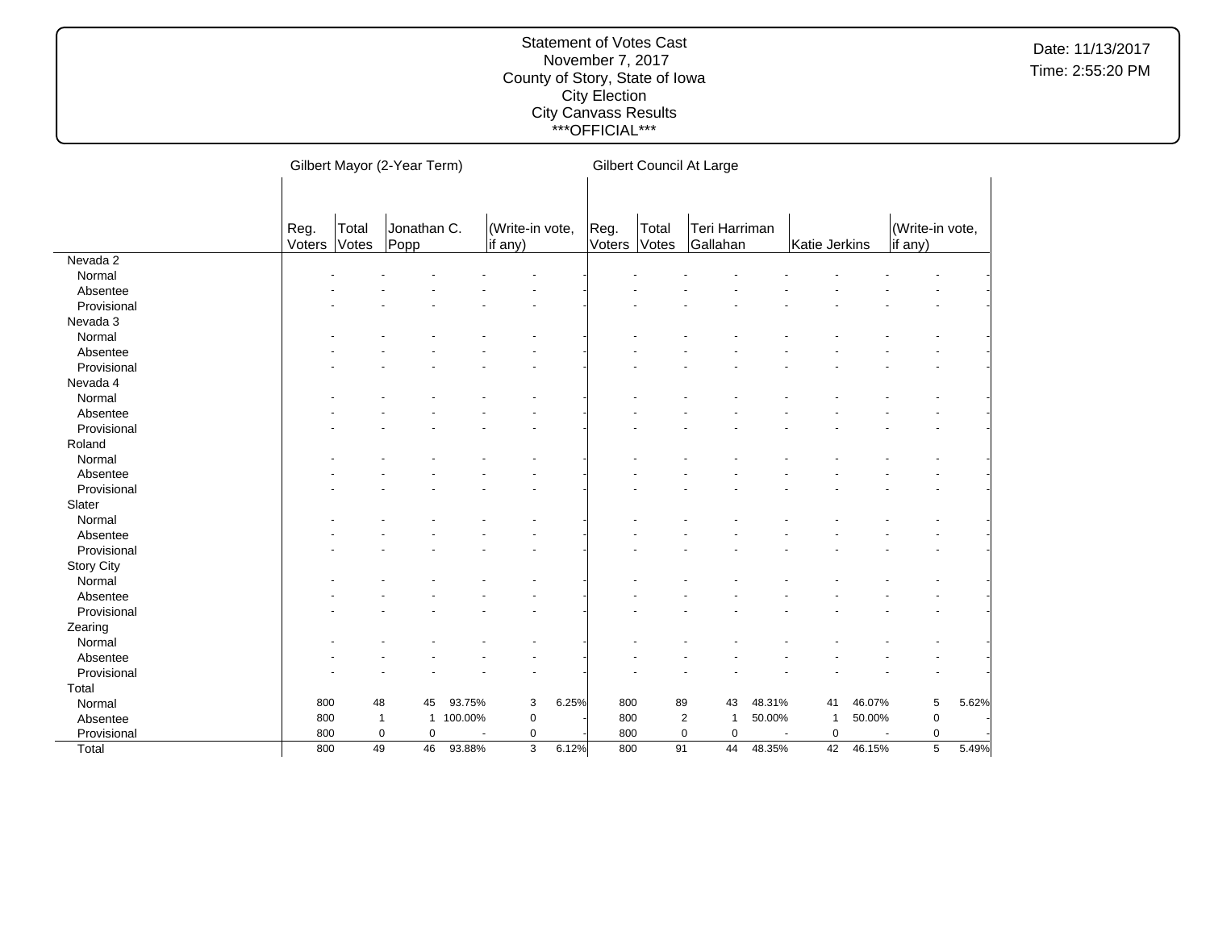Statement of Votes Cast
November 7, 2017
County of Story, State of Iowa
City Election
City Canvass Results
\*\*\*OFFICIAL\*\*\*

Date: 11/13/2017
Time: 2:55:20 PM

| | Gilbert Mayor (2-Year Term) | | | | | | Gilbert Council At Large | | | | | | | |
|---|---|---|---|---|---|---|---|---|---|---|---|---|---|---|
| | Reg. Voters | Total Votes | Jonathan C. Popp | | (Write-in vote, if any) | | Reg. Voters | Total Votes | Teri Harriman Gallahan | | Katie Jerkins | | (Write-in vote, if any) | |
| **Nevada 2** | | | | | | | | | | | | | | |
| Normal | - | - | - | - | - | - | - | - | - | - | - | - | - | - |
| Absentee | - | - | - | - | - | - | - | - | - | - | - | - | - | - |
| Provisional | - | - | - | - | - | - | - | - | - | - | - | - | - | - |
| **Nevada 3** | | | | | | | | | | | | | | |
| Normal | - | - | - | - | - | - | - | - | - | - | - | - | - | - |
| Absentee | - | - | - | - | - | - | - | - | - | - | - | - | - | - |
| Provisional | - | - | - | - | - | - | - | - | - | - | - | - | - | - |
| **Nevada 4** | | | | | | | | | | | | | | |
| Normal | - | - | - | - | - | - | - | - | - | - | - | - | - | - |
| Absentee | - | - | - | - | - | - | - | - | - | - | - | - | - | - |
| Provisional | - | - | - | - | - | - | - | - | - | - | - | - | - | - |
| **Roland** | | | | | | | | | | | | | | |
| Normal | - | - | - | - | - | - | - | - | - | - | - | - | - | - |
| Absentee | - | - | - | - | - | - | - | - | - | - | - | - | - | - |
| Provisional | - | - | - | - | - | - | - | - | - | - | - | - | - | - |
| **Slater** | | | | | | | | | | | | | | |
| Normal | - | - | - | - | - | - | - | - | - | - | - | - | - | - |
| Absentee | - | - | - | - | - | - | - | - | - | - | - | - | - | - |
| Provisional | - | - | - | - | - | - | - | - | - | - | - | - | - | - |
| **Story City** | | | | | | | | | | | | | | |
| Normal | - | - | - | - | - | - | - | - | - | - | - | - | - | - |
| Absentee | - | - | - | - | - | - | - | - | - | - | - | - | - | - |
| Provisional | - | - | - | - | - | - | - | - | - | - | - | - | - | - |
| **Zearing** | | | | | | | | | | | | | | |
| Normal | - | - | - | - | - | - | - | - | - | - | - | - | - | - |
| Absentee | - | - | - | - | - | - | - | - | - | - | - | - | - | - |
| Provisional | - | - | - | - | - | - | - | - | - | - | - | - | - | - |
| **Total** | | | | | | | | | | | | | | |
| Normal | 800 | 48 | 45 | 93.75% | 3 | 6.25% | 800 | 89 | 43 | 48.31% | 41 | 46.07% | 5 | 5.62% |
| Absentee | 800 | 1 | 1 | 100.00% | 0 | - | 800 | 2 | 1 | 50.00% | 1 | 50.00% | 0 | - |
| Provisional | 800 | 0 | 0 | - | 0 | - | 800 | 0 | 0 | - | 0 | - | 0 | - |
| Total | 800 | 49 | 46 | 93.88% | 3 | 6.12% | 800 | 91 | 44 | 48.35% | 42 | 46.15% | 5 | 5.49% |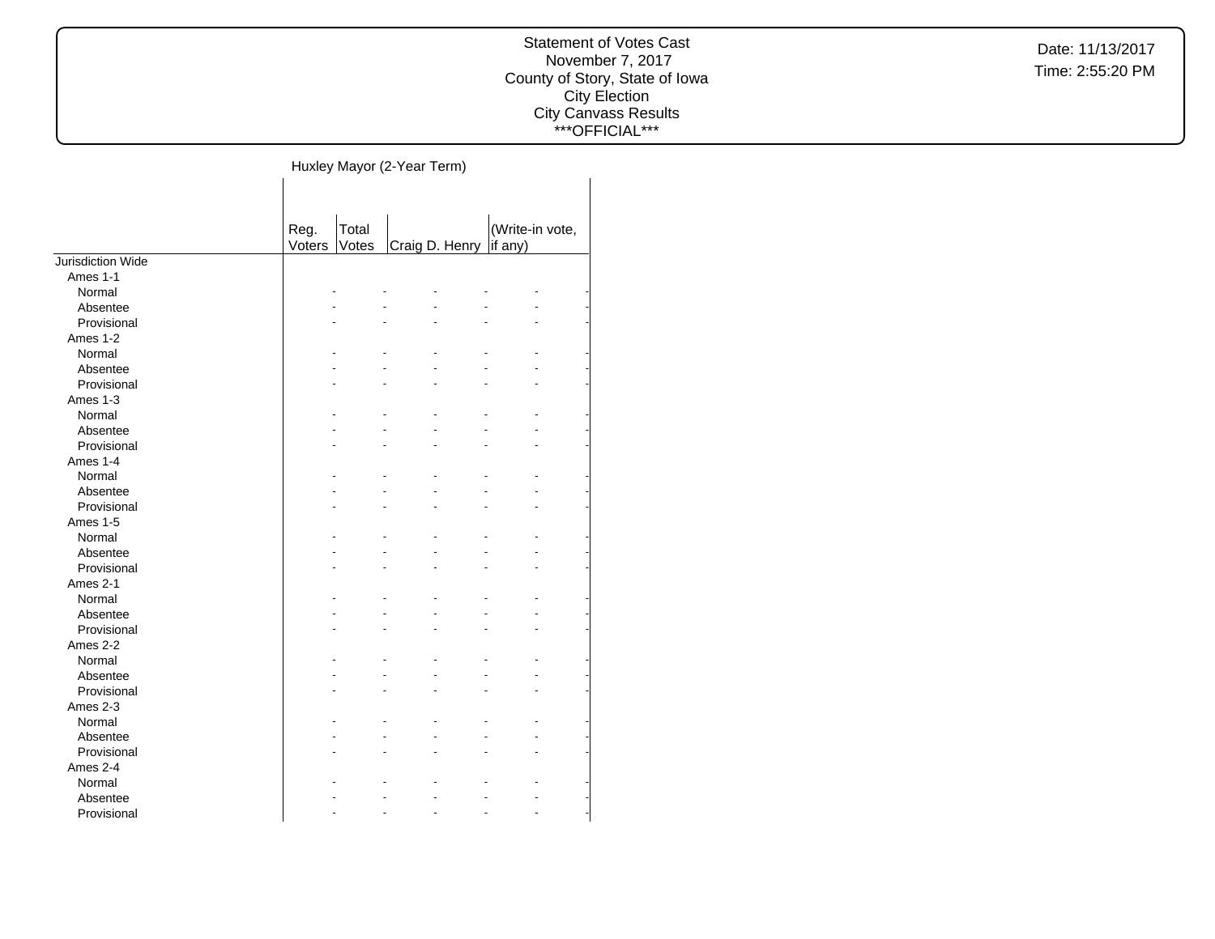Huxley Mayor (2-Year Term)

| | Reg. Voters | Total Votes | Craig D. Henry | | (Write-in vote, if any) | |
|---|---|---|---|---|---|---|
| Jurisdiction Wide | | | | | | |
| Ames 1-1 | | | | | | |
| Normal | - | - | - | - | - | - |
| Absentee | - | - | - | - | - | - |
| Provisional | - | - | - | - | - | - |
| Ames 1-2 | | | | | | |
| Normal | - | - | - | - | - | - |
| Absentee | - | - | - | - | - | - |
| Provisional | - | - | - | - | - | - |
| Ames 1-3 | | | | | | |
| Normal | - | - | - | - | - | - |
| Absentee | - | - | - | - | - | - |
| Provisional | - | - | - | - | - | - |
| Ames 1-4 | | | | | | |
| Normal | - | - | - | - | - | - |
| Absentee | - | - | - | - | - | - |
| Provisional | - | - | - | - | - | - |
| Ames 1-5 | | | | | | |
| Normal | - | - | - | - | - | - |
| Absentee | - | - | - | - | - | - |
| Provisional | - | - | - | - | - | - |
| Ames 2-1 | | | | | | |
| Normal | - | - | - | - | - | - |
| Absentee | - | - | - | - | - | - |
| Provisional | - | - | - | - | - | - |
| Ames 2-2 | | | | | | |
| Normal | - | - | - | - | - | - |
| Absentee | - | - | - | - | - | - |
| Provisional | - | - | - | - | - | - |
| Ames 2-3 | | | | | | |
| Normal | - | - | - | - | - | - |
| Absentee | - | - | - | - | - | - |
| Provisional | - | - | - | - | - | - |
| Ames 2-4 | | | | | | |
| Normal | - | - | - | - | - | - |
| Absentee | - | - | - | - | - | - |
| Provisional | - | - | - | - | - | - |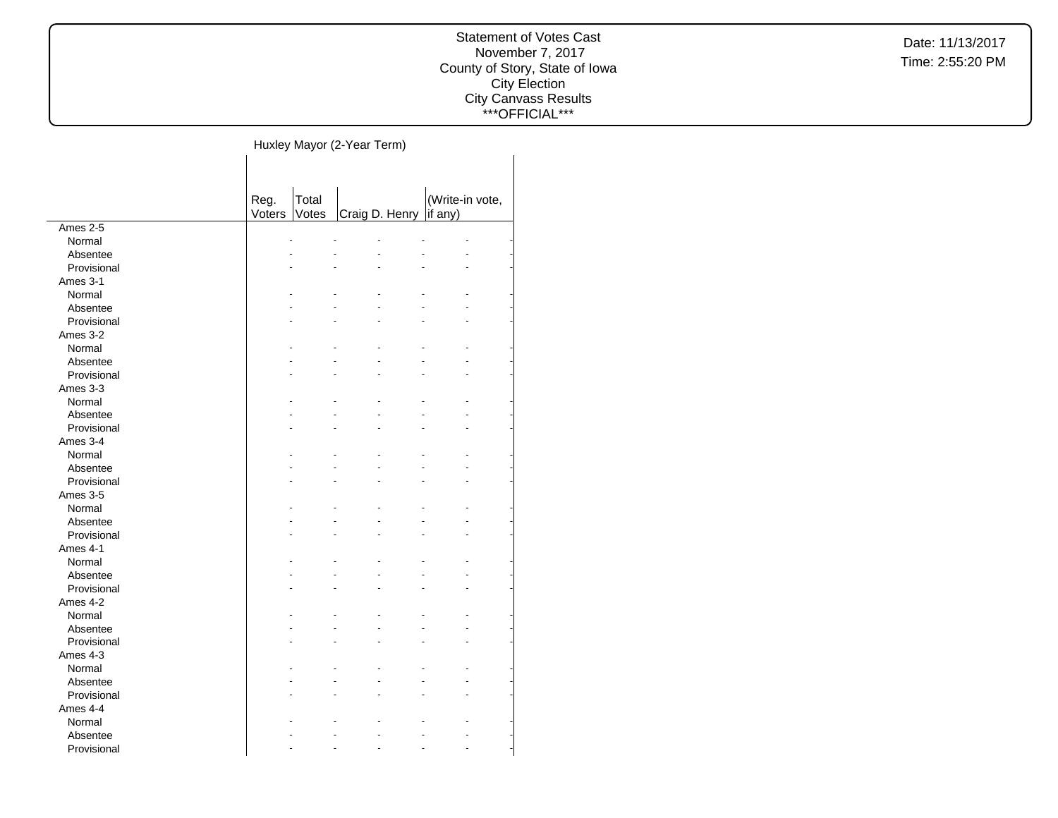Huxley Mayor (2-Year Term)

| | Reg. Voters | Total Votes | Craig D. Henry | | (Write-in vote, if any) | |
|---|---|---|---|---|---|---|
| Ames 2-5 | | | | | | |
| Normal | - | - | - | - | - | - |
| Absentee | - | - | - | - | - | - |
| Provisional | - | - | - | - | - | - |
| Ames 3-1 | | | | | | |
| Normal | - | - | - | - | - | - |
| Absentee | - | - | - | - | - | - |
| Provisional | - | - | - | - | - | - |
| Ames 3-2 | | | | | | |
| Normal | - | - | - | - | - | - |
| Absentee | - | - | - | - | - | - |
| Provisional | - | - | - | - | - | - |
| Ames 3-3 | | | | | | |
| Normal | - | - | - | - | - | - |
| Absentee | - | - | - | - | - | - |
| Provisional | - | - | - | - | - | - |
| Ames 3-4 | | | | | | |
| Normal | - | - | - | - | - | - |
| Absentee | - | - | - | - | - | - |
| Provisional | - | - | - | - | - | - |
| Ames 3-5 | | | | | | |
| Normal | - | - | - | - | - | - |
| Absentee | - | - | - | - | - | - |
| Provisional | - | - | - | - | - | - |
| Ames 4-1 | | | | | | |
| Normal | - | - | - | - | - | - |
| Absentee | - | - | - | - | - | - |
| Provisional | - | - | - | - | - | - |
| Ames 4-2 | | | | | | |
| Normal | - | - | - | - | - | - |
| Absentee | - | - | - | - | - | - |
| Provisional | - | - | - | - | - | - |
| Ames 4-3 | | | | | | |
| Normal | - | - | - | - | - | - |
| Absentee | - | - | - | - | - | - |
| Provisional | - | - | - | - | - | - |
| Ames 4-4 | | | | | | |
| Normal | - | - | - | - | - | - |
| Absentee | - | - | - | - | - | - |
| Provisional | - | - | - | - | - | - |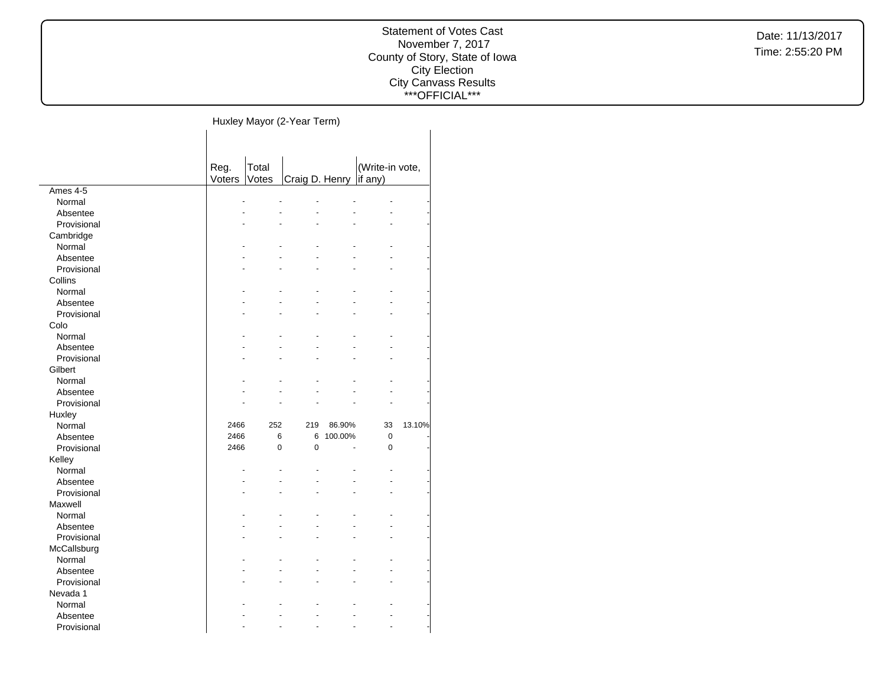Statement of Votes Cast
November 7, 2017
County of Story, State of Iowa
City Election
City Canvass Results
***OFFICIAL***

Date: 11/13/2017
Time: 2:55:20 PM

## Huxley Mayor (2-Year Term)

| | Reg. Voters | Total Votes | Craig D. Henry | | (Write-in vote, if any) | |
|---|---|---|---|---|---|---|
| **Ames 4-5** | | | | | | |
| Normal | - | - | - | - | - | - |
| Absentee | - | - | - | - | - | - |
| Provisional | - | - | - | - | - | - |
| **Cambridge** | | | | | | |
| Normal | - | - | - | - | - | - |
| Absentee | - | - | - | - | - | - |
| Provisional | - | - | - | - | - | - |
| **Collins** | | | | | | |
| Normal | - | - | - | - | - | - |
| Absentee | - | - | - | - | - | - |
| Provisional | - | - | - | - | - | - |
| **Colo** | | | | | | |
| Normal | - | - | - | - | - | - |
| Absentee | - | - | - | - | - | - |
| Provisional | - | - | - | - | - | - |
| **Gilbert** | | | | | | |
| Normal | - | - | - | - | - | - |
| Absentee | - | - | - | - | - | - |
| Provisional | - | - | - | - | - | - |
| **Huxley** | | | | | | |
| Normal | 2466 | 252 | 219 | 86.90% | 33 | 13.10% |
| Absentee | 2466 | 6 | 6 | 100.00% | 0 | - |
| Provisional | 2466 | 0 | 0 | - | 0 | - |
| **Kelley** | | | | | | |
| Normal | - | - | - | - | - | - |
| Absentee | - | - | - | - | - | - |
| Provisional | - | - | - | - | - | - |
| **Maxwell** | | | | | | |
| Normal | - | - | - | - | - | - |
| Absentee | - | - | - | - | - | - |
| Provisional | - | - | - | - | - | - |
| **McCallsburg** | | | | | | |
| Normal | - | - | - | - | - | - |
| Absentee | - | - | - | - | - | - |
| Provisional | - | - | - | - | - | - |
| **Nevada 1** | | | | | | |
| Normal | - | - | - | - | - | - |
| Absentee | - | - | - | - | - | - |
| Provisional | - | - | - | - | - | - |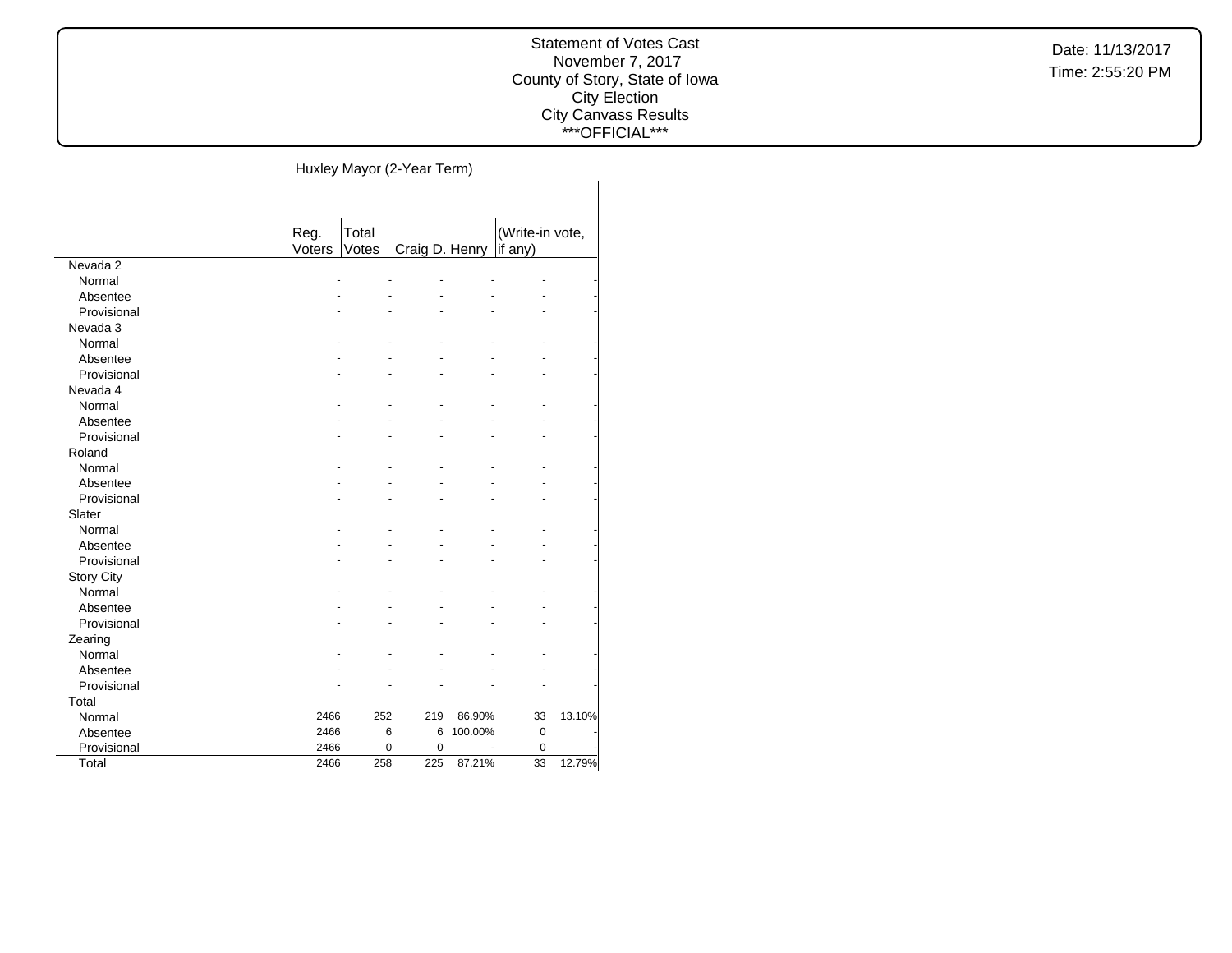Statement of Votes Cast
November 7, 2017
County of Story, State of Iowa
City Election
City Canvass Results
***OFFICIAL***

Date: 11/13/2017
Time: 2:55:20 PM

Huxley Mayor (2-Year Term)

| | Reg. Voters | Total Votes | Craig D. Henry | | (Write-in vote, if any) | |
|---|---|---|---|---|---|---|
| Nevada 2 | | | | | | |
| Normal | - | - | - | - | - | - |
| Absentee | - | - | - | - | - | - |
| Provisional | - | - | - | - | - | - |
| Nevada 3 | | | | | | |
| Normal | - | - | - | - | - | - |
| Absentee | - | - | - | - | - | - |
| Provisional | - | - | - | - | - | - |
| Nevada 4 | | | | | | |
| Normal | - | - | - | - | - | - |
| Absentee | - | - | - | - | - | - |
| Provisional | - | - | - | - | - | - |
| Roland | | | | | | |
| Normal | - | - | - | - | - | - |
| Absentee | - | - | - | - | - | - |
| Provisional | - | - | - | - | - | - |
| Slater | | | | | | |
| Normal | - | - | - | - | - | - |
| Absentee | - | - | - | - | - | - |
| Provisional | - | - | - | - | - | - |
| Story City | | | | | | |
| Normal | - | - | - | - | - | - |
| Absentee | - | - | - | - | - | - |
| Provisional | - | - | - | - | - | - |
| Zearing | | | | | | |
| Normal | - | - | - | - | - | - |
| Absentee | - | - | - | - | - | - |
| Provisional | - | - | - | - | - | - |
| Total | | | | | | |
| Normal | 2466 | 252 | 219 | 86.90% | 33 | 13.10% |
| Absentee | 2466 | 6 | 6 | 100.00% | 0 | - |
| Provisional | 2466 | 0 | 0 | - | 0 | - |
| Total | 2466 | 258 | 225 | 87.21% | 33 | 12.79% |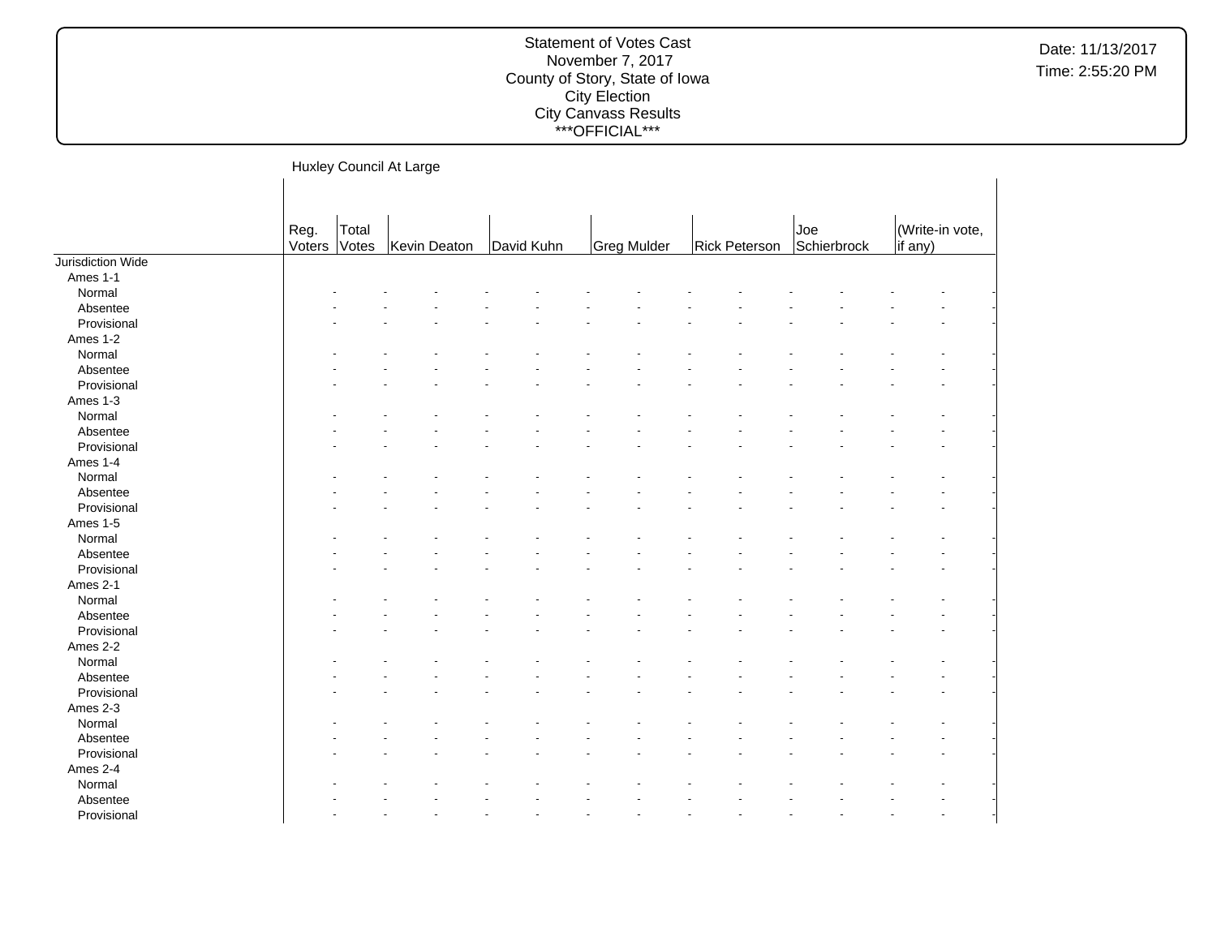Statement of Votes Cast
November 7, 2017
County of Story, State of Iowa
City Election
City Canvass Results
\*\*\*OFFICIAL\*\*\*

Date: 11/13/2017
Time: 2:55:20 PM

## Huxley Council At Large

| | Reg. Voters | Total Votes | Kevin Deaton | | David Kuhn | | Greg Mulder | | Rick Peterson | | Joe Schierbrock | | (Write-in vote, if any) | |
|---|---|---|---|---|---|---|---|---|---|---|---|---|---|---|
| Jurisdiction Wide | | | | | | | | | | | | | | |
| Ames 1-1 | | | | | | | | | | | | | | |
| Normal | - | - | - | - | - | - | - | - | - | - | - | - | - | - |
| Absentee | - | - | - | - | - | - | - | - | - | - | - | - | - | - |
| Provisional | - | - | - | - | - | - | - | - | - | - | - | - | - | - |
| Ames 1-2 | | | | | | | | | | | | | | |
| Normal | - | - | - | - | - | - | - | - | - | - | - | - | - | - |
| Absentee | - | - | - | - | - | - | - | - | - | - | - | - | - | - |
| Provisional | - | - | - | - | - | - | - | - | - | - | - | - | - | - |
| Ames 1-3 | | | | | | | | | | | | | | |
| Normal | - | - | - | - | - | - | - | - | - | - | - | - | - | - |
| Absentee | - | - | - | - | - | - | - | - | - | - | - | - | - | - |
| Provisional | - | - | - | - | - | - | - | - | - | - | - | - | - | - |
| Ames 1-4 | | | | | | | | | | | | | | |
| Normal | - | - | - | - | - | - | - | - | - | - | - | - | - | - |
| Absentee | - | - | - | - | - | - | - | - | - | - | - | - | - | - |
| Provisional | - | - | - | - | - | - | - | - | - | - | - | - | - | - |
| Ames 1-5 | | | | | | | | | | | | | | |
| Normal | - | - | - | - | - | - | - | - | - | - | - | - | - | - |
| Absentee | - | - | - | - | - | - | - | - | - | - | - | - | - | - |
| Provisional | - | - | - | - | - | - | - | - | - | - | - | - | - | - |
| Ames 2-1 | | | | | | | | | | | | | | |
| Normal | - | - | - | - | - | - | - | - | - | - | - | - | - | - |
| Absentee | - | - | - | - | - | - | - | - | - | - | - | - | - | - |
| Provisional | - | - | - | - | - | - | - | - | - | - | - | - | - | - |
| Ames 2-2 | | | | | | | | | | | | | | |
| Normal | - | - | - | - | - | - | - | - | - | - | - | - | - | - |
| Absentee | - | - | - | - | - | - | - | - | - | - | - | - | - | - |
| Provisional | - | - | - | - | - | - | - | - | - | - | - | - | - | - |
| Ames 2-3 | | | | | | | | | | | | | | |
| Normal | - | - | - | - | - | - | - | - | - | - | - | - | - | - |
| Absentee | - | - | - | - | - | - | - | - | - | - | - | - | - | - |
| Provisional | - | - | - | - | - | - | - | - | - | - | - | - | - | - |
| Ames 2-4 | | | | | | | | | | | | | | |
| Normal | - | - | - | - | - | - | - | - | - | - | - | - | - | - |
| Absentee | - | - | - | - | - | - | - | - | - | - | - | - | - | - |
| Provisional | - | - | - | - | - | - | - | - | - | - | - | - | - | - |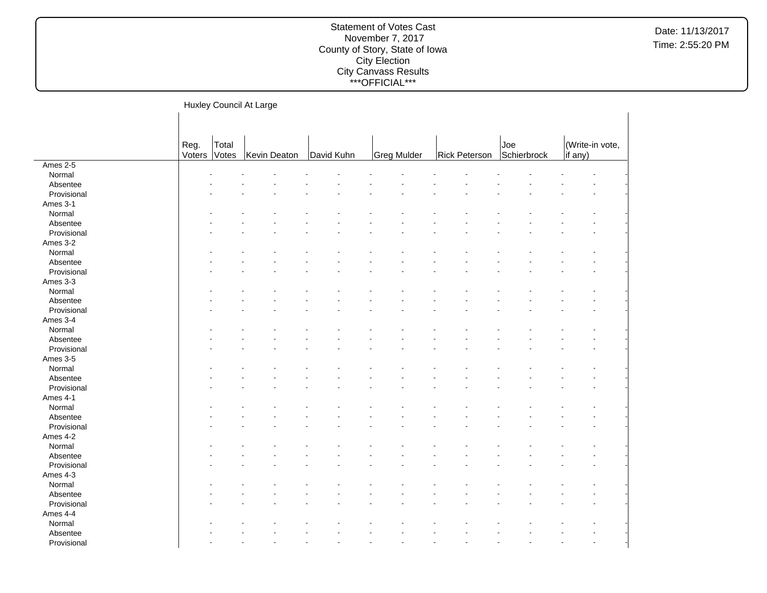Statement of Votes Cast
November 7, 2017
County of Story, State of Iowa
City Election
City Canvass Results
\*\*\*OFFICIAL\*\*\*

Date: 11/13/2017
Time: 2:55:20 PM

## Huxley Council At Large

| | Reg. Voters | Total Votes | Kevin Deaton | David Kuhn | Greg Mulder | Rick Peterson | Joe Schierbrock | (Write-in vote, if any) |
|---|---|---|---|---|---|---|---|---|
| Ames 2-5 | | | | | | | | |
| Normal | - | - | - | - | - | - | - | - |
| Absentee | - | - | - | - | - | - | - | - |
| Provisional | - | - | - | - | - | - | - | - |
| Ames 3-1 | | | | | | | | |
| Normal | - | - | - | - | - | - | - | - |
| Absentee | - | - | - | - | - | - | - | - |
| Provisional | - | - | - | - | - | - | - | - |
| Ames 3-2 | | | | | | | | |
| Normal | - | - | - | - | - | - | - | - |
| Absentee | - | - | - | - | - | - | - | - |
| Provisional | - | - | - | - | - | - | - | - |
| Ames 3-3 | | | | | | | | |
| Normal | - | - | - | - | - | - | - | - |
| Absentee | - | - | - | - | - | - | - | - |
| Provisional | - | - | - | - | - | - | - | - |
| Ames 3-4 | | | | | | | | |
| Normal | - | - | - | - | - | - | - | - |
| Absentee | - | - | - | - | - | - | - | - |
| Provisional | - | - | - | - | - | - | - | - |
| Ames 3-5 | | | | | | | | |
| Normal | - | - | - | - | - | - | - | - |
| Absentee | - | - | - | - | - | - | - | - |
| Provisional | - | - | - | - | - | - | - | - |
| Ames 4-1 | | | | | | | | |
| Normal | - | - | - | - | - | - | - | - |
| Absentee | - | - | - | - | - | - | - | - |
| Provisional | - | - | - | - | - | - | - | - |
| Ames 4-2 | | | | | | | | |
| Normal | - | - | - | - | - | - | - | - |
| Absentee | - | - | - | - | - | - | - | - |
| Provisional | - | - | - | - | - | - | - | - |
| Ames 4-3 | | | | | | | | |
| Normal | - | - | - | - | - | - | - | - |
| Absentee | - | - | - | - | - | - | - | - |
| Provisional | - | - | - | - | - | - | - | - |
| Ames 4-4 | | | | | | | | |
| Normal | - | - | - | - | - | - | - | - |
| Absentee | - | - | - | - | - | - | - | - |
| Provisional | - | - | - | - | - | - | - | - |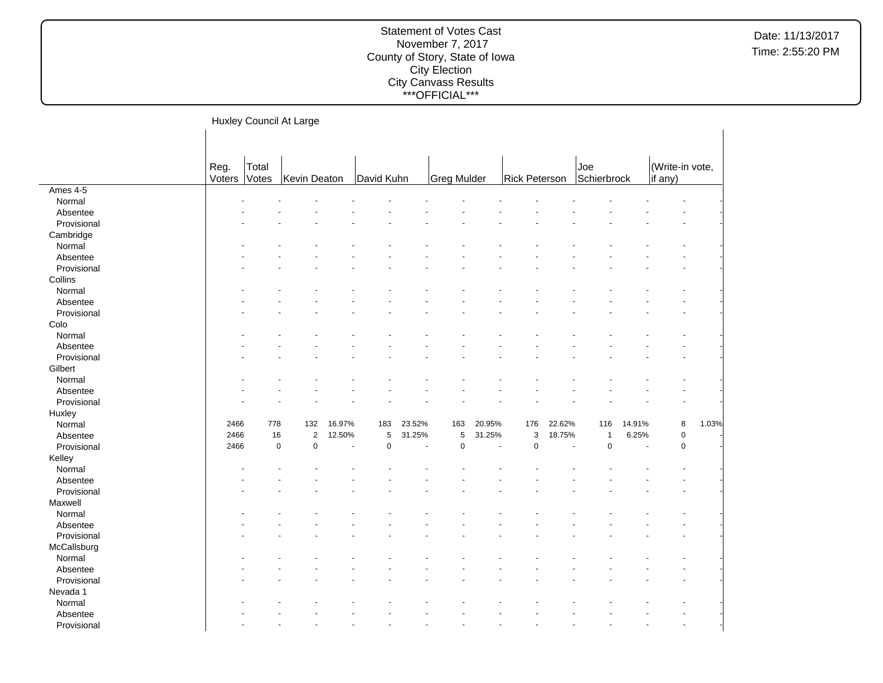Statement of Votes Cast
November 7, 2017
County of Story, State of Iowa
City Election
City Canvass Results
\*\*\*OFFICIAL\*\*\*

Date: 11/13/2017
Time: 2:55:20 PM

## Huxley Council At Large

| | Reg. Voters | Total Votes | Kevin Deaton | | David Kuhn | | Greg Mulder | | Rick Peterson | | Joe Schierbrock | | (Write-in vote, if any) | |
|---|---|---|---|---|---|---|---|---|---|---|---|---|---|---|
| **Ames 4-5** | | | | | | | | | | | | | | |
| Normal | - | - | - | - | - | - | - | - | - | - | - | - | - | - |
| Absentee | - | - | - | - | - | - | - | - | - | - | - | - | - | - |
| Provisional | - | - | - | - | - | - | - | - | - | - | - | - | - | - |
| **Cambridge** | | | | | | | | | | | | | | |
| Normal | - | - | - | - | - | - | - | - | - | - | - | - | - | - |
| Absentee | - | - | - | - | - | - | - | - | - | - | - | - | - | - |
| Provisional | - | - | - | - | - | - | - | - | - | - | - | - | - | - |
| **Collins** | | | | | | | | | | | | | | |
| Normal | - | - | - | - | - | - | - | - | - | - | - | - | - | - |
| Absentee | - | - | - | - | - | - | - | - | - | - | - | - | - | - |
| Provisional | - | - | - | - | - | - | - | - | - | - | - | - | - | - |
| **Colo** | | | | | | | | | | | | | | |
| Normal | - | - | - | - | - | - | - | - | - | - | - | - | - | - |
| Absentee | - | - | - | - | - | - | - | - | - | - | - | - | - | - |
| Provisional | - | - | - | - | - | - | - | - | - | - | - | - | - | - |
| **Gilbert** | | | | | | | | | | | | | | |
| Normal | - | - | - | - | - | - | - | - | - | - | - | - | - | - |
| Absentee | - | - | - | - | - | - | - | - | - | - | - | - | - | - |
| Provisional | - | - | - | - | - | - | - | - | - | - | - | - | - | - |
| **Huxley** | | | | | | | | | | | | | | |
| Normal | 2466 | 778 | 132 | 16.97% | 183 | 23.52% | 163 | 20.95% | 176 | 22.62% | 116 | 14.91% | 8 | 1.03% |
| Absentee | 2466 | 16 | 2 | 12.50% | 5 | 31.25% | 5 | 31.25% | 3 | 18.75% | 1 | 6.25% | 0 | - |
| Provisional | 2466 | 0 | 0 | - | 0 | - | 0 | - | 0 | - | 0 | - | 0 | - |
| **Kelley** | | | | | | | | | | | | | | |
| Normal | - | - | - | - | - | - | - | - | - | - | - | - | - | - |
| Absentee | - | - | - | - | - | - | - | - | - | - | - | - | - | - |
| Provisional | - | - | - | - | - | - | - | - | - | - | - | - | - | - |
| **Maxwell** | | | | | | | | | | | | | | |
| Normal | - | - | - | - | - | - | - | - | - | - | - | - | - | - |
| Absentee | - | - | - | - | - | - | - | - | - | - | - | - | - | - |
| Provisional | - | - | - | - | - | - | - | - | - | - | - | - | - | - |
| **McCallsburg** | | | | | | | | | | | | | | |
| Normal | - | - | - | - | - | - | - | - | - | - | - | - | - | - |
| Absentee | - | - | - | - | - | - | - | - | - | - | - | - | - | - |
| Provisional | - | - | - | - | - | - | - | - | - | - | - | - | - | - |
| **Nevada 1** | | | | | | | | | | | | | | |
| Normal | - | - | - | - | - | - | - | - | - | - | - | - | - | - |
| Absentee | - | - | - | - | - | - | - | - | - | - | - | - | - | - |
| Provisional | - | - | - | - | - | - | - | - | - | - | - | - | - | - |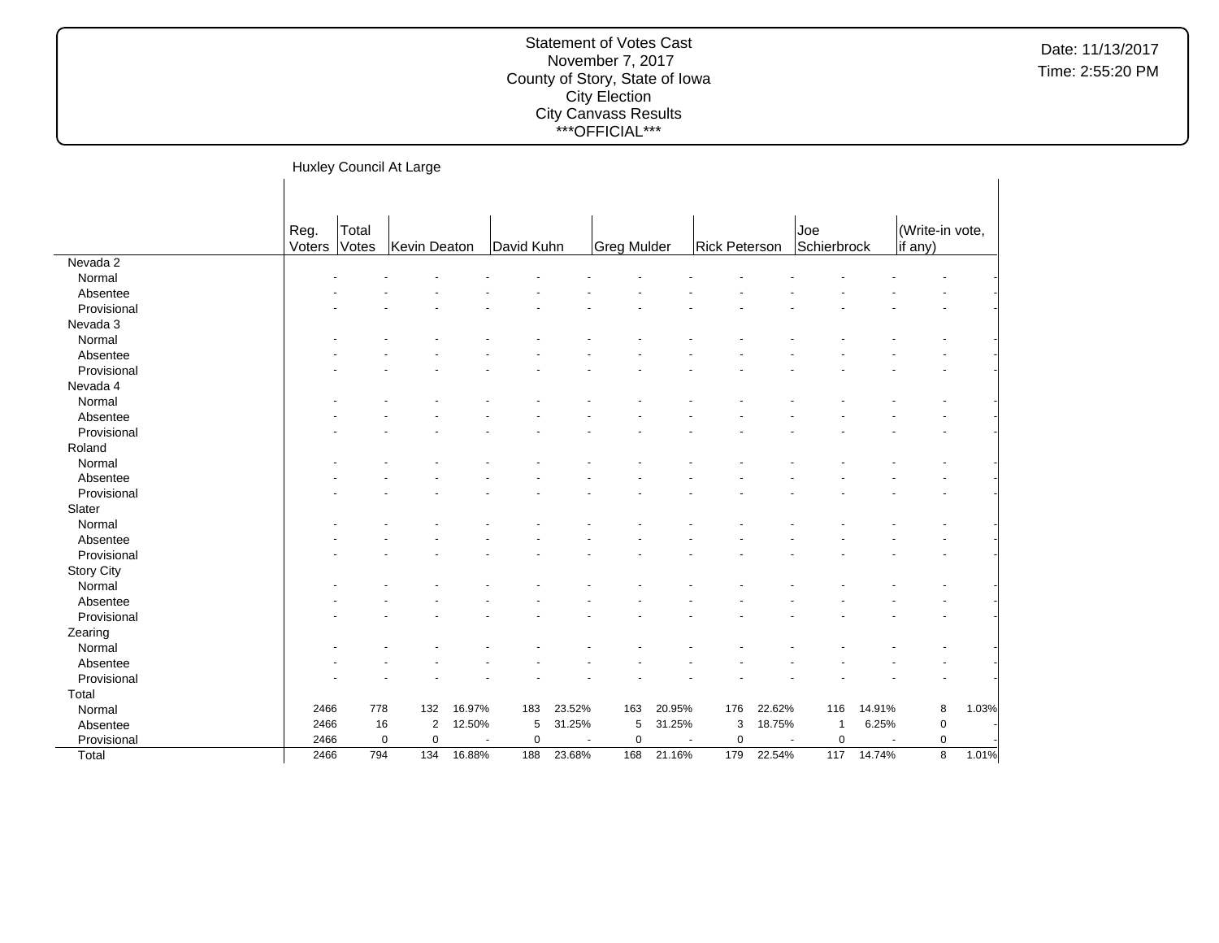Statement of Votes Cast
November 7, 2017
County of Story, State of Iowa
City Election
City Canvass Results
\*\*\*OFFICIAL\*\*\*

Date: 11/13/2017
Time: 2:55:20 PM

## Huxley Council At Large

| | Reg. Voters | Total Votes | Kevin Deaton | | David Kuhn | | Greg Mulder | | Rick Peterson | | Joe Schierbrock | | (Write-in vote, if any) | |
|---|---|---|---|---|---|---|---|---|---|---|---|---|---|---|
| Nevada 2 | | | | | | | | | | | | | | |
| Normal | - | - | - | - | - | - | - | - | - | - | - | - | - | - |
| Absentee | - | - | - | - | - | - | - | - | - | - | - | - | - | - |
| Provisional | - | - | - | - | - | - | - | - | - | - | - | - | - | - |
| Nevada 3 | | | | | | | | | | | | | | |
| Normal | - | - | - | - | - | - | - | - | - | - | - | - | - | - |
| Absentee | - | - | - | - | - | - | - | - | - | - | - | - | - | - |
| Provisional | - | - | - | - | - | - | - | - | - | - | - | - | - | - |
| Nevada 4 | | | | | | | | | | | | | | |
| Normal | - | - | - | - | - | - | - | - | - | - | - | - | - | - |
| Absentee | - | - | - | - | - | - | - | - | - | - | - | - | - | - |
| Provisional | - | - | - | - | - | - | - | - | - | - | - | - | - | - |
| Roland | | | | | | | | | | | | | | |
| Normal | - | - | - | - | - | - | - | - | - | - | - | - | - | - |
| Absentee | - | - | - | - | - | - | - | - | - | - | - | - | - | - |
| Provisional | - | - | - | - | - | - | - | - | - | - | - | - | - | - |
| Slater | | | | | | | | | | | | | | |
| Normal | - | - | - | - | - | - | - | - | - | - | - | - | - | - |
| Absentee | - | - | - | - | - | - | - | - | - | - | - | - | - | - |
| Provisional | - | - | - | - | - | - | - | - | - | - | - | - | - | - |
| Story City | | | | | | | | | | | | | | |
| Normal | - | - | - | - | - | - | - | - | - | - | - | - | - | - |
| Absentee | - | - | - | - | - | - | - | - | - | - | - | - | - | - |
| Provisional | - | - | - | - | - | - | - | - | - | - | - | - | - | - |
| Zearing | | | | | | | | | | | | | | |
| Normal | - | - | - | - | - | - | - | - | - | - | - | - | - | - |
| Absentee | - | - | - | - | - | - | - | - | - | - | - | - | - | - |
| Provisional | - | - | - | - | - | - | - | - | - | - | - | - | - | - |
| Total | | | | | | | | | | | | | | |
| Normal | 2466 | 778 | 132 | 16.97% | 183 | 23.52% | 163 | 20.95% | 176 | 22.62% | 116 | 14.91% | 8 | 1.03% |
| Absentee | 2466 | 16 | 2 | 12.50% | 5 | 31.25% | 5 | 31.25% | 3 | 18.75% | 1 | 6.25% | 0 | - |
| Provisional | 2466 | 0 | 0 | - | 0 | - | 0 | - | 0 | - | 0 | - | 0 | - |
| Total | 2466 | 794 | 134 | 16.88% | 188 | 23.68% | 168 | 21.16% | 179 | 22.54% | 117 | 14.74% | 8 | 1.01% |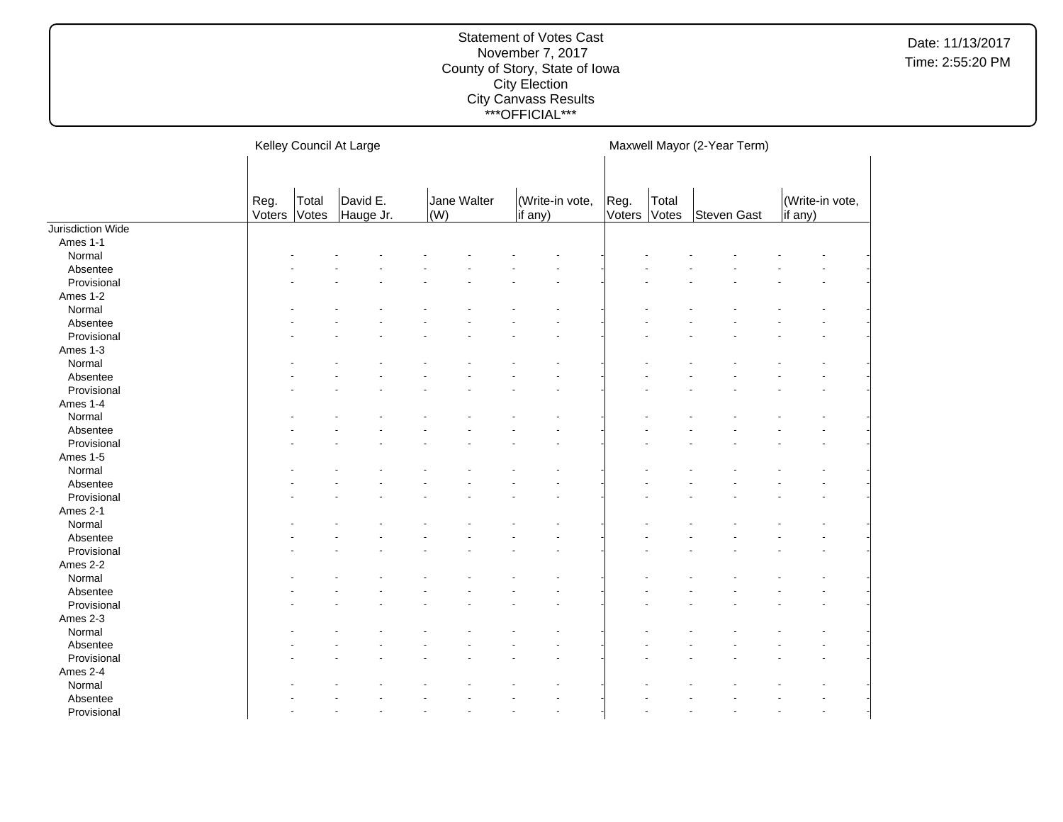Statement of Votes Cast
November 7, 2017
County of Story, State of Iowa
City Election
City Canvass Results
\*\*\*OFFICIAL\*\*\*

Date: 11/13/2017
Time: 2:55:20 PM

| | Kelley Council At Large | | | | | | | | | Maxwell Mayor (2-Year Term) | | | | | |
|---|---|---|---|---|---|---|---|---|---|---|---|---|---|---|---|
| | Reg. Voters | Total Votes | David E. Hauge Jr. | | Jane Walter (W) | | (Write-in vote, if any) | | | Reg. Voters | Total Votes | Steven Gast | | (Write-in vote, if any) | |
| Jurisdiction Wide | | | | | | | | | | | | | | | |
| Ames 1-1 | | | | | | | | | | | | | | | |
| Normal | - | - | - | - | - | - | - | - | | - | - | - | - | - | - |
| Absentee | - | - | - | - | - | - | - | - | | - | - | - | - | - | - |
| Provisional | - | - | - | - | - | - | - | - | | - | - | - | - | - | - |
| Ames 1-2 | | | | | | | | | | | | | | | |
| Normal | - | - | - | - | - | - | - | - | | - | - | - | - | - | - |
| Absentee | - | - | - | - | - | - | - | - | | - | - | - | - | - | - |
| Provisional | - | - | - | - | - | - | - | - | | - | - | - | - | - | - |
| Ames 1-3 | | | | | | | | | | | | | | | |
| Normal | - | - | - | - | - | - | - | - | | - | - | - | - | - | - |
| Absentee | - | - | - | - | - | - | - | - | | - | - | - | - | - | - |
| Provisional | - | - | - | - | - | - | - | - | | - | - | - | - | - | - |
| Ames 1-4 | | | | | | | | | | | | | | | |
| Normal | - | - | - | - | - | - | - | - | | - | - | - | - | - | - |
| Absentee | - | - | - | - | - | - | - | - | | - | - | - | - | - | - |
| Provisional | - | - | - | - | - | - | - | - | | - | - | - | - | - | - |
| Ames 1-5 | | | | | | | | | | | | | | | |
| Normal | - | - | - | - | - | - | - | - | | - | - | - | - | - | - |
| Absentee | - | - | - | - | - | - | - | - | | - | - | - | - | - | - |
| Provisional | - | - | - | - | - | - | - | - | | - | - | - | - | - | - |
| Ames 2-1 | | | | | | | | | | | | | | | |
| Normal | - | - | - | - | - | - | - | - | | - | - | - | - | - | - |
| Absentee | - | - | - | - | - | - | - | - | | - | - | - | - | - | - |
| Provisional | - | - | - | - | - | - | - | - | | - | - | - | - | - | - |
| Ames 2-2 | | | | | | | | | | | | | | | |
| Normal | - | - | - | - | - | - | - | - | | - | - | - | - | - | - |
| Absentee | - | - | - | - | - | - | - | - | | - | - | - | - | - | - |
| Provisional | - | - | - | - | - | - | - | - | | - | - | - | - | - | - |
| Ames 2-3 | | | | | | | | | | | | | | | |
| Normal | - | - | - | - | - | - | - | - | | - | - | - | - | - | - |
| Absentee | - | - | - | - | - | - | - | - | | - | - | - | - | - | - |
| Provisional | - | - | - | - | - | - | - | - | | - | - | - | - | - | - |
| Ames 2-4 | | | | | | | | | | | | | | | |
| Normal | - | - | - | - | - | - | - | - | | - | - | - | - | - | - |
| Absentee | - | - | - | - | - | - | - | - | | - | - | - | - | - | - |
| Provisional | - | - | - | - | - | - | - | - | | - | - | - | - | - | - |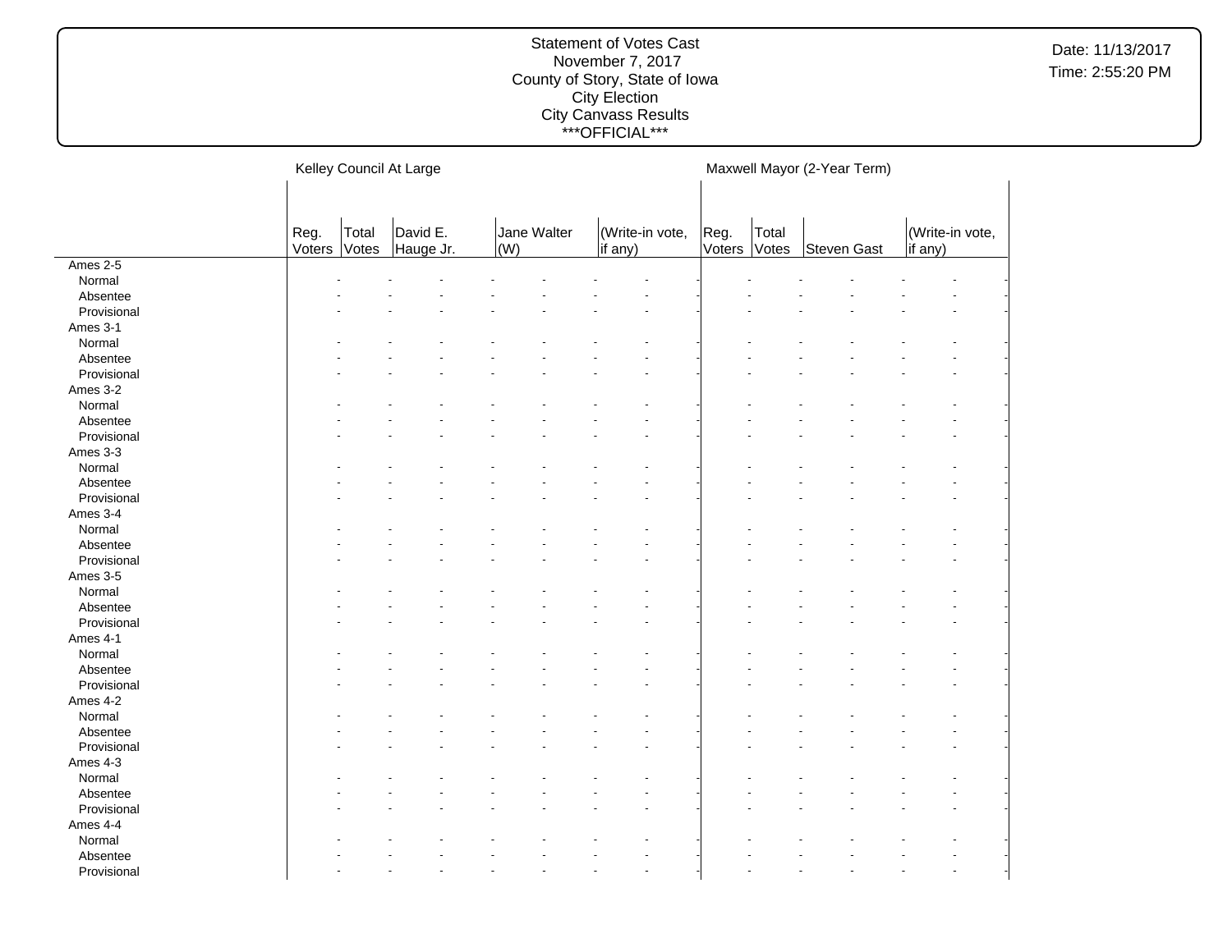# Statement of Votes Cast
November 7, 2017
County of Story, State of Iowa
City Election
City Canvass Results
\*\*\*OFFICIAL\*\*\*

Date: 11/13/2017
Time: 2:55:20 PM

| | Kelley Council At Large | | | | | | | | Maxwell Mayor (2-Year Term) | | | | | |
|---|---|---|---|---|---|---|---|---|---|---|---|---|---|---|
| | Reg. Voters | Total Votes | David E. Hauge Jr. | | Jane Walter (W) | | (Write-in vote, if any) | | Reg. Voters | Total Votes | Steven Gast | | (Write-in vote, if any) | |
| Ames 2-5 | | | | | | | | | | | | | | |
| Normal | - | - | - | - | - | - | - | - | - | - | - | - | - | - |
| Absentee | - | - | - | - | - | - | - | - | - | - | - | - | - | - |
| Provisional | - | - | - | - | - | - | - | - | - | - | - | - | - | - |
| Ames 3-1 | | | | | | | | | | | | | | |
| Normal | - | - | - | - | - | - | - | - | - | - | - | - | - | - |
| Absentee | - | - | - | - | - | - | - | - | - | - | - | - | - | - |
| Provisional | - | - | - | - | - | - | - | - | - | - | - | - | - | - |
| Ames 3-2 | | | | | | | | | | | | | | |
| Normal | - | - | - | - | - | - | - | - | - | - | - | - | - | - |
| Absentee | - | - | - | - | - | - | - | - | - | - | - | - | - | - |
| Provisional | - | - | - | - | - | - | - | - | - | - | - | - | - | - |
| Ames 3-3 | | | | | | | | | | | | | | |
| Normal | - | - | - | - | - | - | - | - | - | - | - | - | - | - |
| Absentee | - | - | - | - | - | - | - | - | - | - | - | - | - | - |
| Provisional | - | - | - | - | - | - | - | - | - | - | - | - | - | - |
| Ames 3-4 | | | | | | | | | | | | | | |
| Normal | - | - | - | - | - | - | - | - | - | - | - | - | - | - |
| Absentee | - | - | - | - | - | - | - | - | - | - | - | - | - | - |
| Provisional | - | - | - | - | - | - | - | - | - | - | - | - | - | - |
| Ames 3-5 | | | | | | | | | | | | | | |
| Normal | - | - | - | - | - | - | - | - | - | - | - | - | - | - |
| Absentee | - | - | - | - | - | - | - | - | - | - | - | - | - | - |
| Provisional | - | - | - | - | - | - | - | - | - | - | - | - | - | - |
| Ames 4-1 | | | | | | | | | | | | | | |
| Normal | - | - | - | - | - | - | - | - | - | - | - | - | - | - |
| Absentee | - | - | - | - | - | - | - | - | - | - | - | - | - | - |
| Provisional | - | - | - | - | - | - | - | - | - | - | - | - | - | - |
| Ames 4-2 | | | | | | | | | | | | | | |
| Normal | - | - | - | - | - | - | - | - | - | - | - | - | - | - |
| Absentee | - | - | - | - | - | - | - | - | - | - | - | - | - | - |
| Provisional | - | - | - | - | - | - | - | - | - | - | - | - | - | - |
| Ames 4-3 | | | | | | | | | | | | | | |
| Normal | - | - | - | - | - | - | - | - | - | - | - | - | - | - |
| Absentee | - | - | - | - | - | - | - | - | - | - | - | - | - | - |
| Provisional | - | - | - | - | - | - | - | - | - | - | - | - | - | - |
| Ames 4-4 | | | | | | | | | | | | | | |
| Normal | - | - | - | - | - | - | - | - | - | - | - | - | - | - |
| Absentee | - | - | - | - | - | - | - | - | - | - | - | - | - | - |
| Provisional | - | - | - | - | - | - | - | - | - | - | - | - | - | - |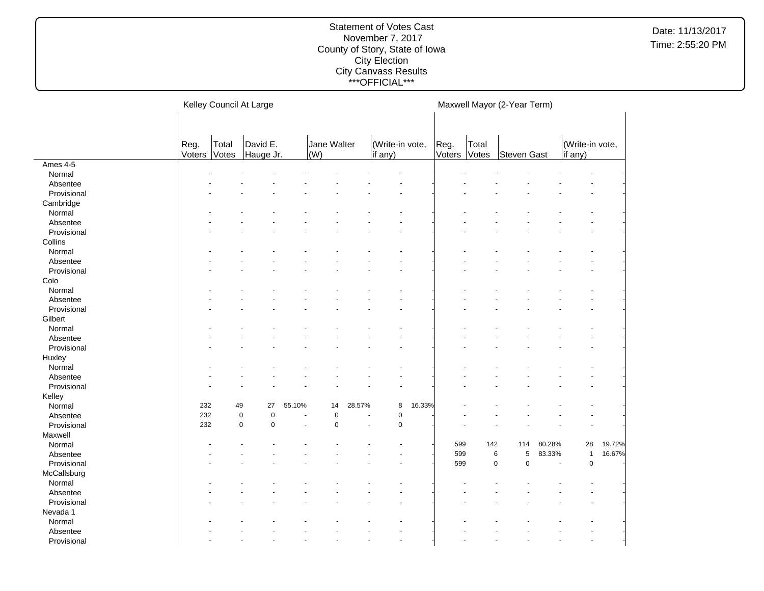Statement of Votes Cast
November 7, 2017
County of Story, State of Iowa
City Election
City Canvass Results
***OFFICIAL***

Date: 11/13/2017
Time: 2:55:20 PM

| | Kelley Council At Large | | | | | | | | Maxwell Mayor (2-Year Term) | | | | | |
|---|---|---|---|---|---|---|---|---|---|---|---|---|---|---|
| | Reg. Voters | Total Votes | David E. Hauge Jr. | | Jane Walter (W) | | (Write-in vote, if any) | | Reg. Voters | Total Votes | Steven Gast | | (Write-in vote, if any) | |
| Ames 4-5 | | | | | | | | | | | | | | |
| Normal | - | - | - | - | - | - | - | - | - | - | - | - | - | - |
| Absentee | - | - | - | - | - | - | - | - | - | - | - | - | - | - |
| Provisional | - | - | - | - | - | - | - | - | - | - | - | - | - | - |
| Cambridge | | | | | | | | | | | | | | |
| Normal | - | - | - | - | - | - | - | - | - | - | - | - | - | - |
| Absentee | - | - | - | - | - | - | - | - | - | - | - | - | - | - |
| Provisional | - | - | - | - | - | - | - | - | - | - | - | - | - | - |
| Collins | | | | | | | | | | | | | | |
| Normal | - | - | - | - | - | - | - | - | - | - | - | - | - | - |
| Absentee | - | - | - | - | - | - | - | - | - | - | - | - | - | - |
| Provisional | - | - | - | - | - | - | - | - | - | - | - | - | - | - |
| Colo | | | | | | | | | | | | | | |
| Normal | - | - | - | - | - | - | - | - | - | - | - | - | - | - |
| Absentee | - | - | - | - | - | - | - | - | - | - | - | - | - | - |
| Provisional | - | - | - | - | - | - | - | - | - | - | - | - | - | - |
| Gilbert | | | | | | | | | | | | | | |
| Normal | - | - | - | - | - | - | - | - | - | - | - | - | - | - |
| Absentee | - | - | - | - | - | - | - | - | - | - | - | - | - | - |
| Provisional | - | - | - | - | - | - | - | - | - | - | - | - | - | - |
| Huxley | | | | | | | | | | | | | | |
| Normal | - | - | - | - | - | - | - | - | - | - | - | - | - | - |
| Absentee | - | - | - | - | - | - | - | - | - | - | - | - | - | - |
| Provisional | - | - | - | - | - | - | - | - | - | - | - | - | - | - |
| Kelley | | | | | | | | | | | | | | |
| Normal | 232 | 49 | 27 | 55.10% | 14 | 28.57% | 8 | 16.33% | - | - | - | - | - | - |
| Absentee | 232 | 0 | 0 | - | 0 | - | 0 | - | - | - | - | - | - | - |
| Provisional | 232 | 0 | 0 | - | 0 | - | 0 | - | - | - | - | - | - | - |
| Maxwell | | | | | | | | | | | | | | |
| Normal | - | - | - | - | - | - | - | - | 599 | 142 | 114 | 80.28% | 28 | 19.72% |
| Absentee | - | - | - | - | - | - | - | - | 599 | 6 | 5 | 83.33% | 1 | 16.67% |
| Provisional | - | - | - | - | - | - | - | - | 599 | 0 | 0 | - | 0 | - |
| McCallsburg | | | | | | | | | | | | | | |
| Normal | - | - | - | - | - | - | - | - | - | - | - | - | - | - |
| Absentee | - | - | - | - | - | - | - | - | - | - | - | - | - | - |
| Provisional | - | - | - | - | - | - | - | - | - | - | - | - | - | - |
| Nevada 1 | | | | | | | | | | | | | | |
| Normal | - | - | - | - | - | - | - | - | - | - | - | - | - | - |
| Absentee | - | - | - | - | - | - | - | - | - | - | - | - | - | - |
| Provisional | - | - | - | - | - | - | - | - | - | - | - | - | - | - |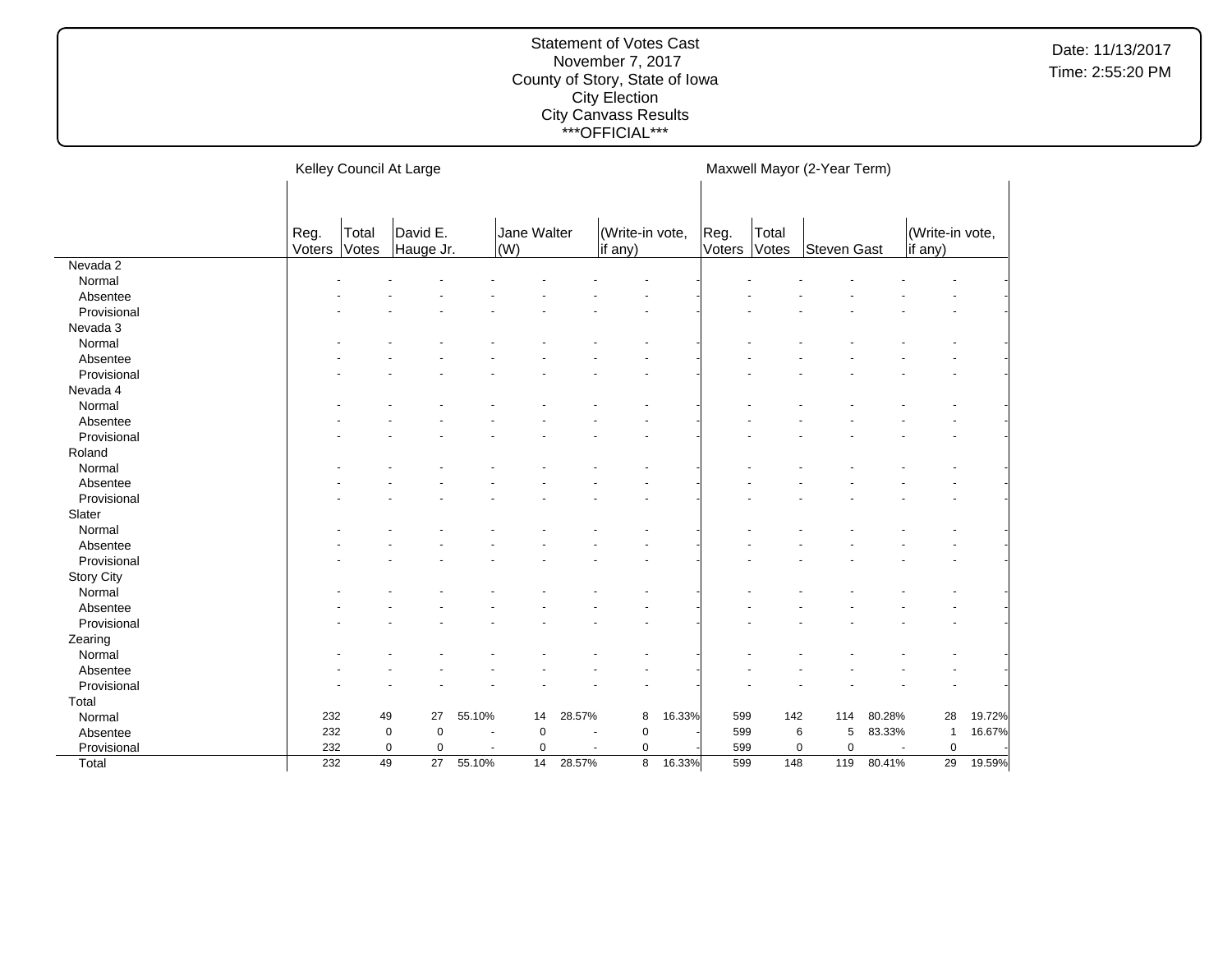Statement of Votes Cast
November 7, 2017
County of Story, State of Iowa
City Election
City Canvass Results
\*\*\*OFFICIAL\*\*\*

Date: 11/13/2017
Time: 2:55:20 PM

| | Kelley Council At Large | | | | | | | | Maxwell Mayor (2-Year Term) | | | | | |
|---|---|---|---|---|---|---|---|---|---|---|---|---|---|---|
| | Reg. Voters | Total Votes | David E. Hauge Jr. | | Jane Walter (W) | | (Write-in vote, if any) | | Reg. Voters | Total Votes | Steven Gast | | (Write-in vote, if any) | |
| Nevada 2 | | | | | | | | | | | | | | |
| Normal | - | - | - | - | - | - | - | - | - | - | - | - | - | - |
| Absentee | - | - | - | - | - | - | - | - | - | - | - | - | - | - |
| Provisional | - | - | - | - | - | - | - | - | - | - | - | - | - | - |
| Nevada 3 | | | | | | | | | | | | | | |
| Normal | - | - | - | - | - | - | - | - | - | - | - | - | - | - |
| Absentee | - | - | - | - | - | - | - | - | - | - | - | - | - | - |
| Provisional | - | - | - | - | - | - | - | - | - | - | - | - | - | - |
| Nevada 4 | | | | | | | | | | | | | | |
| Normal | - | - | - | - | - | - | - | - | - | - | - | - | - | - |
| Absentee | - | - | - | - | - | - | - | - | - | - | - | - | - | - |
| Provisional | - | - | - | - | - | - | - | - | - | - | - | - | - | - |
| Roland | | | | | | | | | | | | | | |
| Normal | - | - | - | - | - | - | - | - | - | - | - | - | - | - |
| Absentee | - | - | - | - | - | - | - | - | - | - | - | - | - | - |
| Provisional | - | - | - | - | - | - | - | - | - | - | - | - | - | - |
| Slater | | | | | | | | | | | | | | |
| Normal | - | - | - | - | - | - | - | - | - | - | - | - | - | - |
| Absentee | - | - | - | - | - | - | - | - | - | - | - | - | - | - |
| Provisional | - | - | - | - | - | - | - | - | - | - | - | - | - | - |
| Story City | | | | | | | | | | | | | | |
| Normal | - | - | - | - | - | - | - | - | - | - | - | - | - | - |
| Absentee | - | - | - | - | - | - | - | - | - | - | - | - | - | - |
| Provisional | - | - | - | - | - | - | - | - | - | - | - | - | - | - |
| Zearing | | | | | | | | | | | | | | |
| Normal | - | - | - | - | - | - | - | - | - | - | - | - | - | - |
| Absentee | - | - | - | - | - | - | - | - | - | - | - | - | - | - |
| Provisional | - | - | - | - | - | - | - | - | - | - | - | - | - | - |
| Total | | | | | | | | | | | | | | |
| Normal | 232 | 49 | 27 | 55.10% | 14 | 28.57% | 8 | 16.33% | 599 | 142 | 114 | 80.28% | 28 | 19.72% |
| Absentee | 232 | 0 | 0 | - | 0 | - | 0 | - | 599 | 6 | 5 | 83.33% | 1 | 16.67% |
| Provisional | 232 | 0 | 0 | - | 0 | - | 0 | - | 599 | 0 | 0 | - | 0 | - |
| Total | 232 | 49 | 27 | 55.10% | 14 | 28.57% | 8 | 16.33% | 599 | 148 | 119 | 80.41% | 29 | 19.59% |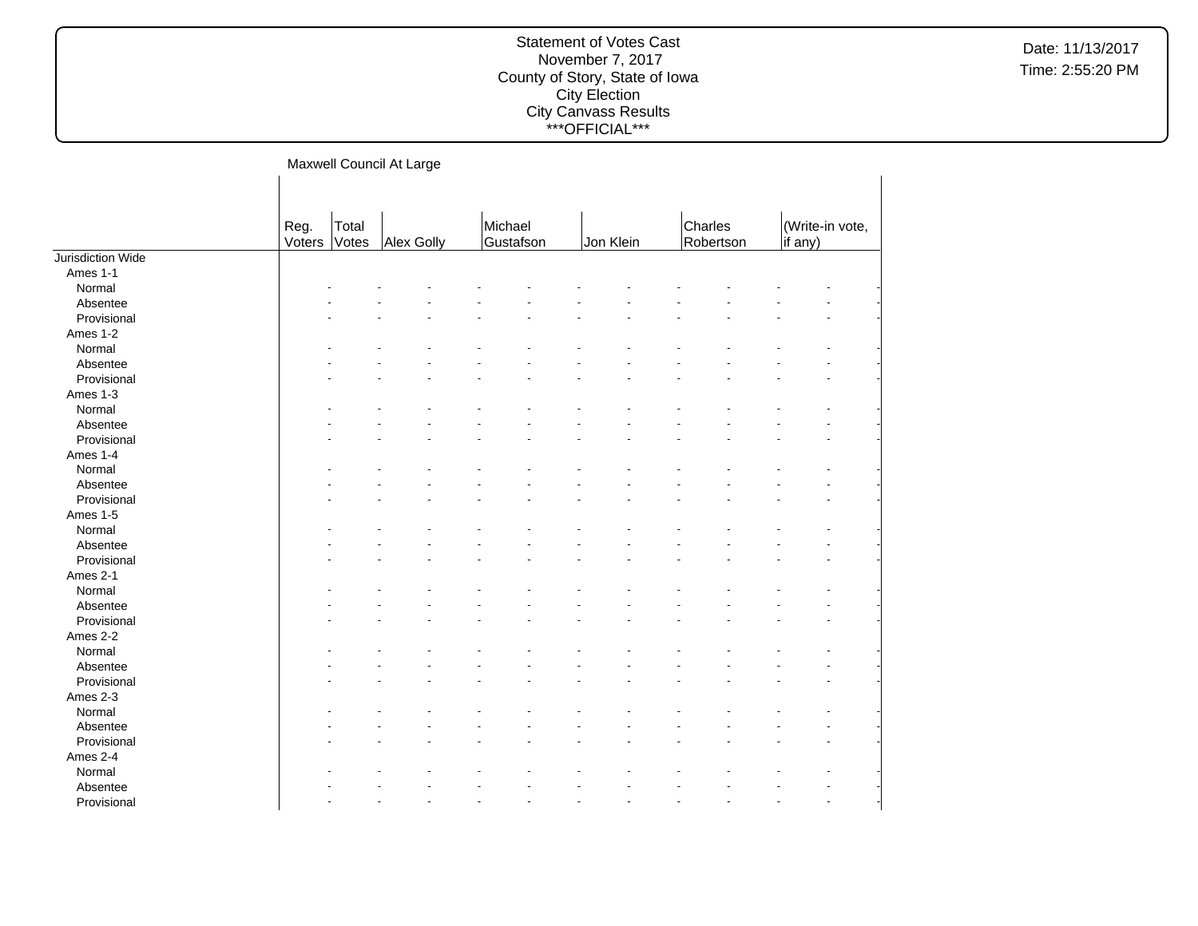## Maxwell Council At Large

| | Reg. Voters | Total Votes | Alex Golly | | Michael Gustafson | | Jon Klein | | Charles Robertson | | (Write-in vote, if any) | |
|---|---|---|---|---|---|---|---|---|---|---|---|---|
| Jurisdiction Wide | | | | | | | | | | | | |
| Ames 1-1 | | | | | | | | | | | | |
| Normal | - | - | - | - | - | - | - | - | - | - | - | - |
| Absentee | - | - | - | - | - | - | - | - | - | - | - | - |
| Provisional | - | - | - | - | - | - | - | - | - | - | - | - |
| Ames 1-2 | | | | | | | | | | | | |
| Normal | - | - | - | - | - | - | - | - | - | - | - | - |
| Absentee | - | - | - | - | - | - | - | - | - | - | - | - |
| Provisional | - | - | - | - | - | - | - | - | - | - | - | - |
| Ames 1-3 | | | | | | | | | | | | |
| Normal | - | - | - | - | - | - | - | - | - | - | - | - |
| Absentee | - | - | - | - | - | - | - | - | - | - | - | - |
| Provisional | - | - | - | - | - | - | - | - | - | - | - | - |
| Ames 1-4 | | | | | | | | | | | | |
| Normal | - | - | - | - | - | - | - | - | - | - | - | - |
| Absentee | - | - | - | - | - | - | - | - | - | - | - | - |
| Provisional | - | - | - | - | - | - | - | - | - | - | - | - |
| Ames 1-5 | | | | | | | | | | | | |
| Normal | - | - | - | - | - | - | - | - | - | - | - | - |
| Absentee | - | - | - | - | - | - | - | - | - | - | - | - |
| Provisional | - | - | - | - | - | - | - | - | - | - | - | - |
| Ames 2-1 | | | | | | | | | | | | |
| Normal | - | - | - | - | - | - | - | - | - | - | - | - |
| Absentee | - | - | - | - | - | - | - | - | - | - | - | - |
| Provisional | - | - | - | - | - | - | - | - | - | - | - | - |
| Ames 2-2 | | | | | | | | | | | | |
| Normal | - | - | - | - | - | - | - | - | - | - | - | - |
| Absentee | - | - | - | - | - | - | - | - | - | - | - | - |
| Provisional | - | - | - | - | - | - | - | - | - | - | - | - |
| Ames 2-3 | | | | | | | | | | | | |
| Normal | - | - | - | - | - | - | - | - | - | - | - | - |
| Absentee | - | - | - | - | - | - | - | - | - | - | - | - |
| Provisional | - | - | - | - | - | - | - | - | - | - | - | - |
| Ames 2-4 | | | | | | | | | | | | |
| Normal | - | - | - | - | - | - | - | - | - | - | - | - |
| Absentee | - | - | - | - | - | - | - | - | - | - | - | - |
| Provisional | - | - | - | - | - | - | - | - | - | - | - | - |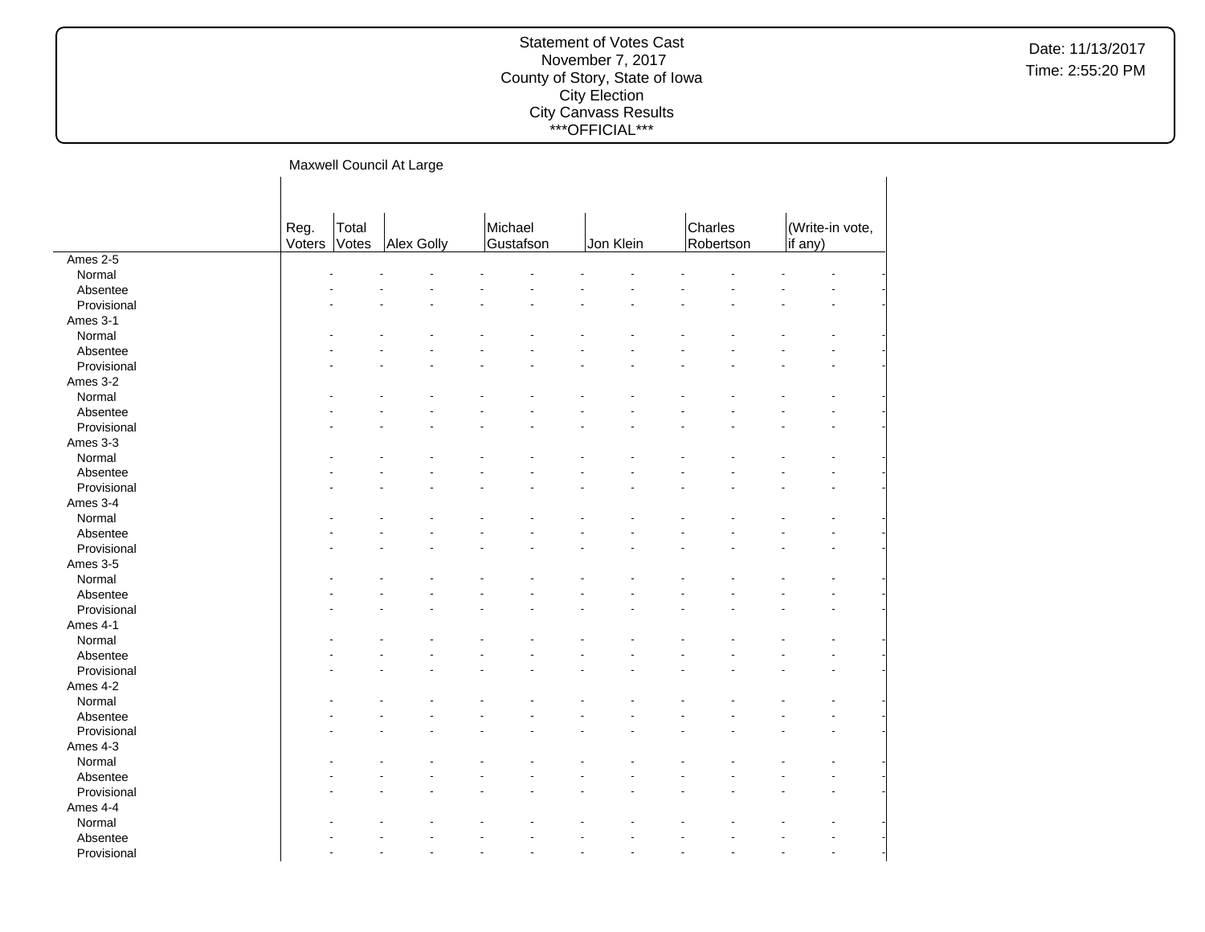Statement of Votes Cast
November 7, 2017
County of Story, State of Iowa
City Election
City Canvass Results
\*\*\*OFFICIAL\*\*\*

Date: 11/13/2017
Time: 2:55:20 PM

Maxwell Council At Large

| | Reg. Voters | Total Votes | Alex Golly | | Michael Gustafson | | Jon Klein | | Charles Robertson | | (Write-in vote, if any) | |
|---|---|---|---|---|---|---|---|---|---|---|---|---|
| Ames 2-5 | | | | | | | | | | | | |
| Normal | - | - | - | - | - | - | - | - | - | - | - | - |
| Absentee | - | - | - | - | - | - | - | - | - | - | - | - |
| Provisional | - | - | - | - | - | - | - | - | - | - | - | - |
| Ames 3-1 | | | | | | | | | | | | |
| Normal | - | - | - | - | - | - | - | - | - | - | - | - |
| Absentee | - | - | - | - | - | - | - | - | - | - | - | - |
| Provisional | - | - | - | - | - | - | - | - | - | - | - | - |
| Ames 3-2 | | | | | | | | | | | | |
| Normal | - | - | - | - | - | - | - | - | - | - | - | - |
| Absentee | - | - | - | - | - | - | - | - | - | - | - | - |
| Provisional | - | - | - | - | - | - | - | - | - | - | - | - |
| Ames 3-3 | | | | | | | | | | | | |
| Normal | - | - | - | - | - | - | - | - | - | - | - | - |
| Absentee | - | - | - | - | - | - | - | - | - | - | - | - |
| Provisional | - | - | - | - | - | - | - | - | - | - | - | - |
| Ames 3-4 | | | | | | | | | | | | |
| Normal | - | - | - | - | - | - | - | - | - | - | - | - |
| Absentee | - | - | - | - | - | - | - | - | - | - | - | - |
| Provisional | - | - | - | - | - | - | - | - | - | - | - | - |
| Ames 3-5 | | | | | | | | | | | | |
| Normal | - | - | - | - | - | - | - | - | - | - | - | - |
| Absentee | - | - | - | - | - | - | - | - | - | - | - | - |
| Provisional | - | - | - | - | - | - | - | - | - | - | - | - |
| Ames 4-1 | | | | | | | | | | | | |
| Normal | - | - | - | - | - | - | - | - | - | - | - | - |
| Absentee | - | - | - | - | - | - | - | - | - | - | - | - |
| Provisional | - | - | - | - | - | - | - | - | - | - | - | - |
| Ames 4-2 | | | | | | | | | | | | |
| Normal | - | - | - | - | - | - | - | - | - | - | - | - |
| Absentee | - | - | - | - | - | - | - | - | - | - | - | - |
| Provisional | - | - | - | - | - | - | - | - | - | - | - | - |
| Ames 4-3 | | | | | | | | | | | | |
| Normal | - | - | - | - | - | - | - | - | - | - | - | - |
| Absentee | - | - | - | - | - | - | - | - | - | - | - | - |
| Provisional | - | - | - | - | - | - | - | - | - | - | - | - |
| Ames 4-4 | | | | | | | | | | | | |
| Normal | - | - | - | - | - | - | - | - | - | - | - | - |
| Absentee | - | - | - | - | - | - | - | - | - | - | - | - |
| Provisional | - | - | - | - | - | - | - | - | - | - | - | - |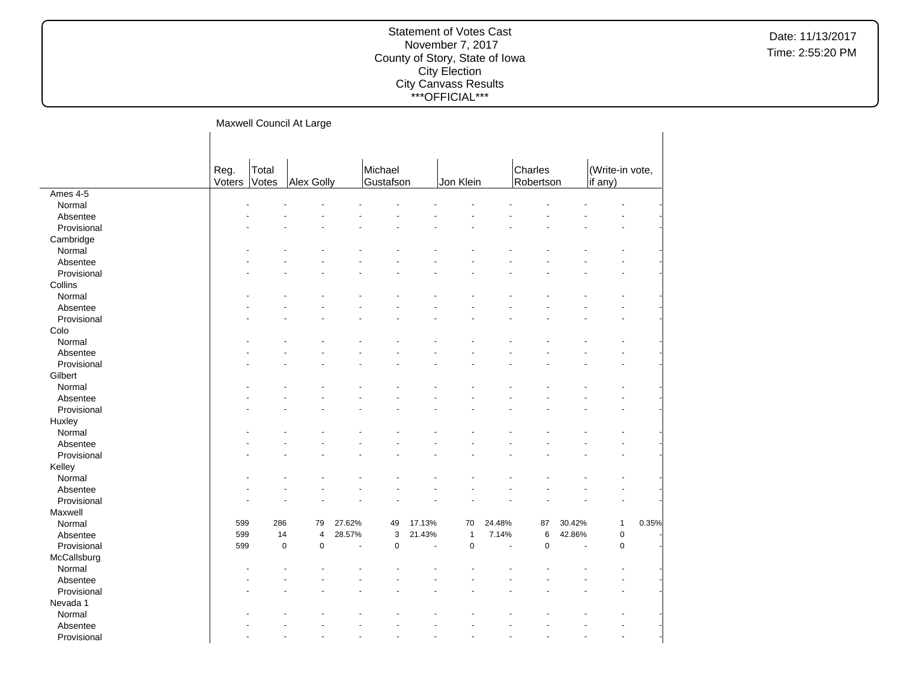Statement of Votes Cast
November 7, 2017
County of Story, State of Iowa
City Election
City Canvass Results
***OFFICIAL***

Date: 11/13/2017
Time: 2:55:20 PM

## Maxwell Council At Large

| | Reg. Voters | Total Votes | Alex Golly | | Michael Gustafson | | Jon Klein | | Charles Robertson | | (Write-in vote, if any) | |
|---|---|---|---|---|---|---|---|---|---|---|---|---|
| **Ames 4-5** | | | | | | | | | | | | |
| Normal | - | - | - | - | - | - | - | - | - | - | - | - |
| Absentee | - | - | - | - | - | - | - | - | - | - | - | - |
| Provisional | - | - | - | - | - | - | - | - | - | - | - | - |
| **Cambridge** | | | | | | | | | | | | |
| Normal | - | - | - | - | - | - | - | - | - | - | - | - |
| Absentee | - | - | - | - | - | - | - | - | - | - | - | - |
| Provisional | - | - | - | - | - | - | - | - | - | - | - | - |
| **Collins** | | | | | | | | | | | | |
| Normal | - | - | - | - | - | - | - | - | - | - | - | - |
| Absentee | - | - | - | - | - | - | - | - | - | - | - | - |
| Provisional | - | - | - | - | - | - | - | - | - | - | - | - |
| **Colo** | | | | | | | | | | | | |
| Normal | - | - | - | - | - | - | - | - | - | - | - | - |
| Absentee | - | - | - | - | - | - | - | - | - | - | - | - |
| Provisional | - | - | - | - | - | - | - | - | - | - | - | - |
| **Gilbert** | | | | | | | | | | | | |
| Normal | - | - | - | - | - | - | - | - | - | - | - | - |
| Absentee | - | - | - | - | - | - | - | - | - | - | - | - |
| Provisional | - | - | - | - | - | - | - | - | - | - | - | - |
| **Huxley** | | | | | | | | | | | | |
| Normal | - | - | - | - | - | - | - | - | - | - | - | - |
| Absentee | - | - | - | - | - | - | - | - | - | - | - | - |
| Provisional | - | - | - | - | - | - | - | - | - | - | - | - |
| **Kelley** | | | | | | | | | | | | |
| Normal | - | - | - | - | - | - | - | - | - | - | - | - |
| Absentee | - | - | - | - | - | - | - | - | - | - | - | - |
| Provisional | - | - | - | - | - | - | - | - | - | - | - | - |
| **Maxwell** | | | | | | | | | | | | |
| Normal | 599 | 286 | 79 | 27.62% | 49 | 17.13% | 70 | 24.48% | 87 | 30.42% | 1 | 0.35% |
| Absentee | 599 | 14 | 4 | 28.57% | 3 | 21.43% | 1 | 7.14% | 6 | 42.86% | 0 | - |
| Provisional | 599 | 0 | 0 | - | 0 | - | 0 | - | 0 | - | 0 | - |
| **McCallsburg** | | | | | | | | | | | | |
| Normal | - | - | - | - | - | - | - | - | - | - | - | - |
| Absentee | - | - | - | - | - | - | - | - | - | - | - | - |
| Provisional | - | - | - | - | - | - | - | - | - | - | - | - |
| **Nevada 1** | | | | | | | | | | | | |
| Normal | - | - | - | - | - | - | - | - | - | - | - | - |
| Absentee | - | - | - | - | - | - | - | - | - | - | - | - |
| Provisional | - | - | - | - | - | - | - | - | - | - | - | - |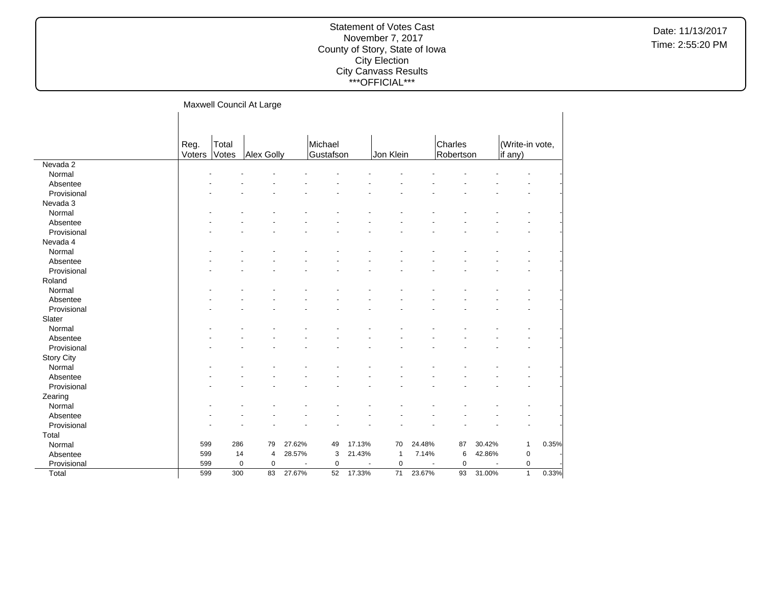Statement of Votes Cast
November 7, 2017
County of Story, State of Iowa
City Election
City Canvass Results
\*\*\*OFFICIAL\*\*\*

Date: 11/13/2017
Time: 2:55:20 PM

Maxwell Council At Large

| | Reg. Voters | Total Votes | Alex Golly | | Michael Gustafson | | Jon Klein | | Charles Robertson | | (Write-in vote, if any) | |
|---|---|---|---|---|---|---|---|---|---|---|---|---|
| Nevada 2 | | | | | | | | | | | | |
| Normal | - | - | - | - | - | - | - | - | - | - | - | - |
| Absentee | - | - | - | - | - | - | - | - | - | - | - | - |
| Provisional | - | - | - | - | - | - | - | - | - | - | - | - |
| Nevada 3 | | | | | | | | | | | | |
| Normal | - | - | - | - | - | - | - | - | - | - | - | - |
| Absentee | - | - | - | - | - | - | - | - | - | - | - | - |
| Provisional | - | - | - | - | - | - | - | - | - | - | - | - |
| Nevada 4 | | | | | | | | | | | | |
| Normal | - | - | - | - | - | - | - | - | - | - | - | - |
| Absentee | - | - | - | - | - | - | - | - | - | - | - | - |
| Provisional | - | - | - | - | - | - | - | - | - | - | - | - |
| Roland | | | | | | | | | | | | |
| Normal | - | - | - | - | - | - | - | - | - | - | - | - |
| Absentee | - | - | - | - | - | - | - | - | - | - | - | - |
| Provisional | - | - | - | - | - | - | - | - | - | - | - | - |
| Slater | | | | | | | | | | | | |
| Normal | - | - | - | - | - | - | - | - | - | - | - | - |
| Absentee | - | - | - | - | - | - | - | - | - | - | - | - |
| Provisional | - | - | - | - | - | - | - | - | - | - | - | - |
| Story City | | | | | | | | | | | | |
| Normal | - | - | - | - | - | - | - | - | - | - | - | - |
| Absentee | - | - | - | - | - | - | - | - | - | - | - | - |
| Provisional | - | - | - | - | - | - | - | - | - | - | - | - |
| Zearing | | | | | | | | | | | | |
| Normal | - | - | - | - | - | - | - | - | - | - | - | - |
| Absentee | - | - | - | - | - | - | - | - | - | - | - | - |
| Provisional | - | - | - | - | - | - | - | - | - | - | - | - |
| Total | | | | | | | | | | | | |
| Normal | 599 | 286 | 79 | 27.62% | 49 | 17.13% | 70 | 24.48% | 87 | 30.42% | 1 | 0.35% |
| Absentee | 599 | 14 | 4 | 28.57% | 3 | 21.43% | 1 | 7.14% | 6 | 42.86% | 0 | - |
| Provisional | 599 | 0 | 0 | - | 0 | - | 0 | - | 0 | - | 0 | - |
| Total | 599 | 300 | 83 | 27.67% | 52 | 17.33% | 71 | 23.67% | 93 | 31.00% | 1 | 0.33% |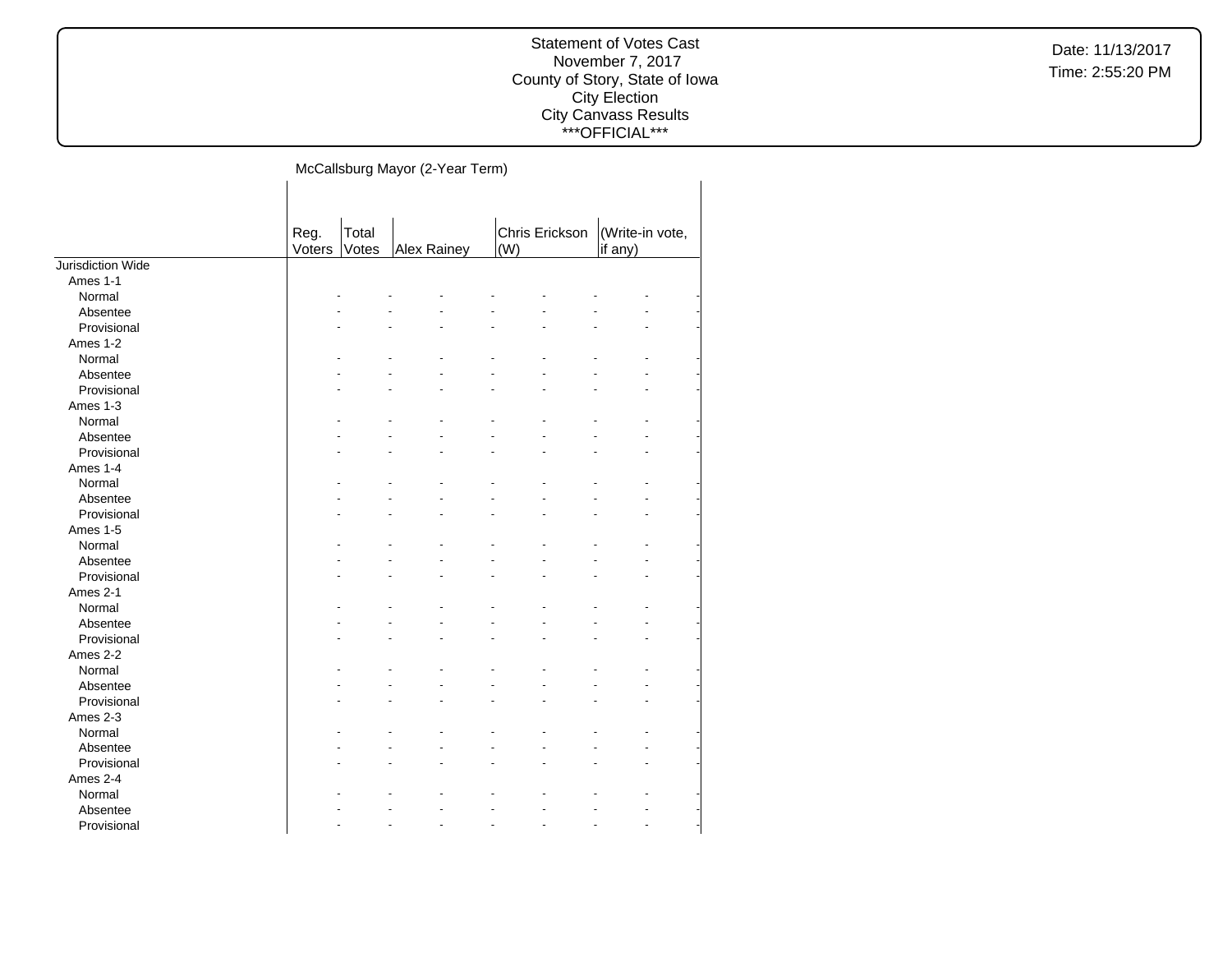# Statement of Votes Cast
November 7, 2017
County of Story, State of Iowa
City Election
City Canvass Results
***OFFICIAL***

Date: 11/13/2017
Time: 2:55:20 PM

## McCallsburg Mayor (2-Year Term)

| | Reg. Voters | Total Votes | Alex Rainey | | Chris Erickson (W) | | (Write-in vote, if any) | |
|---|---|---|---|---|---|---|---|---|
| Jurisdiction Wide | | | | | | | | |
| Ames 1-1 | | | | | | | | |
| Normal | - | - | - | - | - | - | - | - |
| Absentee | - | - | - | - | - | - | - | - |
| Provisional | - | - | - | - | - | - | - | - |
| Ames 1-2 | | | | | | | | |
| Normal | - | - | - | - | - | - | - | - |
| Absentee | - | - | - | - | - | - | - | - |
| Provisional | - | - | - | - | - | - | - | - |
| Ames 1-3 | | | | | | | | |
| Normal | - | - | - | - | - | - | - | - |
| Absentee | - | - | - | - | - | - | - | - |
| Provisional | - | - | - | - | - | - | - | - |
| Ames 1-4 | | | | | | | | |
| Normal | - | - | - | - | - | - | - | - |
| Absentee | - | - | - | - | - | - | - | - |
| Provisional | - | - | - | - | - | - | - | - |
| Ames 1-5 | | | | | | | | |
| Normal | - | - | - | - | - | - | - | - |
| Absentee | - | - | - | - | - | - | - | - |
| Provisional | - | - | - | - | - | - | - | - |
| Ames 2-1 | | | | | | | | |
| Normal | - | - | - | - | - | - | - | - |
| Absentee | - | - | - | - | - | - | - | - |
| Provisional | - | - | - | - | - | - | - | - |
| Ames 2-2 | | | | | | | | |
| Normal | - | - | - | - | - | - | - | - |
| Absentee | - | - | - | - | - | - | - | - |
| Provisional | - | - | - | - | - | - | - | - |
| Ames 2-3 | | | | | | | | |
| Normal | - | - | - | - | - | - | - | - |
| Absentee | - | - | - | - | - | - | - | - |
| Provisional | - | - | - | - | - | - | - | - |
| Ames 2-4 | | | | | | | | |
| Normal | - | - | - | - | - | - | - | - |
| Absentee | - | - | - | - | - | - | - | - |
| Provisional | - | - | - | - | - | - | - | - |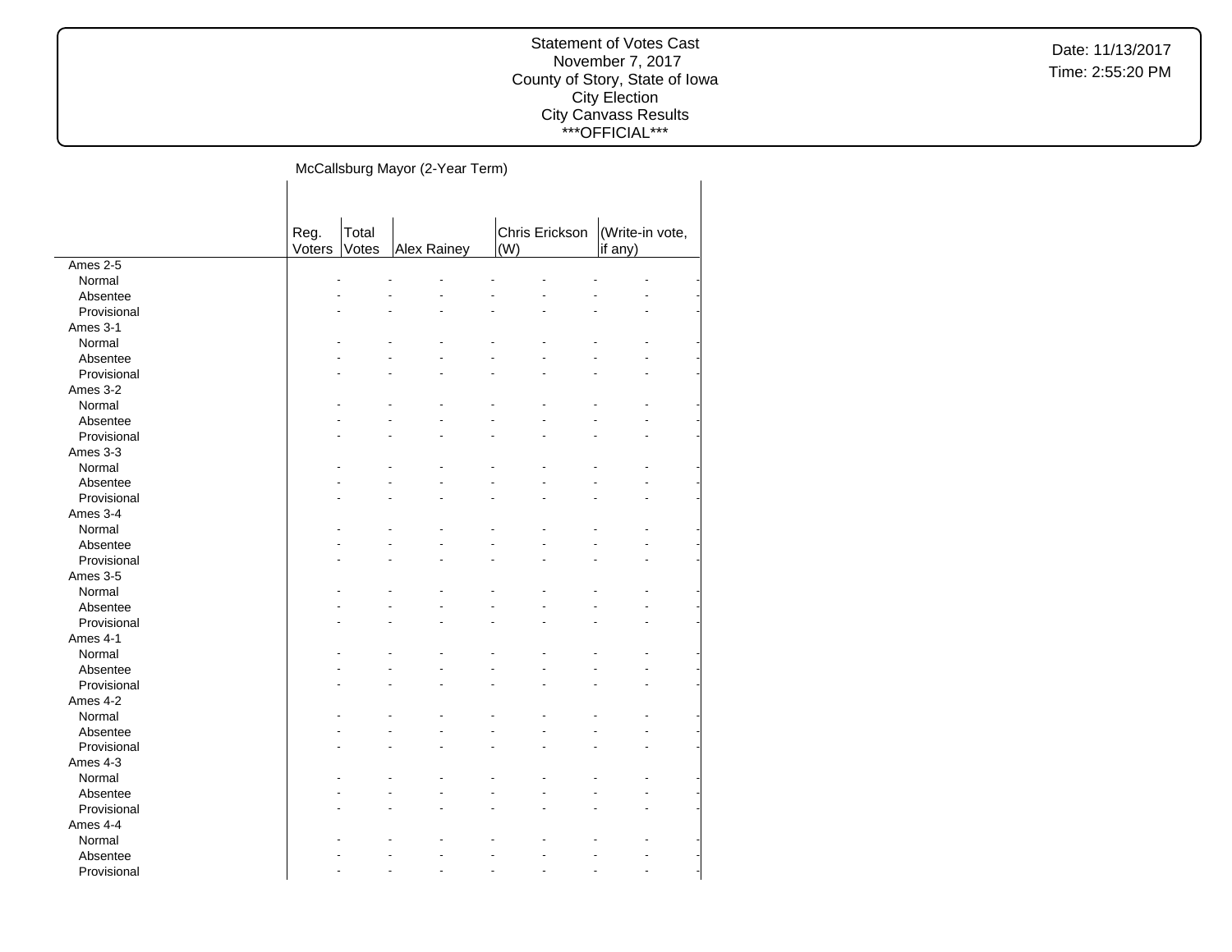Statement of Votes Cast
November 7, 2017
County of Story, State of Iowa
City Election
City Canvass Results
\*\*\*OFFICIAL\*\*\*

Date: 11/13/2017
Time: 2:55:20 PM

McCallsburg Mayor (2-Year Term)

| | Reg. Voters | Total Votes | Alex Rainey | | Chris Erickson (W) | | (Write-in vote, if any) | |
|---|---|---|---|---|---|---|---|---|
| Ames 2-5 | | | | | | | | |
| Normal | - | - | - | - | - | - | - | - |
| Absentee | - | - | - | - | - | - | - | - |
| Provisional | - | - | - | - | - | - | - | - |
| Ames 3-1 | | | | | | | | |
| Normal | - | - | - | - | - | - | - | - |
| Absentee | - | - | - | - | - | - | - | - |
| Provisional | - | - | - | - | - | - | - | - |
| Ames 3-2 | | | | | | | | |
| Normal | - | - | - | - | - | - | - | - |
| Absentee | - | - | - | - | - | - | - | - |
| Provisional | - | - | - | - | - | - | - | - |
| Ames 3-3 | | | | | | | | |
| Normal | - | - | - | - | - | - | - | - |
| Absentee | - | - | - | - | - | - | - | - |
| Provisional | - | - | - | - | - | - | - | - |
| Ames 3-4 | | | | | | | | |
| Normal | - | - | - | - | - | - | - | - |
| Absentee | - | - | - | - | - | - | - | - |
| Provisional | - | - | - | - | - | - | - | - |
| Ames 3-5 | | | | | | | | |
| Normal | - | - | - | - | - | - | - | - |
| Absentee | - | - | - | - | - | - | - | - |
| Provisional | - | - | - | - | - | - | - | - |
| Ames 4-1 | | | | | | | | |
| Normal | - | - | - | - | - | - | - | - |
| Absentee | - | - | - | - | - | - | - | - |
| Provisional | - | - | - | - | - | - | - | - |
| Ames 4-2 | | | | | | | | |
| Normal | - | - | - | - | - | - | - | - |
| Absentee | - | - | - | - | - | - | - | - |
| Provisional | - | - | - | - | - | - | - | - |
| Ames 4-3 | | | | | | | | |
| Normal | - | - | - | - | - | - | - | - |
| Absentee | - | - | - | - | - | - | - | - |
| Provisional | - | - | - | - | - | - | - | - |
| Ames 4-4 | | | | | | | | |
| Normal | - | - | - | - | - | - | - | - |
| Absentee | - | - | - | - | - | - | - | - |
| Provisional | - | - | - | - | - | - | - | - |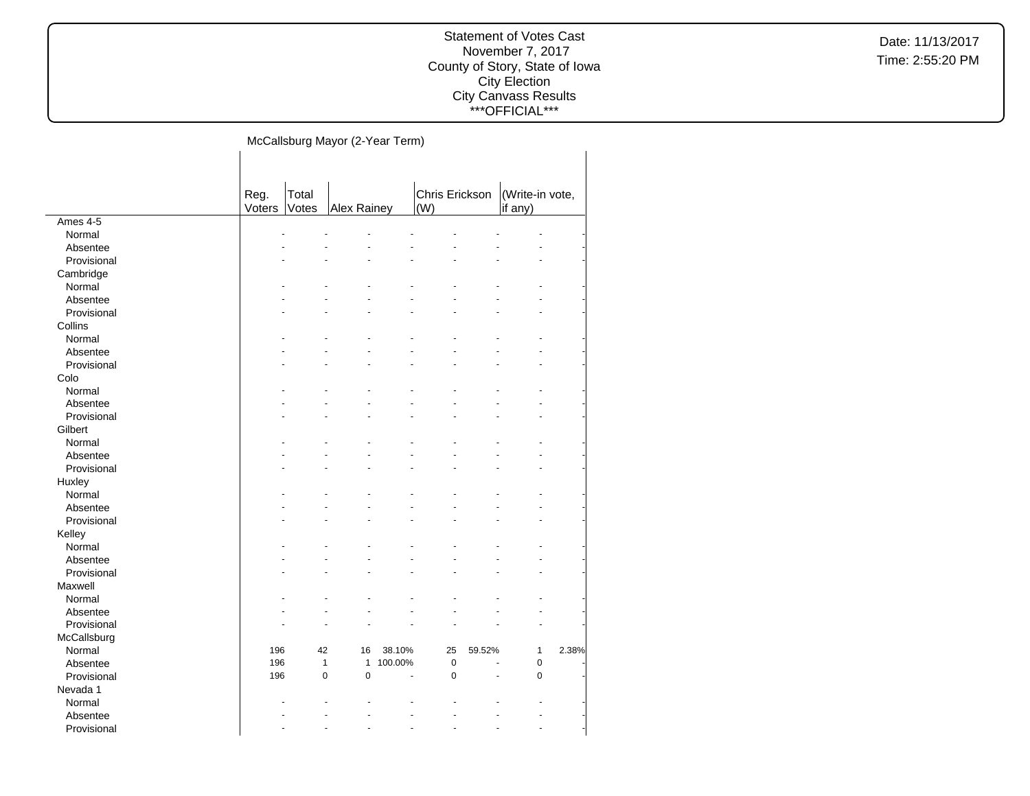Statement of Votes Cast
November 7, 2017
County of Story, State of Iowa
City Election
City Canvass Results
***OFFICIAL***

Date: 11/13/2017
Time: 2:55:20 PM

McCallsburg Mayor (2-Year Term)

| | Reg. Voters | Total Votes | Alex Rainey | | Chris Erickson (W) | | (Write-in vote, if any) | |
|---|---|---|---|---|---|---|---|---|
| **Ames 4-5** | | | | | | | | |
| Normal | - | - | - | - | - | - | - | - |
| Absentee | - | - | - | - | - | - | - | - |
| Provisional | - | - | - | - | - | - | - | - |
| **Cambridge** | | | | | | | | |
| Normal | - | - | - | - | - | - | - | - |
| Absentee | - | - | - | - | - | - | - | - |
| Provisional | - | - | - | - | - | - | - | - |
| **Collins** | | | | | | | | |
| Normal | - | - | - | - | - | - | - | - |
| Absentee | - | - | - | - | - | - | - | - |
| Provisional | - | - | - | - | - | - | - | - |
| **Colo** | | | | | | | | |
| Normal | - | - | - | - | - | - | - | - |
| Absentee | - | - | - | - | - | - | - | - |
| Provisional | - | - | - | - | - | - | - | - |
| **Gilbert** | | | | | | | | |
| Normal | - | - | - | - | - | - | - | - |
| Absentee | - | - | - | - | - | - | - | - |
| Provisional | - | - | - | - | - | - | - | - |
| **Huxley** | | | | | | | | |
| Normal | - | - | - | - | - | - | - | - |
| Absentee | - | - | - | - | - | - | - | - |
| Provisional | - | - | - | - | - | - | - | - |
| **Kelley** | | | | | | | | |
| Normal | - | - | - | - | - | - | - | - |
| Absentee | - | - | - | - | - | - | - | - |
| Provisional | - | - | - | - | - | - | - | - |
| **Maxwell** | | | | | | | | |
| Normal | - | - | - | - | - | - | - | - |
| Absentee | - | - | - | - | - | - | - | - |
| Provisional | - | - | - | - | - | - | - | - |
| **McCallsburg** | | | | | | | | |
| Normal | 196 | 42 | 16 | 38.10% | 25 | 59.52% | 1 | 2.38% |
| Absentee | 196 | 1 | 1 | 100.00% | 0 | - | 0 | - |
| Provisional | 196 | 0 | 0 | - | 0 | - | 0 | - |
| **Nevada 1** | | | | | | | | |
| Normal | - | - | - | - | - | - | - | - |
| Absentee | - | - | - | - | - | - | - | - |
| Provisional | - | - | - | - | - | - | - | - |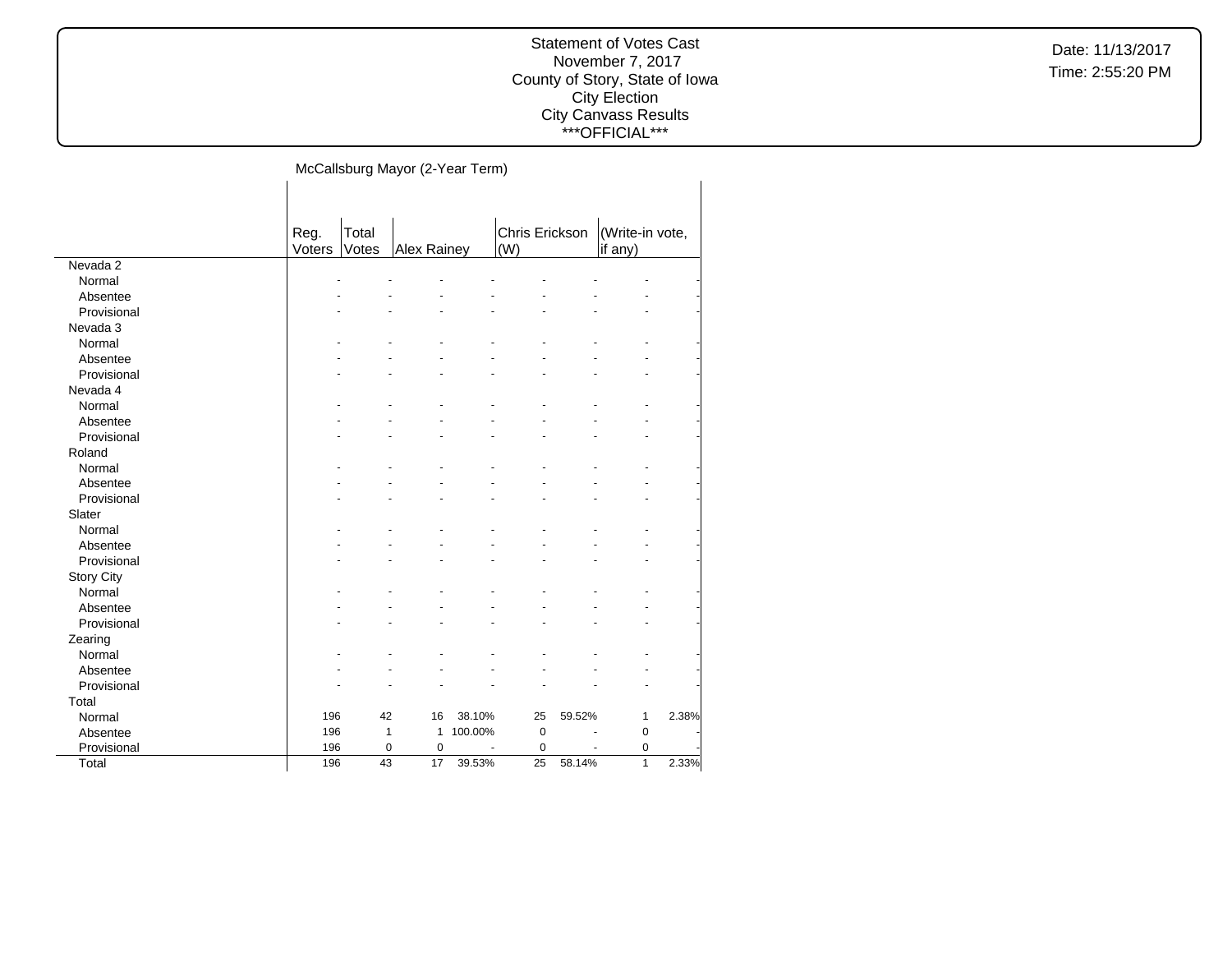Statement of Votes Cast
November 7, 2017
County of Story, State of Iowa
City Election
City Canvass Results
***OFFICIAL***

Date: 11/13/2017
Time: 2:55:20 PM

McCallsburg Mayor (2-Year Term)

| | Reg. Voters | Total Votes | Alex Rainey | | Chris Erickson (W) | | (Write-in vote, if any) | |
|---|---|---|---|---|---|---|---|---|
| Nevada 2 | | | | | | | | |
| Normal | - | - | - | - | - | - | - | - |
| Absentee | - | - | - | - | - | - | - | - |
| Provisional | - | - | - | - | - | - | - | - |
| Nevada 3 | | | | | | | | |
| Normal | - | - | - | - | - | - | - | - |
| Absentee | - | - | - | - | - | - | - | - |
| Provisional | - | - | - | - | - | - | - | - |
| Nevada 4 | | | | | | | | |
| Normal | - | - | - | - | - | - | - | - |
| Absentee | - | - | - | - | - | - | - | - |
| Provisional | - | - | - | - | - | - | - | - |
| Roland | | | | | | | | |
| Normal | - | - | - | - | - | - | - | - |
| Absentee | - | - | - | - | - | - | - | - |
| Provisional | - | - | - | - | - | - | - | - |
| Slater | | | | | | | | |
| Normal | - | - | - | - | - | - | - | - |
| Absentee | - | - | - | - | - | - | - | - |
| Provisional | - | - | - | - | - | - | - | - |
| Story City | | | | | | | | |
| Normal | - | - | - | - | - | - | - | - |
| Absentee | - | - | - | - | - | - | - | - |
| Provisional | - | - | - | - | - | - | - | - |
| Zearing | | | | | | | | |
| Normal | - | - | - | - | - | - | - | - |
| Absentee | - | - | - | - | - | - | - | - |
| Provisional | - | - | - | - | - | - | - | - |
| Total | | | | | | | | |
| Normal | 196 | 42 | 16 | 38.10% | 25 | 59.52% | 1 | 2.38% |
| Absentee | 196 | 1 | 1 | 100.00% | 0 | - | 0 | - |
| Provisional | 196 | 0 | 0 | - | 0 | - | 0 | - |
| Total | 196 | 43 | 17 | 39.53% | 25 | 58.14% | 1 | 2.33% |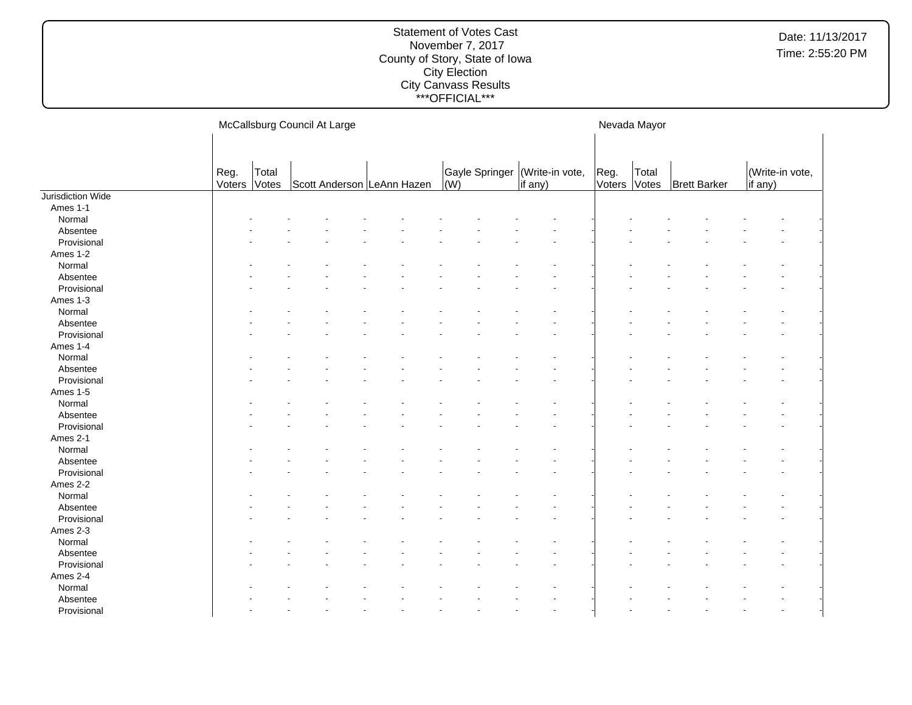Statement of Votes Cast
November 7, 2017
County of Story, State of Iowa
City Election
City Canvass Results
***OFFICIAL***

Date: 11/13/2017
Time: 2:55:20 PM

| | McCallsburg Council At Large | | | | | | Nevada Mayor | | | |
|---|---|---|---|---|---|---|---|---|---|---|
| | Reg. Voters | Total Votes | Scott Anderson | LeAnn Hazen | Gayle Springer (W) | (Write-in vote, if any) | Reg. Voters | Total Votes | Brett Barker | (Write-in vote, if any) |
| Jurisdiction Wide | | | | | | | | | | |
| Ames 1-1 | | | | | | | | | | |
| Normal | - | - | - | - | - | - | - | - | - | - |
| Absentee | - | - | - | - | - | - | - | - | - | - |
| Provisional | - | - | - | - | - | - | - | - | - | - |
| Ames 1-2 | | | | | | | | | | |
| Normal | - | - | - | - | - | - | - | - | - | - |
| Absentee | - | - | - | - | - | - | - | - | - | - |
| Provisional | - | - | - | - | - | - | - | - | - | - |
| Ames 1-3 | | | | | | | | | | |
| Normal | - | - | - | - | - | - | - | - | - | - |
| Absentee | - | - | - | - | - | - | - | - | - | - |
| Provisional | - | - | - | - | - | - | - | - | - | - |
| Ames 1-4 | | | | | | | | | | |
| Normal | - | - | - | - | - | - | - | - | - | - |
| Absentee | - | - | - | - | - | - | - | - | - | - |
| Provisional | - | - | - | - | - | - | - | - | - | - |
| Ames 1-5 | | | | | | | | | | |
| Normal | - | - | - | - | - | - | - | - | - | - |
| Absentee | - | - | - | - | - | - | - | - | - | - |
| Provisional | - | - | - | - | - | - | - | - | - | - |
| Ames 2-1 | | | | | | | | | | |
| Normal | - | - | - | - | - | - | - | - | - | - |
| Absentee | - | - | - | - | - | - | - | - | - | - |
| Provisional | - | - | - | - | - | - | - | - | - | - |
| Ames 2-2 | | | | | | | | | | |
| Normal | - | - | - | - | - | - | - | - | - | - |
| Absentee | - | - | - | - | - | - | - | - | - | - |
| Provisional | - | - | - | - | - | - | - | - | - | - |
| Ames 2-3 | | | | | | | | | | |
| Normal | - | - | - | - | - | - | - | - | - | - |
| Absentee | - | - | - | - | - | - | - | - | - | - |
| Provisional | - | - | - | - | - | - | - | - | - | - |
| Ames 2-4 | | | | | | | | | | |
| Normal | - | - | - | - | - | - | - | - | - | - |
| Absentee | - | - | - | - | - | - | - | - | - | - |
| Provisional | - | - | - | - | - | - | - | - | - | - |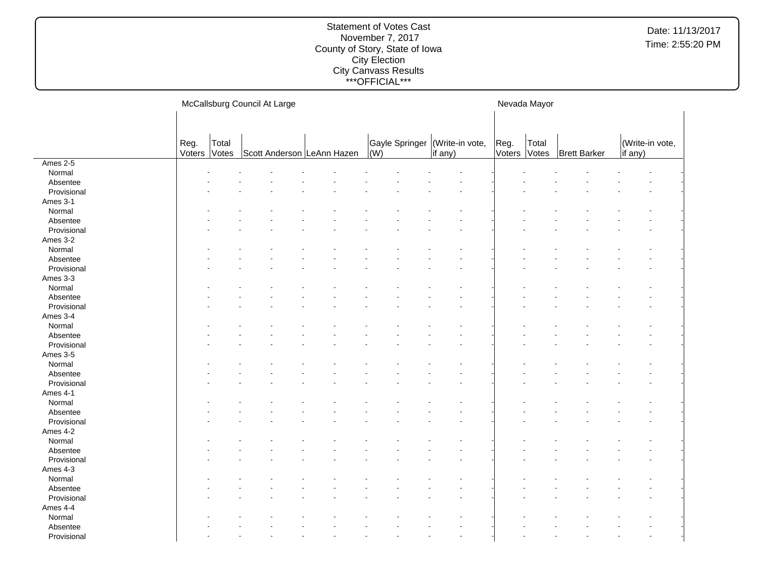Statement of Votes Cast
November 7, 2017
County of Story, State of Iowa
City Election
City Canvass Results
***OFFICIAL***

Date: 11/13/2017
Time: 2:55:20 PM

| | McCallsburg Council At Large | | | | | | Nevada Mayor | | | |
|---|---|---|---|---|---|---|---|---|---|---|
| | Reg. Voters | Total Votes | Scott Anderson | LeAnn Hazen | Gayle Springer (W) | (Write-in vote, if any) | Reg. Voters | Total Votes | Brett Barker | (Write-in vote, if any) |
| Ames 2-5 | | | | | | | | | | |
| Normal | - | - | - | - | - | - | - | - | - | - |
| Absentee | - | - | - | - | - | - | - | - | - | - |
| Provisional | - | - | - | - | - | - | - | - | - | - |
| Ames 3-1 | | | | | | | | | | |
| Normal | - | - | - | - | - | - | - | - | - | - |
| Absentee | - | - | - | - | - | - | - | - | - | - |
| Provisional | - | - | - | - | - | - | - | - | - | - |
| Ames 3-2 | | | | | | | | | | |
| Normal | - | - | - | - | - | - | - | - | - | - |
| Absentee | - | - | - | - | - | - | - | - | - | - |
| Provisional | - | - | - | - | - | - | - | - | - | - |
| Ames 3-3 | | | | | | | | | | |
| Normal | - | - | - | - | - | - | - | - | - | - |
| Absentee | - | - | - | - | - | - | - | - | - | - |
| Provisional | - | - | - | - | - | - | - | - | - | - |
| Ames 3-4 | | | | | | | | | | |
| Normal | - | - | - | - | - | - | - | - | - | - |
| Absentee | - | - | - | - | - | - | - | - | - | - |
| Provisional | - | - | - | - | - | - | - | - | - | - |
| Ames 3-5 | | | | | | | | | | |
| Normal | - | - | - | - | - | - | - | - | - | - |
| Absentee | - | - | - | - | - | - | - | - | - | - |
| Provisional | - | - | - | - | - | - | - | - | - | - |
| Ames 4-1 | | | | | | | | | | |
| Normal | - | - | - | - | - | - | - | - | - | - |
| Absentee | - | - | - | - | - | - | - | - | - | - |
| Provisional | - | - | - | - | - | - | - | - | - | - |
| Ames 4-2 | | | | | | | | | | |
| Normal | - | - | - | - | - | - | - | - | - | - |
| Absentee | - | - | - | - | - | - | - | - | - | - |
| Provisional | - | - | - | - | - | - | - | - | - | - |
| Ames 4-3 | | | | | | | | | | |
| Normal | - | - | - | - | - | - | - | - | - | - |
| Absentee | - | - | - | - | - | - | - | - | - | - |
| Provisional | - | - | - | - | - | - | - | - | - | - |
| Ames 4-4 | | | | | | | | | | |
| Normal | - | - | - | - | - | - | - | - | - | - |
| Absentee | - | - | - | - | - | - | - | - | - | - |
| Provisional | - | - | - | - | - | - | - | - | - | - |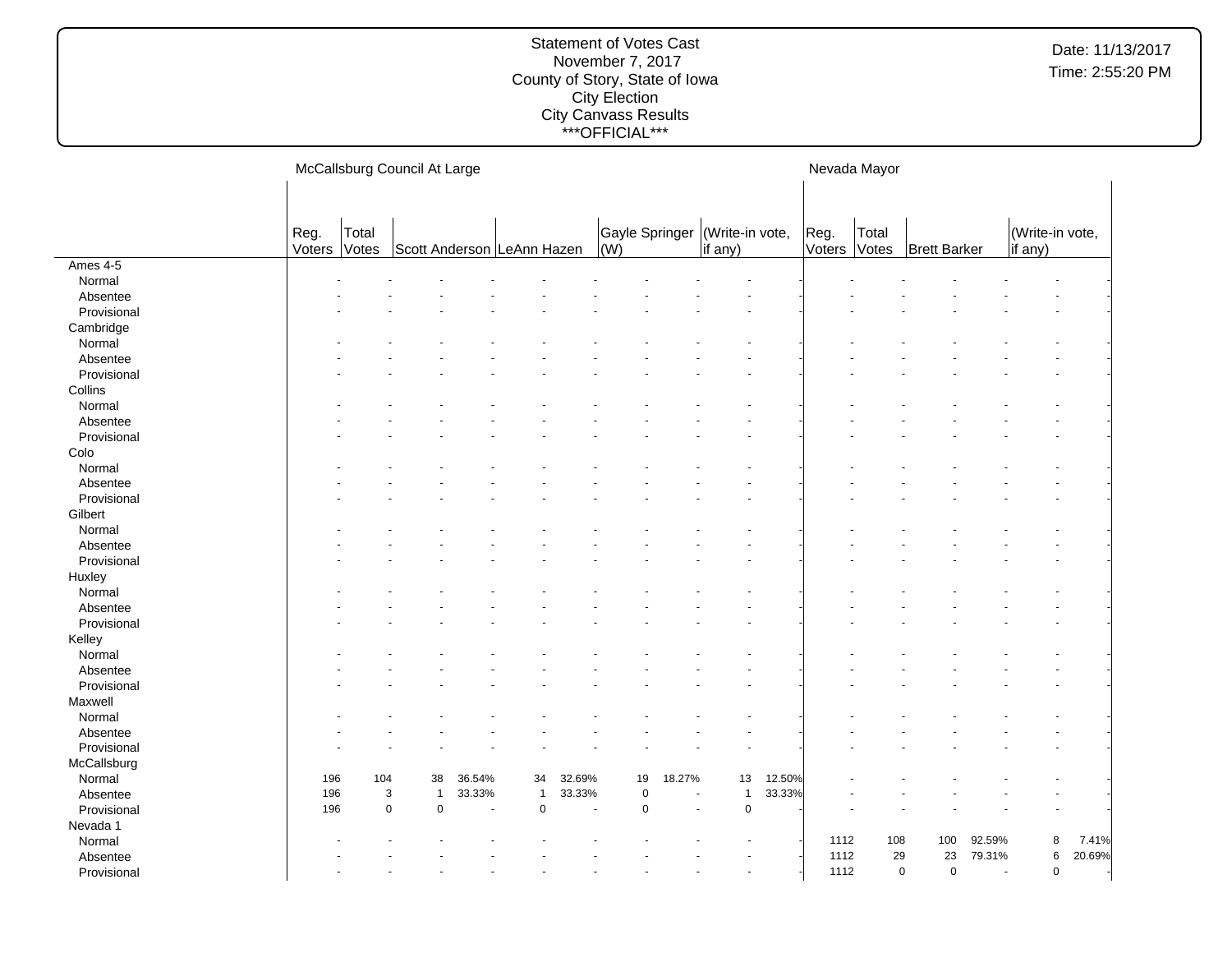# Statement of Votes Cast
November 7, 2017
County of Story, State of Iowa
City Election
City Canvass Results
***OFFICIAL***

Date: 11/13/2017
Time: 2:55:20 PM

| | McCallsburg Council At Large | | | | | | | | | | Nevada Mayor | | | | | |
|---|---|---|---|---|---|---|---|---|---|---|---|---|---|---|---|---|
| | Reg. Voters | Total Votes | Scott Anderson | | LeAnn Hazen | | Gayle Springer (W) | | (Write-in vote, if any) | | Reg. Voters | Total Votes | Brett Barker | | (Write-in vote, if any) | |
| **Ames 4-5** | | | | | | | | | | | | | | | | |
| Normal | - | - | - | - | - | - | - | - | - | - | - | - | - | - | - | - |
| Absentee | - | - | - | - | - | - | - | - | - | - | - | - | - | - | - | - |
| Provisional | - | - | - | - | - | - | - | - | - | - | - | - | - | - | - | - |
| **Cambridge** | | | | | | | | | | | | | | | | |
| Normal | - | - | - | - | - | - | - | - | - | - | - | - | - | - | - | - |
| Absentee | - | - | - | - | - | - | - | - | - | - | - | - | - | - | - | - |
| Provisional | - | - | - | - | - | - | - | - | - | - | - | - | - | - | - | - |
| **Collins** | | | | | | | | | | | | | | | | |
| Normal | - | - | - | - | - | - | - | - | - | - | - | - | - | - | - | - |
| Absentee | - | - | - | - | - | - | - | - | - | - | - | - | - | - | - | - |
| Provisional | - | - | - | - | - | - | - | - | - | - | - | - | - | - | - | - |
| **Colo** | | | | | | | | | | | | | | | | |
| Normal | - | - | - | - | - | - | - | - | - | - | - | - | - | - | - | - |
| Absentee | - | - | - | - | - | - | - | - | - | - | - | - | - | - | - | - |
| Provisional | - | - | - | - | - | - | - | - | - | - | - | - | - | - | - | - |
| **Gilbert** | | | | | | | | | | | | | | | | |
| Normal | - | - | - | - | - | - | - | - | - | - | - | - | - | - | - | - |
| Absentee | - | - | - | - | - | - | - | - | - | - | - | - | - | - | - | - |
| Provisional | - | - | - | - | - | - | - | - | - | - | - | - | - | - | - | - |
| **Huxley** | | | | | | | | | | | | | | | | |
| Normal | - | - | - | - | - | - | - | - | - | - | - | - | - | - | - | - |
| Absentee | - | - | - | - | - | - | - | - | - | - | - | - | - | - | - | - |
| Provisional | - | - | - | - | - | - | - | - | - | - | - | - | - | - | - | - |
| **Kelley** | | | | | | | | | | | | | | | | |
| Normal | - | - | - | - | - | - | - | - | - | - | - | - | - | - | - | - |
| Absentee | - | - | - | - | - | - | - | - | - | - | - | - | - | - | - | - |
| Provisional | - | - | - | - | - | - | - | - | - | - | - | - | - | - | - | - |
| **Maxwell** | | | | | | | | | | | | | | | | |
| Normal | - | - | - | - | - | - | - | - | - | - | - | - | - | - | - | - |
| Absentee | - | - | - | - | - | - | - | - | - | - | - | - | - | - | - | - |
| Provisional | - | - | - | - | - | - | - | - | - | - | - | - | - | - | - | - |
| **McCallsburg** | | | | | | | | | | | | | | | | |
| Normal | 196 | 104 | 38 | 36.54% | 34 | 32.69% | 19 | 18.27% | 13 | 12.50% | - | - | - | - | - | - |
| Absentee | 196 | 3 | 1 | 33.33% | 1 | 33.33% | 0 | - | 1 | 33.33% | - | - | - | - | - | - |
| Provisional | 196 | 0 | 0 | - | 0 | - | 0 | - | 0 | - | - | - | - | - | - | - |
| **Nevada 1** | | | | | | | | | | | | | | | | |
| Normal | - | - | - | - | - | - | - | - | - | - | 1112 | 108 | 100 | 92.59% | 8 | 7.41% |
| Absentee | - | - | - | - | - | - | - | - | - | - | 1112 | 29 | 23 | 79.31% | 6 | 20.69% |
| Provisional | - | - | - | - | - | - | - | - | - | - | 1112 | 0 | 0 | - | 0 | - |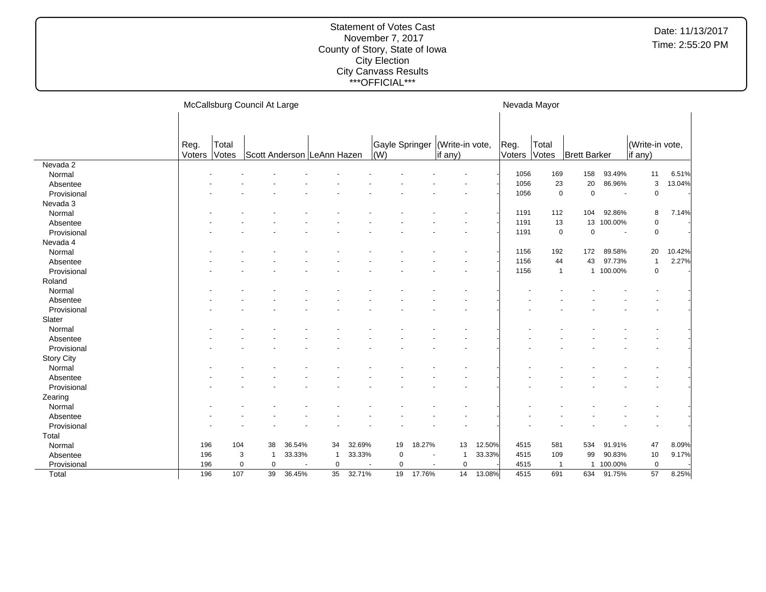Statement of Votes Cast
November 7, 2017
County of Story, State of Iowa
City Election
City Canvass Results
***OFFICIAL***

Date: 11/13/2017
Time: 2:55:20 PM

| | McCallsburg Council At Large | | | | | | | | | | Nevada Mayor | | | | | |
|---|---|---|---|---|---|---|---|---|---|---|---|---|---|---|---|---|
| | Reg. Voters | Total Votes | Scott Anderson | | LeAnn Hazen | | Gayle Springer (W) | | (Write-in vote, if any) | | Reg. Voters | Total Votes | Brett Barker | | (Write-in vote, if any) | |
| **Nevada 2** | | | | | | | | | | | | | | | | |
| Normal | - | - | - | - | - | - | - | - | - | - | 1056 | 169 | 158 | 93.49% | 11 | 6.51% |
| Absentee | - | - | - | - | - | - | - | - | - | - | 1056 | 23 | 20 | 86.96% | 3 | 13.04% |
| Provisional | - | - | - | - | - | - | - | - | - | - | 1056 | 0 | 0 | - | 0 | - |
| **Nevada 3** | | | | | | | | | | | | | | | | |
| Normal | - | - | - | - | - | - | - | - | - | - | 1191 | 112 | 104 | 92.86% | 8 | 7.14% |
| Absentee | - | - | - | - | - | - | - | - | - | - | 1191 | 13 | 13 | 100.00% | 0 | - |
| Provisional | - | - | - | - | - | - | - | - | - | - | 1191 | 0 | 0 | - | 0 | - |
| **Nevada 4** | | | | | | | | | | | | | | | | |
| Normal | - | - | - | - | - | - | - | - | - | - | 1156 | 192 | 172 | 89.58% | 20 | 10.42% |
| Absentee | - | - | - | - | - | - | - | - | - | - | 1156 | 44 | 43 | 97.73% | 1 | 2.27% |
| Provisional | - | - | - | - | - | - | - | - | - | - | 1156 | 1 | 1 | 100.00% | 0 | - |
| **Roland** | | | | | | | | | | | | | | | | |
| Normal | - | - | - | - | - | - | - | - | - | - | - | - | - | - | - | - |
| Absentee | - | - | - | - | - | - | - | - | - | - | - | - | - | - | - | - |
| Provisional | - | - | - | - | - | - | - | - | - | - | - | - | - | - | - | - |
| **Slater** | | | | | | | | | | | | | | | | |
| Normal | - | - | - | - | - | - | - | - | - | - | - | - | - | - | - | - |
| Absentee | - | - | - | - | - | - | - | - | - | - | - | - | - | - | - | - |
| Provisional | - | - | - | - | - | - | - | - | - | - | - | - | - | - | - | - |
| **Story City** | | | | | | | | | | | | | | | | |
| Normal | - | - | - | - | - | - | - | - | - | - | - | - | - | - | - | - |
| Absentee | - | - | - | - | - | - | - | - | - | - | - | - | - | - | - | - |
| Provisional | - | - | - | - | - | - | - | - | - | - | - | - | - | - | - | - |
| **Zearing** | | | | | | | | | | | | | | | | |
| Normal | - | - | - | - | - | - | - | - | - | - | - | - | - | - | - | - |
| Absentee | - | - | - | - | - | - | - | - | - | - | - | - | - | - | - | - |
| Provisional | - | - | - | - | - | - | - | - | - | - | - | - | - | - | - | - |
| **Total** | | | | | | | | | | | | | | | | |
| Normal | 196 | 104 | 38 | 36.54% | 34 | 32.69% | 19 | 18.27% | 13 | 12.50% | 4515 | 581 | 534 | 91.91% | 47 | 8.09% |
| Absentee | 196 | 3 | 1 | 33.33% | 1 | 33.33% | 0 | - | 1 | 33.33% | 4515 | 109 | 99 | 90.83% | 10 | 9.17% |
| Provisional | 196 | 0 | 0 | - | 0 | - | 0 | - | 0 | - | 4515 | 1 | 1 | 100.00% | 0 | - |
| Total | 196 | 107 | 39 | 36.45% | 35 | 32.71% | 19 | 17.76% | 14 | 13.08% | 4515 | 691 | 634 | 91.75% | 57 | 8.25% |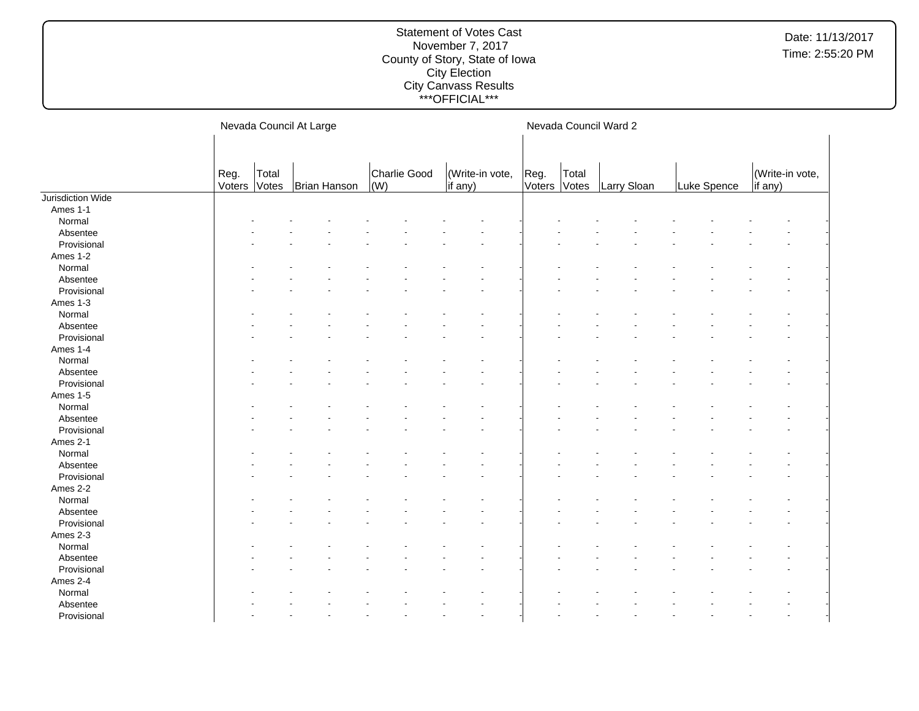Statement of Votes Cast
November 7, 2017
County of Story, State of Iowa
City Election
City Canvass Results
***OFFICIAL***

Date: 11/13/2017
Time: 2:55:20 PM

| | Nevada Council At Large | | | | | Nevada Council Ward 2 | | | | |
|---|---|---|---|---|---|---|---|---|---|---|
| | Reg. Voters | Total Votes | Brian Hanson | Charlie Good (W) | (Write-in vote, if any) | Reg. Voters | Total Votes | Larry Sloan | Luke Spence | (Write-in vote, if any) |
| Jurisdiction Wide | | | | | | | | | | |
| Ames 1-1 | | | | | | | | | | |
| Normal | - | - | - | - | - | - | - | - | - | - |
| Absentee | - | - | - | - | - | - | - | - | - | - |
| Provisional | - | - | - | - | - | - | - | - | - | - |
| Ames 1-2 | | | | | | | | | | |
| Normal | - | - | - | - | - | - | - | - | - | - |
| Absentee | - | - | - | - | - | - | - | - | - | - |
| Provisional | - | - | - | - | - | - | - | - | - | - |
| Ames 1-3 | | | | | | | | | | |
| Normal | - | - | - | - | - | - | - | - | - | - |
| Absentee | - | - | - | - | - | - | - | - | - | - |
| Provisional | - | - | - | - | - | - | - | - | - | - |
| Ames 1-4 | | | | | | | | | | |
| Normal | - | - | - | - | - | - | - | - | - | - |
| Absentee | - | - | - | - | - | - | - | - | - | - |
| Provisional | - | - | - | - | - | - | - | - | - | - |
| Ames 1-5 | | | | | | | | | | |
| Normal | - | - | - | - | - | - | - | - | - | - |
| Absentee | - | - | - | - | - | - | - | - | - | - |
| Provisional | - | - | - | - | - | - | - | - | - | - |
| Ames 2-1 | | | | | | | | | | |
| Normal | - | - | - | - | - | - | - | - | - | - |
| Absentee | - | - | - | - | - | - | - | - | - | - |
| Provisional | - | - | - | - | - | - | - | - | - | - |
| Ames 2-2 | | | | | | | | | | |
| Normal | - | - | - | - | - | - | - | - | - | - |
| Absentee | - | - | - | - | - | - | - | - | - | - |
| Provisional | - | - | - | - | - | - | - | - | - | - |
| Ames 2-3 | | | | | | | | | | |
| Normal | - | - | - | - | - | - | - | - | - | - |
| Absentee | - | - | - | - | - | - | - | - | - | - |
| Provisional | - | - | - | - | - | - | - | - | - | - |
| Ames 2-4 | | | | | | | | | | |
| Normal | - | - | - | - | - | - | - | - | - | - |
| Absentee | - | - | - | - | - | - | - | - | - | - |
| Provisional | - | - | - | - | - | - | - | - | - | - |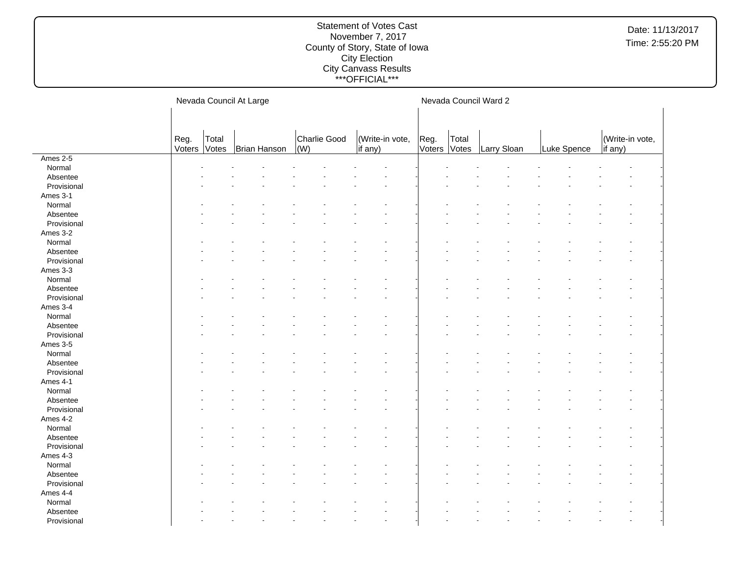Statement of Votes Cast
November 7, 2017
County of Story, State of Iowa
City Election
City Canvass Results
***OFFICIAL***

Date: 11/13/2017
Time: 2:55:20 PM

| | Nevada Council At Large | | | | | Nevada Council Ward 2 | | | | |
|---|---|---|---|---|---|---|---|---|---|---|
| | Reg. Voters | Total Votes | Brian Hanson | Charlie Good (W) | (Write-in vote, if any) | Reg. Voters | Total Votes | Larry Sloan | Luke Spence | (Write-in vote, if any) |
| Ames 2-5 | | | | | | | | | | |
| Normal | - | - | - | - | - | - | - | - | - | - |
| Absentee | - | - | - | - | - | - | - | - | - | - |
| Provisional | - | - | - | - | - | - | - | - | - | - |
| Ames 3-1 | | | | | | | | | | |
| Normal | - | - | - | - | - | - | - | - | - | - |
| Absentee | - | - | - | - | - | - | - | - | - | - |
| Provisional | - | - | - | - | - | - | - | - | - | - |
| Ames 3-2 | | | | | | | | | | |
| Normal | - | - | - | - | - | - | - | - | - | - |
| Absentee | - | - | - | - | - | - | - | - | - | - |
| Provisional | - | - | - | - | - | - | - | - | - | - |
| Ames 3-3 | | | | | | | | | | |
| Normal | - | - | - | - | - | - | - | - | - | - |
| Absentee | - | - | - | - | - | - | - | - | - | - |
| Provisional | - | - | - | - | - | - | - | - | - | - |
| Ames 3-4 | | | | | | | | | | |
| Normal | - | - | - | - | - | - | - | - | - | - |
| Absentee | - | - | - | - | - | - | - | - | - | - |
| Provisional | - | - | - | - | - | - | - | - | - | - |
| Ames 3-5 | | | | | | | | | | |
| Normal | - | - | - | - | - | - | - | - | - | - |
| Absentee | - | - | - | - | - | - | - | - | - | - |
| Provisional | - | - | - | - | - | - | - | - | - | - |
| Ames 4-1 | | | | | | | | | | |
| Normal | - | - | - | - | - | - | - | - | - | - |
| Absentee | - | - | - | - | - | - | - | - | - | - |
| Provisional | - | - | - | - | - | - | - | - | - | - |
| Ames 4-2 | | | | | | | | | | |
| Normal | - | - | - | - | - | - | - | - | - | - |
| Absentee | - | - | - | - | - | - | - | - | - | - |
| Provisional | - | - | - | - | - | - | - | - | - | - |
| Ames 4-3 | | | | | | | | | | |
| Normal | - | - | - | - | - | - | - | - | - | - |
| Absentee | - | - | - | - | - | - | - | - | - | - |
| Provisional | - | - | - | - | - | - | - | - | - | - |
| Ames 4-4 | | | | | | | | | | |
| Normal | - | - | - | - | - | - | - | - | - | - |
| Absentee | - | - | - | - | - | - | - | - | - | - |
| Provisional | - | - | - | - | - | - | - | - | - | - |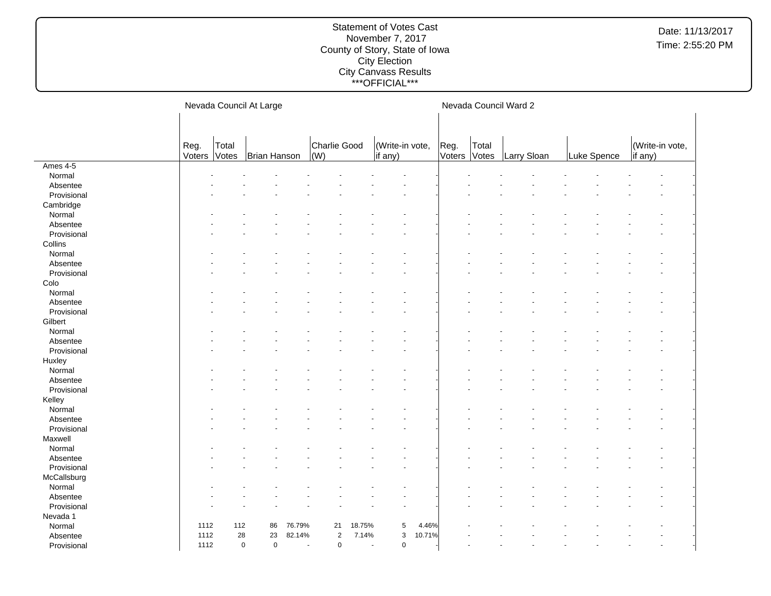Statement of Votes Cast
November 7, 2017
County of Story, State of Iowa
City Election
City Canvass Results
***OFFICIAL***

Date: 11/13/2017
Time: 2:55:20 PM

| | Nevada Council At Large | | | | | | | | | Nevada Council Ward 2 | | | | | | | | |
|---|---|---|---|---|---|---|---|---|---|---|---|---|---|---|---|---|---|---|
| | Reg. Voters | Total Votes | Brian Hanson | | Charlie Good (W) | | (Write-in vote, if any) | | | Reg. Voters | Total Votes | Larry Sloan | | Luke Spence | | (Write-in vote, if any) | | |
| **Ames 4-5** | | | | | | | | | | | | | | | | | | |
| Normal | - | - | - | - | - | - | - | - | | - | - | - | - | - | - | - | - | |
| Absentee | - | - | - | - | - | - | - | - | | - | - | - | - | - | - | - | - | |
| Provisional | - | - | - | - | - | - | - | - | | - | - | - | - | - | - | - | - | |
| **Cambridge** | | | | | | | | | | | | | | | | | | |
| Normal | - | - | - | - | - | - | - | - | | - | - | - | - | - | - | - | - | |
| Absentee | - | - | - | - | - | - | - | - | | - | - | - | - | - | - | - | - | |
| Provisional | - | - | - | - | - | - | - | - | | - | - | - | - | - | - | - | - | |
| **Collins** | | | | | | | | | | | | | | | | | | |
| Normal | - | - | - | - | - | - | - | - | | - | - | - | - | - | - | - | - | |
| Absentee | - | - | - | - | - | - | - | - | | - | - | - | - | - | - | - | - | |
| Provisional | - | - | - | - | - | - | - | - | | - | - | - | - | - | - | - | - | |
| **Colo** | | | | | | | | | | | | | | | | | | |
| Normal | - | - | - | - | - | - | - | - | | - | - | - | - | - | - | - | - | |
| Absentee | - | - | - | - | - | - | - | - | | - | - | - | - | - | - | - | - | |
| Provisional | - | - | - | - | - | - | - | - | | - | - | - | - | - | - | - | - | |
| **Gilbert** | | | | | | | | | | | | | | | | | | |
| Normal | - | - | - | - | - | - | - | - | | - | - | - | - | - | - | - | - | |
| Absentee | - | - | - | - | - | - | - | - | | - | - | - | - | - | - | - | - | |
| Provisional | - | - | - | - | - | - | - | - | | - | - | - | - | - | - | - | - | |
| **Huxley** | | | | | | | | | | | | | | | | | | |
| Normal | - | - | - | - | - | - | - | - | | - | - | - | - | - | - | - | - | |
| Absentee | - | - | - | - | - | - | - | - | | - | - | - | - | - | - | - | - | |
| Provisional | - | - | - | - | - | - | - | - | | - | - | - | - | - | - | - | - | |
| **Kelley** | | | | | | | | | | | | | | | | | | |
| Normal | - | - | - | - | - | - | - | - | | - | - | - | - | - | - | - | - | |
| Absentee | - | - | - | - | - | - | - | - | | - | - | - | - | - | - | - | - | |
| Provisional | - | - | - | - | - | - | - | - | | - | - | - | - | - | - | - | - | |
| **Maxwell** | | | | | | | | | | | | | | | | | | |
| Normal | - | - | - | - | - | - | - | - | | - | - | - | - | - | - | - | - | |
| Absentee | - | - | - | - | - | - | - | - | | - | - | - | - | - | - | - | - | |
| Provisional | - | - | - | - | - | - | - | - | | - | - | - | - | - | - | - | - | |
| **McCallsburg** | | | | | | | | | | | | | | | | | | |
| Normal | - | - | - | - | - | - | - | - | | - | - | - | - | - | - | - | - | |
| Absentee | - | - | - | - | - | - | - | - | | - | - | - | - | - | - | - | - | |
| Provisional | - | - | - | - | - | - | - | - | | - | - | - | - | - | - | - | - | |
| **Nevada 1** | | | | | | | | | | | | | | | | | | |
| Normal | 1112 | 112 | 86 | 76.79% | 21 | 18.75% | 5 | 4.46% | | - | - | - | - | - | - | - | - | |
| Absentee | 1112 | 28 | 23 | 82.14% | 2 | 7.14% | 3 | 10.71% | | - | - | - | - | - | - | - | - | |
| Provisional | 1112 | 0 | 0 | - | 0 | - | 0 | - | | - | - | - | - | - | - | - | - | |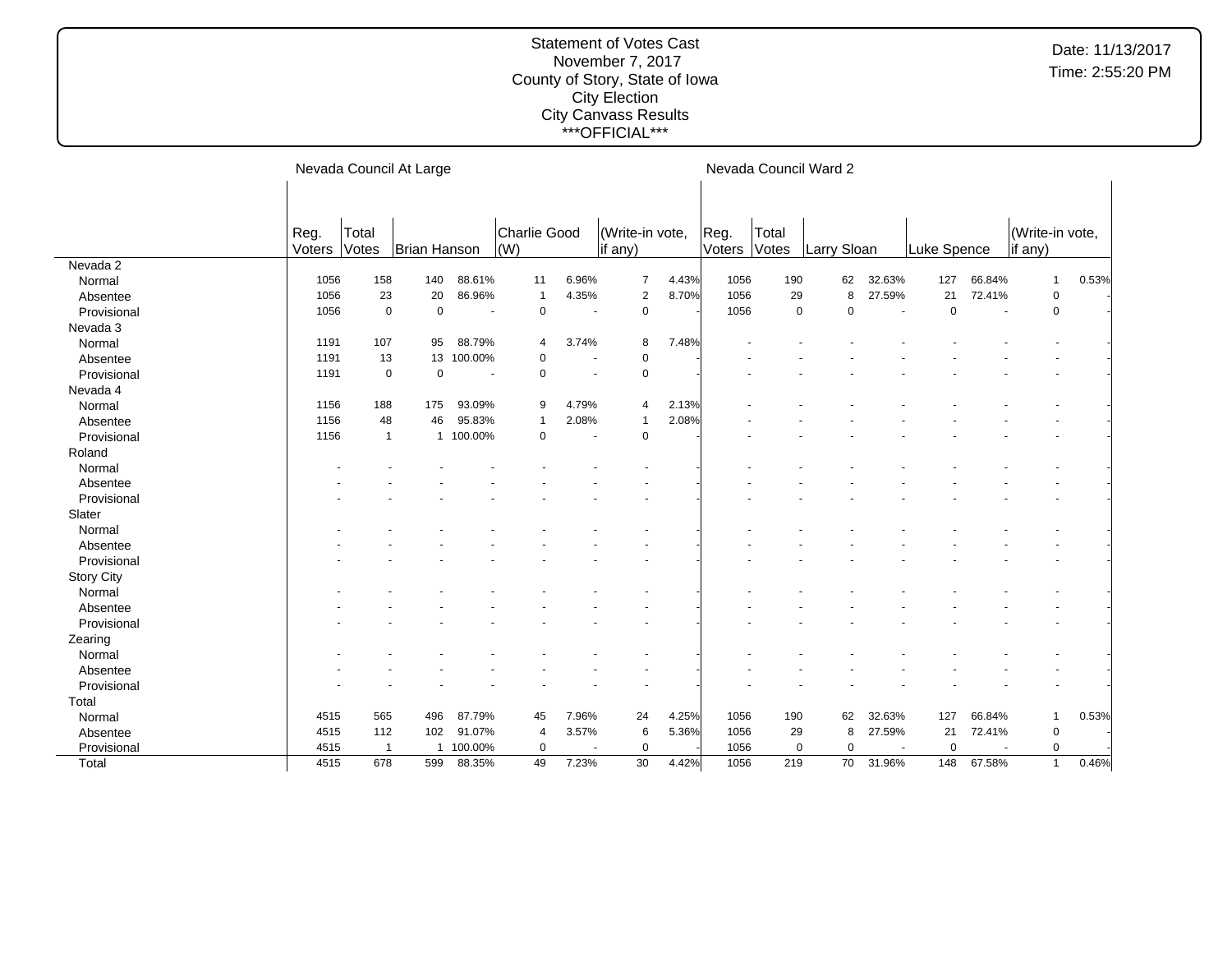# Statement of Votes Cast
November 7, 2017
County of Story, State of Iowa
City Election
City Canvass Results
***OFFICIAL***

Date: 11/13/2017
Time: 2:55:20 PM

| | Nevada Council At Large | | | | | | | | Nevada Council Ward 2 | | | | | | | |
|---|---|---|---|---|---|---|---|---|---|---|---|---|---|---|---|---|
| | Reg. Voters | Total Votes | Brian Hanson | | Charlie Good (W) | | (Write-in vote, if any) | | Reg. Voters | Total Votes | Larry Sloan | | Luke Spence | | (Write-in vote, if any) | |
| **Nevada 2** | | | | | | | | | | | | | | | | |
| Normal | 1056 | 158 | 140 | 88.61% | 11 | 6.96% | 7 | 4.43% | 1056 | 190 | 62 | 32.63% | 127 | 66.84% | 1 | 0.53% |
| Absentee | 1056 | 23 | 20 | 86.96% | 1 | 4.35% | 2 | 8.70% | 1056 | 29 | 8 | 27.59% | 21 | 72.41% | 0 | - |
| Provisional | 1056 | 0 | 0 | - | 0 | - | 0 | - | 1056 | 0 | 0 | - | 0 | - | 0 | - |
| **Nevada 3** | | | | | | | | | | | | | | | | |
| Normal | 1191 | 107 | 95 | 88.79% | 4 | 3.74% | 8 | 7.48% | - | - | - | - | - | - | - | - |
| Absentee | 1191 | 13 | 13 | 100.00% | 0 | - | 0 | - | - | - | - | - | - | - | - | - |
| Provisional | 1191 | 0 | 0 | - | 0 | - | 0 | - | - | - | - | - | - | - | - | - |
| **Nevada 4** | | | | | | | | | | | | | | | | |
| Normal | 1156 | 188 | 175 | 93.09% | 9 | 4.79% | 4 | 2.13% | - | - | - | - | - | - | - | - |
| Absentee | 1156 | 48 | 46 | 95.83% | 1 | 2.08% | 1 | 2.08% | - | - | - | - | - | - | - | - |
| Provisional | 1156 | 1 | 1 | 100.00% | 0 | - | 0 | - | - | - | - | - | - | - | - | - |
| **Roland** | | | | | | | | | | | | | | | | |
| Normal | - | - | - | - | - | - | - | - | - | - | - | - | - | - | - | - |
| Absentee | - | - | - | - | - | - | - | - | - | - | - | - | - | - | - | - |
| Provisional | - | - | - | - | - | - | - | - | - | - | - | - | - | - | - | - |
| **Slater** | | | | | | | | | | | | | | | | |
| Normal | - | - | - | - | - | - | - | - | - | - | - | - | - | - | - | - |
| Absentee | - | - | - | - | - | - | - | - | - | - | - | - | - | - | - | - |
| Provisional | - | - | - | - | - | - | - | - | - | - | - | - | - | - | - | - |
| **Story City** | | | | | | | | | | | | | | | | |
| Normal | - | - | - | - | - | - | - | - | - | - | - | - | - | - | - | - |
| Absentee | - | - | - | - | - | - | - | - | - | - | - | - | - | - | - | - |
| Provisional | - | - | - | - | - | - | - | - | - | - | - | - | - | - | - | - |
| **Zearing** | | | | | | | | | | | | | | | | |
| Normal | - | - | - | - | - | - | - | - | - | - | - | - | - | - | - | - |
| Absentee | - | - | - | - | - | - | - | - | - | - | - | - | - | - | - | - |
| Provisional | - | - | - | - | - | - | - | - | - | - | - | - | - | - | - | - |
| **Total** | | | | | | | | | | | | | | | | |
| Normal | 4515 | 565 | 496 | 87.79% | 45 | 7.96% | 24 | 4.25% | 1056 | 190 | 62 | 32.63% | 127 | 66.84% | 1 | 0.53% |
| Absentee | 4515 | 112 | 102 | 91.07% | 4 | 3.57% | 6 | 5.36% | 1056 | 29 | 8 | 27.59% | 21 | 72.41% | 0 | - |
| Provisional | 4515 | 1 | 1 | 100.00% | 0 | - | 0 | - | 1056 | 0 | 0 | - | 0 | - | 0 | - |
| Total | 4515 | 678 | 599 | 88.35% | 49 | 7.23% | 30 | 4.42% | 1056 | 219 | 70 | 31.96% | 148 | 67.58% | 1 | 0.46% |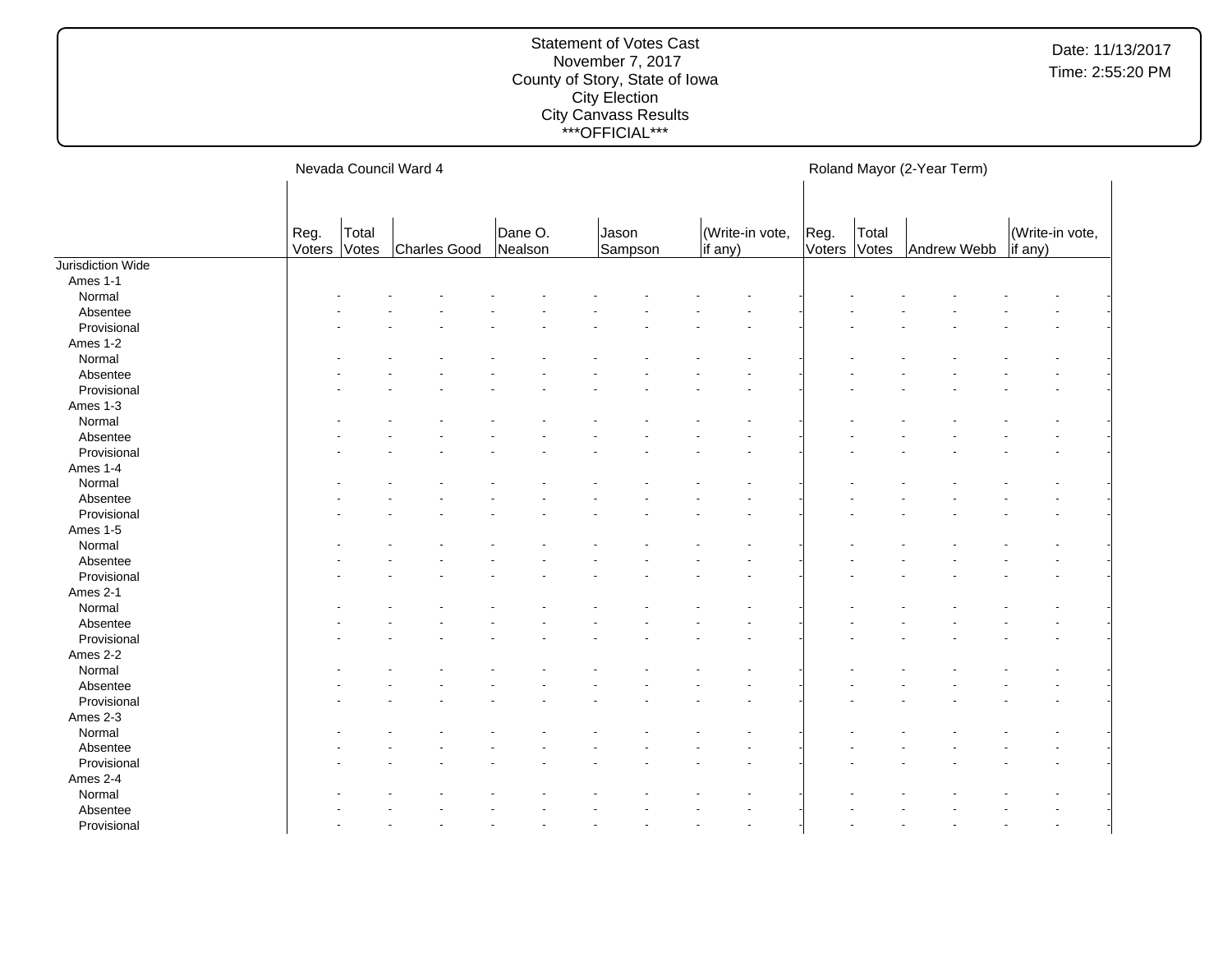Statement of Votes Cast
November 7, 2017
County of Story, State of Iowa
City Election
City Canvass Results
***OFFICIAL***

Date: 11/13/2017
Time: 2:55:20 PM

| | Nevada Council Ward 4 | | | | | | | | | | Roland Mayor (2-Year Term) | | | | | | |
|---|---|---|---|---|---|---|---|---|---|---|---|---|---|---|---|---|---|
| | Reg. Voters | Total Votes | Charles Good | | Dane O. Nealson | | Jason Sampson | | (Write-in vote, if any) | | Reg. Voters | Total Votes | Andrew Webb | | (Write-in vote, if any) | | |
| Jurisdiction Wide | | | | | | | | | | | | | | | | | |
| Ames 1-1 | | | | | | | | | | | | | | | | | |
| Normal | - | - | - | - | - | - | - | - | - | - | - | - | - | - | - | - | |
| Absentee | - | - | - | - | - | - | - | - | - | - | - | - | - | - | - | - | |
| Provisional | - | - | - | - | - | - | - | - | - | - | - | - | - | - | - | - | |
| Ames 1-2 | | | | | | | | | | | | | | | | | |
| Normal | - | - | - | - | - | - | - | - | - | - | - | - | - | - | - | - | |
| Absentee | - | - | - | - | - | - | - | - | - | - | - | - | - | - | - | - | |
| Provisional | - | - | - | - | - | - | - | - | - | - | - | - | - | - | - | - | |
| Ames 1-3 | | | | | | | | | | | | | | | | | |
| Normal | - | - | - | - | - | - | - | - | - | - | - | - | - | - | - | - | |
| Absentee | - | - | - | - | - | - | - | - | - | - | - | - | - | - | - | - | |
| Provisional | - | - | - | - | - | - | - | - | - | - | - | - | - | - | - | - | |
| Ames 1-4 | | | | | | | | | | | | | | | | | |
| Normal | - | - | - | - | - | - | - | - | - | - | - | - | - | - | - | - | |
| Absentee | - | - | - | - | - | - | - | - | - | - | - | - | - | - | - | - | |
| Provisional | - | - | - | - | - | - | - | - | - | - | - | - | - | - | - | - | |
| Ames 1-5 | | | | | | | | | | | | | | | | | |
| Normal | - | - | - | - | - | - | - | - | - | - | - | - | - | - | - | - | |
| Absentee | - | - | - | - | - | - | - | - | - | - | - | - | - | - | - | - | |
| Provisional | - | - | - | - | - | - | - | - | - | - | - | - | - | - | - | - | |
| Ames 2-1 | | | | | | | | | | | | | | | | | |
| Normal | - | - | - | - | - | - | - | - | - | - | - | - | - | - | - | - | |
| Absentee | - | - | - | - | - | - | - | - | - | - | - | - | - | - | - | - | |
| Provisional | - | - | - | - | - | - | - | - | - | - | - | - | - | - | - | - | |
| Ames 2-2 | | | | | | | | | | | | | | | | | |
| Normal | - | - | - | - | - | - | - | - | - | - | - | - | - | - | - | - | |
| Absentee | - | - | - | - | - | - | - | - | - | - | - | - | - | - | - | - | |
| Provisional | - | - | - | - | - | - | - | - | - | - | - | - | - | - | - | - | |
| Ames 2-3 | | | | | | | | | | | | | | | | | |
| Normal | - | - | - | - | - | - | - | - | - | - | - | - | - | - | - | - | |
| Absentee | - | - | - | - | - | - | - | - | - | - | - | - | - | - | - | - | |
| Provisional | - | - | - | - | - | - | - | - | - | - | - | - | - | - | - | - | |
| Ames 2-4 | | | | | | | | | | | | | | | | | |
| Normal | - | - | - | - | - | - | - | - | - | - | - | - | - | - | - | - | |
| Absentee | - | - | - | - | - | - | - | - | - | - | - | - | - | - | - | - | |
| Provisional | - | - | - | - | - | - | - | - | - | - | - | - | - | - | - | - | |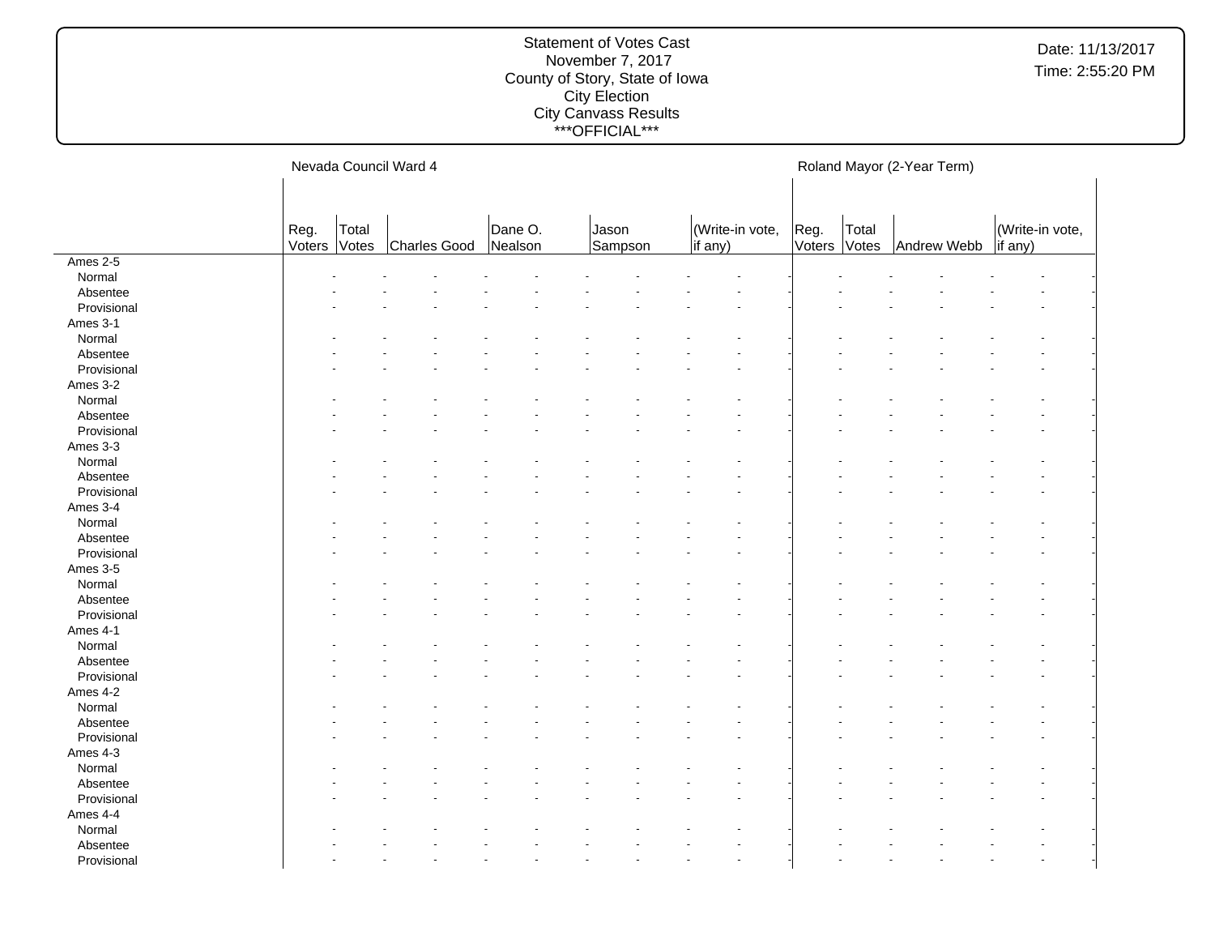Statement of Votes Cast
November 7, 2017
County of Story, State of Iowa
City Election
City Canvass Results
***OFFICIAL***

Date: 11/13/2017
Time: 2:55:20 PM

| | Nevada Council Ward 4 | | | | | | Roland Mayor (2-Year Term) | | | |
|---|---|---|---|---|---|---|---|---|---|---|
| | Reg. Voters | Total Votes | Charles Good | Dane O. Nealson | Jason Sampson | (Write-in vote, if any) | Reg. Voters | Total Votes | Andrew Webb | (Write-in vote, if any) |
| Ames 2-5 | | | | | | | | | | |
| Normal | - | - | - | - | - | - | - | - | - | - |
| Absentee | - | - | - | - | - | - | - | - | - | - |
| Provisional | - | - | - | - | - | - | - | - | - | - |
| Ames 3-1 | | | | | | | | | | |
| Normal | - | - | - | - | - | - | - | - | - | - |
| Absentee | - | - | - | - | - | - | - | - | - | - |
| Provisional | - | - | - | - | - | - | - | - | - | - |
| Ames 3-2 | | | | | | | | | | |
| Normal | - | - | - | - | - | - | - | - | - | - |
| Absentee | - | - | - | - | - | - | - | - | - | - |
| Provisional | - | - | - | - | - | - | - | - | - | - |
| Ames 3-3 | | | | | | | | | | |
| Normal | - | - | - | - | - | - | - | - | - | - |
| Absentee | - | - | - | - | - | - | - | - | - | - |
| Provisional | - | - | - | - | - | - | - | - | - | - |
| Ames 3-4 | | | | | | | | | | |
| Normal | - | - | - | - | - | - | - | - | - | - |
| Absentee | - | - | - | - | - | - | - | - | - | - |
| Provisional | - | - | - | - | - | - | - | - | - | - |
| Ames 3-5 | | | | | | | | | | |
| Normal | - | - | - | - | - | - | - | - | - | - |
| Absentee | - | - | - | - | - | - | - | - | - | - |
| Provisional | - | - | - | - | - | - | - | - | - | - |
| Ames 4-1 | | | | | | | | | | |
| Normal | - | - | - | - | - | - | - | - | - | - |
| Absentee | - | - | - | - | - | - | - | - | - | - |
| Provisional | - | - | - | - | - | - | - | - | - | - |
| Ames 4-2 | | | | | | | | | | |
| Normal | - | - | - | - | - | - | - | - | - | - |
| Absentee | - | - | - | - | - | - | - | - | - | - |
| Provisional | - | - | - | - | - | - | - | - | - | - |
| Ames 4-3 | | | | | | | | | | |
| Normal | - | - | - | - | - | - | - | - | - | - |
| Absentee | - | - | - | - | - | - | - | - | - | - |
| Provisional | - | - | - | - | - | - | - | - | - | - |
| Ames 4-4 | | | | | | | | | | |
| Normal | - | - | - | - | - | - | - | - | - | - |
| Absentee | - | - | - | - | - | - | - | - | - | - |
| Provisional | - | - | - | - | - | - | - | - | - | - |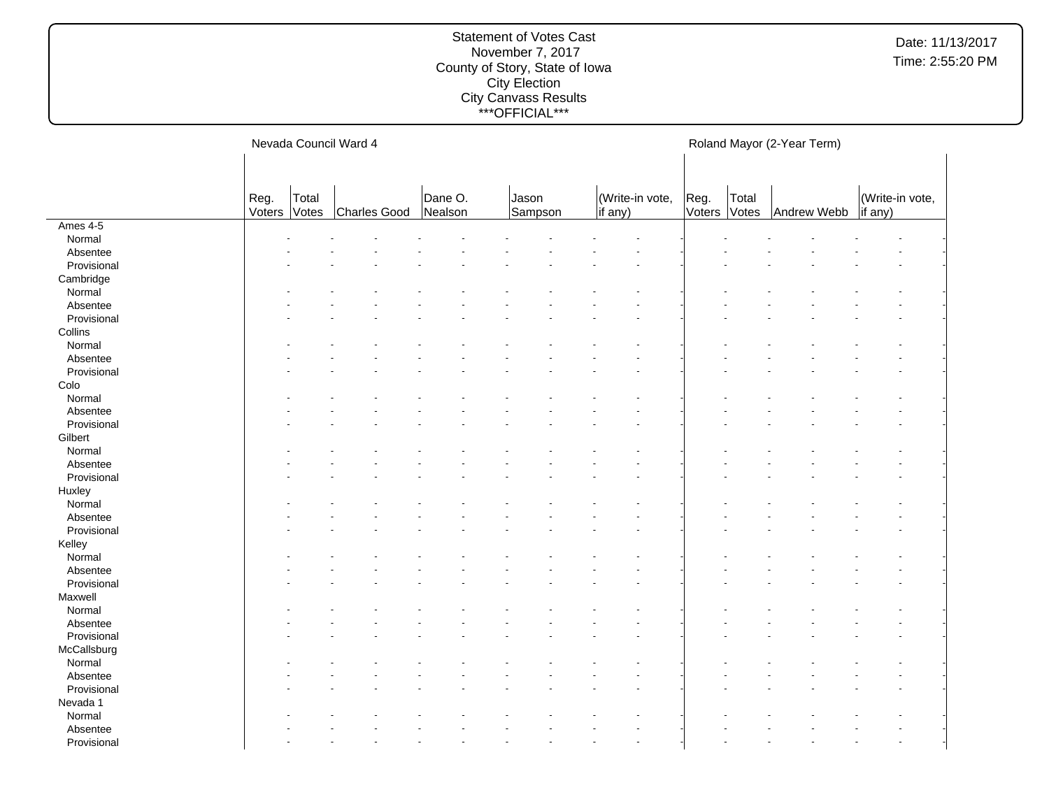Statement of Votes Cast
November 7, 2017
County of Story, State of Iowa
City Election
City Canvass Results
\*\*\*OFFICIAL\*\*\*

Date: 11/13/2017
Time: 2:55:20 PM

| | Nevada Council Ward 4 | | | | | | Roland Mayor (2-Year Term) | | | |
|---|---|---|---|---|---|---|---|---|---|---|
| | Reg. Voters | Total Votes | Charles Good | Dane O. Nealson | Jason Sampson | (Write-in vote, if any) | Reg. Voters | Total Votes | Andrew Webb | (Write-in vote, if any) |
| **Ames 4-5** | | | | | | | | | | |
| Normal | - | - | - | - | - | - | - | - | - | - |
| Absentee | - | - | - | - | - | - | - | - | - | - |
| Provisional | - | - | - | - | - | - | - | - | - | - |
| **Cambridge** | | | | | | | | | | |
| Normal | - | - | - | - | - | - | - | - | - | - |
| Absentee | - | - | - | - | - | - | - | - | - | - |
| Provisional | - | - | - | - | - | - | - | - | - | - |
| **Collins** | | | | | | | | | | |
| Normal | - | - | - | - | - | - | - | - | - | - |
| Absentee | - | - | - | - | - | - | - | - | - | - |
| Provisional | - | - | - | - | - | - | - | - | - | - |
| **Colo** | | | | | | | | | | |
| Normal | - | - | - | - | - | - | - | - | - | - |
| Absentee | - | - | - | - | - | - | - | - | - | - |
| Provisional | - | - | - | - | - | - | - | - | - | - |
| **Gilbert** | | | | | | | | | | |
| Normal | - | - | - | - | - | - | - | - | - | - |
| Absentee | - | - | - | - | - | - | - | - | - | - |
| Provisional | - | - | - | - | - | - | - | - | - | - |
| **Huxley** | | | | | | | | | | |
| Normal | - | - | - | - | - | - | - | - | - | - |
| Absentee | - | - | - | - | - | - | - | - | - | - |
| Provisional | - | - | - | - | - | - | - | - | - | - |
| **Kelley** | | | | | | | | | | |
| Normal | - | - | - | - | - | - | - | - | - | - |
| Absentee | - | - | - | - | - | - | - | - | - | - |
| Provisional | - | - | - | - | - | - | - | - | - | - |
| **Maxwell** | | | | | | | | | | |
| Normal | - | - | - | - | - | - | - | - | - | - |
| Absentee | - | - | - | - | - | - | - | - | - | - |
| Provisional | - | - | - | - | - | - | - | - | - | - |
| **McCallsburg** | | | | | | | | | | |
| Normal | - | - | - | - | - | - | - | - | - | - |
| Absentee | - | - | - | - | - | - | - | - | - | - |
| Provisional | - | - | - | - | - | - | - | - | - | - |
| **Nevada 1** | | | | | | | | | | |
| Normal | - | - | - | - | - | - | - | - | - | - |
| Absentee | - | - | - | - | - | - | - | - | - | - |
| Provisional | - | - | - | - | - | - | - | - | - | - |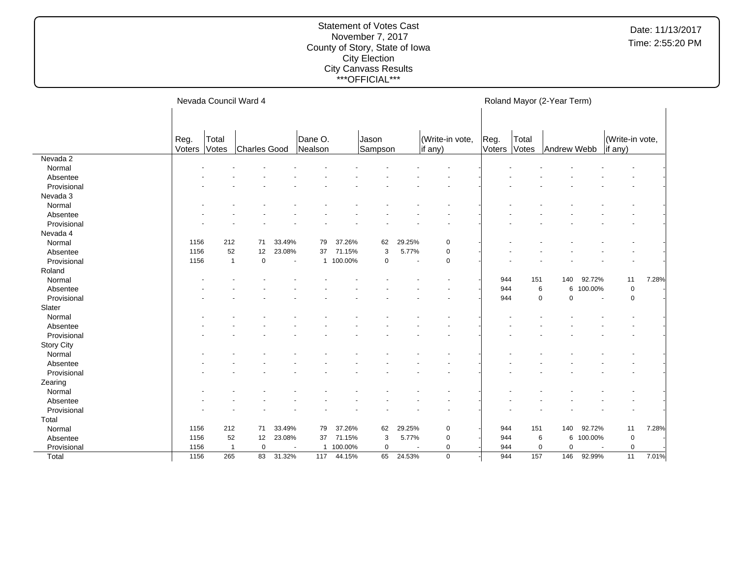Statement of Votes Cast
November 7, 2017
County of Story, State of Iowa
City Election
City Canvass Results
\*\*\*OFFICIAL\*\*\*

Date: 11/13/2017
Time: 2:55:20 PM

| | Nevada Council Ward 4 | | | | | | | | | | Roland Mayor (2-Year Term) | | | | | |
|---|---|---|---|---|---|---|---|---|---|---|---|---|---|---|---|---|
| | Reg. Voters | Total Votes | Charles Good | | Dane O. Nealson | | Jason Sampson | | (Write-in vote, if any) | | Reg. Voters | Total Votes | Andrew Webb | | (Write-in vote, if any) | |
| Nevada 2 | | | | | | | | | | | | | | | | |
| Normal | - | - | - | - | - | - | - | - | - | - | - | - | - | - | - | - |
| Absentee | - | - | - | - | - | - | - | - | - | - | - | - | - | - | - | - |
| Provisional | - | - | - | - | - | - | - | - | - | - | - | - | - | - | - | - |
| Nevada 3 | | | | | | | | | | | | | | | | |
| Normal | - | - | - | - | - | - | - | - | - | - | - | - | - | - | - | - |
| Absentee | - | - | - | - | - | - | - | - | - | - | - | - | - | - | - | - |
| Provisional | - | - | - | - | - | - | - | - | - | - | - | - | - | - | - | - |
| Nevada 4 | | | | | | | | | | | | | | | | |
| Normal | 1156 | 212 | 71 | 33.49% | 79 | 37.26% | 62 | 29.25% | 0 | - | - | - | - | - | - | - |
| Absentee | 1156 | 52 | 12 | 23.08% | 37 | 71.15% | 3 | 5.77% | 0 | - | - | - | - | - | - | - |
| Provisional | 1156 | 1 | 0 | - | 1 | 100.00% | 0 | - | 0 | - | - | - | - | - | - | - |
| Roland | | | | | | | | | | | | | | | | |
| Normal | - | - | - | - | - | - | - | - | - | - | 944 | 151 | 140 | 92.72% | 11 | 7.28% |
| Absentee | - | - | - | - | - | - | - | - | - | - | 944 | 6 | 6 | 100.00% | 0 | - |
| Provisional | - | - | - | - | - | - | - | - | - | - | 944 | 0 | 0 | - | 0 | - |
| Slater | | | | | | | | | | | | | | | | |
| Normal | - | - | - | - | - | - | - | - | - | - | - | - | - | - | - | - |
| Absentee | - | - | - | - | - | - | - | - | - | - | - | - | - | - | - | - |
| Provisional | - | - | - | - | - | - | - | - | - | - | - | - | - | - | - | - |
| Story City | | | | | | | | | | | | | | | | |
| Normal | - | - | - | - | - | - | - | - | - | - | - | - | - | - | - | - |
| Absentee | - | - | - | - | - | - | - | - | - | - | - | - | - | - | - | - |
| Provisional | - | - | - | - | - | - | - | - | - | - | - | - | - | - | - | - |
| Zearing | | | | | | | | | | | | | | | | |
| Normal | - | - | - | - | - | - | - | - | - | - | - | - | - | - | - | - |
| Absentee | - | - | - | - | - | - | - | - | - | - | - | - | - | - | - | - |
| Provisional | - | - | - | - | - | - | - | - | - | - | - | - | - | - | - | - |
| Total | | | | | | | | | | | | | | | | |
| Normal | 1156 | 212 | 71 | 33.49% | 79 | 37.26% | 62 | 29.25% | 0 | - | 944 | 151 | 140 | 92.72% | 11 | 7.28% |
| Absentee | 1156 | 52 | 12 | 23.08% | 37 | 71.15% | 3 | 5.77% | 0 | - | 944 | 6 | 6 | 100.00% | 0 | - |
| Provisional | 1156 | 1 | 0 | - | 1 | 100.00% | 0 | - | 0 | - | 944 | 0 | 0 | - | 0 | - |
| Total | 1156 | 265 | 83 | 31.32% | 117 | 44.15% | 65 | 24.53% | 0 | - | 944 | 157 | 146 | 92.99% | 11 | 7.01% |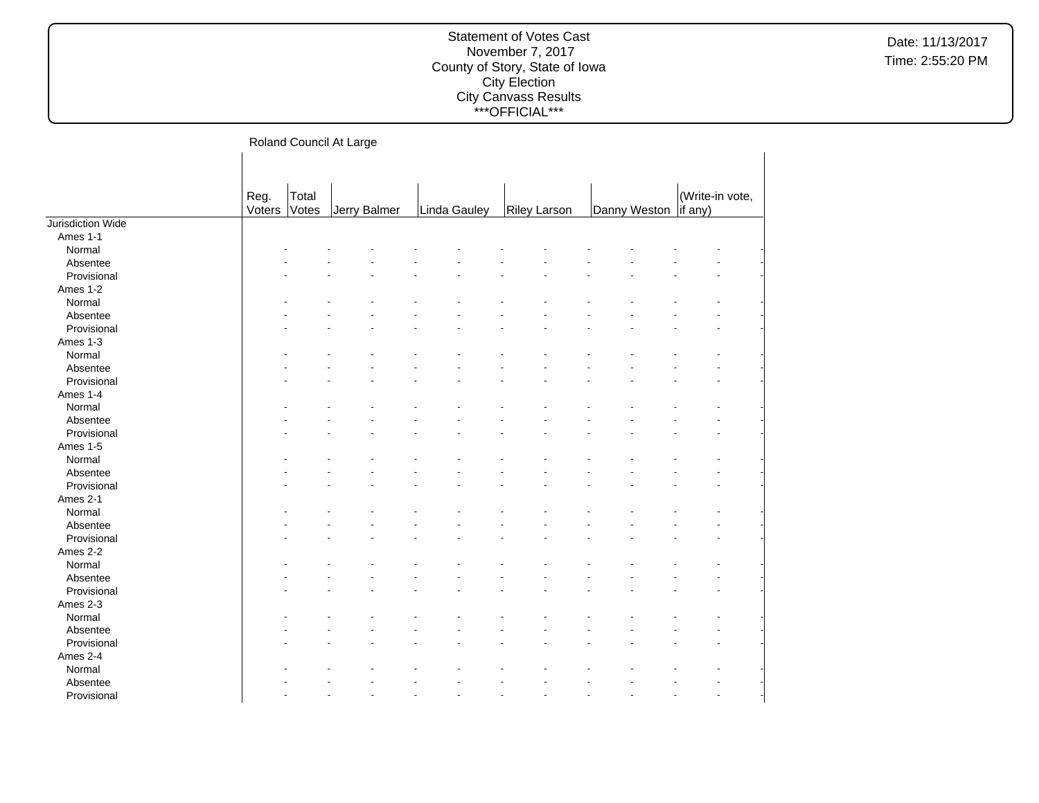## Roland Council At Large

| | Reg. Voters | Total Votes | Jerry Balmer | | Linda Gauley | | Riley Larson | | Danny Weston | | (Write-in vote, if any) | |
|---|---|---|---|---|---|---|---|---|---|---|---|---|
| Jurisdiction Wide | | | | | | | | | | | | |
| Ames 1-1 | | | | | | | | | | | | |
| Normal | - | - | - | - | - | - | - | - | - | - | - | - |
| Absentee | - | - | - | - | - | - | - | - | - | - | - | - |
| Provisional | - | - | - | - | - | - | - | - | - | - | - | - |
| Ames 1-2 | | | | | | | | | | | | |
| Normal | - | - | - | - | - | - | - | - | - | - | - | - |
| Absentee | - | - | - | - | - | - | - | - | - | - | - | - |
| Provisional | - | - | - | - | - | - | - | - | - | - | - | - |
| Ames 1-3 | | | | | | | | | | | | |
| Normal | - | - | - | - | - | - | - | - | - | - | - | - |
| Absentee | - | - | - | - | - | - | - | - | - | - | - | - |
| Provisional | - | - | - | - | - | - | - | - | - | - | - | - |
| Ames 1-4 | | | | | | | | | | | | |
| Normal | - | - | - | - | - | - | - | - | - | - | - | - |
| Absentee | - | - | - | - | - | - | - | - | - | - | - | - |
| Provisional | - | - | - | - | - | - | - | - | - | - | - | - |
| Ames 1-5 | | | | | | | | | | | | |
| Normal | - | - | - | - | - | - | - | - | - | - | - | - |
| Absentee | - | - | - | - | - | - | - | - | - | - | - | - |
| Provisional | - | - | - | - | - | - | - | - | - | - | - | - |
| Ames 2-1 | | | | | | | | | | | | |
| Normal | - | - | - | - | - | - | - | - | - | - | - | - |
| Absentee | - | - | - | - | - | - | - | - | - | - | - | - |
| Provisional | - | - | - | - | - | - | - | - | - | - | - | - |
| Ames 2-2 | | | | | | | | | | | | |
| Normal | - | - | - | - | - | - | - | - | - | - | - | - |
| Absentee | - | - | - | - | - | - | - | - | - | - | - | - |
| Provisional | - | - | - | - | - | - | - | - | - | - | - | - |
| Ames 2-3 | | | | | | | | | | | | |
| Normal | - | - | - | - | - | - | - | - | - | - | - | - |
| Absentee | - | - | - | - | - | - | - | - | - | - | - | - |
| Provisional | - | - | - | - | - | - | - | - | - | - | - | - |
| Ames 2-4 | | | | | | | | | | | | |
| Normal | - | - | - | - | - | - | - | - | - | - | - | - |
| Absentee | - | - | - | - | - | - | - | - | - | - | - | - |
| Provisional | - | - | - | - | - | - | - | - | - | - | - | - |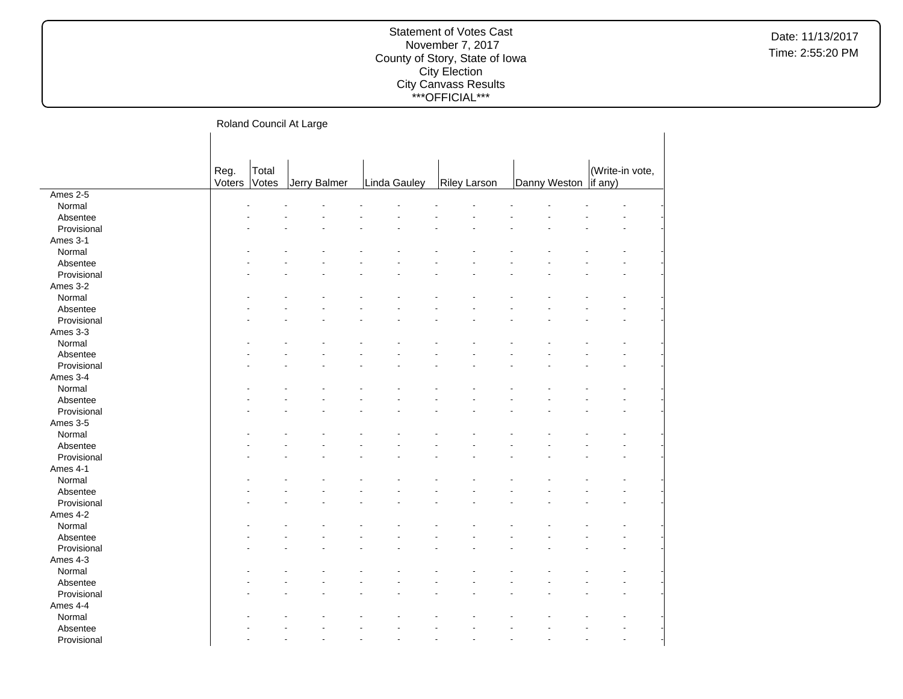Statement of Votes Cast
November 7, 2017
County of Story, State of Iowa
City Election
City Canvass Results
\*\*\*OFFICIAL\*\*\*

Date: 11/13/2017
Time: 2:55:20 PM

## Roland Council At Large

| | Reg. Voters | Total Votes | Jerry Balmer | | Linda Gauley | | Riley Larson | | Danny Weston | | (Write-in vote, if any) | |
|---|---|---|---|---|---|---|---|---|---|---|---|---|
| Ames 2-5 | | | | | | | | | | | | |
| Normal | - | - | - | - | - | - | - | - | - | - | - | - |
| Absentee | - | - | - | - | - | - | - | - | - | - | - | - |
| Provisional | - | - | - | - | - | - | - | - | - | - | - | - |
| Ames 3-1 | | | | | | | | | | | | |
| Normal | - | - | - | - | - | - | - | - | - | - | - | - |
| Absentee | - | - | - | - | - | - | - | - | - | - | - | - |
| Provisional | - | - | - | - | - | - | - | - | - | - | - | - |
| Ames 3-2 | | | | | | | | | | | | |
| Normal | - | - | - | - | - | - | - | - | - | - | - | - |
| Absentee | - | - | - | - | - | - | - | - | - | - | - | - |
| Provisional | - | - | - | - | - | - | - | - | - | - | - | - |
| Ames 3-3 | | | | | | | | | | | | |
| Normal | - | - | - | - | - | - | - | - | - | - | - | - |
| Absentee | - | - | - | - | - | - | - | - | - | - | - | - |
| Provisional | - | - | - | - | - | - | - | - | - | - | - | - |
| Ames 3-4 | | | | | | | | | | | | |
| Normal | - | - | - | - | - | - | - | - | - | - | - | - |
| Absentee | - | - | - | - | - | - | - | - | - | - | - | - |
| Provisional | - | - | - | - | - | - | - | - | - | - | - | - |
| Ames 3-5 | | | | | | | | | | | | |
| Normal | - | - | - | - | - | - | - | - | - | - | - | - |
| Absentee | - | - | - | - | - | - | - | - | - | - | - | - |
| Provisional | - | - | - | - | - | - | - | - | - | - | - | - |
| Ames 4-1 | | | | | | | | | | | | |
| Normal | - | - | - | - | - | - | - | - | - | - | - | - |
| Absentee | - | - | - | - | - | - | - | - | - | - | - | - |
| Provisional | - | - | - | - | - | - | - | - | - | - | - | - |
| Ames 4-2 | | | | | | | | | | | | |
| Normal | - | - | - | - | - | - | - | - | - | - | - | - |
| Absentee | - | - | - | - | - | - | - | - | - | - | - | - |
| Provisional | - | - | - | - | - | - | - | - | - | - | - | - |
| Ames 4-3 | | | | | | | | | | | | |
| Normal | - | - | - | - | - | - | - | - | - | - | - | - |
| Absentee | - | - | - | - | - | - | - | - | - | - | - | - |
| Provisional | - | - | - | - | - | - | - | - | - | - | - | - |
| Ames 4-4 | | | | | | | | | | | | |
| Normal | - | - | - | - | - | - | - | - | - | - | - | - |
| Absentee | - | - | - | - | - | - | - | - | - | - | - | - |
| Provisional | - | - | - | - | - | - | - | - | - | - | - | - |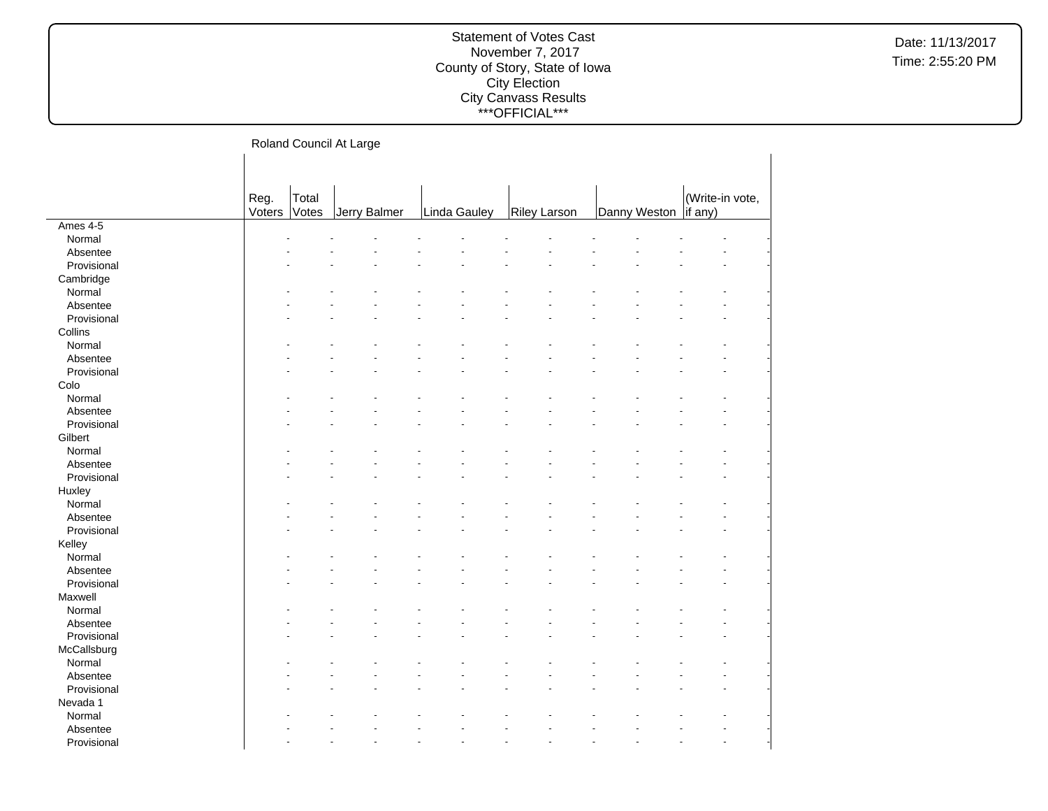Statement of Votes Cast
November 7, 2017
County of Story, State of Iowa
City Election
City Canvass Results
\*\*\*OFFICIAL\*\*\*

Date: 11/13/2017
Time: 2:55:20 PM

Roland Council At Large

| | Reg. Voters | Total Votes | Jerry Balmer | | Linda Gauley | | Riley Larson | | Danny Weston | | (Write-in vote, if any) | |
|---|---|---|---|---|---|---|---|---|---|---|---|---|
| Ames 4-5 | | | | | | | | | | | | |
| Normal | - | - | - | - | - | - | - | - | - | - | - | - |
| Absentee | - | - | - | - | - | - | - | - | - | - | - | - |
| Provisional | - | - | - | - | - | - | - | - | - | - | - | - |
| Cambridge | | | | | | | | | | | | |
| Normal | - | - | - | - | - | - | - | - | - | - | - | - |
| Absentee | - | - | - | - | - | - | - | - | - | - | - | - |
| Provisional | - | - | - | - | - | - | - | - | - | - | - | - |
| Collins | | | | | | | | | | | | |
| Normal | - | - | - | - | - | - | - | - | - | - | - | - |
| Absentee | - | - | - | - | - | - | - | - | - | - | - | - |
| Provisional | - | - | - | - | - | - | - | - | - | - | - | - |
| Colo | | | | | | | | | | | | |
| Normal | - | - | - | - | - | - | - | - | - | - | - | - |
| Absentee | - | - | - | - | - | - | - | - | - | - | - | - |
| Provisional | - | - | - | - | - | - | - | - | - | - | - | - |
| Gilbert | | | | | | | | | | | | |
| Normal | - | - | - | - | - | - | - | - | - | - | - | - |
| Absentee | - | - | - | - | - | - | - | - | - | - | - | - |
| Provisional | - | - | - | - | - | - | - | - | - | - | - | - |
| Huxley | | | | | | | | | | | | |
| Normal | - | - | - | - | - | - | - | - | - | - | - | - |
| Absentee | - | - | - | - | - | - | - | - | - | - | - | - |
| Provisional | - | - | - | - | - | - | - | - | - | - | - | - |
| Kelley | | | | | | | | | | | | |
| Normal | - | - | - | - | - | - | - | - | - | - | - | - |
| Absentee | - | - | - | - | - | - | - | - | - | - | - | - |
| Provisional | - | - | - | - | - | - | - | - | - | - | - | - |
| Maxwell | | | | | | | | | | | | |
| Normal | - | - | - | - | - | - | - | - | - | - | - | - |
| Absentee | - | - | - | - | - | - | - | - | - | - | - | - |
| Provisional | - | - | - | - | - | - | - | - | - | - | - | - |
| McCallsburg | | | | | | | | | | | | |
| Normal | - | - | - | - | - | - | - | - | - | - | - | - |
| Absentee | - | - | - | - | - | - | - | - | - | - | - | - |
| Provisional | - | - | - | - | - | - | - | - | - | - | - | - |
| Nevada 1 | | | | | | | | | | | | |
| Normal | - | - | - | - | - | - | - | - | - | - | - | - |
| Absentee | - | - | - | - | - | - | - | - | - | - | - | - |
| Provisional | - | - | - | - | - | - | - | - | - | - | - | - |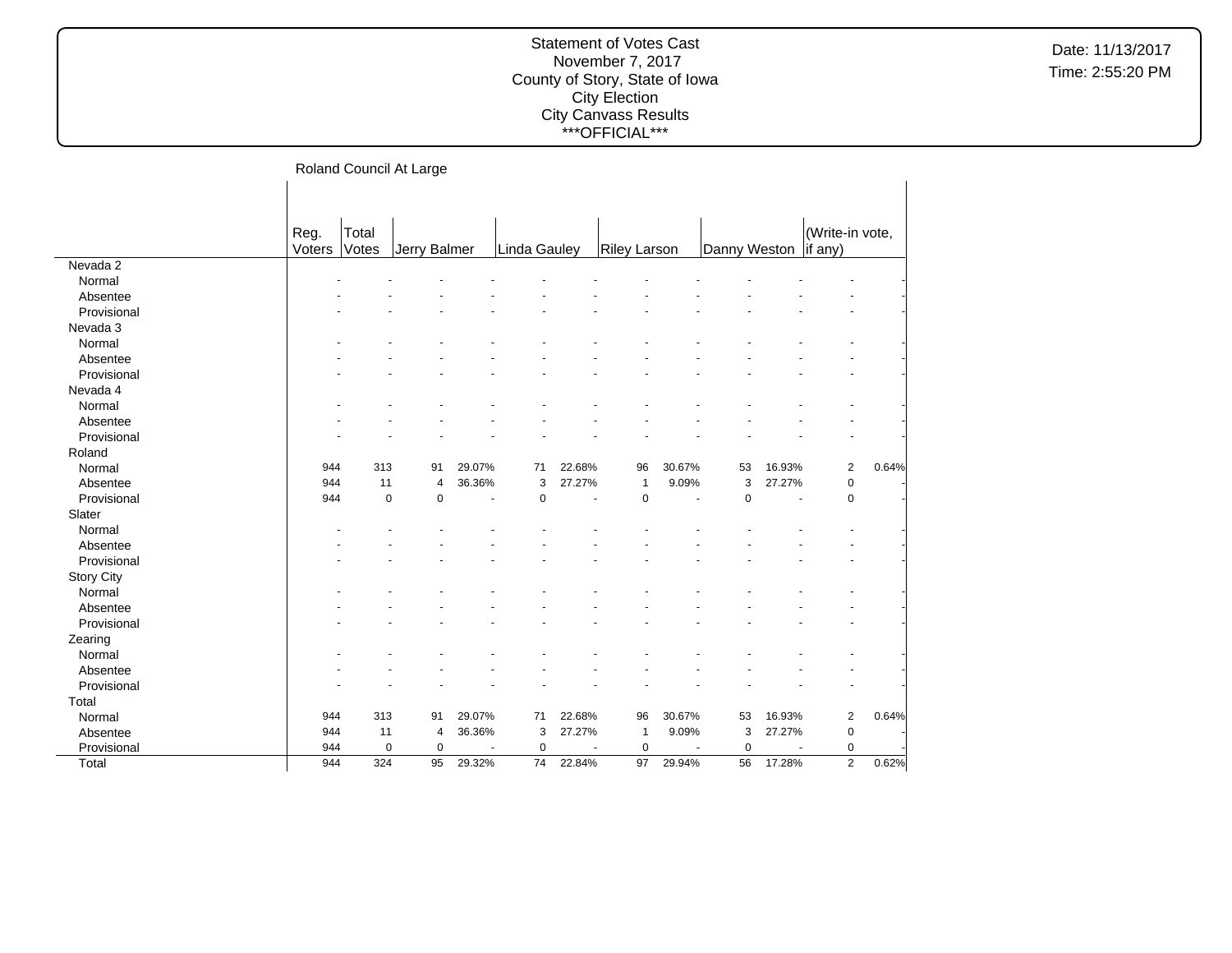Statement of Votes Cast
November 7, 2017
County of Story, State of Iowa
City Election
City Canvass Results
\*\*\*OFFICIAL\*\*\*

Date: 11/13/2017
Time: 2:55:20 PM

## Roland Council At Large

| | Reg. Voters | Total Votes | Jerry Balmer | | Linda Gauley | | Riley Larson | | Danny Weston | | (Write-in vote, if any) | |
|---|---|---|---|---|---|---|---|---|---|---|---|---|
| Nevada 2 | | | | | | | | | | | | |
| Normal | - | - | - | - | - | - | - | - | - | - | - | - |
| Absentee | - | - | - | - | - | - | - | - | - | - | - | - |
| Provisional | - | - | - | - | - | - | - | - | - | - | - | - |
| Nevada 3 | | | | | | | | | | | | |
| Normal | - | - | - | - | - | - | - | - | - | - | - | - |
| Absentee | - | - | - | - | - | - | - | - | - | - | - | - |
| Provisional | - | - | - | - | - | - | - | - | - | - | - | - |
| Nevada 4 | | | | | | | | | | | | |
| Normal | - | - | - | - | - | - | - | - | - | - | - | - |
| Absentee | - | - | - | - | - | - | - | - | - | - | - | - |
| Provisional | - | - | - | - | - | - | - | - | - | - | - | - |
| Roland | | | | | | | | | | | | |
| Normal | 944 | 313 | 91 | 29.07% | 71 | 22.68% | 96 | 30.67% | 53 | 16.93% | 2 | 0.64% |
| Absentee | 944 | 11 | 4 | 36.36% | 3 | 27.27% | 1 | 9.09% | 3 | 27.27% | 0 | - |
| Provisional | 944 | 0 | 0 | - | 0 | - | 0 | - | 0 | - | 0 | - |
| Slater | | | | | | | | | | | | |
| Normal | - | - | - | - | - | - | - | - | - | - | - | - |
| Absentee | - | - | - | - | - | - | - | - | - | - | - | - |
| Provisional | - | - | - | - | - | - | - | - | - | - | - | - |
| Story City | | | | | | | | | | | | |
| Normal | - | - | - | - | - | - | - | - | - | - | - | - |
| Absentee | - | - | - | - | - | - | - | - | - | - | - | - |
| Provisional | - | - | - | - | - | - | - | - | - | - | - | - |
| Zearing | | | | | | | | | | | | |
| Normal | - | - | - | - | - | - | - | - | - | - | - | - |
| Absentee | - | - | - | - | - | - | - | - | - | - | - | - |
| Provisional | - | - | - | - | - | - | - | - | - | - | - | - |
| Total | | | | | | | | | | | | |
| Normal | 944 | 313 | 91 | 29.07% | 71 | 22.68% | 96 | 30.67% | 53 | 16.93% | 2 | 0.64% |
| Absentee | 944 | 11 | 4 | 36.36% | 3 | 27.27% | 1 | 9.09% | 3 | 27.27% | 0 | - |
| Provisional | 944 | 0 | 0 | - | 0 | - | 0 | - | 0 | - | 0 | - |
| Total | 944 | 324 | 95 | 29.32% | 74 | 22.84% | 97 | 29.94% | 56 | 17.28% | 2 | 0.62% |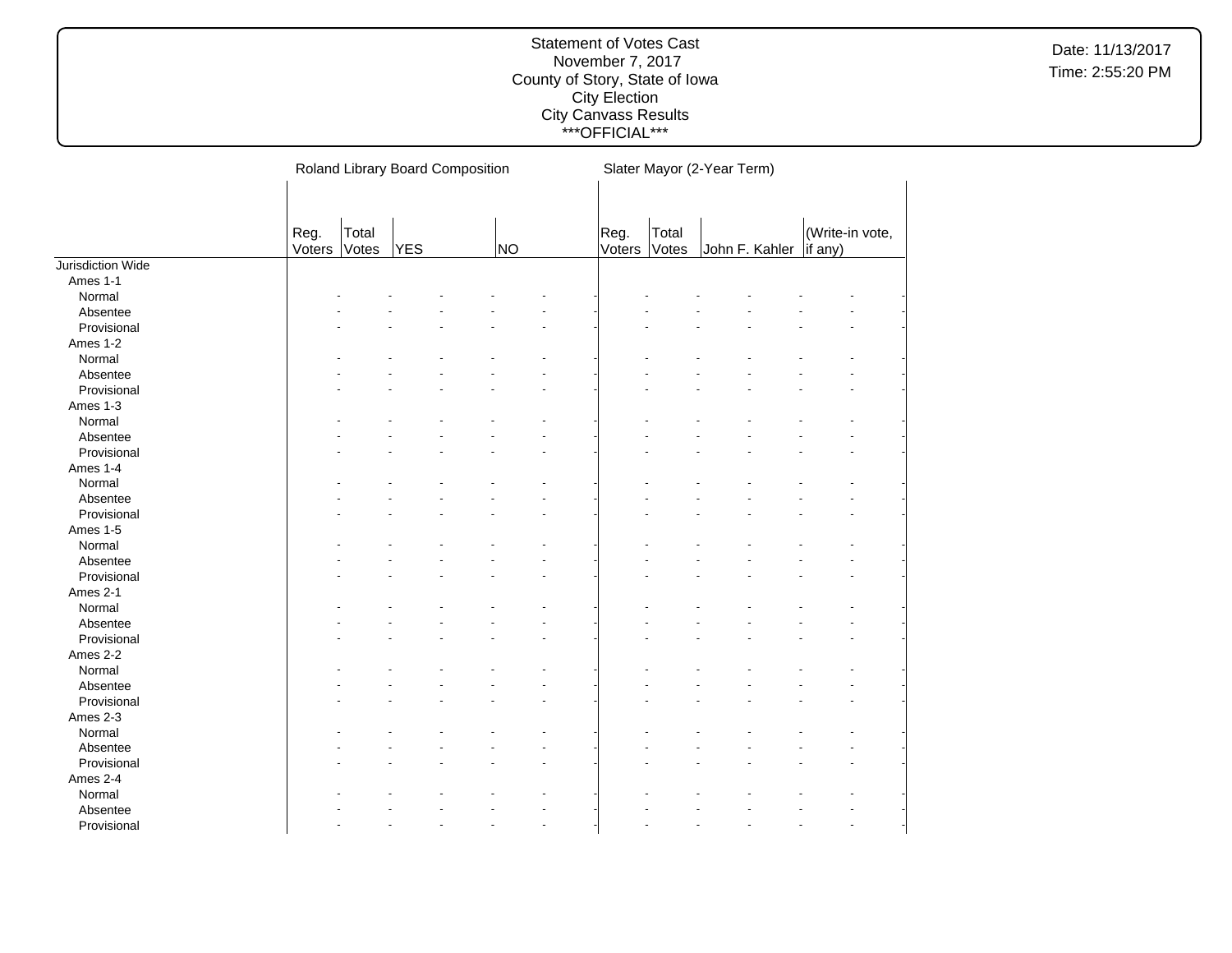# Statement of Votes Cast
November 7, 2017
County of Story, State of Iowa
City Election
City Canvass Results
***OFFICIAL***

| | Roland Library Board Composition | | | | | | Slater Mayor (2-Year Term) | | | | | |
|---|---|---|---|---|---|---|---|---|---|---|---|---|
| | Reg. Voters | Total Votes | YES | | NO | | Reg. Voters | Total Votes | John F. Kahler | | (Write-in vote, if any) | |
| Jurisdiction Wide | | | | | | | | | | | | |
| Ames 1-1 | | | | | | | | | | | | |
| Normal | - | - | - | - | - | - | - | - | - | - | - | - |
| Absentee | - | - | - | - | - | - | - | - | - | - | - | - |
| Provisional | - | - | - | - | - | - | - | - | - | - | - | - |
| Ames 1-2 | | | | | | | | | | | | |
| Normal | - | - | - | - | - | - | - | - | - | - | - | - |
| Absentee | - | - | - | - | - | - | - | - | - | - | - | - |
| Provisional | - | - | - | - | - | - | - | - | - | - | - | - |
| Ames 1-3 | | | | | | | | | | | | |
| Normal | - | - | - | - | - | - | - | - | - | - | - | - |
| Absentee | - | - | - | - | - | - | - | - | - | - | - | - |
| Provisional | - | - | - | - | - | - | - | - | - | - | - | - |
| Ames 1-4 | | | | | | | | | | | | |
| Normal | - | - | - | - | - | - | - | - | - | - | - | - |
| Absentee | - | - | - | - | - | - | - | - | - | - | - | - |
| Provisional | - | - | - | - | - | - | - | - | - | - | - | - |
| Ames 1-5 | | | | | | | | | | | | |
| Normal | - | - | - | - | - | - | - | - | - | - | - | - |
| Absentee | - | - | - | - | - | - | - | - | - | - | - | - |
| Provisional | - | - | - | - | - | - | - | - | - | - | - | - |
| Ames 2-1 | | | | | | | | | | | | |
| Normal | - | - | - | - | - | - | - | - | - | - | - | - |
| Absentee | - | - | - | - | - | - | - | - | - | - | - | - |
| Provisional | - | - | - | - | - | - | - | - | - | - | - | - |
| Ames 2-2 | | | | | | | | | | | | |
| Normal | - | - | - | - | - | - | - | - | - | - | - | - |
| Absentee | - | - | - | - | - | - | - | - | - | - | - | - |
| Provisional | - | - | - | - | - | - | - | - | - | - | - | - |
| Ames 2-3 | | | | | | | | | | | | |
| Normal | - | - | - | - | - | - | - | - | - | - | - | - |
| Absentee | - | - | - | - | - | - | - | - | - | - | - | - |
| Provisional | - | - | - | - | - | - | - | - | - | - | - | - |
| Ames 2-4 | | | | | | | | | | | | |
| Normal | - | - | - | - | - | - | - | - | - | - | - | - |
| Absentee | - | - | - | - | - | - | - | - | - | - | - | - |
| Provisional | - | - | - | - | - | - | - | - | - | - | - | - |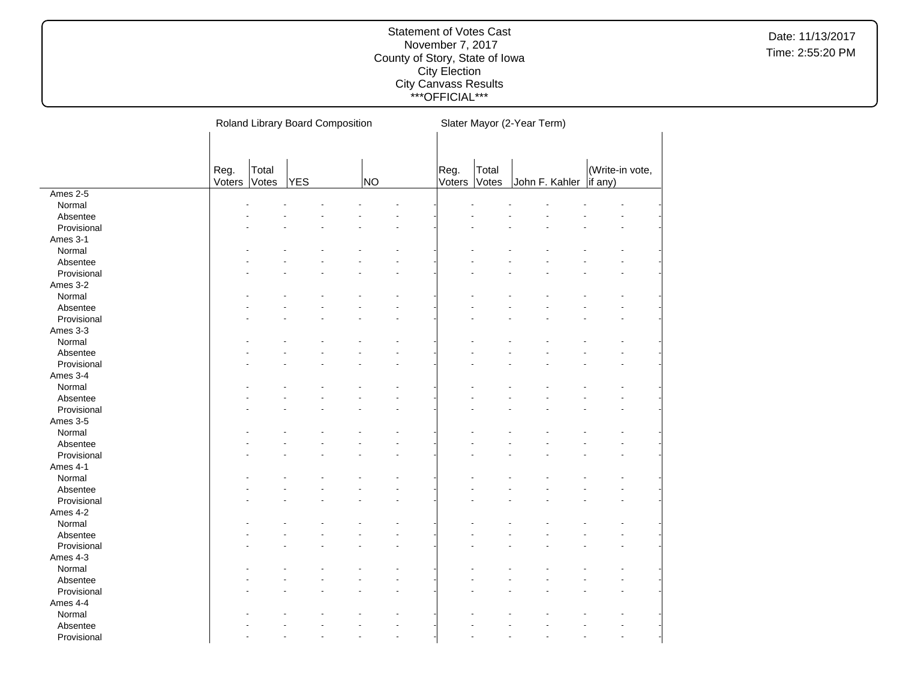Statement of Votes Cast
November 7, 2017
County of Story, State of Iowa
City Election
City Canvass Results
\*\*\*OFFICIAL\*\*\*

Date: 11/13/2017
Time: 2:55:20 PM

| | Roland Library Board Composition | | | | | | Slater Mayor (2-Year Term) | | | | | |
|---|---|---|---|---|---|---|---|---|---|---|---|---|
| | Reg. Voters | Total Votes | YES | | NO | | Reg. Voters | Total Votes | John F. Kahler | | (Write-in vote, if any) | |
| Ames 2-5 | | | | | | | | | | | | |
| Normal | - | - | - | - | - | - | - | - | - | - | - | - |
| Absentee | - | - | - | - | - | - | - | - | - | - | - | - |
| Provisional | - | - | - | - | - | - | - | - | - | - | - | - |
| Ames 3-1 | | | | | | | | | | | | |
| Normal | - | - | - | - | - | - | - | - | - | - | - | - |
| Absentee | - | - | - | - | - | - | - | - | - | - | - | - |
| Provisional | - | - | - | - | - | - | - | - | - | - | - | - |
| Ames 3-2 | | | | | | | | | | | | |
| Normal | - | - | - | - | - | - | - | - | - | - | - | - |
| Absentee | - | - | - | - | - | - | - | - | - | - | - | - |
| Provisional | - | - | - | - | - | - | - | - | - | - | - | - |
| Ames 3-3 | | | | | | | | | | | | |
| Normal | - | - | - | - | - | - | - | - | - | - | - | - |
| Absentee | - | - | - | - | - | - | - | - | - | - | - | - |
| Provisional | - | - | - | - | - | - | - | - | - | - | - | - |
| Ames 3-4 | | | | | | | | | | | | |
| Normal | - | - | - | - | - | - | - | - | - | - | - | - |
| Absentee | - | - | - | - | - | - | - | - | - | - | - | - |
| Provisional | - | - | - | - | - | - | - | - | - | - | - | - |
| Ames 3-5 | | | | | | | | | | | | |
| Normal | - | - | - | - | - | - | - | - | - | - | - | - |
| Absentee | - | - | - | - | - | - | - | - | - | - | - | - |
| Provisional | - | - | - | - | - | - | - | - | - | - | - | - |
| Ames 4-1 | | | | | | | | | | | | |
| Normal | - | - | - | - | - | - | - | - | - | - | - | - |
| Absentee | - | - | - | - | - | - | - | - | - | - | - | - |
| Provisional | - | - | - | - | - | - | - | - | - | - | - | - |
| Ames 4-2 | | | | | | | | | | | | |
| Normal | - | - | - | - | - | - | - | - | - | - | - | - |
| Absentee | - | - | - | - | - | - | - | - | - | - | - | - |
| Provisional | - | - | - | - | - | - | - | - | - | - | - | - |
| Ames 4-3 | | | | | | | | | | | | |
| Normal | - | - | - | - | - | - | - | - | - | - | - | - |
| Absentee | - | - | - | - | - | - | - | - | - | - | - | - |
| Provisional | - | - | - | - | - | - | - | - | - | - | - | - |
| Ames 4-4 | | | | | | | | | | | | |
| Normal | - | - | - | - | - | - | - | - | - | - | - | - |
| Absentee | - | - | - | - | - | - | - | - | - | - | - | - |
| Provisional | - | - | - | - | - | - | - | - | - | - | - | - |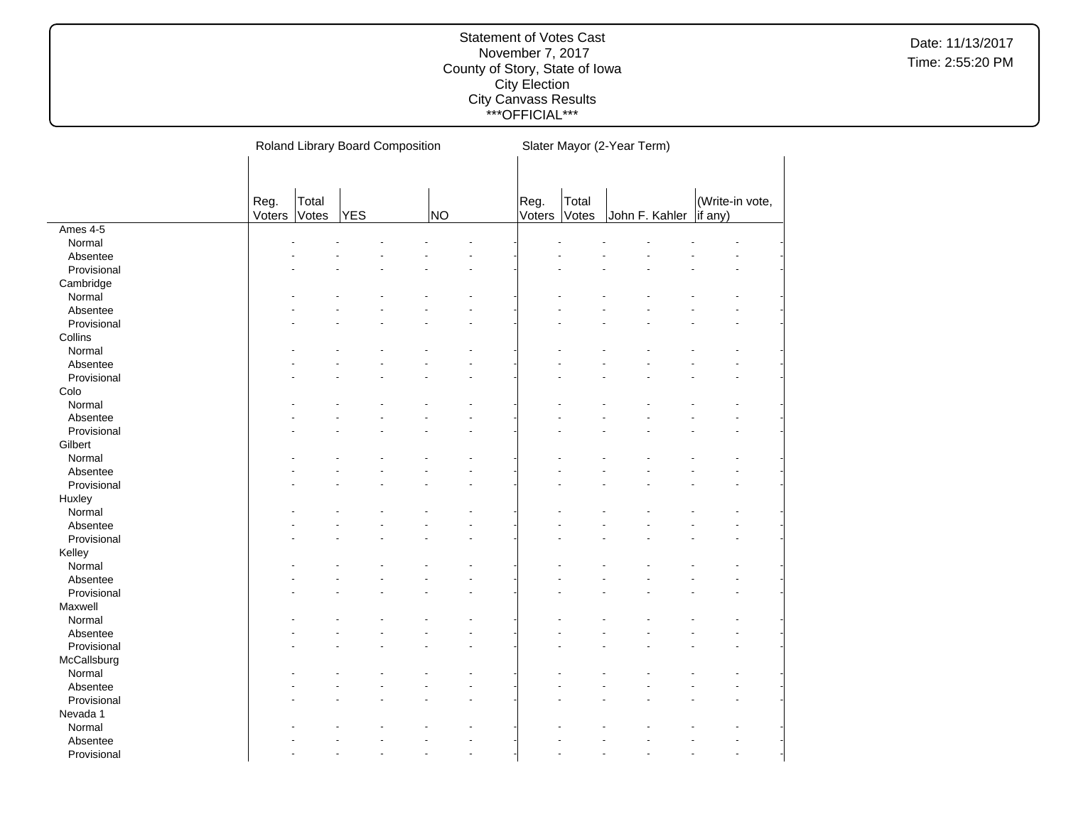Statement of Votes Cast
November 7, 2017
County of Story, State of Iowa
City Election
City Canvass Results
***OFFICIAL***

Date: 11/13/2017
Time: 2:55:20 PM

| | Roland Library Board Composition | | | | | | | | Slater Mayor (2-Year Term) | | | | | | | |
|---|---|---|---|---|---|---|---|---|---|---|---|---|---|---|---|---|
| | Reg. Voters | Total Votes | YES | | | NO | | | Reg. Voters | Total Votes | John F. Kahler | | | (Write-in vote, if any) | | |
| Ames 4-5 | | | | | | | | | | | | | | | | |
| Normal | - | - | - | - | - | - | | | - | - | - | - | - | - | | |
| Absentee | - | - | - | - | - | - | | | - | - | - | - | - | - | | |
| Provisional | - | - | - | - | - | - | | | - | - | - | - | - | - | | |
| Cambridge | | | | | | | | | | | | | | | | |
| Normal | - | - | - | - | - | - | | | - | - | - | - | - | - | | |
| Absentee | - | - | - | - | - | - | | | - | - | - | - | - | - | | |
| Provisional | - | - | - | - | - | - | | | - | - | - | - | - | - | | |
| Collins | | | | | | | | | | | | | | | | |
| Normal | - | - | - | - | - | - | | | - | - | - | - | - | - | | |
| Absentee | - | - | - | - | - | - | | | - | - | - | - | - | - | | |
| Provisional | - | - | - | - | - | - | | | - | - | - | - | - | - | | |
| Colo | | | | | | | | | | | | | | | | |
| Normal | - | - | - | - | - | - | | | - | - | - | - | - | - | | |
| Absentee | - | - | - | - | - | - | | | - | - | - | - | - | - | | |
| Provisional | - | - | - | - | - | - | | | - | - | - | - | - | - | | |
| Gilbert | | | | | | | | | | | | | | | | |
| Normal | - | - | - | - | - | - | | | - | - | - | - | - | - | | |
| Absentee | - | - | - | - | - | - | | | - | - | - | - | - | - | | |
| Provisional | - | - | - | - | - | - | | | - | - | - | - | - | - | | |
| Huxley | | | | | | | | | | | | | | | | |
| Normal | - | - | - | - | - | - | | | - | - | - | - | - | - | | |
| Absentee | - | - | - | - | - | - | | | - | - | - | - | - | - | | |
| Provisional | - | - | - | - | - | - | | | - | - | - | - | - | - | | |
| Kelley | | | | | | | | | | | | | | | | |
| Normal | - | - | - | - | - | - | | | - | - | - | - | - | - | | |
| Absentee | - | - | - | - | - | - | | | - | - | - | - | - | - | | |
| Provisional | - | - | - | - | - | - | | | - | - | - | - | - | - | | |
| Maxwell | | | | | | | | | | | | | | | | |
| Normal | - | - | - | - | - | - | | | - | - | - | - | - | - | | |
| Absentee | - | - | - | - | - | - | | | - | - | - | - | - | - | | |
| Provisional | - | - | - | - | - | - | | | - | - | - | - | - | - | | |
| McCallsburg | | | | | | | | | | | | | | | | |
| Normal | - | - | - | - | - | - | | | - | - | - | - | - | - | | |
| Absentee | - | - | - | - | - | - | | | - | - | - | - | - | - | | |
| Provisional | - | - | - | - | - | - | | | - | - | - | - | - | - | | |
| Nevada 1 | | | | | | | | | | | | | | | | |
| Normal | - | - | - | - | - | - | | | - | - | - | - | - | - | | |
| Absentee | - | - | - | - | - | - | | | - | - | - | - | - | - | | |
| Provisional | - | - | - | - | - | - | | | - | - | - | - | - | - | | |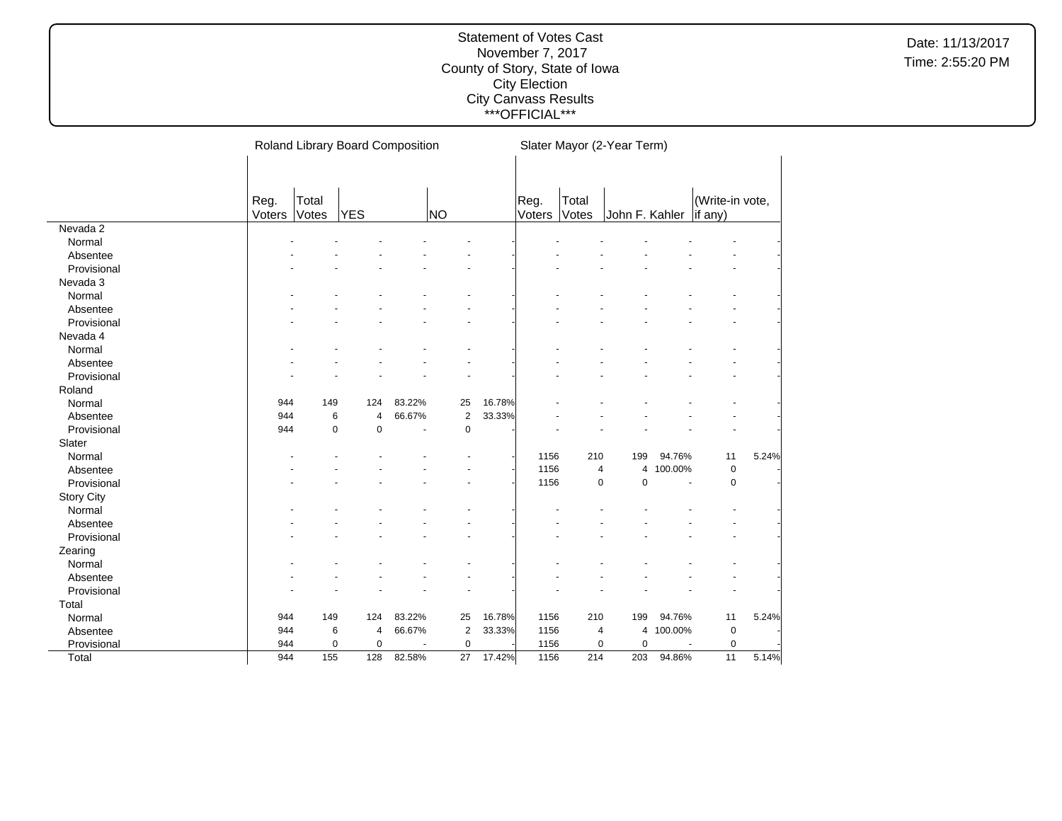# Statement of Votes Cast
November 7, 2017
County of Story, State of Iowa
City Election
City Canvass Results
***OFFICIAL***

Date: 11/13/2017
Time: 2:55:20 PM

| | Roland Library Board Composition | | | | | | Slater Mayor (2-Year Term) | | | | | |
|---|---|---|---|---|---|---|---|---|---|---|---|---|
| | Reg. Voters | Total Votes | YES | | NO | | Reg. Voters | Total Votes | John F. Kahler | | (Write-in vote, if any) | |
| **Nevada 2** | | | | | | | | | | | | |
| Normal | - | - | - | - | - | - | - | - | - | - | - | - |
| Absentee | - | - | - | - | - | - | - | - | - | - | - | - |
| Provisional | - | - | - | - | - | - | - | - | - | - | - | - |
| **Nevada 3** | | | | | | | | | | | | |
| Normal | - | - | - | - | - | - | - | - | - | - | - | - |
| Absentee | - | - | - | - | - | - | - | - | - | - | - | - |
| Provisional | - | - | - | - | - | - | - | - | - | - | - | - |
| **Nevada 4** | | | | | | | | | | | | |
| Normal | - | - | - | - | - | - | - | - | - | - | - | - |
| Absentee | - | - | - | - | - | - | - | - | - | - | - | - |
| Provisional | - | - | - | - | - | - | - | - | - | - | - | - |
| **Roland** | | | | | | | | | | | | |
| Normal | 944 | 149 | 124 | 83.22% | 25 | 16.78% | - | - | - | - | - | - |
| Absentee | 944 | 6 | 4 | 66.67% | 2 | 33.33% | - | - | - | - | - | - |
| Provisional | 944 | 0 | 0 | - | 0 | - | - | - | - | - | - | - |
| **Slater** | | | | | | | | | | | | |
| Normal | - | - | - | - | - | - | 1156 | 210 | 199 | 94.76% | 11 | 5.24% |
| Absentee | - | - | - | - | - | - | 1156 | 4 | 4 | 100.00% | 0 | - |
| Provisional | - | - | - | - | - | - | 1156 | 0 | 0 | - | 0 | - |
| **Story City** | | | | | | | | | | | | |
| Normal | - | - | - | - | - | - | - | - | - | - | - | - |
| Absentee | - | - | - | - | - | - | - | - | - | - | - | - |
| Provisional | - | - | - | - | - | - | - | - | - | - | - | - |
| **Zearing** | | | | | | | | | | | | |
| Normal | - | - | - | - | - | - | - | - | - | - | - | - |
| Absentee | - | - | - | - | - | - | - | - | - | - | - | - |
| Provisional | - | - | - | - | - | - | - | - | - | - | - | - |
| **Total** | | | | | | | | | | | | |
| Normal | 944 | 149 | 124 | 83.22% | 25 | 16.78% | 1156 | 210 | 199 | 94.76% | 11 | 5.24% |
| Absentee | 944 | 6 | 4 | 66.67% | 2 | 33.33% | 1156 | 4 | 4 | 100.00% | 0 | - |
| Provisional | 944 | 0 | 0 | - | 0 | - | 1156 | 0 | 0 | - | 0 | - |
| Total | 944 | 155 | 128 | 82.58% | 27 | 17.42% | 1156 | 214 | 203 | 94.86% | 11 | 5.14% |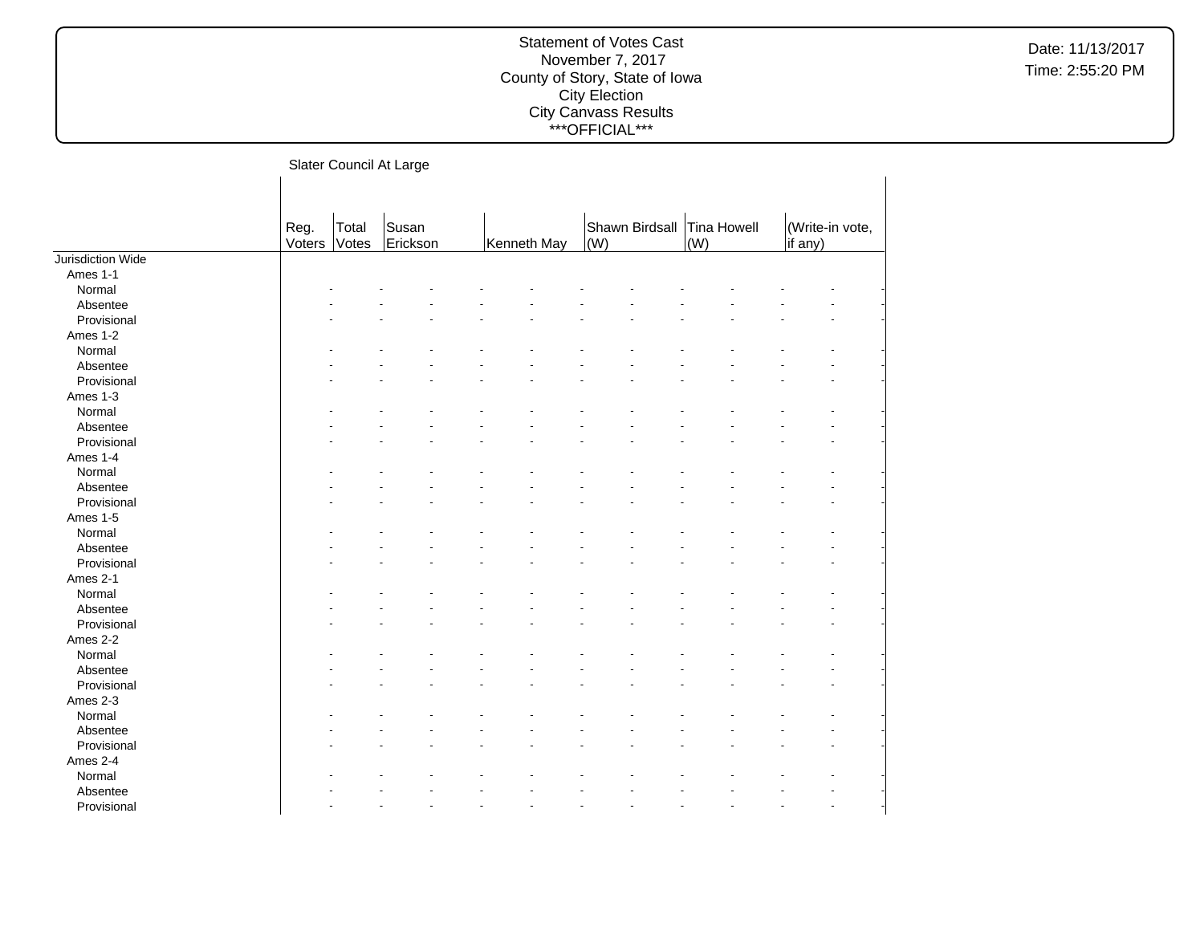Statement of Votes Cast
November 7, 2017
County of Story, State of Iowa
City Election
City Canvass Results
\*\*\*OFFICIAL\*\*\*

Date: 11/13/2017
Time: 2:55:20 PM

Slater Council At Large

| | Reg. Voters | Total Votes | Susan Erickson | | Kenneth May | | Shawn Birdsall (W) | | Tina Howell (W) | | (Write-in vote, if any) | |
|---|---|---|---|---|---|---|---|---|---|---|---|---|
| Jurisdiction Wide | | | | | | | | | | | | |
| Ames 1-1 | | | | | | | | | | | | |
| Normal | - | - | - | - | - | - | - | - | - | - | - | - |
| Absentee | - | - | - | - | - | - | - | - | - | - | - | - |
| Provisional | - | - | - | - | - | - | - | - | - | - | - | - |
| Ames 1-2 | | | | | | | | | | | | |
| Normal | - | - | - | - | - | - | - | - | - | - | - | - |
| Absentee | - | - | - | - | - | - | - | - | - | - | - | - |
| Provisional | - | - | - | - | - | - | - | - | - | - | - | - |
| Ames 1-3 | | | | | | | | | | | | |
| Normal | - | - | - | - | - | - | - | - | - | - | - | - |
| Absentee | - | - | - | - | - | - | - | - | - | - | - | - |
| Provisional | - | - | - | - | - | - | - | - | - | - | - | - |
| Ames 1-4 | | | | | | | | | | | | |
| Normal | - | - | - | - | - | - | - | - | - | - | - | - |
| Absentee | - | - | - | - | - | - | - | - | - | - | - | - |
| Provisional | - | - | - | - | - | - | - | - | - | - | - | - |
| Ames 1-5 | | | | | | | | | | | | |
| Normal | - | - | - | - | - | - | - | - | - | - | - | - |
| Absentee | - | - | - | - | - | - | - | - | - | - | - | - |
| Provisional | - | - | - | - | - | - | - | - | - | - | - | - |
| Ames 2-1 | | | | | | | | | | | | |
| Normal | - | - | - | - | - | - | - | - | - | - | - | - |
| Absentee | - | - | - | - | - | - | - | - | - | - | - | - |
| Provisional | - | - | - | - | - | - | - | - | - | - | - | - |
| Ames 2-2 | | | | | | | | | | | | |
| Normal | - | - | - | - | - | - | - | - | - | - | - | - |
| Absentee | - | - | - | - | - | - | - | - | - | - | - | - |
| Provisional | - | - | - | - | - | - | - | - | - | - | - | - |
| Ames 2-3 | | | | | | | | | | | | |
| Normal | - | - | - | - | - | - | - | - | - | - | - | - |
| Absentee | - | - | - | - | - | - | - | - | - | - | - | - |
| Provisional | - | - | - | - | - | - | - | - | - | - | - | - |
| Ames 2-4 | | | | | | | | | | | | |
| Normal | - | - | - | - | - | - | - | - | - | - | - | - |
| Absentee | - | - | - | - | - | - | - | - | - | - | - | - |
| Provisional | - | - | - | - | - | - | - | - | - | - | - | - |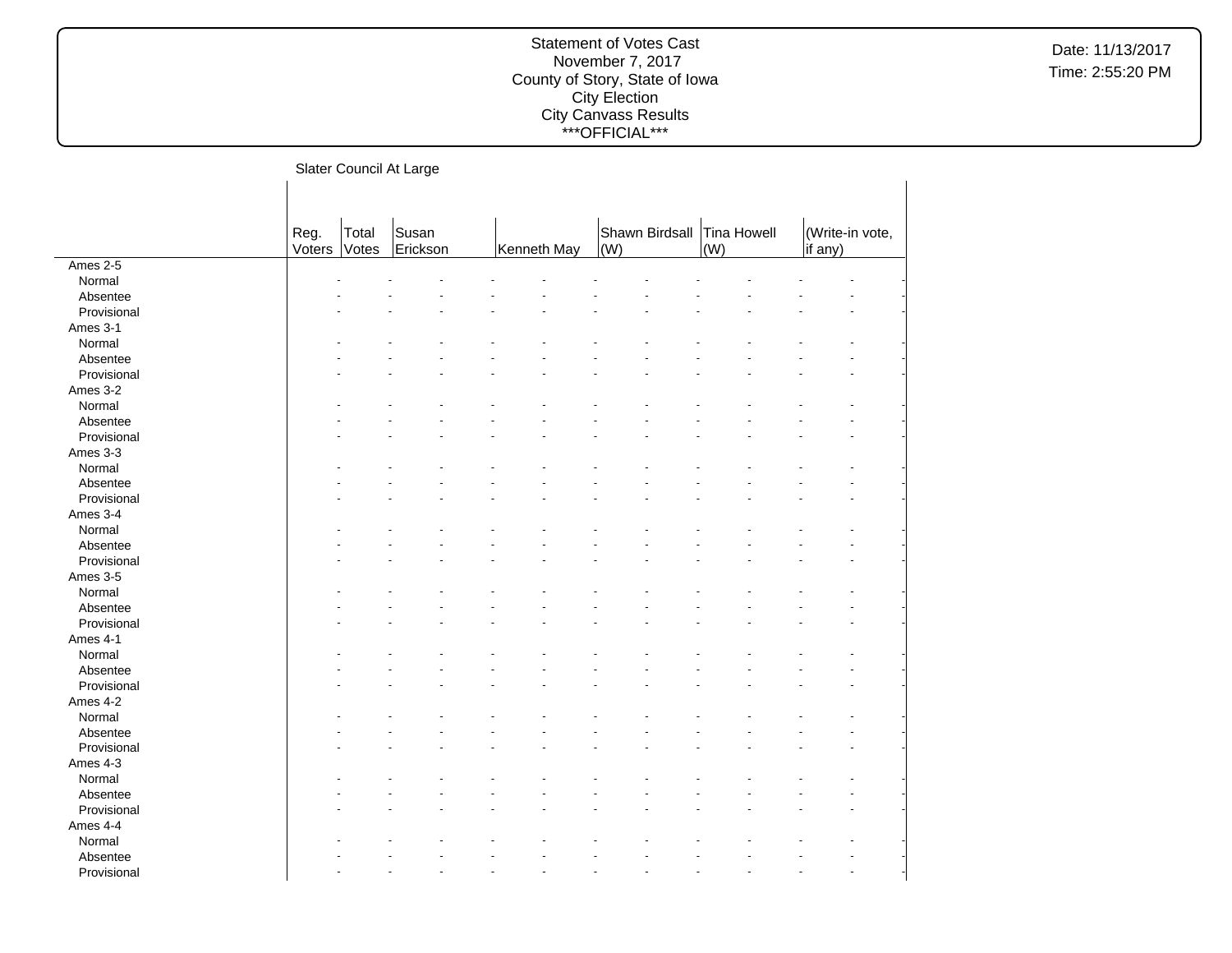Slater Council At Large

| | Reg. Voters | Total Votes | Susan Erickson | | Kenneth May | | Shawn Birdsall (W) | | Tina Howell (W) | | (Write-in vote, if any) | |
|---|---|---|---|---|---|---|---|---|---|---|---|---|
| Ames 2-5 | | | | | | | | | | | | |
| Normal | - | - | - | - | - | - | - | - | - | - | - | - |
| Absentee | - | - | - | - | - | - | - | - | - | - | - | - |
| Provisional | - | - | - | - | - | - | - | - | - | - | - | - |
| Ames 3-1 | | | | | | | | | | | | |
| Normal | - | - | - | - | - | - | - | - | - | - | - | - |
| Absentee | - | - | - | - | - | - | - | - | - | - | - | - |
| Provisional | - | - | - | - | - | - | - | - | - | - | - | - |
| Ames 3-2 | | | | | | | | | | | | |
| Normal | - | - | - | - | - | - | - | - | - | - | - | - |
| Absentee | - | - | - | - | - | - | - | - | - | - | - | - |
| Provisional | - | - | - | - | - | - | - | - | - | - | - | - |
| Ames 3-3 | | | | | | | | | | | | |
| Normal | - | - | - | - | - | - | - | - | - | - | - | - |
| Absentee | - | - | - | - | - | - | - | - | - | - | - | - |
| Provisional | - | - | - | - | - | - | - | - | - | - | - | - |
| Ames 3-4 | | | | | | | | | | | | |
| Normal | - | - | - | - | - | - | - | - | - | - | - | - |
| Absentee | - | - | - | - | - | - | - | - | - | - | - | - |
| Provisional | - | - | - | - | - | - | - | - | - | - | - | - |
| Ames 3-5 | | | | | | | | | | | | |
| Normal | - | - | - | - | - | - | - | - | - | - | - | - |
| Absentee | - | - | - | - | - | - | - | - | - | - | - | - |
| Provisional | - | - | - | - | - | - | - | - | - | - | - | - |
| Ames 4-1 | | | | | | | | | | | | |
| Normal | - | - | - | - | - | - | - | - | - | - | - | - |
| Absentee | - | - | - | - | - | - | - | - | - | - | - | - |
| Provisional | - | - | - | - | - | - | - | - | - | - | - | - |
| Ames 4-2 | | | | | | | | | | | | |
| Normal | - | - | - | - | - | - | - | - | - | - | - | - |
| Absentee | - | - | - | - | - | - | - | - | - | - | - | - |
| Provisional | - | - | - | - | - | - | - | - | - | - | - | - |
| Ames 4-3 | | | | | | | | | | | | |
| Normal | - | - | - | - | - | - | - | - | - | - | - | - |
| Absentee | - | - | - | - | - | - | - | - | - | - | - | - |
| Provisional | - | - | - | - | - | - | - | - | - | - | - | - |
| Ames 4-4 | | | | | | | | | | | | |
| Normal | - | - | - | - | - | - | - | - | - | - | - | - |
| Absentee | - | - | - | - | - | - | - | - | - | - | - | - |
| Provisional | - | - | - | - | - | - | - | - | - | - | - | - |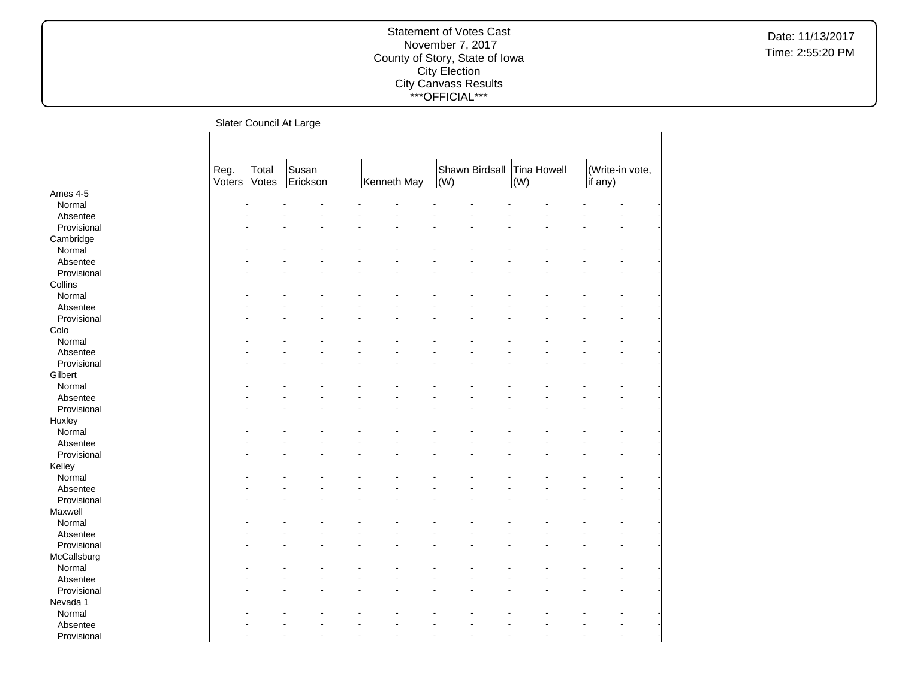## Slater Council At Large

| | Reg. Voters | Total Votes | Susan Erickson | | Kenneth May | | Shawn Birdsall (W) | | Tina Howell (W) | | (Write-in vote, if any) | |
|---|---|---|---|---|---|---|---|---|---|---|---|---|
| **Ames 4-5** | | | | | | | | | | | | |
| Normal | - | - | - | - | - | - | - | - | - | - | - | - |
| Absentee | - | - | - | - | - | - | - | - | - | - | - | - |
| Provisional | - | - | - | - | - | - | - | - | - | - | - | - |
| **Cambridge** | | | | | | | | | | | | |
| Normal | - | - | - | - | - | - | - | - | - | - | - | - |
| Absentee | - | - | - | - | - | - | - | - | - | - | - | - |
| Provisional | - | - | - | - | - | - | - | - | - | - | - | - |
| **Collins** | | | | | | | | | | | | |
| Normal | - | - | - | - | - | - | - | - | - | - | - | - |
| Absentee | - | - | - | - | - | - | - | - | - | - | - | - |
| Provisional | - | - | - | - | - | - | - | - | - | - | - | - |
| **Colo** | | | | | | | | | | | | |
| Normal | - | - | - | - | - | - | - | - | - | - | - | - |
| Absentee | - | - | - | - | - | - | - | - | - | - | - | - |
| Provisional | - | - | - | - | - | - | - | - | - | - | - | - |
| **Gilbert** | | | | | | | | | | | | |
| Normal | - | - | - | - | - | - | - | - | - | - | - | - |
| Absentee | - | - | - | - | - | - | - | - | - | - | - | - |
| Provisional | - | - | - | - | - | - | - | - | - | - | - | - |
| **Huxley** | | | | | | | | | | | | |
| Normal | - | - | - | - | - | - | - | - | - | - | - | - |
| Absentee | - | - | - | - | - | - | - | - | - | - | - | - |
| Provisional | - | - | - | - | - | - | - | - | - | - | - | - |
| **Kelley** | | | | | | | | | | | | |
| Normal | - | - | - | - | - | - | - | - | - | - | - | - |
| Absentee | - | - | - | - | - | - | - | - | - | - | - | - |
| Provisional | - | - | - | - | - | - | - | - | - | - | - | - |
| **Maxwell** | | | | | | | | | | | | |
| Normal | - | - | - | - | - | - | - | - | - | - | - | - |
| Absentee | - | - | - | - | - | - | - | - | - | - | - | - |
| Provisional | - | - | - | - | - | - | - | - | - | - | - | - |
| **McCallsburg** | | | | | | | | | | | | |
| Normal | - | - | - | - | - | - | - | - | - | - | - | - |
| Absentee | - | - | - | - | - | - | - | - | - | - | - | - |
| Provisional | - | - | - | - | - | - | - | - | - | - | - | - |
| **Nevada 1** | | | | | | | | | | | | |
| Normal | - | - | - | - | - | - | - | - | - | - | - | - |
| Absentee | - | - | - | - | - | - | - | - | - | - | - | - |
| Provisional | - | - | - | - | - | - | - | - | - | - | - | - |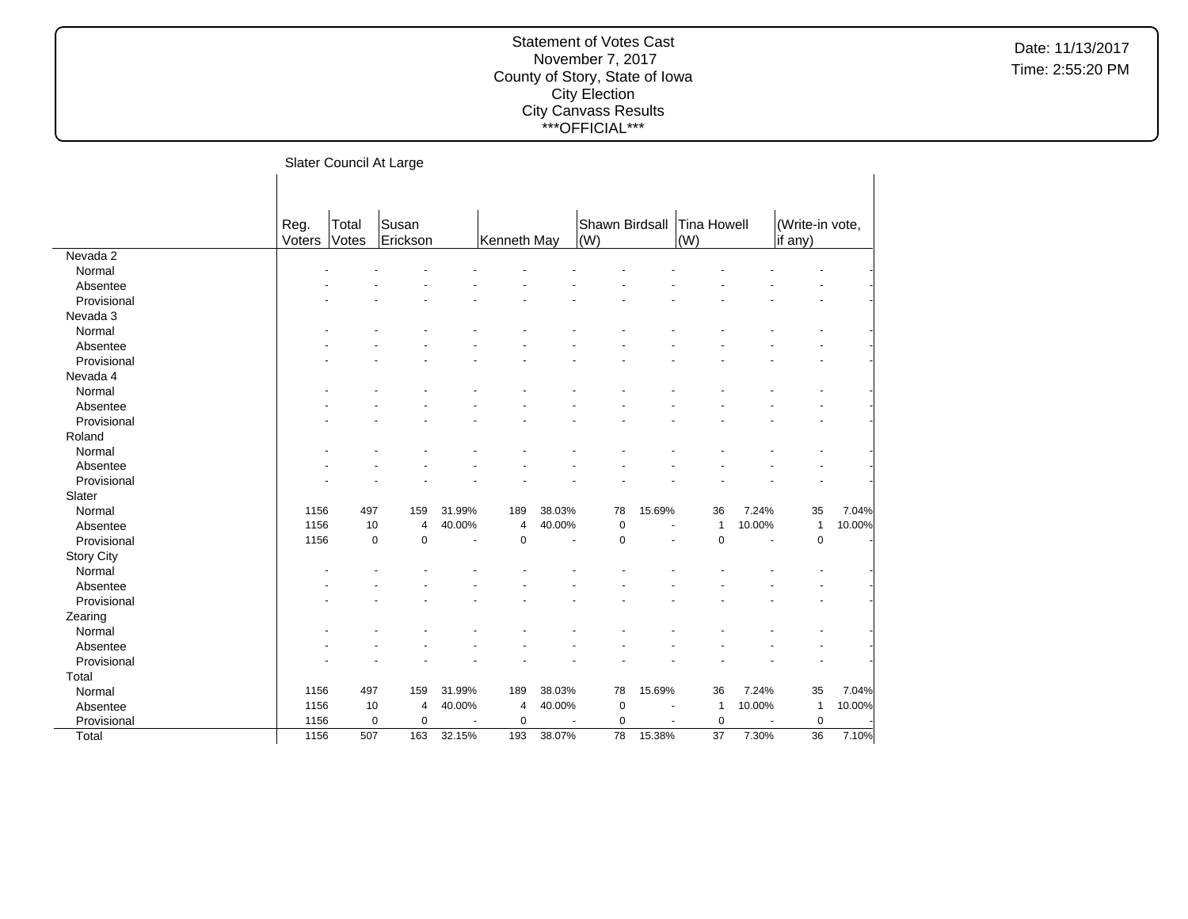Statement of Votes Cast
November 7, 2017
County of Story, State of Iowa
City Election
City Canvass Results
***OFFICIAL***

Date: 11/13/2017
Time: 2:55:20 PM

## Slater Council At Large

| | Reg. Voters | Total Votes | Susan Erickson | | Kenneth May | | Shawn Birdsall (W) | | Tina Howell (W) | | (Write-in vote, if any) | |
|---|---|---|---|---|---|---|---|---|---|---|---|---|
| **Nevada 2** | | | | | | | | | | | | |
| Normal | - | - | - | - | - | - | - | - | - | - | - | - |
| Absentee | - | - | - | - | - | - | - | - | - | - | - | - |
| Provisional | - | - | - | - | - | - | - | - | - | - | - | - |
| **Nevada 3** | | | | | | | | | | | | |
| Normal | - | - | - | - | - | - | - | - | - | - | - | - |
| Absentee | - | - | - | - | - | - | - | - | - | - | - | - |
| Provisional | - | - | - | - | - | - | - | - | - | - | - | - |
| **Nevada 4** | | | | | | | | | | | | |
| Normal | - | - | - | - | - | - | - | - | - | - | - | - |
| Absentee | - | - | - | - | - | - | - | - | - | - | - | - |
| Provisional | - | - | - | - | - | - | - | - | - | - | - | - |
| **Roland** | | | | | | | | | | | | |
| Normal | - | - | - | - | - | - | - | - | - | - | - | - |
| Absentee | - | - | - | - | - | - | - | - | - | - | - | - |
| Provisional | - | - | - | - | - | - | - | - | - | - | - | - |
| **Slater** | | | | | | | | | | | | |
| Normal | 1156 | 497 | 159 | 31.99% | 189 | 38.03% | 78 | 15.69% | 36 | 7.24% | 35 | 7.04% |
| Absentee | 1156 | 10 | 4 | 40.00% | 4 | 40.00% | 0 | - | 1 | 10.00% | 1 | 10.00% |
| Provisional | 1156 | 0 | 0 | - | 0 | - | 0 | - | 0 | - | 0 | - |
| **Story City** | | | | | | | | | | | | |
| Normal | - | - | - | - | - | - | - | - | - | - | - | - |
| Absentee | - | - | - | - | - | - | - | - | - | - | - | - |
| Provisional | - | - | - | - | - | - | - | - | - | - | - | - |
| **Zearing** | | | | | | | | | | | | |
| Normal | - | - | - | - | - | - | - | - | - | - | - | - |
| Absentee | - | - | - | - | - | - | - | - | - | - | - | - |
| Provisional | - | - | - | - | - | - | - | - | - | - | - | - |
| **Total** | | | | | | | | | | | | |
| Normal | 1156 | 497 | 159 | 31.99% | 189 | 38.03% | 78 | 15.69% | 36 | 7.24% | 35 | 7.04% |
| Absentee | 1156 | 10 | 4 | 40.00% | 4 | 40.00% | 0 | - | 1 | 10.00% | 1 | 10.00% |
| Provisional | 1156 | 0 | 0 | - | 0 | - | 0 | - | 0 | - | 0 | - |
| Total | 1156 | 507 | 163 | 32.15% | 193 | 38.07% | 78 | 15.38% | 37 | 7.30% | 36 | 7.10% |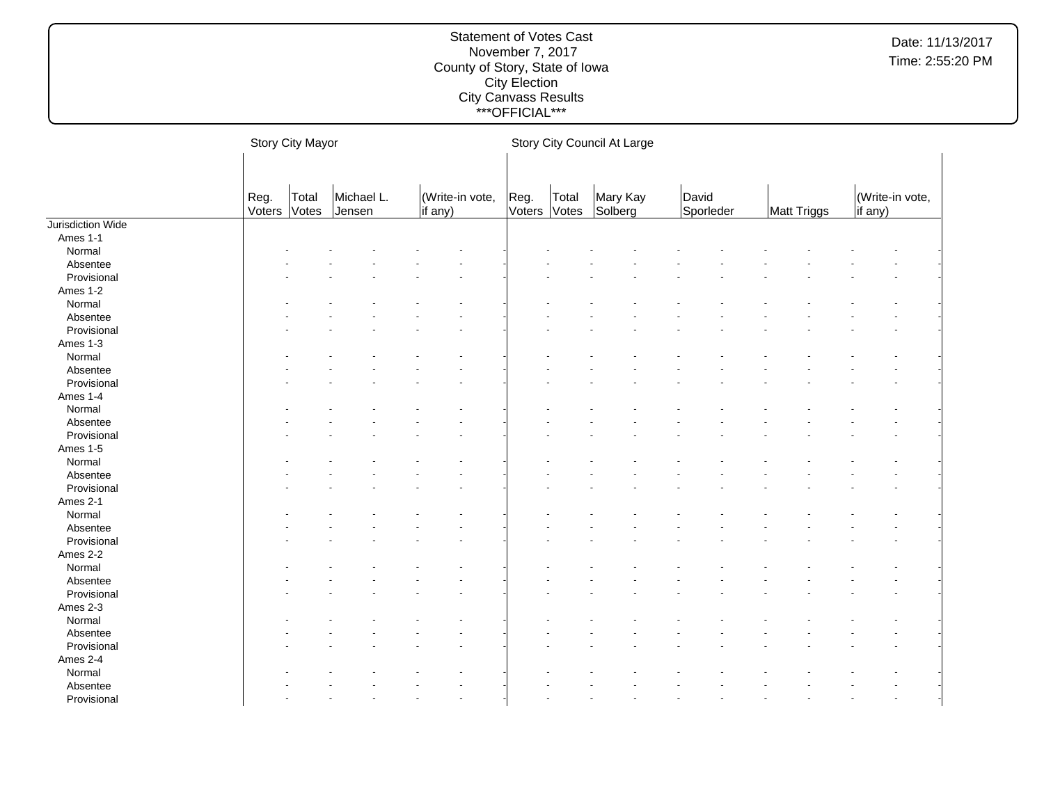# Statement of Votes Cast
## November 7, 2017
## County of Story, State of Iowa
## City Election
## City Canvass Results
## ***OFFICIAL***

Date: 11/13/2017
Time: 2:55:20 PM

| | Story City Mayor | | | | Story City Council At Large | | | | | |
|---|---|---|---|---|---|---|---|---|---|---|
| | Reg. Voters | Total Votes | Michael L. Jensen | (Write-in vote, if any) | Reg. Voters | Total Votes | Mary Kay Solberg | David Sporleder | Matt Triggs | (Write-in vote, if any) |
| Jurisdiction Wide | | | | | | | | | | |
| Ames 1-1 | | | | | | | | | | |
| Normal | - | - | - - | - - | - | - | - - | - - | - - | - - |
| Absentee | - | - | - - | - - | - | - | - - | - - | - - | - - |
| Provisional | - | - | - - | - - | - | - | - - | - - | - - | - - |
| Ames 1-2 | | | | | | | | | | |
| Normal | - | - | - - | - - | - | - | - - | - - | - - | - - |
| Absentee | - | - | - - | - - | - | - | - - | - - | - - | - - |
| Provisional | - | - | - - | - - | - | - | - - | - - | - - | - - |
| Ames 1-3 | | | | | | | | | | |
| Normal | - | - | - - | - - | - | - | - - | - - | - - | - - |
| Absentee | - | - | - - | - - | - | - | - - | - - | - - | - - |
| Provisional | - | - | - - | - - | - | - | - - | - - | - - | - - |
| Ames 1-4 | | | | | | | | | | |
| Normal | - | - | - - | - - | - | - | - - | - - | - - | - - |
| Absentee | - | - | - - | - - | - | - | - - | - - | - - | - - |
| Provisional | - | - | - - | - - | - | - | - - | - - | - - | - - |
| Ames 1-5 | | | | | | | | | | |
| Normal | - | - | - - | - - | - | - | - - | - - | - - | - - |
| Absentee | - | - | - - | - - | - | - | - - | - - | - - | - - |
| Provisional | - | - | - - | - - | - | - | - - | - - | - - | - - |
| Ames 2-1 | | | | | | | | | | |
| Normal | - | - | - - | - - | - | - | - - | - - | - - | - - |
| Absentee | - | - | - - | - - | - | - | - - | - - | - - | - - |
| Provisional | - | - | - - | - - | - | - | - - | - - | - - | - - |
| Ames 2-2 | | | | | | | | | | |
| Normal | - | - | - - | - - | - | - | - - | - - | - - | - - |
| Absentee | - | - | - - | - - | - | - | - - | - - | - - | - - |
| Provisional | - | - | - - | - - | - | - | - - | - - | - - | - - |
| Ames 2-3 | | | | | | | | | | |
| Normal | - | - | - - | - - | - | - | - - | - - | - - | - - |
| Absentee | - | - | - - | - - | - | - | - - | - - | - - | - - |
| Provisional | - | - | - - | - - | - | - | - - | - - | - - | - - |
| Ames 2-4 | | | | | | | | | | |
| Normal | - | - | - - | - - | - | - | - - | - - | - - | - - |
| Absentee | - | - | - - | - - | - | - | - - | - - | - - | - - |
| Provisional | - | - | - - | - - | - | - | - - | - - | - - | - - |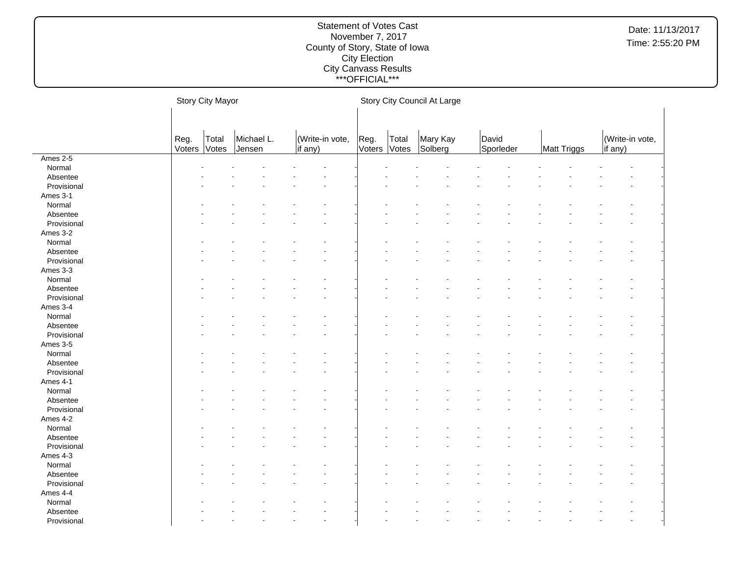Statement of Votes Cast
November 7, 2017
County of Story, State of Iowa
City Election
City Canvass Results
\*\*\*OFFICIAL\*\*\*

| | Story City Mayor | | | | | | Story City Council At Large | | | | | | | | | | | |
|---|---|---|---|---|---|---|---|---|---|---|---|---|---|---|---|---|---|---|
| | Reg. Voters | Total Votes | Michael L. Jensen | | (Write-in vote, if any) | | Reg. Voters | Total Votes | Mary Kay Solberg | | David Sporleder | | Matt Triggs | | (Write-in vote, if any) | | | |
| Ames 2-5 | | | | | | | | | | | | | | | | | | |
| Normal | - | - | - | - | - | - | - | - | - | - | - | - | - | - | - | - | | |
| Absentee | - | - | - | - | - | - | - | - | - | - | - | - | - | - | - | - | | |
| Provisional | - | - | - | - | - | - | - | - | - | - | - | - | - | - | - | - | | |
| Ames 3-1 | | | | | | | | | | | | | | | | | | |
| Normal | - | - | - | - | - | - | - | - | - | - | - | - | - | - | - | - | | |
| Absentee | - | - | - | - | - | - | - | - | - | - | - | - | - | - | - | - | | |
| Provisional | - | - | - | - | - | - | - | - | - | - | - | - | - | - | - | - | | |
| Ames 3-2 | | | | | | | | | | | | | | | | | | |
| Normal | - | - | - | - | - | - | - | - | - | - | - | - | - | - | - | - | | |
| Absentee | - | - | - | - | - | - | - | - | - | - | - | - | - | - | - | - | | |
| Provisional | - | - | - | - | - | - | - | - | - | - | - | - | - | - | - | - | | |
| Ames 3-3 | | | | | | | | | | | | | | | | | | |
| Normal | - | - | - | - | - | - | - | - | - | - | - | - | - | - | - | - | | |
| Absentee | - | - | - | - | - | - | - | - | - | - | - | - | - | - | - | - | | |
| Provisional | - | - | - | - | - | - | - | - | - | - | - | - | - | - | - | - | | |
| Ames 3-4 | | | | | | | | | | | | | | | | | | |
| Normal | - | - | - | - | - | - | - | - | - | - | - | - | - | - | - | - | | |
| Absentee | - | - | - | - | - | - | - | - | - | - | - | - | - | - | - | - | | |
| Provisional | - | - | - | - | - | - | - | - | - | - | - | - | - | - | - | - | | |
| Ames 3-5 | | | | | | | | | | | | | | | | | | |
| Normal | - | - | - | - | - | - | - | - | - | - | - | - | - | - | - | - | | |
| Absentee | - | - | - | - | - | - | - | - | - | - | - | - | - | - | - | - | | |
| Provisional | - | - | - | - | - | - | - | - | - | - | - | - | - | - | - | - | | |
| Ames 4-1 | | | | | | | | | | | | | | | | | | |
| Normal | - | - | - | - | - | - | - | - | - | - | - | - | - | - | - | - | | |
| Absentee | - | - | - | - | - | - | - | - | - | - | - | - | - | - | - | - | | |
| Provisional | - | - | - | - | - | - | - | - | - | - | - | - | - | - | - | - | | |
| Ames 4-2 | | | | | | | | | | | | | | | | | | |
| Normal | - | - | - | - | - | - | - | - | - | - | - | - | - | - | - | - | | |
| Absentee | - | - | - | - | - | - | - | - | - | - | - | - | - | - | - | - | | |
| Provisional | - | - | - | - | - | - | - | - | - | - | - | - | - | - | - | - | | |
| Ames 4-3 | | | | | | | | | | | | | | | | | | |
| Normal | - | - | - | - | - | - | - | - | - | - | - | - | - | - | - | - | | |
| Absentee | - | - | - | - | - | - | - | - | - | - | - | - | - | - | - | - | | |
| Provisional | - | - | - | - | - | - | - | - | - | - | - | - | - | - | - | - | | |
| Ames 4-4 | | | | | | | | | | | | | | | | | | |
| Normal | - | - | - | - | - | - | - | - | - | - | - | - | - | - | - | - | | |
| Absentee | - | - | - | - | - | - | - | - | - | - | - | - | - | - | - | - | | |
| Provisional | - | - | - | - | - | - | - | - | - | - | - | - | - | - | - | - | | |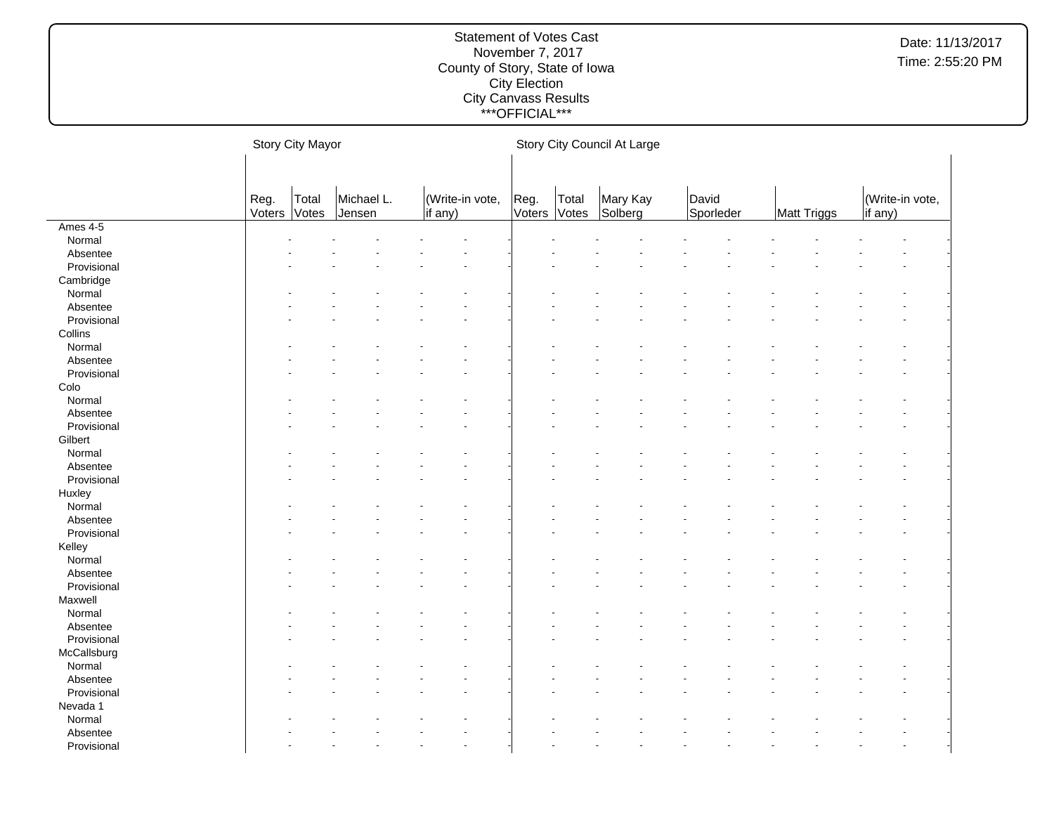Statement of Votes Cast
November 7, 2017
County of Story, State of Iowa
City Election
City Canvass Results
***OFFICIAL***

Date: 11/13/2017
Time: 2:55:20 PM

| | Story City Mayor | | | | Story City Council At Large | | | | | |
|---|---|---|---|---|---|---|---|---|---|---|
| | Reg. Voters | Total Votes | Michael L. Jensen | (Write-in vote, if any) | Reg. Voters | Total Votes | Mary Kay Solberg | David Sporleder | Matt Triggs | (Write-in vote, if any) |
| **Ames 4-5** | | | | | | | | | | |
| Normal | - | - | - | - | - | - | - | - | - | - |
| Absentee | - | - | - | - | - | - | - | - | - | - |
| Provisional | - | - | - | - | - | - | - | - | - | - |
| **Cambridge** | | | | | | | | | | |
| Normal | - | - | - | - | - | - | - | - | - | - |
| Absentee | - | - | - | - | - | - | - | - | - | - |
| Provisional | - | - | - | - | - | - | - | - | - | - |
| **Collins** | | | | | | | | | | |
| Normal | - | - | - | - | - | - | - | - | - | - |
| Absentee | - | - | - | - | - | - | - | - | - | - |
| Provisional | - | - | - | - | - | - | - | - | - | - |
| **Colo** | | | | | | | | | | |
| Normal | - | - | - | - | - | - | - | - | - | - |
| Absentee | - | - | - | - | - | - | - | - | - | - |
| Provisional | - | - | - | - | - | - | - | - | - | - |
| **Gilbert** | | | | | | | | | | |
| Normal | - | - | - | - | - | - | - | - | - | - |
| Absentee | - | - | - | - | - | - | - | - | - | - |
| Provisional | - | - | - | - | - | - | - | - | - | - |
| **Huxley** | | | | | | | | | | |
| Normal | - | - | - | - | - | - | - | - | - | - |
| Absentee | - | - | - | - | - | - | - | - | - | - |
| Provisional | - | - | - | - | - | - | - | - | - | - |
| **Kelley** | | | | | | | | | | |
| Normal | - | - | - | - | - | - | - | - | - | - |
| Absentee | - | - | - | - | - | - | - | - | - | - |
| Provisional | - | - | - | - | - | - | - | - | - | - |
| **Maxwell** | | | | | | | | | | |
| Normal | - | - | - | - | - | - | - | - | - | - |
| Absentee | - | - | - | - | - | - | - | - | - | - |
| Provisional | - | - | - | - | - | - | - | - | - | - |
| **McCallsburg** | | | | | | | | | | |
| Normal | - | - | - | - | - | - | - | - | - | - |
| Absentee | - | - | - | - | - | - | - | - | - | - |
| Provisional | - | - | - | - | - | - | - | - | - | - |
| **Nevada 1** | | | | | | | | | | |
| Normal | - | - | - | - | - | - | - | - | - | - |
| Absentee | - | - | - | - | - | - | - | - | - | - |
| Provisional | - | - | - | - | - | - | - | - | - | - |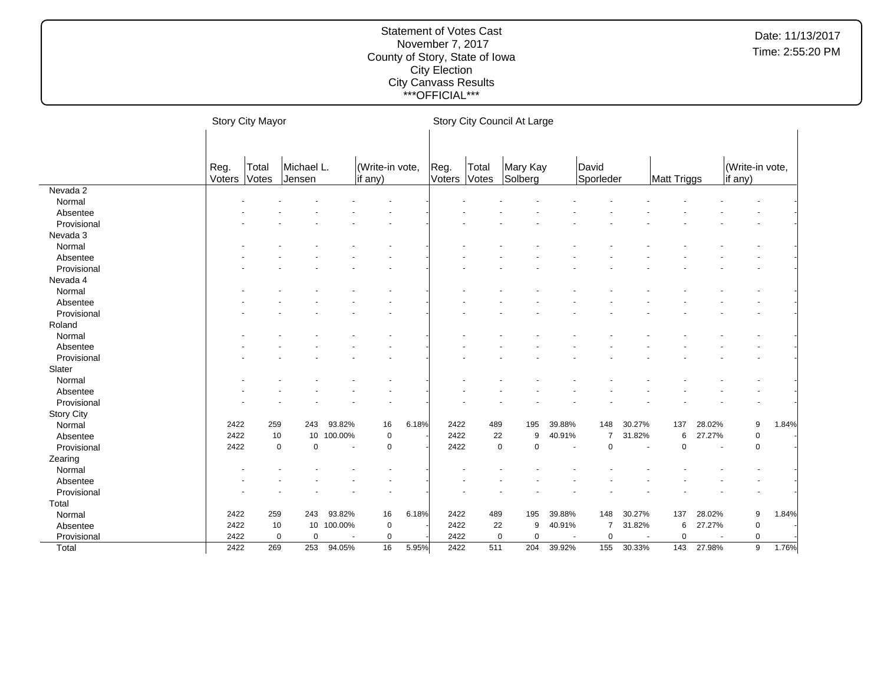Statement of Votes Cast
November 7, 2017
County of Story, State of Iowa
City Election
City Canvass Results
***OFFICIAL***

Date: 11/13/2017
Time: 2:55:20 PM

| | Story City Mayor | | | | | | Story City Council At Large | | | | | | | | | |
|---|---|---|---|---|---|---|---|---|---|---|---|---|---|---|---|---|
| | Reg. Voters | Total Votes | Michael L. Jensen | | (Write-in vote, if any) | | Reg. Voters | Total Votes | Mary Kay Solberg | | David Sporleder | | Matt Triggs | | (Write-in vote, if any) | |
| **Nevada 2** | | | | | | | | | | | | | | | | |
| Normal | - | - | - | - | - | - | - | - | - | - | - | - | - | - | - | - |
| Absentee | - | - | - | - | - | - | - | - | - | - | - | - | - | - | - | - |
| Provisional | - | - | - | - | - | - | - | - | - | - | - | - | - | - | - | - |
| **Nevada 3** | | | | | | | | | | | | | | | | |
| Normal | - | - | - | - | - | - | - | - | - | - | - | - | - | - | - | - |
| Absentee | - | - | - | - | - | - | - | - | - | - | - | - | - | - | - | - |
| Provisional | - | - | - | - | - | - | - | - | - | - | - | - | - | - | - | - |
| **Nevada 4** | | | | | | | | | | | | | | | | |
| Normal | - | - | - | - | - | - | - | - | - | - | - | - | - | - | - | - |
| Absentee | - | - | - | - | - | - | - | - | - | - | - | - | - | - | - | - |
| Provisional | - | - | - | - | - | - | - | - | - | - | - | - | - | - | - | - |
| **Roland** | | | | | | | | | | | | | | | | |
| Normal | - | - | - | - | - | - | - | - | - | - | - | - | - | - | - | - |
| Absentee | - | - | - | - | - | - | - | - | - | - | - | - | - | - | - | - |
| Provisional | - | - | - | - | - | - | - | - | - | - | - | - | - | - | - | - |
| **Slater** | | | | | | | | | | | | | | | | |
| Normal | - | - | - | - | - | - | - | - | - | - | - | - | - | - | - | - |
| Absentee | - | - | - | - | - | - | - | - | - | - | - | - | - | - | - | - |
| Provisional | - | - | - | - | - | - | - | - | - | - | - | - | - | - | - | - |
| **Story City** | | | | | | | | | | | | | | | | |
| Normal | 2422 | 259 | 243 | 93.82% | 16 | 6.18% | 2422 | 489 | 195 | 39.88% | 148 | 30.27% | 137 | 28.02% | 9 | 1.84% |
| Absentee | 2422 | 10 | 10 | 100.00% | 0 | - | 2422 | 22 | 9 | 40.91% | 7 | 31.82% | 6 | 27.27% | 0 | - |
| Provisional | 2422 | 0 | 0 | - | 0 | - | 2422 | 0 | 0 | - | 0 | - | 0 | - | 0 | - |
| **Zearing** | | | | | | | | | | | | | | | | |
| Normal | - | - | - | - | - | - | - | - | - | - | - | - | - | - | - | - |
| Absentee | - | - | - | - | - | - | - | - | - | - | - | - | - | - | - | - |
| Provisional | - | - | - | - | - | - | - | - | - | - | - | - | - | - | - | - |
| **Total** | | | | | | | | | | | | | | | | |
| Normal | 2422 | 259 | 243 | 93.82% | 16 | 6.18% | 2422 | 489 | 195 | 39.88% | 148 | 30.27% | 137 | 28.02% | 9 | 1.84% |
| Absentee | 2422 | 10 | 10 | 100.00% | 0 | - | 2422 | 22 | 9 | 40.91% | 7 | 31.82% | 6 | 27.27% | 0 | - |
| Provisional | 2422 | 0 | 0 | - | 0 | - | 2422 | 0 | 0 | - | 0 | - | 0 | - | 0 | - |
| Total | 2422 | 269 | 253 | 94.05% | 16 | 5.95% | 2422 | 511 | 204 | 39.92% | 155 | 30.33% | 143 | 27.98% | 9 | 1.76% |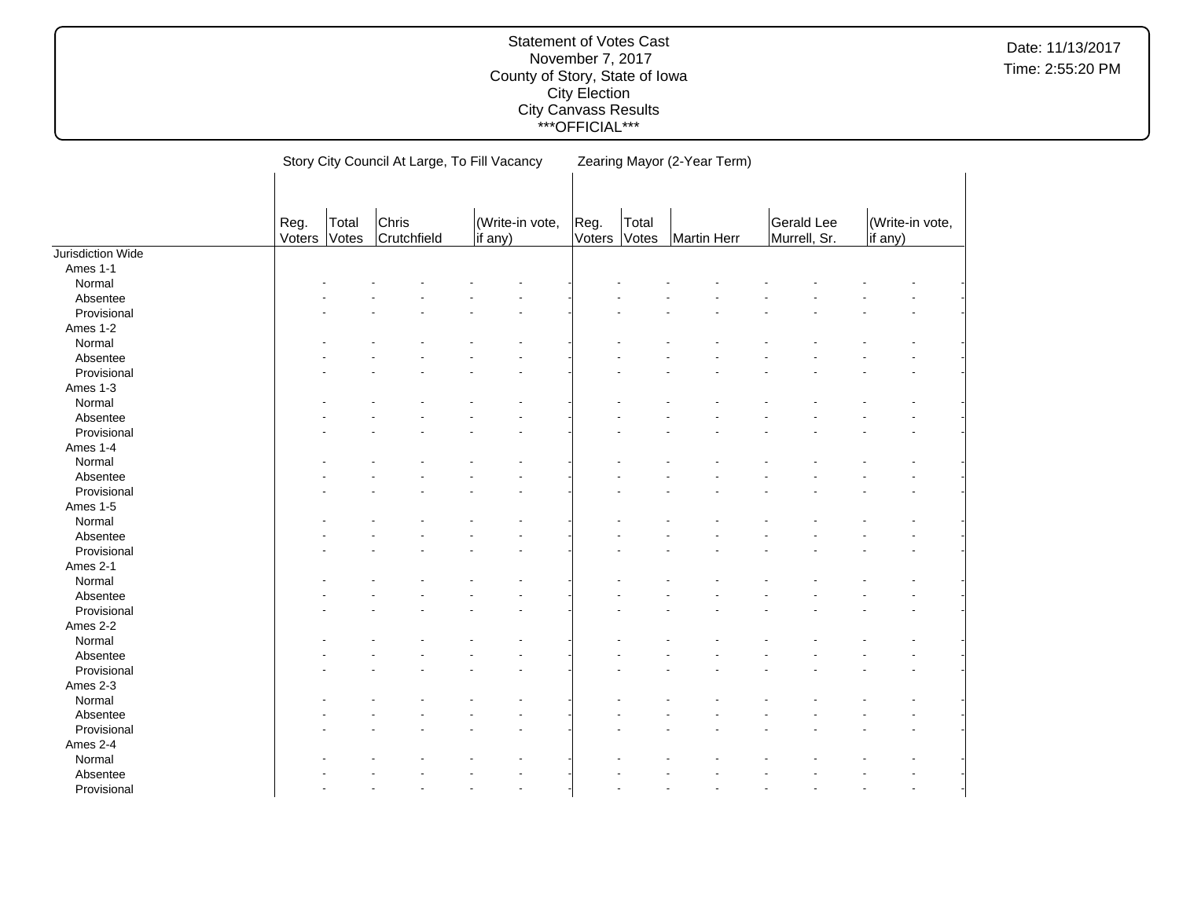Statement of Votes Cast
November 7, 2017
County of Story, State of Iowa
City Election
City Canvass Results
\*\*\*OFFICIAL\*\*\*

Date: 11/13/2017
Time: 2:55:20 PM

| | Story City Council At Large, To Fill Vacancy | | | | Zearing Mayor (2-Year Term) | | | | |
|---|---|---|---|---|---|---|---|---|---|
| | Reg. Voters | Total Votes | Chris Crutchfield | (Write-in vote, if any) | Reg. Voters | Total Votes | Martin Herr | Gerald Lee Murrell, Sr. | (Write-in vote, if any) |
| Jurisdiction Wide | | | | | | | | | |
| Ames 1-1 | | | | | | | | | |
| Normal | - | - | - | - | - | - | - | - | - |
| Absentee | - | - | - | - | - | - | - | - | - |
| Provisional | - | - | - | - | - | - | - | - | - |
| Ames 1-2 | | | | | | | | | |
| Normal | - | - | - | - | - | - | - | - | - |
| Absentee | - | - | - | - | - | - | - | - | - |
| Provisional | - | - | - | - | - | - | - | - | - |
| Ames 1-3 | | | | | | | | | |
| Normal | - | - | - | - | - | - | - | - | - |
| Absentee | - | - | - | - | - | - | - | - | - |
| Provisional | - | - | - | - | - | - | - | - | - |
| Ames 1-4 | | | | | | | | | |
| Normal | - | - | - | - | - | - | - | - | - |
| Absentee | - | - | - | - | - | - | - | - | - |
| Provisional | - | - | - | - | - | - | - | - | - |
| Ames 1-5 | | | | | | | | | |
| Normal | - | - | - | - | - | - | - | - | - |
| Absentee | - | - | - | - | - | - | - | - | - |
| Provisional | - | - | - | - | - | - | - | - | - |
| Ames 2-1 | | | | | | | | | |
| Normal | - | - | - | - | - | - | - | - | - |
| Absentee | - | - | - | - | - | - | - | - | - |
| Provisional | - | - | - | - | - | - | - | - | - |
| Ames 2-2 | | | | | | | | | |
| Normal | - | - | - | - | - | - | - | - | - |
| Absentee | - | - | - | - | - | - | - | - | - |
| Provisional | - | - | - | - | - | - | - | - | - |
| Ames 2-3 | | | | | | | | | |
| Normal | - | - | - | - | - | - | - | - | - |
| Absentee | - | - | - | - | - | - | - | - | - |
| Provisional | - | - | - | - | - | - | - | - | - |
| Ames 2-4 | | | | | | | | | |
| Normal | - | - | - | - | - | - | - | - | - |
| Absentee | - | - | - | - | - | - | - | - | - |
| Provisional | - | - | - | - | - | - | - | - | - |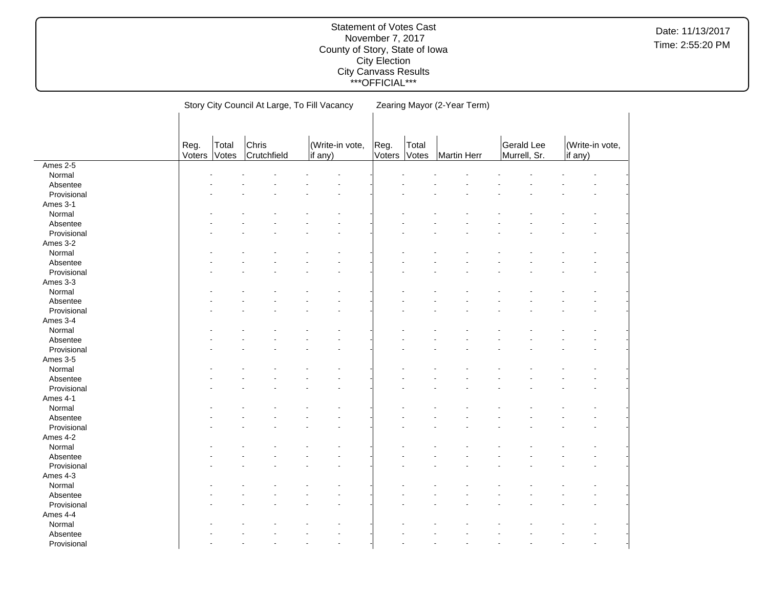Statement of Votes Cast
November 7, 2017
County of Story, State of Iowa
City Election
City Canvass Results
\*\*\*OFFICIAL\*\*\*

Date: 11/13/2017
Time: 2:55:20 PM

| | Story City Council At Large, To Fill Vacancy | | | | Zearing Mayor (2-Year Term) | | | | |
|---|---|---|---|---|---|---|---|---|---|
| | Reg. Voters | Total Votes | Chris Crutchfield | (Write-in vote, if any) | Reg. Voters | Total Votes | Martin Herr | Gerald Lee Murrell, Sr. | (Write-in vote, if any) |
| Ames 2-5 | | | | | | | | | |
| Normal | - | - | - | - | - | - | - | - | - |
| Absentee | - | - | - | - | - | - | - | - | - |
| Provisional | - | - | - | - | - | - | - | - | - |
| Ames 3-1 | | | | | | | | | |
| Normal | - | - | - | - | - | - | - | - | - |
| Absentee | - | - | - | - | - | - | - | - | - |
| Provisional | - | - | - | - | - | - | - | - | - |
| Ames 3-2 | | | | | | | | | |
| Normal | - | - | - | - | - | - | - | - | - |
| Absentee | - | - | - | - | - | - | - | - | - |
| Provisional | - | - | - | - | - | - | - | - | - |
| Ames 3-3 | | | | | | | | | |
| Normal | - | - | - | - | - | - | - | - | - |
| Absentee | - | - | - | - | - | - | - | - | - |
| Provisional | - | - | - | - | - | - | - | - | - |
| Ames 3-4 | | | | | | | | | |
| Normal | - | - | - | - | - | - | - | - | - |
| Absentee | - | - | - | - | - | - | - | - | - |
| Provisional | - | - | - | - | - | - | - | - | - |
| Ames 3-5 | | | | | | | | | |
| Normal | - | - | - | - | - | - | - | - | - |
| Absentee | - | - | - | - | - | - | - | - | - |
| Provisional | - | - | - | - | - | - | - | - | - |
| Ames 4-1 | | | | | | | | | |
| Normal | - | - | - | - | - | - | - | - | - |
| Absentee | - | - | - | - | - | - | - | - | - |
| Provisional | - | - | - | - | - | - | - | - | - |
| Ames 4-2 | | | | | | | | | |
| Normal | - | - | - | - | - | - | - | - | - |
| Absentee | - | - | - | - | - | - | - | - | - |
| Provisional | - | - | - | - | - | - | - | - | - |
| Ames 4-3 | | | | | | | | | |
| Normal | - | - | - | - | - | - | - | - | - |
| Absentee | - | - | - | - | - | - | - | - | - |
| Provisional | - | - | - | - | - | - | - | - | - |
| Ames 4-4 | | | | | | | | | |
| Normal | - | - | - | - | - | - | - | - | - |
| Absentee | - | - | - | - | - | - | - | - | - |
| Provisional | - | - | - | - | - | - | - | - | - |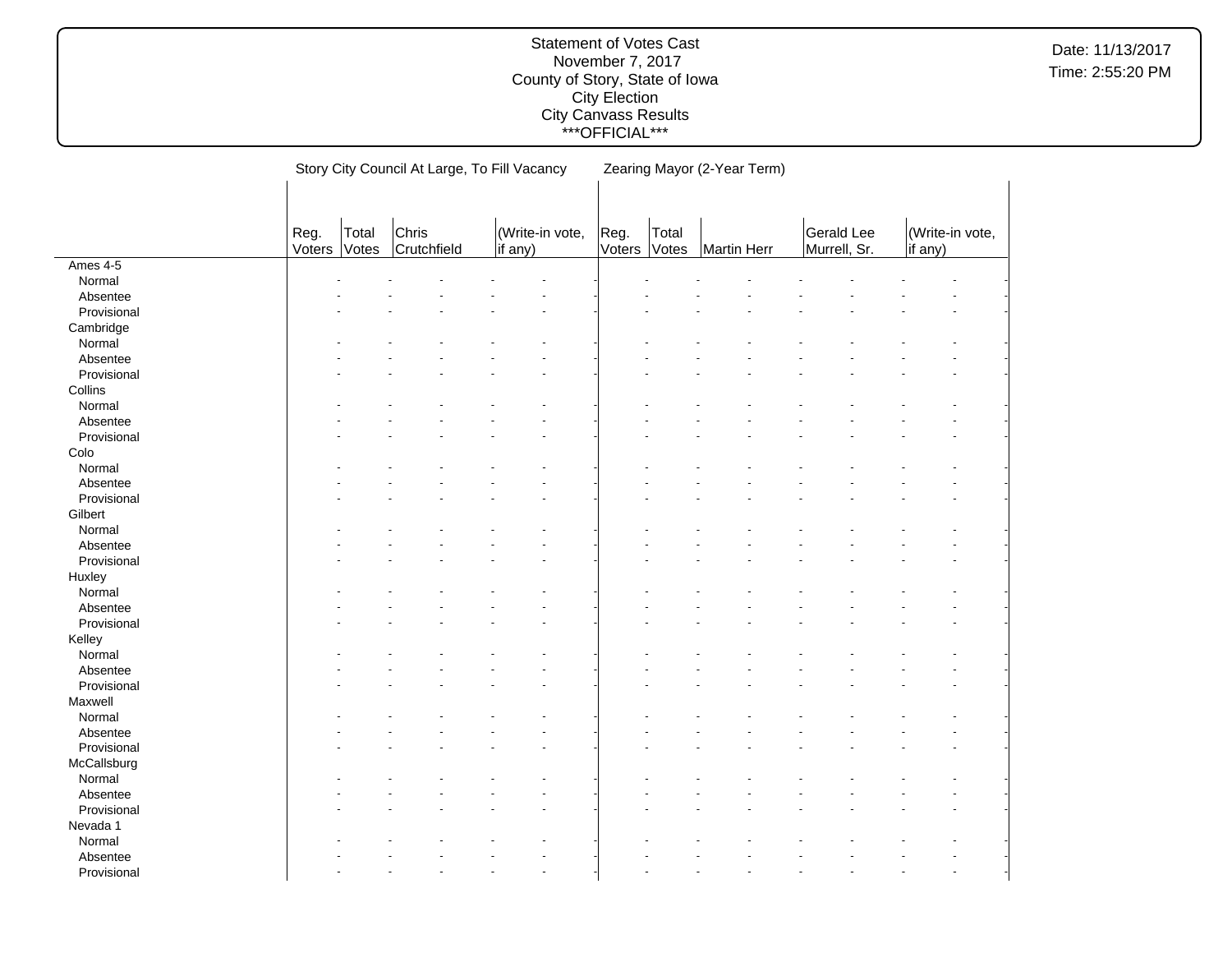Statement of Votes Cast
November 7, 2017
County of Story, State of Iowa
City Election
City Canvass Results
\*\*\*OFFICIAL\*\*\*

Date: 11/13/2017
Time: 2:55:20 PM

| | Story City Council At Large, To Fill Vacancy | | | | Zearing Mayor (2-Year Term) | | | | |
|---|---|---|---|---|---|---|---|---|---|
| | Reg. Voters | Total Votes | Chris Crutchfield | (Write-in vote, if any) | Reg. Voters | Total Votes | Martin Herr | Gerald Lee Murrell, Sr. | (Write-in vote, if any) |
| Ames 4-5 | | | | | | | | | |
| Normal | - | - | - | - | - | - | - | - | - |
| Absentee | - | - | - | - | - | - | - | - | - |
| Provisional | - | - | - | - | - | - | - | - | - |
| Cambridge | | | | | | | | | |
| Normal | - | - | - | - | - | - | - | - | - |
| Absentee | - | - | - | - | - | - | - | - | - |
| Provisional | - | - | - | - | - | - | - | - | - |
| Collins | | | | | | | | | |
| Normal | - | - | - | - | - | - | - | - | - |
| Absentee | - | - | - | - | - | - | - | - | - |
| Provisional | - | - | - | - | - | - | - | - | - |
| Colo | | | | | | | | | |
| Normal | - | - | - | - | - | - | - | - | - |
| Absentee | - | - | - | - | - | - | - | - | - |
| Provisional | - | - | - | - | - | - | - | - | - |
| Gilbert | | | | | | | | | |
| Normal | - | - | - | - | - | - | - | - | - |
| Absentee | - | - | - | - | - | - | - | - | - |
| Provisional | - | - | - | - | - | - | - | - | - |
| Huxley | | | | | | | | | |
| Normal | - | - | - | - | - | - | - | - | - |
| Absentee | - | - | - | - | - | - | - | - | - |
| Provisional | - | - | - | - | - | - | - | - | - |
| Kelley | | | | | | | | | |
| Normal | - | - | - | - | - | - | - | - | - |
| Absentee | - | - | - | - | - | - | - | - | - |
| Provisional | - | - | - | - | - | - | - | - | - |
| Maxwell | | | | | | | | | |
| Normal | - | - | - | - | - | - | - | - | - |
| Absentee | - | - | - | - | - | - | - | - | - |
| Provisional | - | - | - | - | - | - | - | - | - |
| McCallsburg | | | | | | | | | |
| Normal | - | - | - | - | - | - | - | - | - |
| Absentee | - | - | - | - | - | - | - | - | - |
| Provisional | - | - | - | - | - | - | - | - | - |
| Nevada 1 | | | | | | | | | |
| Normal | - | - | - | - | - | - | - | - | - |
| Absentee | - | - | - | - | - | - | - | - | - |
| Provisional | - | - | - | - | - | - | - | - | - |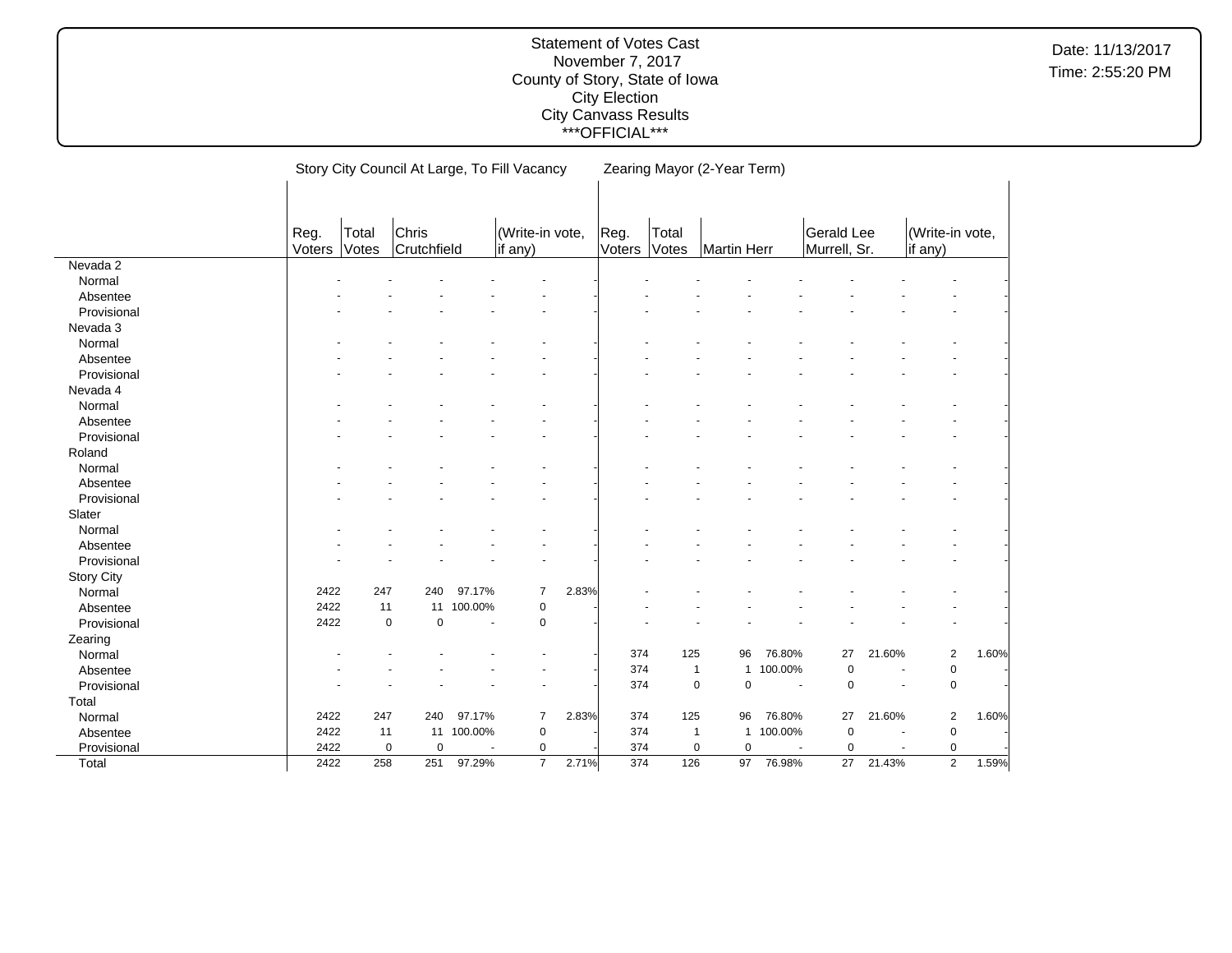Statement of Votes Cast
November 7, 2017
County of Story, State of Iowa
City Election
City Canvass Results
\*\*\*OFFICIAL\*\*\*

Date: 11/13/2017
Time: 2:55:20 PM

| | Story City Council At Large, To Fill Vacancy | | | | | | Zearing Mayor (2-Year Term) | | | | | | | |
|---|---|---|---|---|---|---|---|---|---|---|---|---|---|---|
| | Reg. Voters | Total Votes | Chris Crutchfield | | (Write-in vote, if any) | | Reg. Voters | Total Votes | Martin Herr | | Gerald Lee Murrell, Sr. | | (Write-in vote, if any) | |
| **Nevada 2** | | | | | | | | | | | | | | |
| Normal | - | - | - | - | - | - | - | - | - | - | - | - | - | - |
| Absentee | - | - | - | - | - | - | - | - | - | - | - | - | - | - |
| Provisional | - | - | - | - | - | - | - | - | - | - | - | - | - | - |
| **Nevada 3** | | | | | | | | | | | | | | |
| Normal | - | - | - | - | - | - | - | - | - | - | - | - | - | - |
| Absentee | - | - | - | - | - | - | - | - | - | - | - | - | - | - |
| Provisional | - | - | - | - | - | - | - | - | - | - | - | - | - | - |
| **Nevada 4** | | | | | | | | | | | | | | |
| Normal | - | - | - | - | - | - | - | - | - | - | - | - | - | - |
| Absentee | - | - | - | - | - | - | - | - | - | - | - | - | - | - |
| Provisional | - | - | - | - | - | - | - | - | - | - | - | - | - | - |
| **Roland** | | | | | | | | | | | | | | |
| Normal | - | - | - | - | - | - | - | - | - | - | - | - | - | - |
| Absentee | - | - | - | - | - | - | - | - | - | - | - | - | - | - |
| Provisional | - | - | - | - | - | - | - | - | - | - | - | - | - | - |
| **Slater** | | | | | | | | | | | | | | |
| Normal | - | - | - | - | - | - | - | - | - | - | - | - | - | - |
| Absentee | - | - | - | - | - | - | - | - | - | - | - | - | - | - |
| Provisional | - | - | - | - | - | - | - | - | - | - | - | - | - | - |
| **Story City** | | | | | | | | | | | | | | |
| Normal | 2422 | 247 | 240 | 97.17% | 7 | 2.83% | - | - | - | - | - | - | - | - |
| Absentee | 2422 | 11 | 11 | 100.00% | 0 | - | - | - | - | - | - | - | - | - |
| Provisional | 2422 | 0 | 0 | - | 0 | - | - | - | - | - | - | - | - | - |
| **Zearing** | | | | | | | | | | | | | | |
| Normal | - | - | - | - | - | - | 374 | 125 | 96 | 76.80% | 27 | 21.60% | 2 | 1.60% |
| Absentee | - | - | - | - | - | - | 374 | 1 | 1 | 100.00% | 0 | - | 0 | - |
| Provisional | - | - | - | - | - | - | 374 | 0 | 0 | - | 0 | - | 0 | - |
| **Total** | | | | | | | | | | | | | | |
| Normal | 2422 | 247 | 240 | 97.17% | 7 | 2.83% | 374 | 125 | 96 | 76.80% | 27 | 21.60% | 2 | 1.60% |
| Absentee | 2422 | 11 | 11 | 100.00% | 0 | - | 374 | 1 | 1 | 100.00% | 0 | - | 0 | - |
| Provisional | 2422 | 0 | 0 | - | 0 | - | 374 | 0 | 0 | - | 0 | - | 0 | - |
| Total | 2422 | 258 | 251 | 97.29% | 7 | 2.71% | 374 | 126 | 97 | 76.98% | 27 | 21.43% | 2 | 1.59% |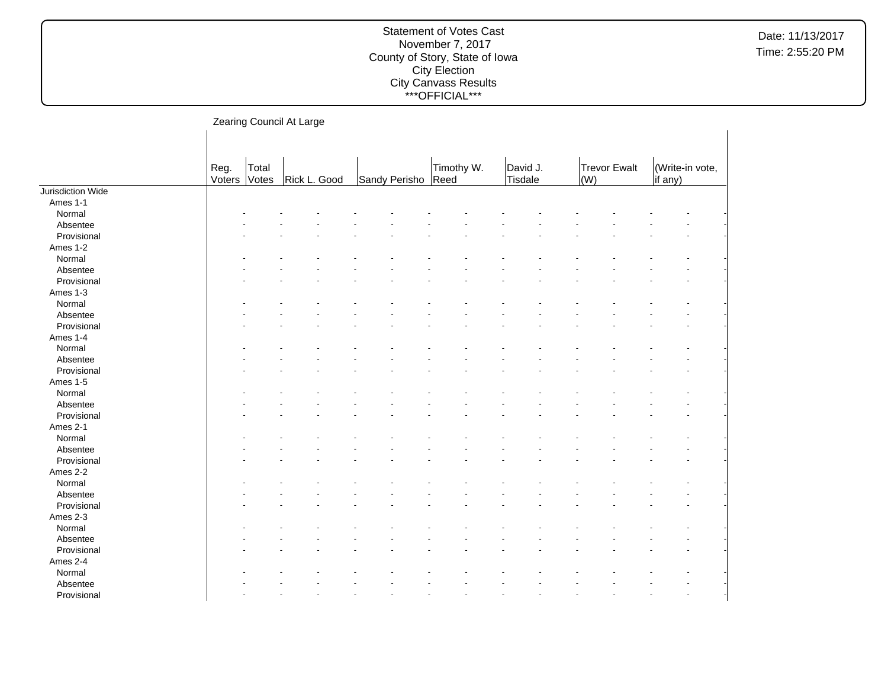Zearing Council At Large

| | Reg. Voters | Total Votes | Rick L. Good | | Sandy Perisho | | Timothy W. Reed | | David J. Tisdale | | Trevor Ewalt (W) | | (Write-in vote, if any) | |
|---|---|---|---|---|---|---|---|---|---|---|---|---|---|---|
| Jurisdiction Wide | | | | | | | | | | | | | | |
| Ames 1-1 | | | | | | | | | | | | | | |
| Normal | - | - | - | - | - | - | - | - | - | - | - | - | - | - |
| Absentee | - | - | - | - | - | - | - | - | - | - | - | - | - | - |
| Provisional | - | - | - | - | - | - | - | - | - | - | - | - | - | - |
| Ames 1-2 | | | | | | | | | | | | | | |
| Normal | - | - | - | - | - | - | - | - | - | - | - | - | - | - |
| Absentee | - | - | - | - | - | - | - | - | - | - | - | - | - | - |
| Provisional | - | - | - | - | - | - | - | - | - | - | - | - | - | - |
| Ames 1-3 | | | | | | | | | | | | | | |
| Normal | - | - | - | - | - | - | - | - | - | - | - | - | - | - |
| Absentee | - | - | - | - | - | - | - | - | - | - | - | - | - | - |
| Provisional | - | - | - | - | - | - | - | - | - | - | - | - | - | - |
| Ames 1-4 | | | | | | | | | | | | | | |
| Normal | - | - | - | - | - | - | - | - | - | - | - | - | - | - |
| Absentee | - | - | - | - | - | - | - | - | - | - | - | - | - | - |
| Provisional | - | - | - | - | - | - | - | - | - | - | - | - | - | - |
| Ames 1-5 | | | | | | | | | | | | | | |
| Normal | - | - | - | - | - | - | - | - | - | - | - | - | - | - |
| Absentee | - | - | - | - | - | - | - | - | - | - | - | - | - | - |
| Provisional | - | - | - | - | - | - | - | - | - | - | - | - | - | - |
| Ames 2-1 | | | | | | | | | | | | | | |
| Normal | - | - | - | - | - | - | - | - | - | - | - | - | - | - |
| Absentee | - | - | - | - | - | - | - | - | - | - | - | - | - | - |
| Provisional | - | - | - | - | - | - | - | - | - | - | - | - | - | - |
| Ames 2-2 | | | | | | | | | | | | | | |
| Normal | - | - | - | - | - | - | - | - | - | - | - | - | - | - |
| Absentee | - | - | - | - | - | - | - | - | - | - | - | - | - | - |
| Provisional | - | - | - | - | - | - | - | - | - | - | - | - | - | - |
| Ames 2-3 | | | | | | | | | | | | | | |
| Normal | - | - | - | - | - | - | - | - | - | - | - | - | - | - |
| Absentee | - | - | - | - | - | - | - | - | - | - | - | - | - | - |
| Provisional | - | - | - | - | - | - | - | - | - | - | - | - | - | - |
| Ames 2-4 | | | | | | | | | | | | | | |
| Normal | - | - | - | - | - | - | - | - | - | - | - | - | - | - |
| Absentee | - | - | - | - | - | - | - | - | - | - | - | - | - | - |
| Provisional | - | - | - | - | - | - | - | - | - | - | - | - | - | - |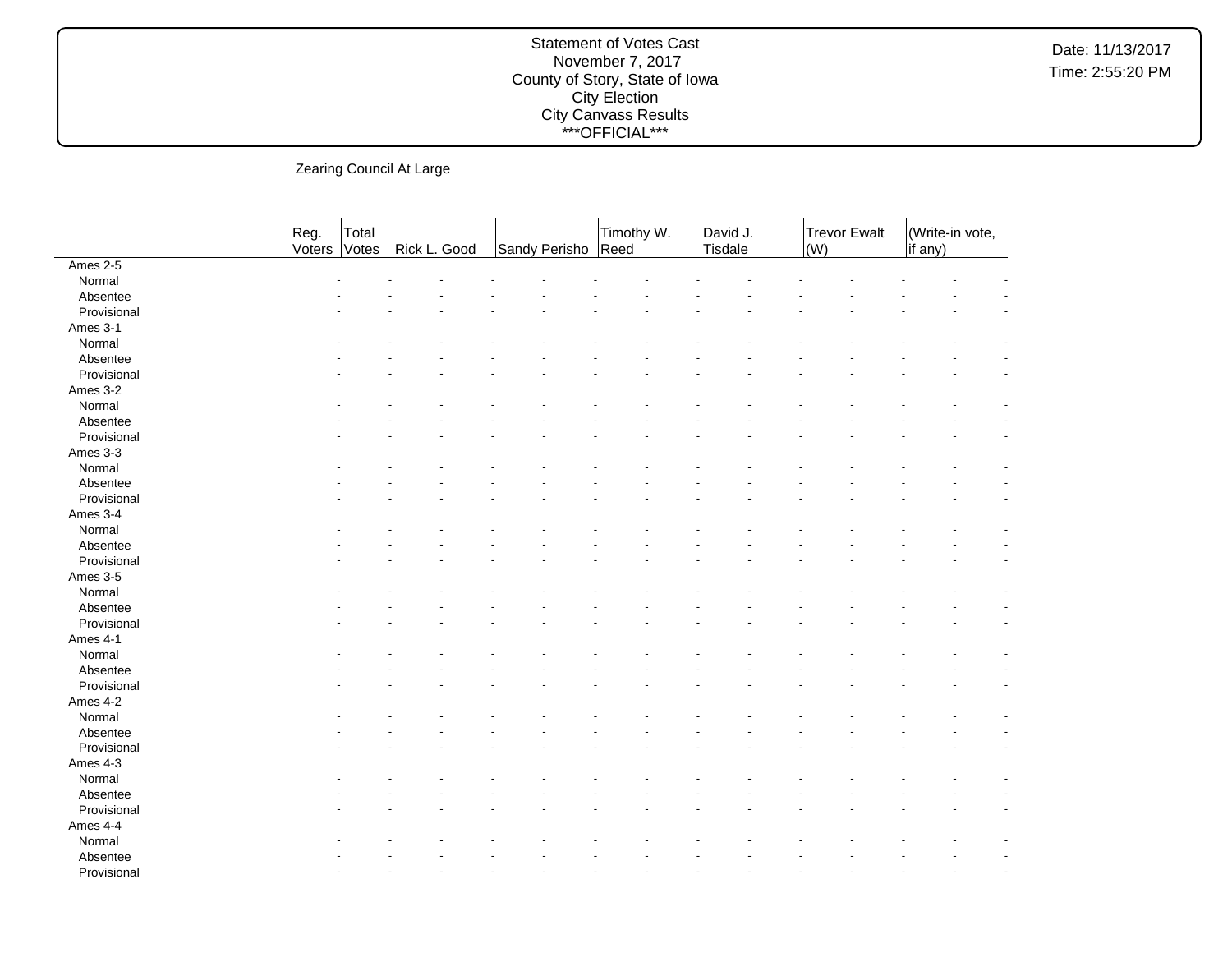Statement of Votes Cast
November 7, 2017
County of Story, State of Iowa
City Election
City Canvass Results
***OFFICIAL***

Date: 11/13/2017
Time: 2:55:20 PM

## Zearing Council At Large

| | Reg. Voters | Total Votes | Rick L. Good | Sandy Perisho | Timothy W. Reed | David J. Tisdale | Trevor Ewalt (W) | (Write-in vote, if any) |
|---|---|---|---|---|---|---|---|---|
| Ames 2-5 | | | | | | | | |
| Normal | - | - | - - | - - | - - | - - | - - | - - |
| Absentee | - | - | - - | - - | - - | - - | - - | - - |
| Provisional | - | - | - - | - - | - - | - - | - - | - - |
| Ames 3-1 | | | | | | | | |
| Normal | - | - | - - | - - | - - | - - | - - | - - |
| Absentee | - | - | - - | - - | - - | - - | - - | - - |
| Provisional | - | - | - - | - - | - - | - - | - - | - - |
| Ames 3-2 | | | | | | | | |
| Normal | - | - | - - | - - | - - | - - | - - | - - |
| Absentee | - | - | - - | - - | - - | - - | - - | - - |
| Provisional | - | - | - - | - - | - - | - - | - - | - - |
| Ames 3-3 | | | | | | | | |
| Normal | - | - | - - | - - | - - | - - | - - | - - |
| Absentee | - | - | - - | - - | - - | - - | - - | - - |
| Provisional | - | - | - - | - - | - - | - - | - - | - - |
| Ames 3-4 | | | | | | | | |
| Normal | - | - | - - | - - | - - | - - | - - | - - |
| Absentee | - | - | - - | - - | - - | - - | - - | - - |
| Provisional | - | - | - - | - - | - - | - - | - - | - - |
| Ames 3-5 | | | | | | | | |
| Normal | - | - | - - | - - | - - | - - | - - | - - |
| Absentee | - | - | - - | - - | - - | - - | - - | - - |
| Provisional | - | - | - - | - - | - - | - - | - - | - - |
| Ames 4-1 | | | | | | | | |
| Normal | - | - | - - | - - | - - | - - | - - | - - |
| Absentee | - | - | - - | - - | - - | - - | - - | - - |
| Provisional | - | - | - - | - - | - - | - - | - - | - - |
| Ames 4-2 | | | | | | | | |
| Normal | - | - | - - | - - | - - | - - | - - | - - |
| Absentee | - | - | - - | - - | - - | - - | - - | - - |
| Provisional | - | - | - - | - - | - - | - - | - - | - - |
| Ames 4-3 | | | | | | | | |
| Normal | - | - | - - | - - | - - | - - | - - | - - |
| Absentee | - | - | - - | - - | - - | - - | - - | - - |
| Provisional | - | - | - - | - - | - - | - - | - - | - - |
| Ames 4-4 | | | | | | | | |
| Normal | - | - | - - | - - | - - | - - | - - | - - |
| Absentee | - | - | - - | - - | - - | - - | - - | - - |
| Provisional | - | - | - - | - - | - - | - - | - - | - - |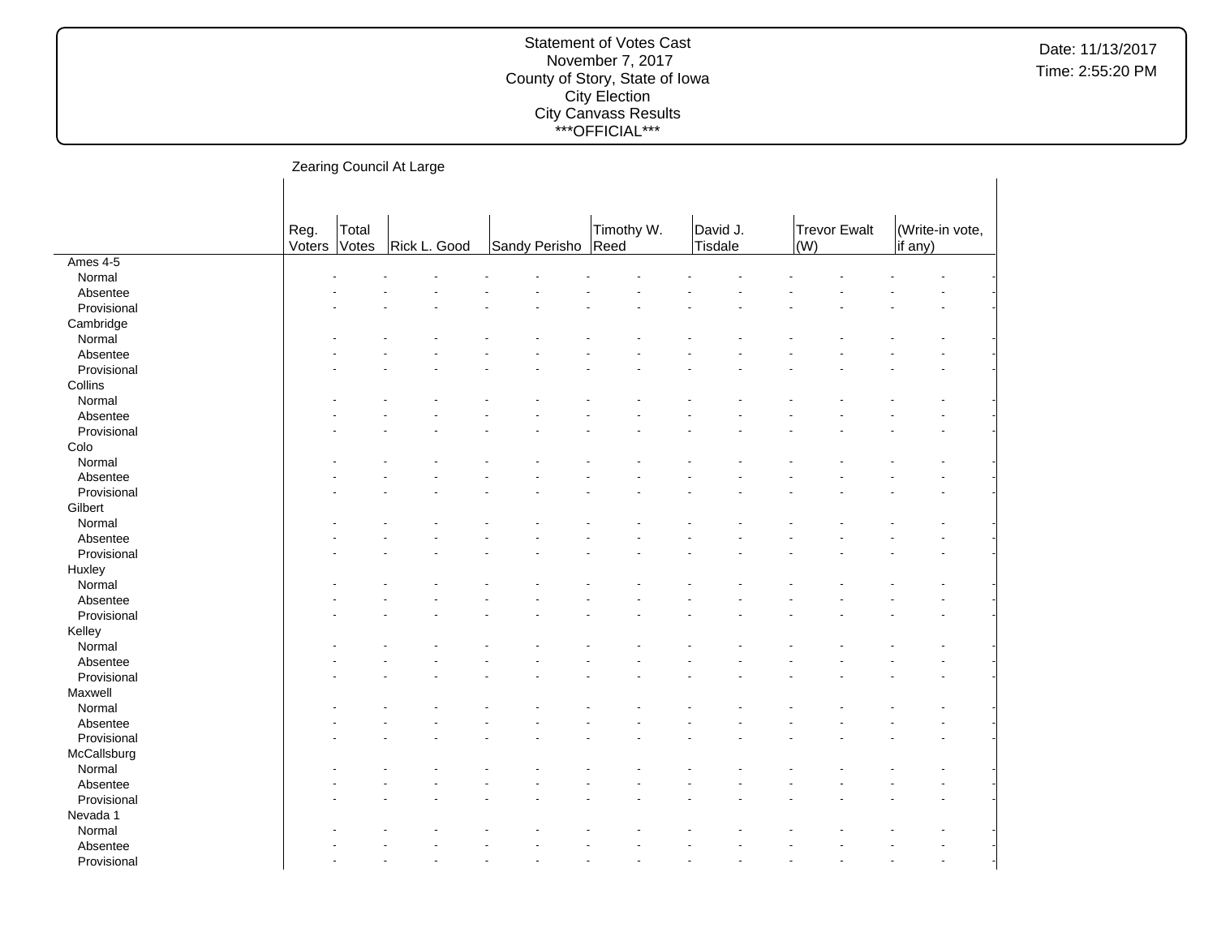Statement of Votes Cast
November 7, 2017
County of Story, State of Iowa
City Election
City Canvass Results
***OFFICIAL***

Date: 11/13/2017
Time: 2:55:20 PM

Zearing Council At Large

| | Reg. Voters | Total Votes | Rick L. Good | Sandy Perisho | Timothy W. Reed | David J. Tisdale | Trevor Ewalt (W) | (Write-in vote, if any) |
|---|---|---|---|---|---|---|---|---|
| Ames 4-5 | | | | | | | | |
| Normal | - | - | - | - | - | - | - | - |
| Absentee | - | - | - | - | - | - | - | - |
| Provisional | - | - | - | - | - | - | - | - |
| Cambridge | | | | | | | | |
| Normal | - | - | - | - | - | - | - | - |
| Absentee | - | - | - | - | - | - | - | - |
| Provisional | - | - | - | - | - | - | - | - |
| Collins | | | | | | | | |
| Normal | - | - | - | - | - | - | - | - |
| Absentee | - | - | - | - | - | - | - | - |
| Provisional | - | - | - | - | - | - | - | - |
| Colo | | | | | | | | |
| Normal | - | - | - | - | - | - | - | - |
| Absentee | - | - | - | - | - | - | - | - |
| Provisional | - | - | - | - | - | - | - | - |
| Gilbert | | | | | | | | |
| Normal | - | - | - | - | - | - | - | - |
| Absentee | - | - | - | - | - | - | - | - |
| Provisional | - | - | - | - | - | - | - | - |
| Huxley | | | | | | | | |
| Normal | - | - | - | - | - | - | - | - |
| Absentee | - | - | - | - | - | - | - | - |
| Provisional | - | - | - | - | - | - | - | - |
| Kelley | | | | | | | | |
| Normal | - | - | - | - | - | - | - | - |
| Absentee | - | - | - | - | - | - | - | - |
| Provisional | - | - | - | - | - | - | - | - |
| Maxwell | | | | | | | | |
| Normal | - | - | - | - | - | - | - | - |
| Absentee | - | - | - | - | - | - | - | - |
| Provisional | - | - | - | - | - | - | - | - |
| McCallsburg | | | | | | | | |
| Normal | - | - | - | - | - | - | - | - |
| Absentee | - | - | - | - | - | - | - | - |
| Provisional | - | - | - | - | - | - | - | - |
| Nevada 1 | | | | | | | | |
| Normal | - | - | - | - | - | - | - | - |
| Absentee | - | - | - | - | - | - | - | - |
| Provisional | - | - | - | - | - | - | - | - |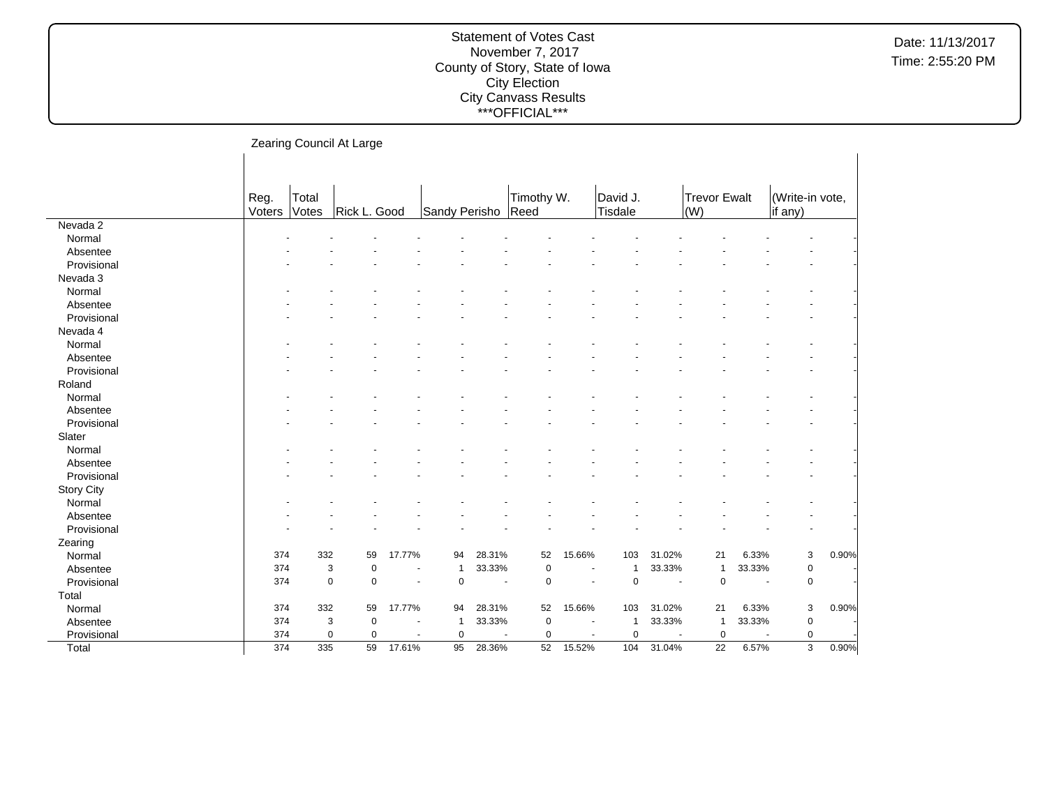Statement of Votes Cast
November 7, 2017
County of Story, State of Iowa
City Election
City Canvass Results
***OFFICIAL***

Date: 11/13/2017
Time: 2:55:20 PM

## Zearing Council At Large

| | Reg. Voters | Total Votes | Rick L. Good | | Sandy Perisho | | Timothy W. Reed | | David J. Tisdale | | Trevor Ewalt (W) | | (Write-in vote, if any) | |
|---|---|---|---|---|---|---|---|---|---|---|---|---|---|---|
| Nevada 2 | | | | | | | | | | | | | | |
| Normal | - | - | - | - | - | - | - | - | - | - | - | - | - | - |
| Absentee | - | - | - | - | - | - | - | - | - | - | - | - | - | - |
| Provisional | - | - | - | - | - | - | - | - | - | - | - | - | - | - |
| Nevada 3 | | | | | | | | | | | | | | |
| Normal | - | - | - | - | - | - | - | - | - | - | - | - | - | - |
| Absentee | - | - | - | - | - | - | - | - | - | - | - | - | - | - |
| Provisional | - | - | - | - | - | - | - | - | - | - | - | - | - | - |
| Nevada 4 | | | | | | | | | | | | | | |
| Normal | - | - | - | - | - | - | - | - | - | - | - | - | - | - |
| Absentee | - | - | - | - | - | - | - | - | - | - | - | - | - | - |
| Provisional | - | - | - | - | - | - | - | - | - | - | - | - | - | - |
| Roland | | | | | | | | | | | | | | |
| Normal | - | - | - | - | - | - | - | - | - | - | - | - | - | - |
| Absentee | - | - | - | - | - | - | - | - | - | - | - | - | - | - |
| Provisional | - | - | - | - | - | - | - | - | - | - | - | - | - | - |
| Slater | | | | | | | | | | | | | | |
| Normal | - | - | - | - | - | - | - | - | - | - | - | - | - | - |
| Absentee | - | - | - | - | - | - | - | - | - | - | - | - | - | - |
| Provisional | - | - | - | - | - | - | - | - | - | - | - | - | - | - |
| Story City | | | | | | | | | | | | | | |
| Normal | - | - | - | - | - | - | - | - | - | - | - | - | - | - |
| Absentee | - | - | - | - | - | - | - | - | - | - | - | - | - | - |
| Provisional | - | - | - | - | - | - | - | - | - | - | - | - | - | - |
| Zearing | | | | | | | | | | | | | | |
| Normal | 374 | 332 | 59 | 17.77% | 94 | 28.31% | 52 | 15.66% | 103 | 31.02% | 21 | 6.33% | 3 | 0.90% |
| Absentee | 374 | 3 | 0 | - | 1 | 33.33% | 0 | - | 1 | 33.33% | 1 | 33.33% | 0 | - |
| Provisional | 374 | 0 | 0 | - | 0 | - | 0 | - | 0 | - | 0 | - | 0 | - |
| Total | | | | | | | | | | | | | | |
| Normal | 374 | 332 | 59 | 17.77% | 94 | 28.31% | 52 | 15.66% | 103 | 31.02% | 21 | 6.33% | 3 | 0.90% |
| Absentee | 374 | 3 | 0 | - | 1 | 33.33% | 0 | - | 1 | 33.33% | 1 | 33.33% | 0 | - |
| Provisional | 374 | 0 | 0 | - | 0 | - | 0 | - | 0 | - | 0 | - | 0 | - |
| Total | 374 | 335 | 59 | 17.61% | 95 | 28.36% | 52 | 15.52% | 104 | 31.04% | 22 | 6.57% | 3 | 0.90% |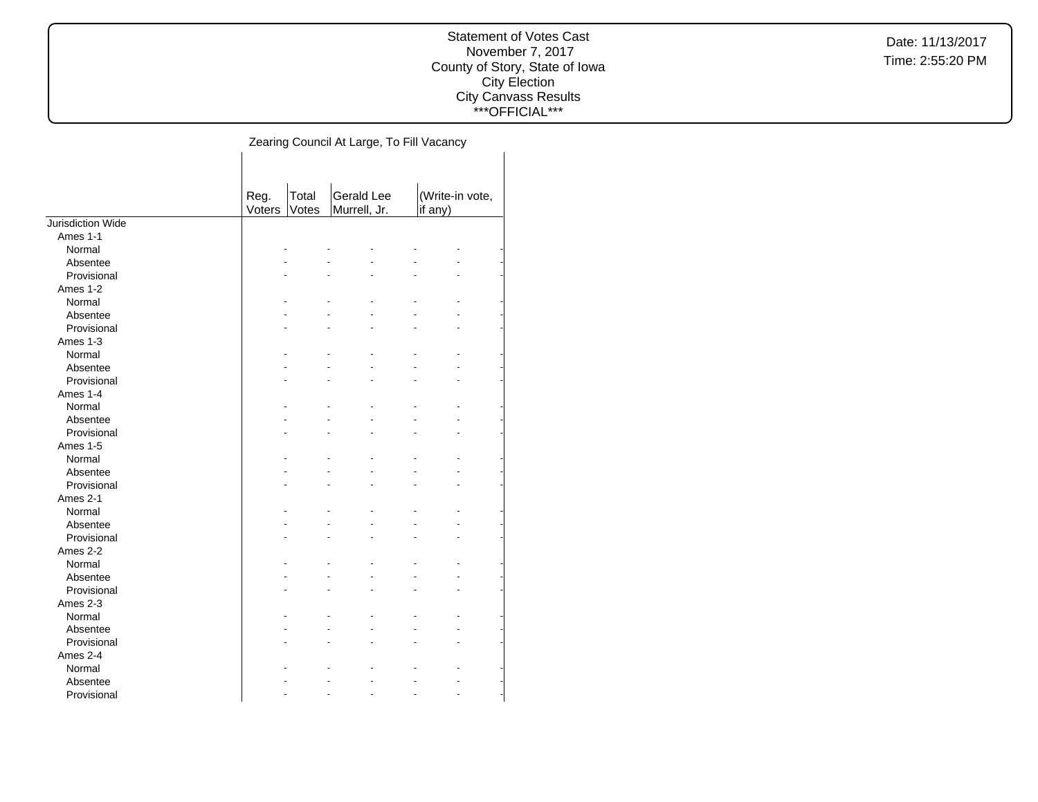Statement of Votes Cast
November 7, 2017
County of Story, State of Iowa
City Election
City Canvass Results
\*\*\*OFFICIAL\*\*\*

Date: 11/13/2017
Time: 2:55:20 PM

## Zearing Council At Large, To Fill Vacancy

| | Reg. Voters | Total Votes | Gerald Lee Murrell, Jr. | | (Write-in vote, if any) | |
|---|---|---|---|---|---|---|
| Jurisdiction Wide | | | | | | |
| Ames 1-1 | | | | | | |
| Normal | - | - | - | - | - | - |
| Absentee | - | - | - | - | - | - |
| Provisional | - | - | - | - | - | - |
| Ames 1-2 | | | | | | |
| Normal | - | - | - | - | - | - |
| Absentee | - | - | - | - | - | - |
| Provisional | - | - | - | - | - | - |
| Ames 1-3 | | | | | | |
| Normal | - | - | - | - | - | - |
| Absentee | - | - | - | - | - | - |
| Provisional | - | - | - | - | - | - |
| Ames 1-4 | | | | | | |
| Normal | - | - | - | - | - | - |
| Absentee | - | - | - | - | - | - |
| Provisional | - | - | - | - | - | - |
| Ames 1-5 | | | | | | |
| Normal | - | - | - | - | - | - |
| Absentee | - | - | - | - | - | - |
| Provisional | - | - | - | - | - | - |
| Ames 2-1 | | | | | | |
| Normal | - | - | - | - | - | - |
| Absentee | - | - | - | - | - | - |
| Provisional | - | - | - | - | - | - |
| Ames 2-2 | | | | | | |
| Normal | - | - | - | - | - | - |
| Absentee | - | - | - | - | - | - |
| Provisional | - | - | - | - | - | - |
| Ames 2-3 | | | | | | |
| Normal | - | - | - | - | - | - |
| Absentee | - | - | - | - | - | - |
| Provisional | - | - | - | - | - | - |
| Ames 2-4 | | | | | | |
| Normal | - | - | - | - | - | - |
| Absentee | - | - | - | - | - | - |
| Provisional | - | - | - | - | - | - |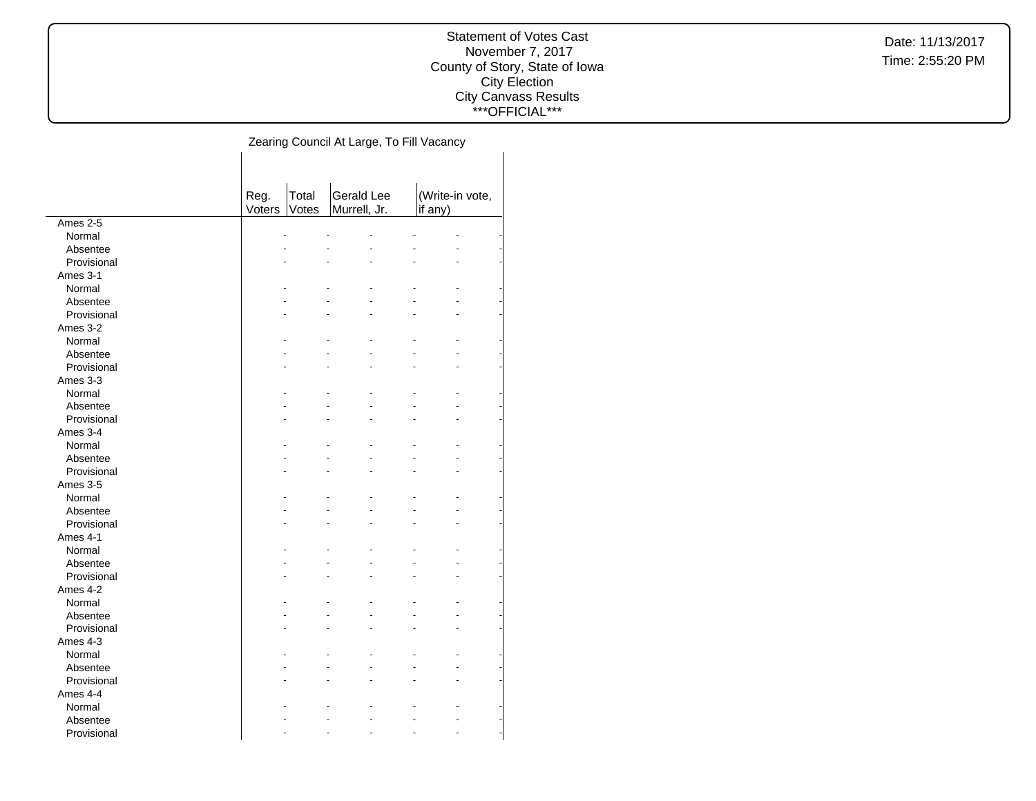Statement of Votes Cast
November 7, 2017
County of Story, State of Iowa
City Election
City Canvass Results
\*\*\*OFFICIAL\*\*\*

Date: 11/13/2017
Time: 2:55:20 PM

## Zearing Council At Large, To Fill Vacancy

| | Reg. Voters | Total Votes | Gerald Lee Murrell, Jr. | | (Write-in vote, if any) | |
|---|---|---|---|---|---|---|
| Ames 2-5 | | | | | | |
| Normal | - | - | - | - | - | - |
| Absentee | - | - | - | - | - | - |
| Provisional | - | - | - | - | - | - |
| Ames 3-1 | | | | | | |
| Normal | - | - | - | - | - | - |
| Absentee | - | - | - | - | - | - |
| Provisional | - | - | - | - | - | - |
| Ames 3-2 | | | | | | |
| Normal | - | - | - | - | - | - |
| Absentee | - | - | - | - | - | - |
| Provisional | - | - | - | - | - | - |
| Ames 3-3 | | | | | | |
| Normal | - | - | - | - | - | - |
| Absentee | - | - | - | - | - | - |
| Provisional | - | - | - | - | - | - |
| Ames 3-4 | | | | | | |
| Normal | - | - | - | - | - | - |
| Absentee | - | - | - | - | - | - |
| Provisional | - | - | - | - | - | - |
| Ames 3-5 | | | | | | |
| Normal | - | - | - | - | - | - |
| Absentee | - | - | - | - | - | - |
| Provisional | - | - | - | - | - | - |
| Ames 4-1 | | | | | | |
| Normal | - | - | - | - | - | - |
| Absentee | - | - | - | - | - | - |
| Provisional | - | - | - | - | - | - |
| Ames 4-2 | | | | | | |
| Normal | - | - | - | - | - | - |
| Absentee | - | - | - | - | - | - |
| Provisional | - | - | - | - | - | - |
| Ames 4-3 | | | | | | |
| Normal | - | - | - | - | - | - |
| Absentee | - | - | - | - | - | - |
| Provisional | - | - | - | - | - | - |
| Ames 4-4 | | | | | | |
| Normal | - | - | - | - | - | - |
| Absentee | - | - | - | - | - | - |
| Provisional | - | - | - | - | - | - |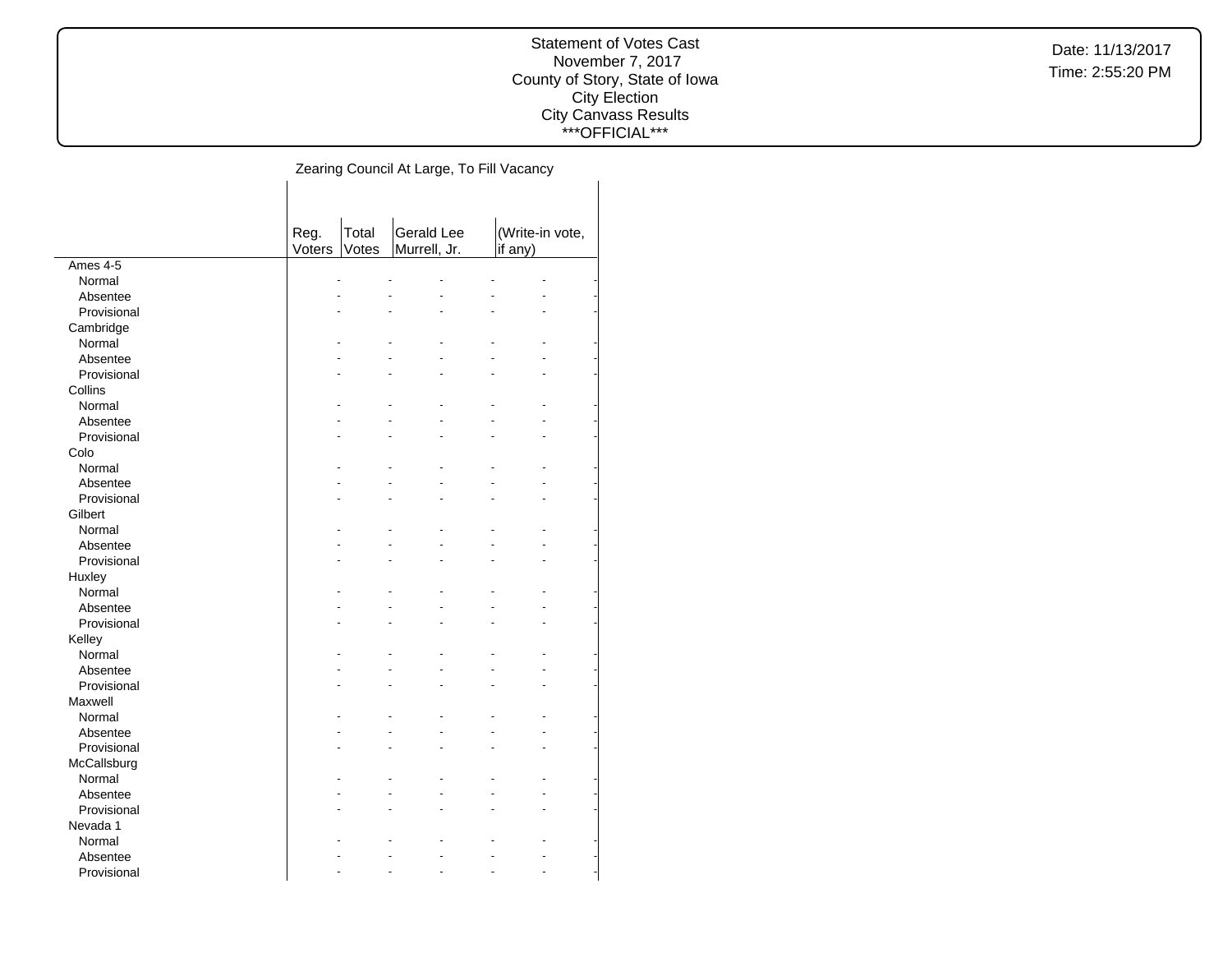## Zearing Council At Large, To Fill Vacancy

| | Reg. Voters | Total Votes | Gerald Lee Murrell, Jr. | | (Write-in vote, if any) | |
|---|---|---|---|---|---|---|
| **Ames 4-5** | | | | | | |
| Normal | - | - | - | - | - | - |
| Absentee | - | - | - | - | - | - |
| Provisional | - | - | - | - | - | - |
| **Cambridge** | | | | | | |
| Normal | - | - | - | - | - | - |
| Absentee | - | - | - | - | - | - |
| Provisional | - | - | - | - | - | - |
| **Collins** | | | | | | |
| Normal | - | - | - | - | - | - |
| Absentee | - | - | - | - | - | - |
| Provisional | - | - | - | - | - | - |
| **Colo** | | | | | | |
| Normal | - | - | - | - | - | - |
| Absentee | - | - | - | - | - | - |
| Provisional | - | - | - | - | - | - |
| **Gilbert** | | | | | | |
| Normal | - | - | - | - | - | - |
| Absentee | - | - | - | - | - | - |
| Provisional | - | - | - | - | - | - |
| **Huxley** | | | | | | |
| Normal | - | - | - | - | - | - |
| Absentee | - | - | - | - | - | - |
| Provisional | - | - | - | - | - | - |
| **Kelley** | | | | | | |
| Normal | - | - | - | - | - | - |
| Absentee | - | - | - | - | - | - |
| Provisional | - | - | - | - | - | - |
| **Maxwell** | | | | | | |
| Normal | - | - | - | - | - | - |
| Absentee | - | - | - | - | - | - |
| Provisional | - | - | - | - | - | - |
| **McCallsburg** | | | | | | |
| Normal | - | - | - | - | - | - |
| Absentee | - | - | - | - | - | - |
| Provisional | - | - | - | - | - | - |
| **Nevada 1** | | | | | | |
| Normal | - | - | - | - | - | - |
| Absentee | - | - | - | - | - | - |
| Provisional | - | - | - | - | - | - |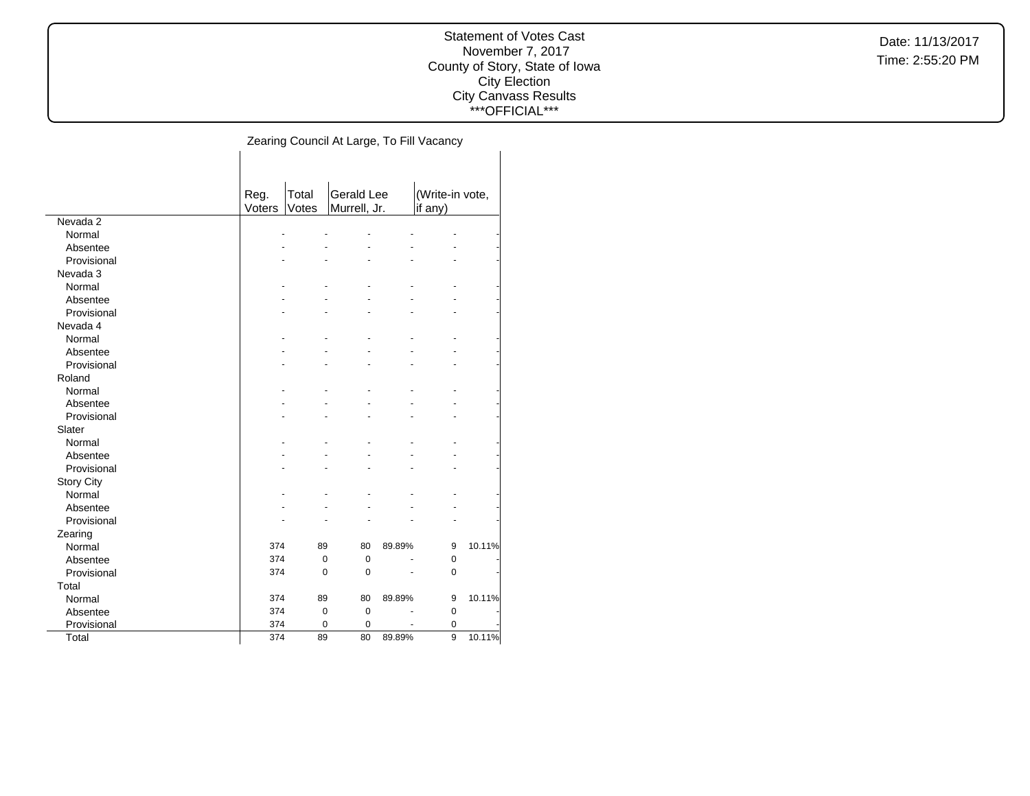Statement of Votes Cast
November 7, 2017
County of Story, State of Iowa
City Election
City Canvass Results
\*\*\*OFFICIAL\*\*\*

Date: 11/13/2017
Time: 2:55:20 PM

Zearing Council At Large, To Fill Vacancy

| | Reg. Voters | Total Votes | Gerald Lee Murrell, Jr. | | (Write-in vote, if any) | |
|---|---|---|---|---|---|---|
| **Nevada 2** | | | | | | |
| Normal | - | - | - | - | - | - |
| Absentee | - | - | - | - | - | - |
| Provisional | - | - | - | - | - | - |
| **Nevada 3** | | | | | | |
| Normal | - | - | - | - | - | - |
| Absentee | - | - | - | - | - | - |
| Provisional | - | - | - | - | - | - |
| **Nevada 4** | | | | | | |
| Normal | - | - | - | - | - | - |
| Absentee | - | - | - | - | - | - |
| Provisional | - | - | - | - | - | - |
| **Roland** | | | | | | |
| Normal | - | - | - | - | - | - |
| Absentee | - | - | - | - | - | - |
| Provisional | - | - | - | - | - | - |
| **Slater** | | | | | | |
| Normal | - | - | - | - | - | - |
| Absentee | - | - | - | - | - | - |
| Provisional | - | - | - | - | - | - |
| **Story City** | | | | | | |
| Normal | - | - | - | - | - | - |
| Absentee | - | - | - | - | - | - |
| Provisional | - | - | - | - | - | - |
| **Zearing** | | | | | | |
| Normal | 374 | 89 | 80 | 89.89% | 9 | 10.11% |
| Absentee | 374 | 0 | 0 | - | 0 | - |
| Provisional | 374 | 0 | 0 | - | 0 | - |
| **Total** | | | | | | |
| Normal | 374 | 89 | 80 | 89.89% | 9 | 10.11% |
| Absentee | 374 | 0 | 0 | - | 0 | - |
| Provisional | 374 | 0 | 0 | - | 0 | - |
| Total | 374 | 89 | 80 | 89.89% | 9 | 10.11% |